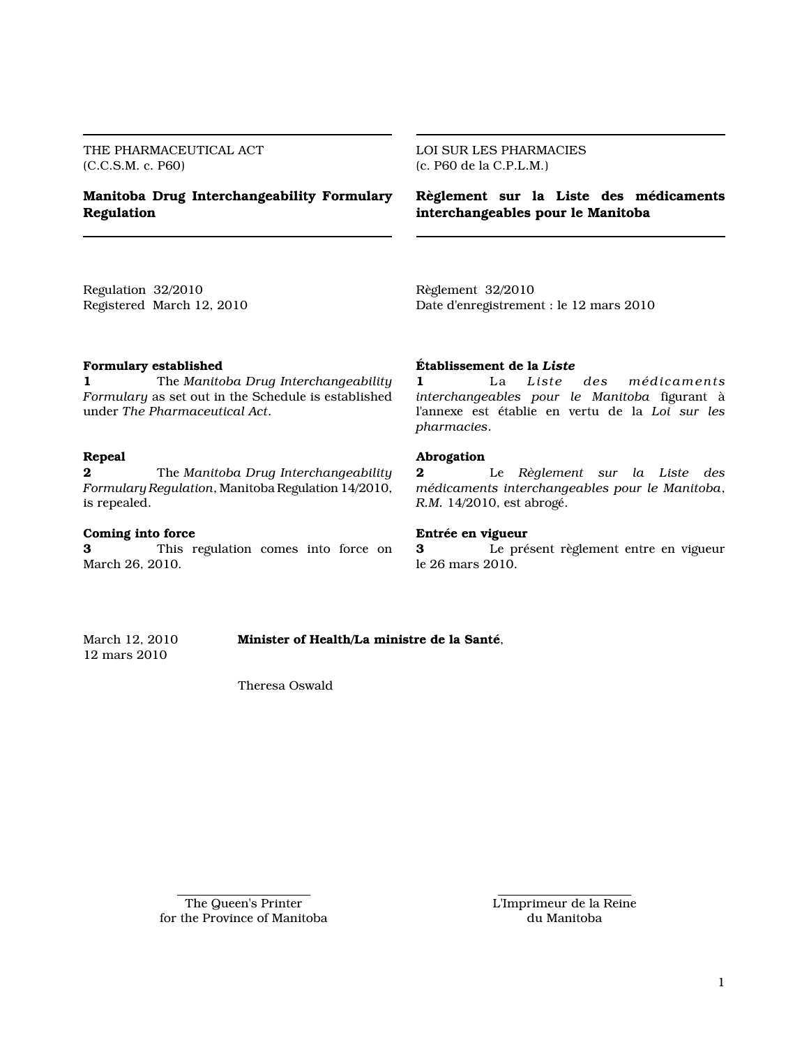THE PHARMACEUTICAL ACT
(C.C.S.M. c. P60)

# Manitoba Drug Interchangeability Formulary Regulation

Regulation 32/2010
Registered March 12, 2010

### Formulary established

**1** The *Manitoba Drug Interchangeability Formulary* as set out in the Schedule is established under *The Pharmaceutical Act*.

### Repeal

**2** The *Manitoba Drug Interchangeability Formulary Regulation*, Manitoba Regulation 14/2010, is repealed.

### Coming into force

**3** This regulation comes into force on March 26, 2010.

LOI SUR LES PHARMACIES
(c. P60 de la C.P.L.M.)

# Règlement sur la Liste des médicaments interchangeables pour le Manitoba

Règlement 32/2010
Date d'enregistrement : le 12 mars 2010

### Établissement de la *Liste*

**1** La *Liste des médicaments interchangeables pour le Manitoba* figurant à l'annexe est établie en vertu de la *Loi sur les pharmacies*.

### Abrogation

**2** Le *Règlement sur la Liste des médicaments interchangeables pour le Manitoba*, *R.M.* 14/2010, est abrogé.

### Entrée en vigueur

**3** Le présent règlement entre en vigueur le 26 mars 2010.

March 12, 2010
12 mars 2010

**Minister of Health/La ministre de la Santé**,

Theresa Oswald

The Queen's Printer
for the Province of Manitoba

L'Imprimeur de la Reine
du Manitoba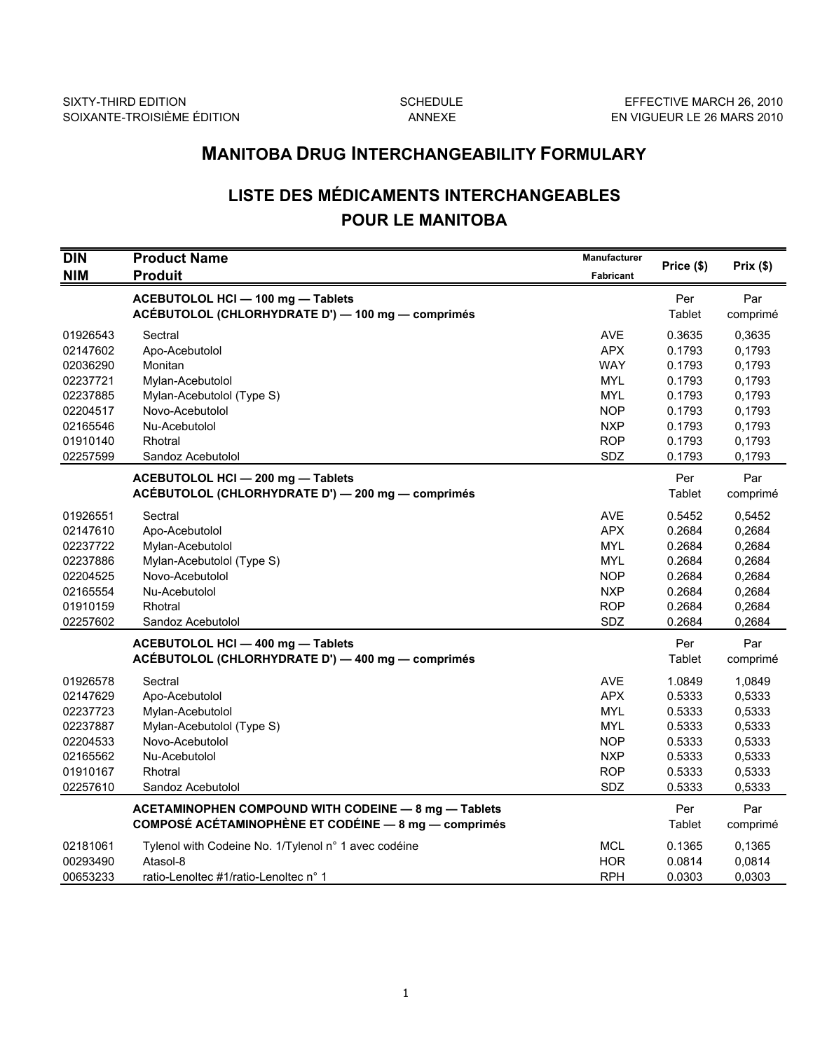SIXTY-THIRD EDITION
SOIXANTE-TROISIÈME ÉDITION

SCHEDULE
ANNEXE

EFFECTIVE MARCH 26, 2010
EN VIGUEUR LE 26 MARS 2010

# MANITOBA DRUG INTERCHANGEABILITY FORMULARY

# LISTE DES MÉDICAMENTS INTERCHANGEABLES POUR LE MANITOBA

| DIN / NIM | Product Name / Produit | Manufacturer / Fabricant | Price ($) | Prix ($) |
|---|---|---|---|---|
| | **ACEBUTOLOL HCl — 100 mg — Tablets** **ACÉBUTOLOL (CHLORHYDRATE D') — 100 mg — comprimés** | | Per Tablet | Par comprimé |
| 01926543 | Sectral | AVE | 0.3635 | 0,3635 |
| 02147602 | Apo-Acebutolol | APX | 0.1793 | 0,1793 |
| 02036290 | Monitan | WAY | 0.1793 | 0,1793 |
| 02237721 | Mylan-Acebutolol | MYL | 0.1793 | 0,1793 |
| 02237885 | Mylan-Acebutolol (Type S) | MYL | 0.1793 | 0,1793 |
| 02204517 | Novo-Acebutolol | NOP | 0.1793 | 0,1793 |
| 02165546 | Nu-Acebutolol | NXP | 0.1793 | 0,1793 |
| 01910140 | Rhotral | ROP | 0.1793 | 0,1793 |
| 02257599 | Sandoz Acebutolol | SDZ | 0.1793 | 0,1793 |
| | **ACEBUTOLOL HCl — 200 mg — Tablets** **ACÉBUTOLOL (CHLORHYDRATE D') — 200 mg — comprimés** | | Per Tablet | Par comprimé |
| 01926551 | Sectral | AVE | 0.5452 | 0,5452 |
| 02147610 | Apo-Acebutolol | APX | 0.2684 | 0,2684 |
| 02237722 | Mylan-Acebutolol | MYL | 0.2684 | 0,2684 |
| 02237886 | Mylan-Acebutolol (Type S) | MYL | 0.2684 | 0,2684 |
| 02204525 | Novo-Acebutolol | NOP | 0.2684 | 0,2684 |
| 02165554 | Nu-Acebutolol | NXP | 0.2684 | 0,2684 |
| 01910159 | Rhotral | ROP | 0.2684 | 0,2684 |
| 02257602 | Sandoz Acebutolol | SDZ | 0.2684 | 0,2684 |
| | **ACEBUTOLOL HCl — 400 mg — Tablets** **ACÉBUTOLOL (CHLORHYDRATE D') — 400 mg — comprimés** | | Per Tablet | Par comprimé |
| 01926578 | Sectral | AVE | 1.0849 | 1,0849 |
| 02147629 | Apo-Acebutolol | APX | 0.5333 | 0,5333 |
| 02237723 | Mylan-Acebutolol | MYL | 0.5333 | 0,5333 |
| 02237887 | Mylan-Acebutolol (Type S) | MYL | 0.5333 | 0,5333 |
| 02204533 | Novo-Acebutolol | NOP | 0.5333 | 0,5333 |
| 02165562 | Nu-Acebutolol | NXP | 0.5333 | 0,5333 |
| 01910167 | Rhotral | ROP | 0.5333 | 0,5333 |
| 02257610 | Sandoz Acebutolol | SDZ | 0.5333 | 0,5333 |
| | **ACETAMINOPHEN COMPOUND WITH CODEINE — 8 mg — Tablets** **COMPOSÉ ACÉTAMINOPHÈNE ET CODÉINE — 8 mg — comprimés** | | Per Tablet | Par comprimé |
| 02181061 | Tylenol with Codeine No. 1/Tylenol n° 1 avec codéine | MCL | 0.1365 | 0,1365 |
| 00293490 | Atasol-8 | HOR | 0.0814 | 0,0814 |
| 00653233 | ratio-Lenoltec #1/ratio-Lenoltec n° 1 | RPH | 0.0303 | 0,0303 |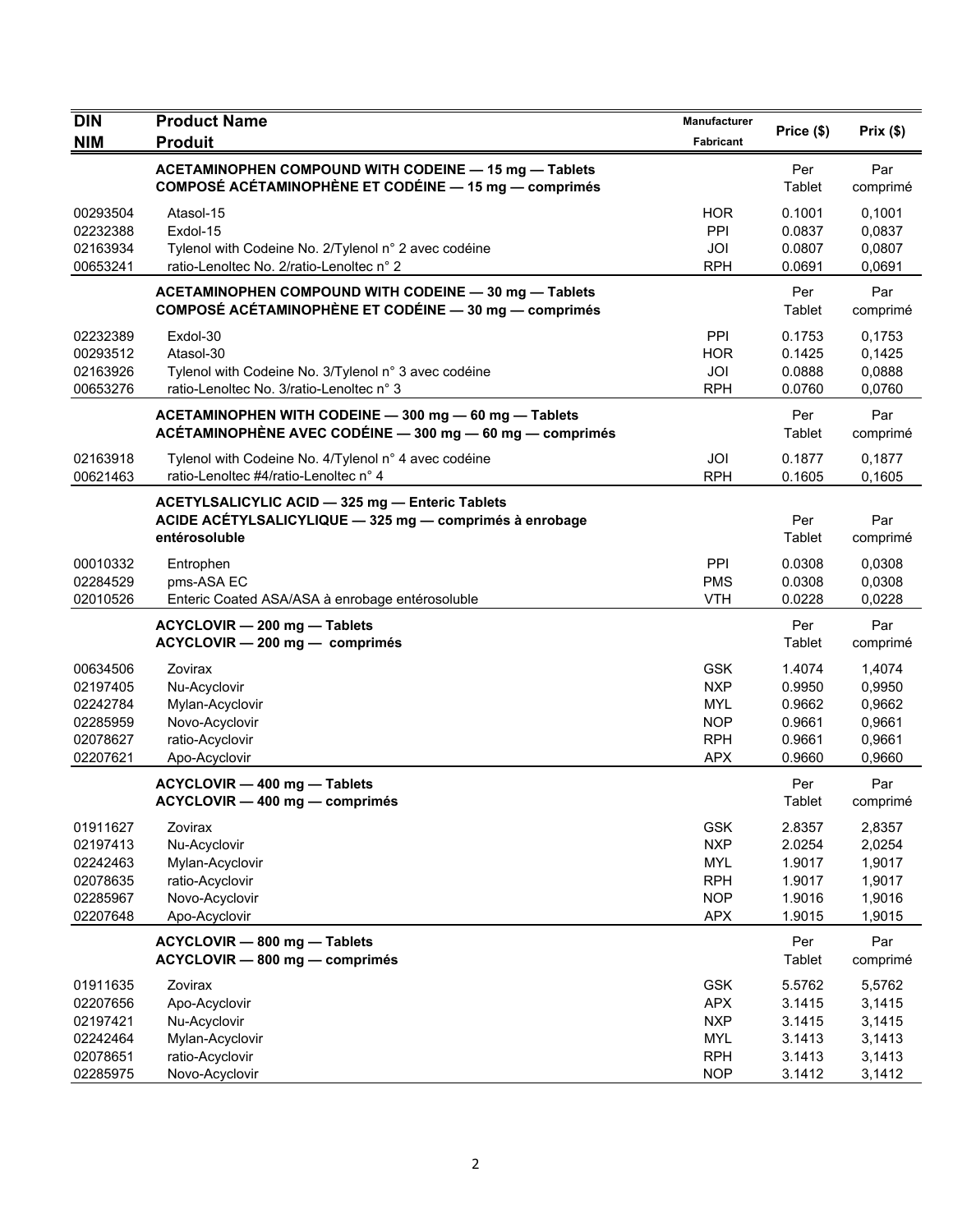| DIN<br>NIM | Product Name<br>Produit | Manufacturer<br>Fabricant | Price ($) | Prix ($) |
|---|---|---|---|---|
| | **ACETAMINOPHEN COMPOUND WITH CODEINE — 15 mg — Tablets<br>COMPOSÉ ACÉTAMINOPHÈNE ET CODÉINE — 15 mg — comprimés** | | Per Tablet | Par comprimé |
| 00293504 | Atasol-15 | HOR | 0.1001 | 0,1001 |
| 02232388 | Exdol-15 | PPI | 0.0837 | 0,0837 |
| 02163934 | Tylenol with Codeine No. 2/Tylenol n° 2 avec codéine | JOI | 0.0807 | 0,0807 |
| 00653241 | ratio-Lenoltec No. 2/ratio-Lenoltec n° 2 | RPH | 0.0691 | 0,0691 |
| | **ACETAMINOPHEN COMPOUND WITH CODEINE — 30 mg — Tablets<br>COMPOSÉ ACÉTAMINOPHÈNE ET CODÉINE — 30 mg — comprimés** | | Per Tablet | Par comprimé |
| 02232389 | Exdol-30 | PPI | 0.1753 | 0,1753 |
| 00293512 | Atasol-30 | HOR | 0.1425 | 0,1425 |
| 02163926 | Tylenol with Codeine No. 3/Tylenol n° 3 avec codéine | JOI | 0.0888 | 0,0888 |
| 00653276 | ratio-Lenoltec No. 3/ratio-Lenoltec n° 3 | RPH | 0.0760 | 0,0760 |
| | **ACETAMINOPHEN WITH CODEINE — 300 mg — 60 mg — Tablets<br>ACÉTAMINOPHÈNE AVEC CODÉINE — 300 mg — 60 mg — comprimés** | | Per Tablet | Par comprimé |
| 02163918 | Tylenol with Codeine No. 4/Tylenol n° 4 avec codéine | JOI | 0.1877 | 0,1877 |
| 00621463 | ratio-Lenoltec #4/ratio-Lenoltec n° 4 | RPH | 0.1605 | 0,1605 |
| | **ACETYLSALICYLIC ACID — 325 mg — Enteric Tablets<br>ACIDE ACÉTYLSALICYLIQUE — 325 mg — comprimés à enrobage entérosoluble** | | Per Tablet | Par comprimé |
| 00010332 | Entrophen | PPI | 0.0308 | 0,0308 |
| 02284529 | pms-ASA EC | PMS | 0.0308 | 0,0308 |
| 02010526 | Enteric Coated ASA/ASA à enrobage entérosoluble | VTH | 0.0228 | 0,0228 |
| | **ACYCLOVIR — 200 mg — Tablets<br>ACYCLOVIR — 200 mg — comprimés** | | Per Tablet | Par comprimé |
| 00634506 | Zovirax | GSK | 1.4074 | 1,4074 |
| 02197405 | Nu-Acyclovir | NXP | 0.9950 | 0,9950 |
| 02242784 | Mylan-Acyclovir | MYL | 0.9662 | 0,9662 |
| 02285959 | Novo-Acyclovir | NOP | 0.9661 | 0,9661 |
| 02078627 | ratio-Acyclovir | RPH | 0.9661 | 0,9661 |
| 02207621 | Apo-Acyclovir | APX | 0.9660 | 0,9660 |
| | **ACYCLOVIR — 400 mg — Tablets<br>ACYCLOVIR — 400 mg — comprimés** | | Per Tablet | Par comprimé |
| 01911627 | Zovirax | GSK | 2.8357 | 2,8357 |
| 02197413 | Nu-Acyclovir | NXP | 2.0254 | 2,0254 |
| 02242463 | Mylan-Acyclovir | MYL | 1.9017 | 1,9017 |
| 02078635 | ratio-Acyclovir | RPH | 1.9017 | 1,9017 |
| 02285967 | Novo-Acyclovir | NOP | 1.9016 | 1,9016 |
| 02207648 | Apo-Acyclovir | APX | 1.9015 | 1,9015 |
| | **ACYCLOVIR — 800 mg — Tablets<br>ACYCLOVIR — 800 mg — comprimés** | | Per Tablet | Par comprimé |
| 01911635 | Zovirax | GSK | 5.5762 | 5,5762 |
| 02207656 | Apo-Acyclovir | APX | 3.1415 | 3,1415 |
| 02197421 | Nu-Acyclovir | NXP | 3.1415 | 3,1415 |
| 02242464 | Mylan-Acyclovir | MYL | 3.1413 | 3,1413 |
| 02078651 | ratio-Acyclovir | RPH | 3.1413 | 3,1413 |
| 02285975 | Novo-Acyclovir | NOP | 3.1412 | 3,1412 |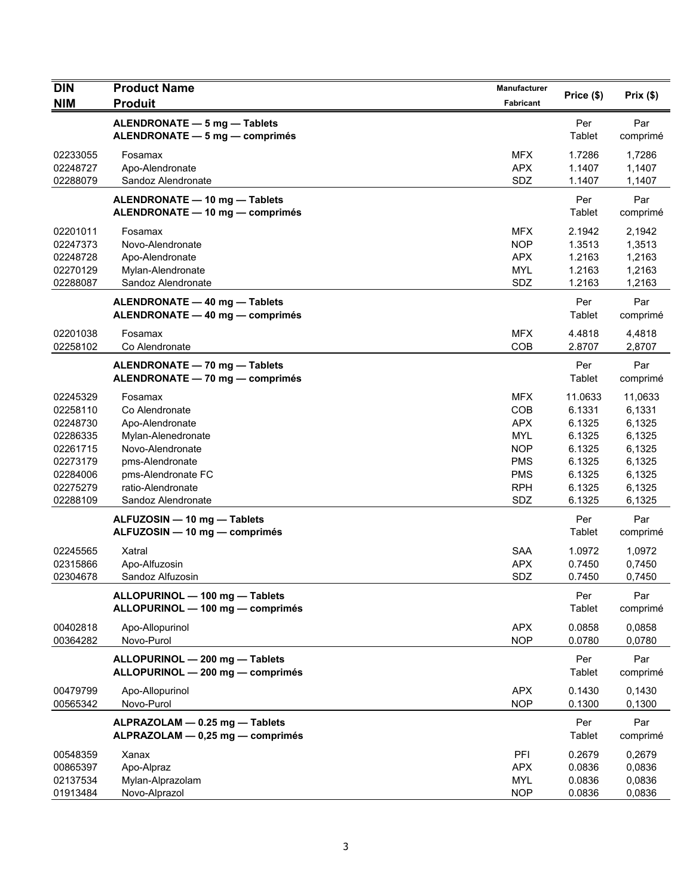| DIN<br>NIM | Product Name<br>Produit | Manufacturer<br>Fabricant | Price ($) | Prix ($) |
|---|---|---|---|---|
| | **ALENDRONATE — 5 mg — Tablets**<br>**ALENDRONATE — 5 mg — comprimés** | | Per Tablet | Par comprimé |
| 02233055 | Fosamax | MFX | 1.7286 | 1,7286 |
| 02248727 | Apo-Alendronate | APX | 1.1407 | 1,1407 |
| 02288079 | Sandoz Alendronate | SDZ | 1.1407 | 1,1407 |
| | **ALENDRONATE — 10 mg — Tablets**<br>**ALENDRONATE — 10 mg — comprimés** | | Per Tablet | Par comprimé |
| 02201011 | Fosamax | MFX | 2.1942 | 2,1942 |
| 02247373 | Novo-Alendronate | NOP | 1.3513 | 1,3513 |
| 02248728 | Apo-Alendronate | APX | 1.2163 | 1,2163 |
| 02270129 | Mylan-Alendronate | MYL | 1.2163 | 1,2163 |
| 02288087 | Sandoz Alendronate | SDZ | 1.2163 | 1,2163 |
| | **ALENDRONATE — 40 mg — Tablets**<br>**ALENDRONATE — 40 mg — comprimés** | | Per Tablet | Par comprimé |
| 02201038 | Fosamax | MFX | 4.4818 | 4,4818 |
| 02258102 | Co Alendronate | COB | 2.8707 | 2,8707 |
| | **ALENDRONATE — 70 mg — Tablets**<br>**ALENDRONATE — 70 mg — comprimés** | | Per Tablet | Par comprimé |
| 02245329 | Fosamax | MFX | 11.0633 | 11,0633 |
| 02258110 | Co Alendronate | COB | 6.1331 | 6,1331 |
| 02248730 | Apo-Alendronate | APX | 6.1325 | 6,1325 |
| 02286335 | Mylan-Alenedronate | MYL | 6.1325 | 6,1325 |
| 02261715 | Novo-Alendronate | NOP | 6.1325 | 6,1325 |
| 02273179 | pms-Alendronate | PMS | 6.1325 | 6,1325 |
| 02284006 | pms-Alendronate FC | PMS | 6.1325 | 6,1325 |
| 02275279 | ratio-Alendronate | RPH | 6.1325 | 6,1325 |
| 02288109 | Sandoz Alendronate | SDZ | 6.1325 | 6,1325 |
| | **ALFUZOSIN — 10 mg — Tablets**<br>**ALFUZOSIN — 10 mg — comprimés** | | Per Tablet | Par comprimé |
| 02245565 | Xatral | SAA | 1.0972 | 1,0972 |
| 02315866 | Apo-Alfuzosin | APX | 0.7450 | 0,7450 |
| 02304678 | Sandoz Alfuzosin | SDZ | 0.7450 | 0,7450 |
| | **ALLOPURINOL — 100 mg — Tablets**<br>**ALLOPURINOL — 100 mg — comprimés** | | Per Tablet | Par comprimé |
| 00402818 | Apo-Allopurinol | APX | 0.0858 | 0,0858 |
| 00364282 | Novo-Purol | NOP | 0.0780 | 0,0780 |
| | **ALLOPURINOL — 200 mg — Tablets**<br>**ALLOPURINOL — 200 mg — comprimés** | | Per Tablet | Par comprimé |
| 00479799 | Apo-Allopurinol | APX | 0.1430 | 0,1430 |
| 00565342 | Novo-Purol | NOP | 0.1300 | 0,1300 |
| | **ALPRAZOLAM — 0.25 mg — Tablets**<br>**ALPRAZOLAM — 0,25 mg — comprimés** | | Per Tablet | Par comprimé |
| 00548359 | Xanax | PFI | 0.2679 | 0,2679 |
| 00865397 | Apo-Alpraz | APX | 0.0836 | 0,0836 |
| 02137534 | Mylan-Alprazolam | MYL | 0.0836 | 0,0836 |
| 01913484 | Novo-Alprazol | NOP | 0.0836 | 0,0836 |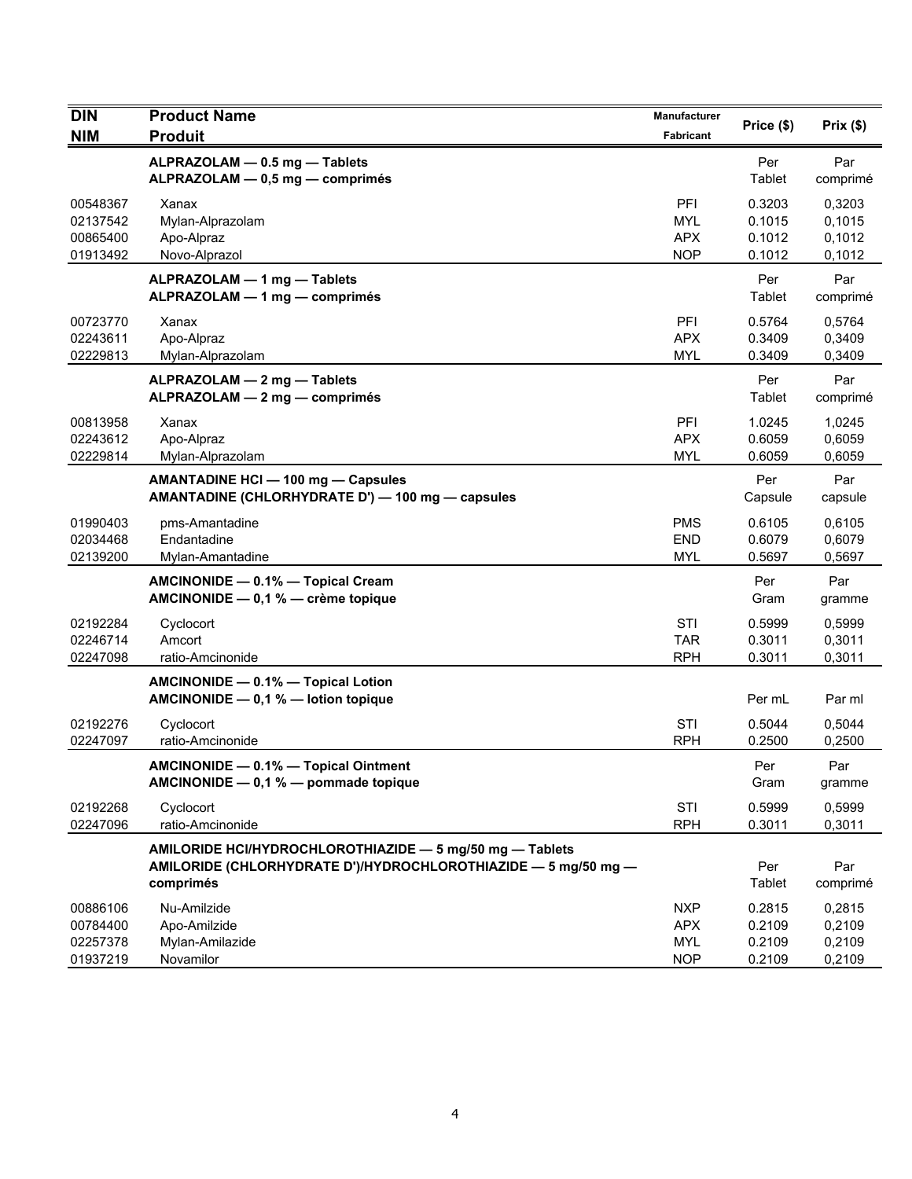| DIN<br>NIM | Product Name<br>Produit | Manufacturer<br>Fabricant | Price ($) | Prix ($) |
|---|---|---|---|---|
| | **ALPRAZOLAM — 0.5 mg — Tablets**<br>**ALPRAZOLAM — 0,5 mg — comprimés** | | Per Tablet | Par comprimé |
| 00548367 | Xanax | PFI | 0.3203 | 0,3203 |
| 02137542 | Mylan-Alprazolam | MYL | 0.1015 | 0,1015 |
| 00865400 | Apo-Alpraz | APX | 0.1012 | 0,1012 |
| 01913492 | Novo-Alprazol | NOP | 0.1012 | 0,1012 |
| | **ALPRAZOLAM — 1 mg — Tablets**<br>**ALPRAZOLAM — 1 mg — comprimés** | | Per Tablet | Par comprimé |
| 00723770 | Xanax | PFI | 0.5764 | 0,5764 |
| 02243611 | Apo-Alpraz | APX | 0.3409 | 0,3409 |
| 02229813 | Mylan-Alprazolam | MYL | 0.3409 | 0,3409 |
| | **ALPRAZOLAM — 2 mg — Tablets**<br>**ALPRAZOLAM — 2 mg — comprimés** | | Per Tablet | Par comprimé |
| 00813958 | Xanax | PFI | 1.0245 | 1,0245 |
| 02243612 | Apo-Alpraz | APX | 0.6059 | 0,6059 |
| 02229814 | Mylan-Alprazolam | MYL | 0.6059 | 0,6059 |
| | **AMANTADINE HCl — 100 mg — Capsules**<br>**AMANTADINE (CHLORHYDRATE D') — 100 mg — capsules** | | Per Capsule | Par capsule |
| 01990403 | pms-Amantadine | PMS | 0.6105 | 0,6105 |
| 02034468 | Endantadine | END | 0.6079 | 0,6079 |
| 02139200 | Mylan-Amantadine | MYL | 0.5697 | 0,5697 |
| | **AMCINONIDE — 0.1% — Topical Cream**<br>**AMCINONIDE — 0,1 % — crème topique** | | Per Gram | Par gramme |
| 02192284 | Cyclocort | STI | 0.5999 | 0,5999 |
| 02246714 | Amcort | TAR | 0.3011 | 0,3011 |
| 02247098 | ratio-Amcinonide | RPH | 0.3011 | 0,3011 |
| | **AMCINONIDE — 0.1% — Topical Lotion**<br>**AMCINONIDE — 0,1 % — lotion topique** | | Per mL | Par ml |
| 02192276 | Cyclocort | STI | 0.5044 | 0,5044 |
| 02247097 | ratio-Amcinonide | RPH | 0.2500 | 0,2500 |
| | **AMCINONIDE — 0.1% — Topical Ointment**<br>**AMCINONIDE — 0,1 % — pommade topique** | | Per Gram | Par gramme |
| 02192268 | Cyclocort | STI | 0.5999 | 0,5999 |
| 02247096 | ratio-Amcinonide | RPH | 0.3011 | 0,3011 |
| | **AMILORIDE HCl/HYDROCHLOROTHIAZIDE — 5 mg/50 mg — Tablets**<br>**AMILORIDE (CHLORHYDRATE D')/HYDROCHLOROTHIAZIDE — 5 mg/50 mg — comprimés** | | Per Tablet | Par comprimé |
| 00886106 | Nu-Amilzide | NXP | 0.2815 | 0,2815 |
| 00784400 | Apo-Amilzide | APX | 0.2109 | 0,2109 |
| 02257378 | Mylan-Amilazide | MYL | 0.2109 | 0,2109 |
| 01937219 | Novamilor | NOP | 0.2109 | 0,2109 |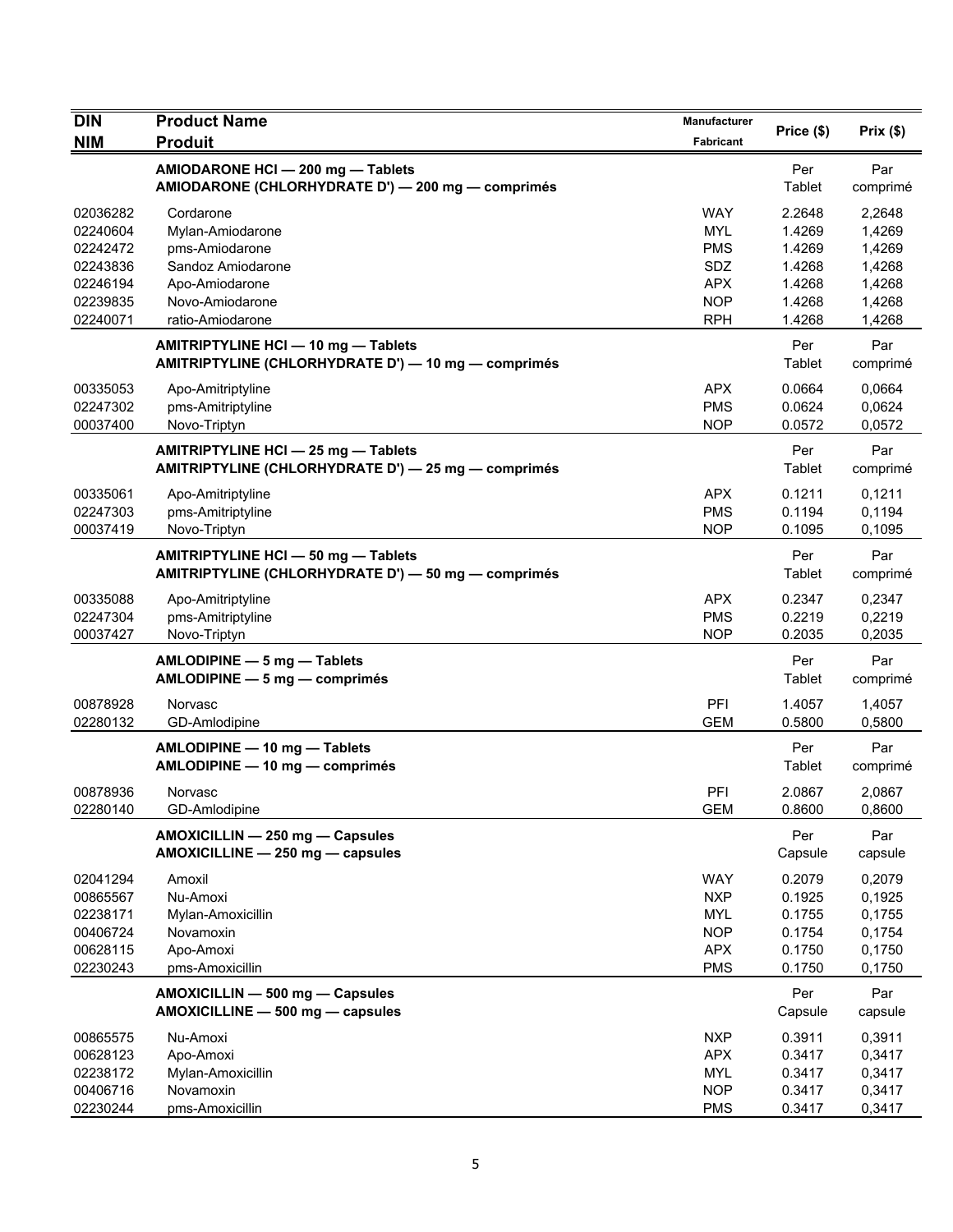| DIN<br>NIM | Product Name<br>Produit | Manufacturer<br>Fabricant | Price ($) | Prix ($) |
|---|---|---|---|---|
| | **AMIODARONE HCl — 200 mg — Tablets**<br>**AMIODARONE (CHLORHYDRATE D') — 200 mg — comprimés** | | Per Tablet | Par comprimé |
| 02036282 | Cordarone | WAY | 2.2648 | 2,2648 |
| 02240604 | Mylan-Amiodarone | MYL | 1.4269 | 1,4269 |
| 02242472 | pms-Amiodarone | PMS | 1.4269 | 1,4269 |
| 02243836 | Sandoz Amiodarone | SDZ | 1.4268 | 1,4268 |
| 02246194 | Apo-Amiodarone | APX | 1.4268 | 1,4268 |
| 02239835 | Novo-Amiodarone | NOP | 1.4268 | 1,4268 |
| 02240071 | ratio-Amiodarone | RPH | 1.4268 | 1,4268 |
| | **AMITRIPTYLINE HCl — 10 mg — Tablets**<br>**AMITRIPTYLINE (CHLORHYDRATE D') — 10 mg — comprimés** | | Per Tablet | Par comprimé |
| 00335053 | Apo-Amitriptyline | APX | 0.0664 | 0,0664 |
| 02247302 | pms-Amitriptyline | PMS | 0.0624 | 0,0624 |
| 00037400 | Novo-Triptyn | NOP | 0.0572 | 0,0572 |
| | **AMITRIPTYLINE HCl — 25 mg — Tablets**<br>**AMITRIPTYLINE (CHLORHYDRATE D') — 25 mg — comprimés** | | Per Tablet | Par comprimé |
| 00335061 | Apo-Amitriptyline | APX | 0.1211 | 0,1211 |
| 02247303 | pms-Amitriptyline | PMS | 0.1194 | 0,1194 |
| 00037419 | Novo-Triptyn | NOP | 0.1095 | 0,1095 |
| | **AMITRIPTYLINE HCl — 50 mg — Tablets**<br>**AMITRIPTYLINE (CHLORHYDRATE D') — 50 mg — comprimés** | | Per Tablet | Par comprimé |
| 00335088 | Apo-Amitriptyline | APX | 0.2347 | 0,2347 |
| 02247304 | pms-Amitriptyline | PMS | 0.2219 | 0,2219 |
| 00037427 | Novo-Triptyn | NOP | 0.2035 | 0,2035 |
| | **AMLODIPINE — 5 mg — Tablets**<br>**AMLODIPINE — 5 mg — comprimés** | | Per Tablet | Par comprimé |
| 00878928 | Norvasc | PFI | 1.4057 | 1,4057 |
| 02280132 | GD-Amlodipine | GEM | 0.5800 | 0,5800 |
| | **AMLODIPINE — 10 mg — Tablets**<br>**AMLODIPINE — 10 mg — comprimés** | | Per Tablet | Par comprimé |
| 00878936 | Norvasc | PFI | 2.0867 | 2,0867 |
| 02280140 | GD-Amlodipine | GEM | 0.8600 | 0,8600 |
| | **AMOXICILLIN — 250 mg — Capsules**<br>**AMOXICILLINE — 250 mg — capsules** | | Per Capsule | Par capsule |
| 02041294 | Amoxil | WAY | 0.2079 | 0,2079 |
| 00865567 | Nu-Amoxi | NXP | 0.1925 | 0,1925 |
| 02238171 | Mylan-Amoxicillin | MYL | 0.1755 | 0,1755 |
| 00406724 | Novamoxin | NOP | 0.1754 | 0,1754 |
| 00628115 | Apo-Amoxi | APX | 0.1750 | 0,1750 |
| 02230243 | pms-Amoxicillin | PMS | 0.1750 | 0,1750 |
| | **AMOXICILLIN — 500 mg — Capsules**<br>**AMOXICILLINE — 500 mg — capsules** | | Per Capsule | Par capsule |
| 00865575 | Nu-Amoxi | NXP | 0.3911 | 0,3911 |
| 00628123 | Apo-Amoxi | APX | 0.3417 | 0,3417 |
| 02238172 | Mylan-Amoxicillin | MYL | 0.3417 | 0,3417 |
| 00406716 | Novamoxin | NOP | 0.3417 | 0,3417 |
| 02230244 | pms-Amoxicillin | PMS | 0.3417 | 0,3417 |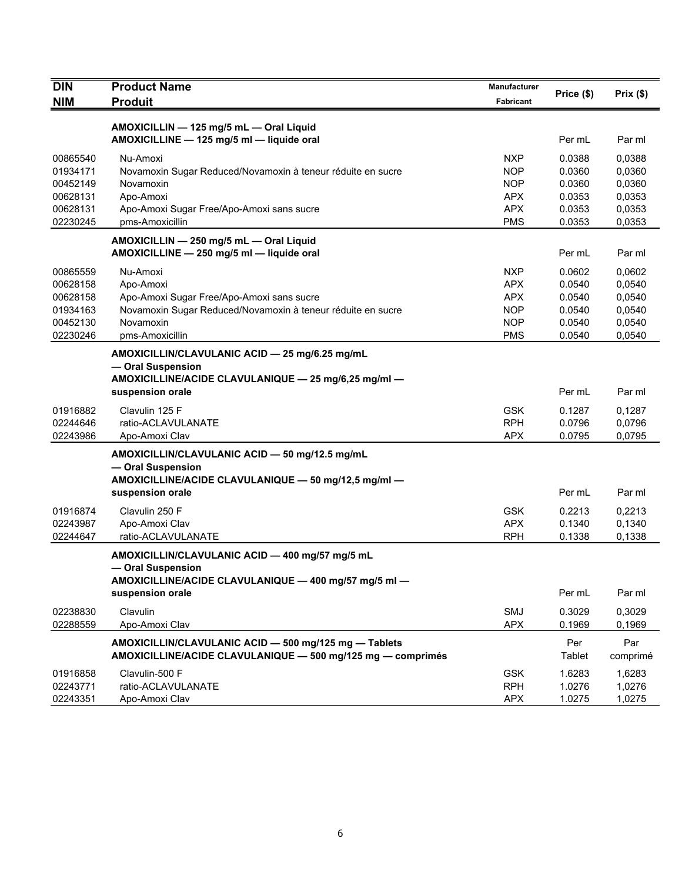| DIN<br>NIM | Product Name<br>Produit | Manufacturer<br>Fabricant | Price ($) | Prix ($) |
|---|---|---|---|---|
| | **AMOXICILLIN — 125 mg/5 mL — Oral Liquid**<br>**AMOXICILLINE — 125 mg/5 ml — liquide oral** | | Per mL | Par ml |
| 00865540 | Nu-Amoxi | NXP | 0.0388 | 0,0388 |
| 01934171 | Novamoxin Sugar Reduced/Novamoxin à teneur réduite en sucre | NOP | 0.0360 | 0,0360 |
| 00452149 | Novamoxin | NOP | 0.0360 | 0,0360 |
| 00628131 | Apo-Amoxi | APX | 0.0353 | 0,0353 |
| 00628131 | Apo-Amoxi Sugar Free/Apo-Amoxi sans sucre | APX | 0.0353 | 0,0353 |
| 02230245 | pms-Amoxicillin | PMS | 0.0353 | 0,0353 |
| | **AMOXICILLIN — 250 mg/5 mL — Oral Liquid**<br>**AMOXICILLINE — 250 mg/5 ml — liquide oral** | | Per mL | Par ml |
| 00865559 | Nu-Amoxi | NXP | 0.0602 | 0,0602 |
| 00628158 | Apo-Amoxi | APX | 0.0540 | 0,0540 |
| 00628158 | Apo-Amoxi Sugar Free/Apo-Amoxi sans sucre | APX | 0.0540 | 0,0540 |
| 01934163 | Novamoxin Sugar Reduced/Novamoxin à teneur réduite en sucre | NOP | 0.0540 | 0,0540 |
| 00452130 | Novamoxin | NOP | 0.0540 | 0,0540 |
| 02230246 | pms-Amoxicillin | PMS | 0.0540 | 0,0540 |
| | **AMOXICILLIN/CLAVULANIC ACID — 25 mg/6.25 mg/mL — Oral Suspension**<br>**AMOXICILLINE/ACIDE CLAVULANIQUE — 25 mg/6,25 mg/ml — suspension orale** | | Per mL | Par ml |
| 01916882 | Clavulin 125 F | GSK | 0.1287 | 0,1287 |
| 02244646 | ratio-ACLAVULANATE | RPH | 0.0796 | 0,0796 |
| 02243986 | Apo-Amoxi Clav | APX | 0.0795 | 0,0795 |
| | **AMOXICILLIN/CLAVULANIC ACID — 50 mg/12.5 mg/mL — Oral Suspension**<br>**AMOXICILLINE/ACIDE CLAVULANIQUE — 50 mg/12,5 mg/ml — suspension orale** | | Per mL | Par ml |
| 01916874 | Clavulin 250 F | GSK | 0.2213 | 0,2213 |
| 02243987 | Apo-Amoxi Clav | APX | 0.1340 | 0,1340 |
| 02244647 | ratio-ACLAVULANATE | RPH | 0.1338 | 0,1338 |
| | **AMOXICILLIN/CLAVULANIC ACID — 400 mg/57 mg/5 mL — Oral Suspension**<br>**AMOXICILLINE/ACIDE CLAVULANIQUE — 400 mg/57 mg/5 ml — suspension orale** | | Per mL | Par ml |
| 02238830 | Clavulin | SMJ | 0.3029 | 0,3029 |
| 02288559 | Apo-Amoxi Clav | APX | 0.1969 | 0,1969 |
| | **AMOXICILLIN/CLAVULANIC ACID — 500 mg/125 mg — Tablets**<br>**AMOXICILLINE/ACIDE CLAVULANIQUE — 500 mg/125 mg — comprimés** | | Per Tablet | Par comprimé |
| 01916858 | Clavulin-500 F | GSK | 1.6283 | 1,6283 |
| 02243771 | ratio-ACLAVULANATE | RPH | 1.0276 | 1,0276 |
| 02243351 | Apo-Amoxi Clav | APX | 1.0275 | 1,0275 |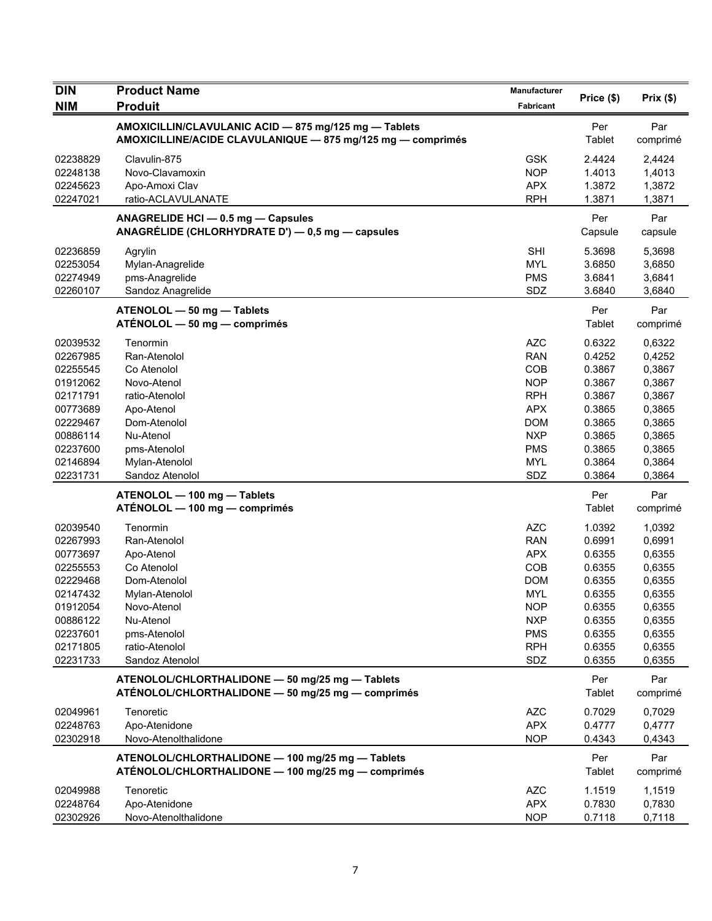| DIN<br>NIM | Product Name<br>Produit | Manufacturer<br>Fabricant | Price ($) | Prix ($) |
|---|---|---|---|---|
| | **AMOXICILLIN/CLAVULANIC ACID — 875 mg/125 mg — Tablets**<br>**AMOXICILLINE/ACIDE CLAVULANIQUE — 875 mg/125 mg — comprimés** | | Per<br>Tablet | Par<br>comprimé |
| 02238829 | Clavulin-875 | GSK | 2.4424 | 2,4424 |
| 02248138 | Novo-Clavamoxin | NOP | 1.4013 | 1,4013 |
| 02245623 | Apo-Amoxi Clav | APX | 1.3872 | 1,3872 |
| 02247021 | ratio-ACLAVULANATE | RPH | 1.3871 | 1,3871 |
| | **ANAGRELIDE HCl — 0.5 mg — Capsules**<br>**ANAGRÉLIDE (CHLORHYDRATE D') — 0,5 mg — capsules** | | Per<br>Capsule | Par<br>capsule |
| 02236859 | Agrylin | SHI | 5.3698 | 5,3698 |
| 02253054 | Mylan-Anagrelide | MYL | 3.6850 | 3,6850 |
| 02274949 | pms-Anagrelide | PMS | 3.6841 | 3,6841 |
| 02260107 | Sandoz Anagrelide | SDZ | 3.6840 | 3,6840 |
| | **ATENOLOL — 50 mg — Tablets**<br>**ATÉNOLOL — 50 mg — comprimés** | | Per<br>Tablet | Par<br>comprimé |
| 02039532 | Tenormin | AZC | 0.6322 | 0,6322 |
| 02267985 | Ran-Atenolol | RAN | 0.4252 | 0,4252 |
| 02255545 | Co Atenolol | COB | 0.3867 | 0,3867 |
| 01912062 | Novo-Atenol | NOP | 0.3867 | 0,3867 |
| 02171791 | ratio-Atenolol | RPH | 0.3867 | 0,3867 |
| 00773689 | Apo-Atenol | APX | 0.3865 | 0,3865 |
| 02229467 | Dom-Atenolol | DOM | 0.3865 | 0,3865 |
| 00886114 | Nu-Atenol | NXP | 0.3865 | 0,3865 |
| 02237600 | pms-Atenolol | PMS | 0.3865 | 0,3865 |
| 02146894 | Mylan-Atenolol | MYL | 0.3864 | 0,3864 |
| 02231731 | Sandoz Atenolol | SDZ | 0.3864 | 0,3864 |
| | **ATENOLOL — 100 mg — Tablets**<br>**ATÉNOLOL — 100 mg — comprimés** | | Per<br>Tablet | Par<br>comprimé |
| 02039540 | Tenormin | AZC | 1.0392 | 1,0392 |
| 02267993 | Ran-Atenolol | RAN | 0.6991 | 0,6991 |
| 00773697 | Apo-Atenol | APX | 0.6355 | 0,6355 |
| 02255553 | Co Atenolol | COB | 0.6355 | 0,6355 |
| 02229468 | Dom-Atenolol | DOM | 0.6355 | 0,6355 |
| 02147432 | Mylan-Atenolol | MYL | 0.6355 | 0,6355 |
| 01912054 | Novo-Atenol | NOP | 0.6355 | 0,6355 |
| 00886122 | Nu-Atenol | NXP | 0.6355 | 0,6355 |
| 02237601 | pms-Atenolol | PMS | 0.6355 | 0,6355 |
| 02171805 | ratio-Atenolol | RPH | 0.6355 | 0,6355 |
| 02231733 | Sandoz Atenolol | SDZ | 0.6355 | 0,6355 |
| | **ATENOLOL/CHLORTHALIDONE — 50 mg/25 mg — Tablets**<br>**ATÉNOLOL/CHLORTHALIDONE — 50 mg/25 mg — comprimés** | | Per<br>Tablet | Par<br>comprimé |
| 02049961 | Tenoretic | AZC | 0.7029 | 0,7029 |
| 02248763 | Apo-Atenidone | APX | 0.4777 | 0,4777 |
| 02302918 | Novo-Atenolthalidone | NOP | 0.4343 | 0,4343 |
| | **ATENOLOL/CHLORTHALIDONE — 100 mg/25 mg — Tablets**<br>**ATÉNOLOL/CHLORTHALIDONE — 100 mg/25 mg — comprimés** | | Per<br>Tablet | Par<br>comprimé |
| 02049988 | Tenoretic | AZC | 1.1519 | 1,1519 |
| 02248764 | Apo-Atenidone | APX | 0.7830 | 0,7830 |
| 02302926 | Novo-Atenolthalidone | NOP | 0.7118 | 0,7118 |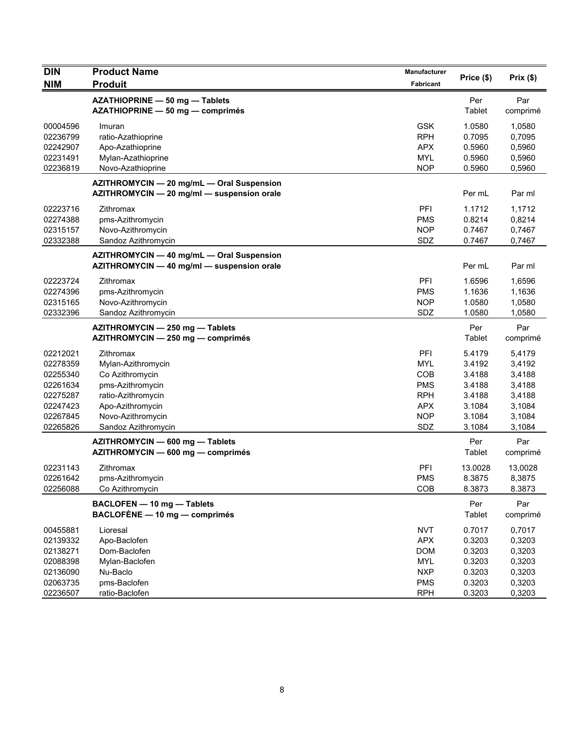| DIN<br>NIM | Product Name<br>Produit | Manufacturer<br>Fabricant | Price ($) | Prix ($) |
|---|---|---|---|---|
| | **AZATHIOPRINE — 50 mg — Tablets**<br>**AZATHIOPRINE — 50 mg — comprimés** | | Per Tablet | Par comprimé |
| 00004596 | Imuran | GSK | 1.0580 | 1,0580 |
| 02236799 | ratio-Azathioprine | RPH | 0.7095 | 0,7095 |
| 02242907 | Apo-Azathioprine | APX | 0.5960 | 0,5960 |
| 02231491 | Mylan-Azathioprine | MYL | 0.5960 | 0,5960 |
| 02236819 | Novo-Azathioprine | NOP | 0.5960 | 0,5960 |
| | **AZITHROMYCIN — 20 mg/mL — Oral Suspension**<br>**AZITHROMYCIN — 20 mg/ml — suspension orale** | | Per mL | Par ml |
| 02223716 | Zithromax | PFI | 1.1712 | 1,1712 |
| 02274388 | pms-Azithromycin | PMS | 0.8214 | 0,8214 |
| 02315157 | Novo-Azithromycin | NOP | 0.7467 | 0,7467 |
| 02332388 | Sandoz Azithromycin | SDZ | 0.7467 | 0,7467 |
| | **AZITHROMYCIN — 40 mg/mL — Oral Suspension**<br>**AZITHROMYCIN — 40 mg/ml — suspension orale** | | Per mL | Par ml |
| 02223724 | Zithromax | PFI | 1.6596 | 1,6596 |
| 02274396 | pms-Azithromycin | PMS | 1.1636 | 1,1636 |
| 02315165 | Novo-Azithromycin | NOP | 1.0580 | 1,0580 |
| 02332396 | Sandoz Azithromycin | SDZ | 1.0580 | 1,0580 |
| | **AZITHROMYCIN — 250 mg — Tablets**<br>**AZITHROMYCIN — 250 mg — comprimés** | | Per Tablet | Par comprimé |
| 02212021 | Zithromax | PFI | 5.4179 | 5,4179 |
| 02278359 | Mylan-Azithromycin | MYL | 3.4192 | 3,4192 |
| 02255340 | Co Azithromycin | COB | 3.4188 | 3,4188 |
| 02261634 | pms-Azithromycin | PMS | 3.4188 | 3,4188 |
| 02275287 | ratio-Azithromycin | RPH | 3.4188 | 3,4188 |
| 02247423 | Apo-Azithromycin | APX | 3.1084 | 3,1084 |
| 02267845 | Novo-Azithromycin | NOP | 3.1084 | 3,1084 |
| 02265826 | Sandoz Azithromycin | SDZ | 3.1084 | 3,1084 |
| | **AZITHROMYCIN — 600 mg — Tablets**<br>**AZITHROMYCIN — 600 mg — comprimés** | | Per Tablet | Par comprimé |
| 02231143 | Zithromax | PFI | 13.0028 | 13,0028 |
| 02261642 | pms-Azithromycin | PMS | 8.3875 | 8,3875 |
| 02256088 | Co Azithromycin | COB | 8.3873 | 8.3873 |
| | **BACLOFEN — 10 mg — Tablets**<br>**BACLOFÈNE — 10 mg — comprimés** | | Per Tablet | Par comprimé |
| 00455881 | Lioresal | NVT | 0.7017 | 0,7017 |
| 02139332 | Apo-Baclofen | APX | 0.3203 | 0,3203 |
| 02138271 | Dom-Baclofen | DOM | 0.3203 | 0,3203 |
| 02088398 | Mylan-Baclofen | MYL | 0.3203 | 0,3203 |
| 02136090 | Nu-Baclo | NXP | 0.3203 | 0,3203 |
| 02063735 | pms-Baclofen | PMS | 0.3203 | 0,3203 |
| 02236507 | ratio-Baclofen | RPH | 0.3203 | 0,3203 |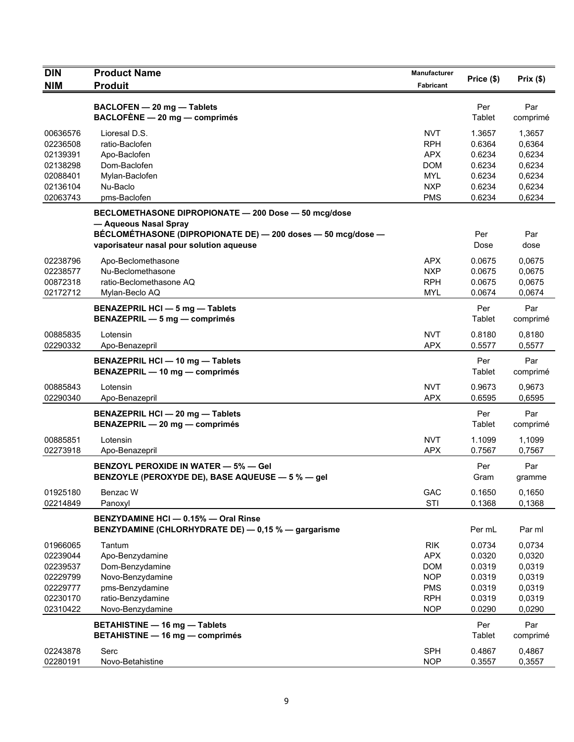| DIN<br>NIM | Product Name<br>Produit | Manufacturer<br>Fabricant | Price ($) | Prix ($) |
|---|---|---|---|---|
| | **BACLOFEN — 20 mg — Tablets**<br>**BACLOFÈNE — 20 mg — comprimés** | | Per<br>Tablet | Par<br>comprimé |
| 00636576 | Lioresal D.S. | NVT | 1.3657 | 1,3657 |
| 02236508 | ratio-Baclofen | RPH | 0.6364 | 0,6364 |
| 02139391 | Apo-Baclofen | APX | 0.6234 | 0,6234 |
| 02138298 | Dom-Baclofen | DOM | 0.6234 | 0,6234 |
| 02088401 | Mylan-Baclofen | MYL | 0.6234 | 0,6234 |
| 02136104 | Nu-Baclo | NXP | 0.6234 | 0,6234 |
| 02063743 | pms-Baclofen | PMS | 0.6234 | 0,6234 |
| | **BECLOMETHASONE DIPROPIONATE — 200 Dose — 50 mcg/dose — Aqueous Nasal Spray**<br>**BÉCLOMÉTHASONE (DIPROPIONATE DE) — 200 doses — 50 mcg/dose — vaporisateur nasal pour solution aqueuse** | | Per<br>Dose | Par<br>dose |
| 02238796 | Apo-Beclomethasone | APX | 0.0675 | 0,0675 |
| 02238577 | Nu-Beclomethasone | NXP | 0.0675 | 0,0675 |
| 00872318 | ratio-Beclomethasone AQ | RPH | 0.0675 | 0,0675 |
| 02172712 | Mylan-Beclo AQ | MYL | 0.0674 | 0,0674 |
| | **BENAZEPRIL HCl — 5 mg — Tablets**<br>**BENAZEPRIL — 5 mg — comprimés** | | Per<br>Tablet | Par<br>comprimé |
| 00885835 | Lotensin | NVT | 0.8180 | 0,8180 |
| 02290332 | Apo-Benazepril | APX | 0.5577 | 0,5577 |
| | **BENAZEPRIL HCl — 10 mg — Tablets**<br>**BENAZEPRIL — 10 mg — comprimés** | | Per<br>Tablet | Par<br>comprimé |
| 00885843 | Lotensin | NVT | 0.9673 | 0,9673 |
| 02290340 | Apo-Benazepril | APX | 0.6595 | 0,6595 |
| | **BENAZEPRIL HCl — 20 mg — Tablets**<br>**BENAZEPRIL — 20 mg — comprimés** | | Per<br>Tablet | Par<br>comprimé |
| 00885851 | Lotensin | NVT | 1.1099 | 1,1099 |
| 02273918 | Apo-Benazepril | APX | 0.7567 | 0,7567 |
| | **BENZOYL PEROXIDE IN WATER — 5% — Gel**<br>**BENZOYLE (PEROXYDE DE), BASE AQUEUSE — 5 % — gel** | | Per<br>Gram | Par<br>gramme |
| 01925180 | Benzac W | GAC | 0.1650 | 0,1650 |
| 02214849 | Panoxyl | STI | 0.1368 | 0,1368 |
| | **BENZYDAMINE HCl — 0.15% — Oral Rinse**<br>**BENZYDAMINE (CHLORHYDRATE DE) — 0,15 % — gargarisme** | | Per mL | Par ml |
| 01966065 | Tantum | RIK | 0.0734 | 0,0734 |
| 02239044 | Apo-Benzydamine | APX | 0.0320 | 0,0320 |
| 02239537 | Dom-Benzydamine | DOM | 0.0319 | 0,0319 |
| 02229799 | Novo-Benzydamine | NOP | 0.0319 | 0,0319 |
| 02229777 | pms-Benzydamine | PMS | 0.0319 | 0,0319 |
| 02230170 | ratio-Benzydamine | RPH | 0.0319 | 0,0319 |
| 02310422 | Novo-Benzydamine | NOP | 0.0290 | 0,0290 |
| | **BETAHISTINE — 16 mg — Tablets**<br>**BETAHISTINE — 16 mg — comprimés** | | Per<br>Tablet | Par<br>comprimé |
| 02243878 | Serc | SPH | 0.4867 | 0,4867 |
| 02280191 | Novo-Betahistine | NOP | 0.3557 | 0,3557 |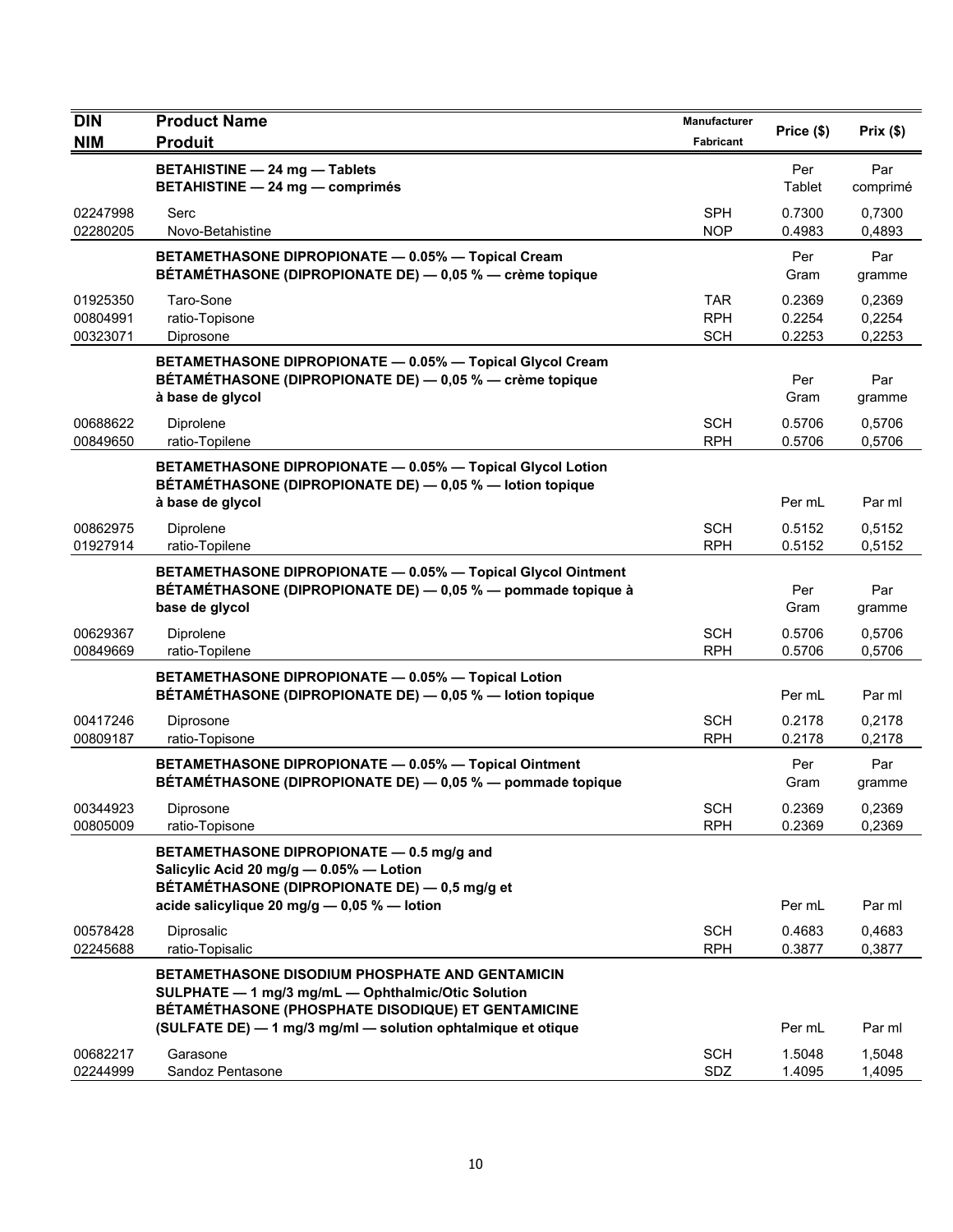| DIN<br>NIM | Product Name<br>Produit | Manufacturer<br>Fabricant | Price ($) | Prix ($) |
|---|---|---|---|---|
| | **BETAHISTINE — 24 mg — Tablets**<br>**BETAHISTINE — 24 mg — comprimés** | | Per Tablet | Par comprimé |
| 02247998 | Serc | SPH | 0.7300 | 0,7300 |
| 02280205 | Novo-Betahistine | NOP | 0.4983 | 0,4893 |
| | **BETAMETHASONE DIPROPIONATE — 0.05% — Topical Cream**<br>**BÉTAMÉTHASONE (DIPROPIONATE DE) — 0,05 % — crème topique** | | Per Gram | Par gramme |
| 01925350 | Taro-Sone | TAR | 0.2369 | 0,2369 |
| 00804991 | ratio-Topisone | RPH | 0.2254 | 0,2254 |
| 00323071 | Diprosone | SCH | 0.2253 | 0,2253 |
| | **BETAMETHASONE DIPROPIONATE — 0.05% — Topical Glycol Cream**<br>**BÉTAMÉTHASONE (DIPROPIONATE DE) — 0,05 % — crème topique à base de glycol** | | Per Gram | Par gramme |
| 00688622 | Diprolene | SCH | 0.5706 | 0,5706 |
| 00849650 | ratio-Topilene | RPH | 0.5706 | 0,5706 |
| | **BETAMETHASONE DIPROPIONATE — 0.05% — Topical Glycol Lotion**<br>**BÉTAMÉTHASONE (DIPROPIONATE DE) — 0,05 % — lotion topique à base de glycol** | | Per mL | Par ml |
| 00862975 | Diprolene | SCH | 0.5152 | 0,5152 |
| 01927914 | ratio-Topilene | RPH | 0.5152 | 0,5152 |
| | **BETAMETHASONE DIPROPIONATE — 0.05% — Topical Glycol Ointment**<br>**BÉTAMÉTHASONE (DIPROPIONATE DE) — 0,05 % — pommade topique à base de glycol** | | Per Gram | Par gramme |
| 00629367 | Diprolene | SCH | 0.5706 | 0,5706 |
| 00849669 | ratio-Topilene | RPH | 0.5706 | 0,5706 |
| | **BETAMETHASONE DIPROPIONATE — 0.05% — Topical Lotion**<br>**BÉTAMÉTHASONE (DIPROPIONATE DE) — 0,05 % — lotion topique** | | Per mL | Par ml |
| 00417246 | Diprosone | SCH | 0.2178 | 0,2178 |
| 00809187 | ratio-Topisone | RPH | 0.2178 | 0,2178 |
| | **BETAMETHASONE DIPROPIONATE — 0.05% — Topical Ointment**<br>**BÉTAMÉTHASONE (DIPROPIONATE DE) — 0,05 % — pommade topique** | | Per Gram | Par gramme |
| 00344923 | Diprosone | SCH | 0.2369 | 0,2369 |
| 00805009 | ratio-Topisone | RPH | 0.2369 | 0,2369 |
| | **BETAMETHASONE DIPROPIONATE — 0.5 mg/g and Salicylic Acid 20 mg/g — 0.05% — Lotion**<br>**BÉTAMÉTHASONE (DIPROPIONATE DE) — 0,5 mg/g et acide salicylique 20 mg/g — 0,05 % — lotion** | | Per mL | Par ml |
| 00578428 | Diprosalic | SCH | 0.4683 | 0,4683 |
| 02245688 | ratio-Topisalic | RPH | 0.3877 | 0,3877 |
| | **BETAMETHASONE DISODIUM PHOSPHATE AND GENTAMICIN SULPHATE — 1 mg/3 mg/mL — Ophthalmic/Otic Solution**<br>**BÉTAMÉTHASONE (PHOSPHATE DISODIQUE) ET GENTAMICINE (SULFATE DE) — 1 mg/3 mg/ml — solution ophtalmique et otique** | | Per mL | Par ml |
| 00682217 | Garasone | SCH | 1.5048 | 1,5048 |
| 02244999 | Sandoz Pentasone | SDZ | 1.4095 | 1,4095 |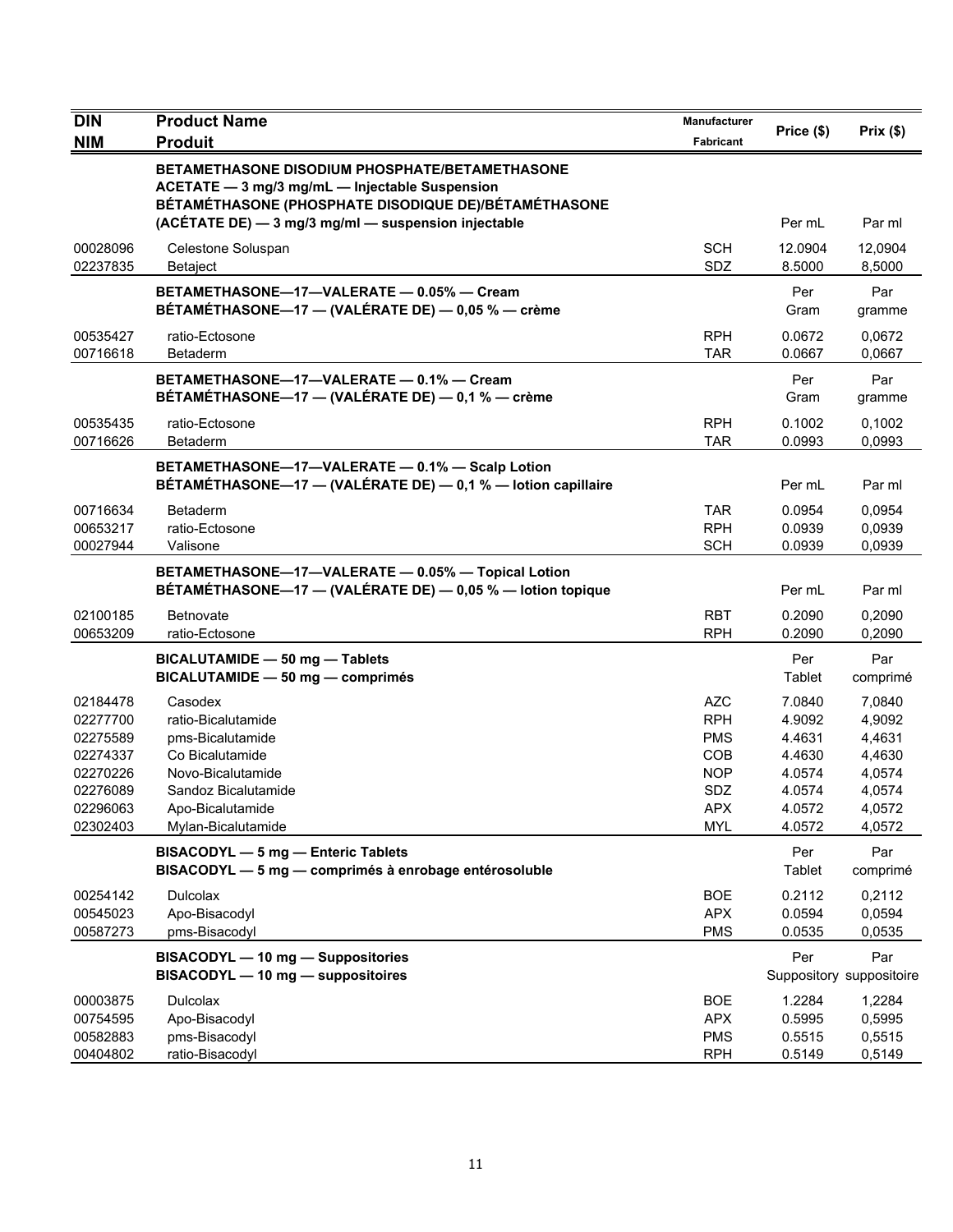| DIN<br>NIM | Product Name<br>Produit | Manufacturer<br>Fabricant | Price ($) | Prix ($) |
|---|---|---|---|---|
| | **BETAMETHASONE DISODIUM PHOSPHATE/BETAMETHASONE ACETATE — 3 mg/3 mg/mL — Injectable Suspension**<br>**BÉTAMÉTHASONE (PHOSPHATE DISODIQUE DE)/BÉTAMÉTHASONE (ACÉTATE DE) — 3 mg/3 mg/ml — suspension injectable** | | Per mL | Par ml |
| 00028096 | Celestone Soluspan | SCH | 12.0904 | 12,0904 |
| 02237835 | Betaject | SDZ | 8.5000 | 8,5000 |
| | **BETAMETHASONE—17—VALERATE — 0.05% — Cream**<br>**BÉTAMÉTHASONE—17 — (VALÉRATE DE) — 0,05 % — crème** | | Per Gram | Par gramme |
| 00535427 | ratio-Ectosone | RPH | 0.0672 | 0,0672 |
| 00716618 | Betaderm | TAR | 0.0667 | 0,0667 |
| | **BETAMETHASONE—17—VALERATE — 0.1% — Cream**<br>**BÉTAMÉTHASONE—17 — (VALÉRATE DE) — 0,1 % — crème** | | Per Gram | Par gramme |
| 00535435 | ratio-Ectosone | RPH | 0.1002 | 0,1002 |
| 00716626 | Betaderm | TAR | 0.0993 | 0,0993 |
| | **BETAMETHASONE—17—VALERATE — 0.1% — Scalp Lotion**<br>**BÉTAMÉTHASONE—17 — (VALÉRATE DE) — 0,1 % — lotion capillaire** | | Per mL | Par ml |
| 00716634 | Betaderm | TAR | 0.0954 | 0,0954 |
| 00653217 | ratio-Ectosone | RPH | 0.0939 | 0,0939 |
| 00027944 | Valisone | SCH | 0.0939 | 0,0939 |
| | **BETAMETHASONE—17—VALERATE — 0.05% — Topical Lotion**<br>**BÉTAMÉTHASONE—17 — (VALÉRATE DE) — 0,05 % — lotion topique** | | Per mL | Par ml |
| 02100185 | Betnovate | RBT | 0.2090 | 0,2090 |
| 00653209 | ratio-Ectosone | RPH | 0.2090 | 0,2090 |
| | **BICALUTAMIDE — 50 mg — Tablets**<br>**BICALUTAMIDE — 50 mg — comprimés** | | Per Tablet | Par comprimé |
| 02184478 | Casodex | AZC | 7.0840 | 7,0840 |
| 02277700 | ratio-Bicalutamide | RPH | 4.9092 | 4,9092 |
| 02275589 | pms-Bicalutamide | PMS | 4.4631 | 4,4631 |
| 02274337 | Co Bicalutamide | COB | 4.4630 | 4,4630 |
| 02270226 | Novo-Bicalutamide | NOP | 4.0574 | 4,0574 |
| 02276089 | Sandoz Bicalutamide | SDZ | 4.0574 | 4,0574 |
| 02296063 | Apo-Bicalutamide | APX | 4.0572 | 4,0572 |
| 02302403 | Mylan-Bicalutamide | MYL | 4.0572 | 4,0572 |
| | **BISACODYL — 5 mg — Enteric Tablets**<br>**BISACODYL — 5 mg — comprimés à enrobage entérosoluble** | | Per Tablet | Par comprimé |
| 00254142 | Dulcolax | BOE | 0.2112 | 0,2112 |
| 00545023 | Apo-Bisacodyl | APX | 0.0594 | 0,0594 |
| 00587273 | pms-Bisacodyl | PMS | 0.0535 | 0,0535 |
| | **BISACODYL — 10 mg — Suppositories**<br>**BISACODYL — 10 mg — suppositoires** | | Per Suppository | Par suppositoire |
| 00003875 | Dulcolax | BOE | 1.2284 | 1,2284 |
| 00754595 | Apo-Bisacodyl | APX | 0.5995 | 0,5995 |
| 00582883 | pms-Bisacodyl | PMS | 0.5515 | 0,5515 |
| 00404802 | ratio-Bisacodyl | RPH | 0.5149 | 0,5149 |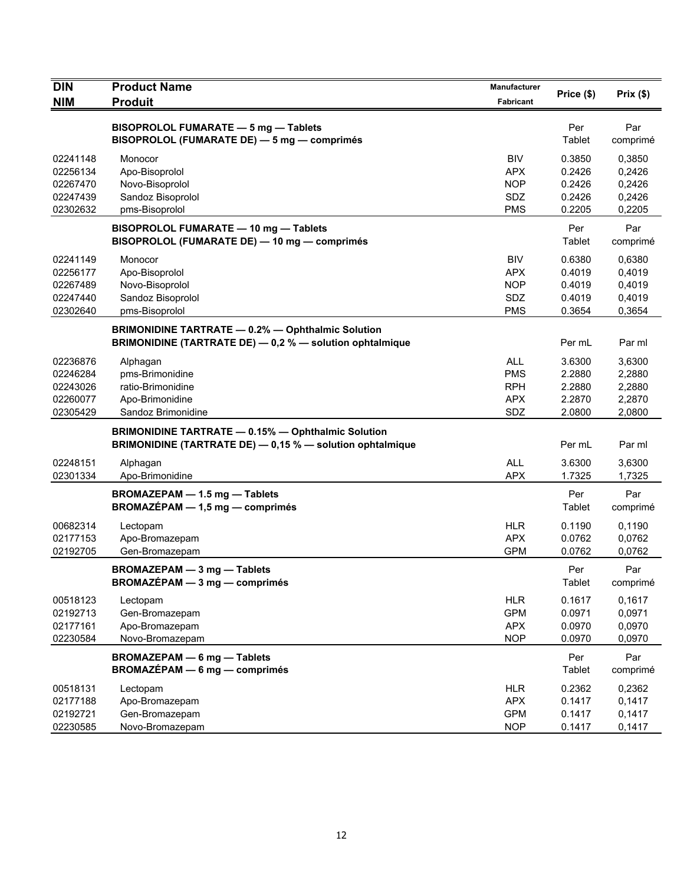| DIN<br>NIM | Product Name<br>Produit | Manufacturer<br>Fabricant | Price ($) | Prix ($) |
|---|---|---|---|---|
| | **BISOPROLOL FUMARATE — 5 mg — Tablets**<br>**BISOPROLOL (FUMARATE DE) — 5 mg — comprimés** | | Per Tablet | Par comprimé |
| 02241148 | Monocor | BIV | 0.3850 | 0,3850 |
| 02256134 | Apo-Bisoprolol | APX | 0.2426 | 0,2426 |
| 02267470 | Novo-Bisoprolol | NOP | 0.2426 | 0,2426 |
| 02247439 | Sandoz Bisoprolol | SDZ | 0.2426 | 0,2426 |
| 02302632 | pms-Bisoprolol | PMS | 0.2205 | 0,2205 |
| | **BISOPROLOL FUMARATE — 10 mg — Tablets**<br>**BISOPROLOL (FUMARATE DE) — 10 mg — comprimés** | | Per Tablet | Par comprimé |
| 02241149 | Monocor | BIV | 0.6380 | 0,6380 |
| 02256177 | Apo-Bisoprolol | APX | 0.4019 | 0,4019 |
| 02267489 | Novo-Bisoprolol | NOP | 0.4019 | 0,4019 |
| 02247440 | Sandoz Bisoprolol | SDZ | 0.4019 | 0,4019 |
| 02302640 | pms-Bisoprolol | PMS | 0.3654 | 0,3654 |
| | **BRIMONIDINE TARTRATE — 0.2% — Ophthalmic Solution**<br>**BRIMONIDINE (TARTRATE DE) — 0,2 % — solution ophtalmique** | | Per mL | Par ml |
| 02236876 | Alphagan | ALL | 3.6300 | 3,6300 |
| 02246284 | pms-Brimonidine | PMS | 2.2880 | 2,2880 |
| 02243026 | ratio-Brimonidine | RPH | 2.2880 | 2,2880 |
| 02260077 | Apo-Brimonidine | APX | 2.2870 | 2,2870 |
| 02305429 | Sandoz Brimonidine | SDZ | 2.0800 | 2,0800 |
| | **BRIMONIDINE TARTRATE — 0.15% — Ophthalmic Solution**<br>**BRIMONIDINE (TARTRATE DE) — 0,15 % — solution ophtalmique** | | Per mL | Par ml |
| 02248151 | Alphagan | ALL | 3.6300 | 3,6300 |
| 02301334 | Apo-Brimonidine | APX | 1.7325 | 1,7325 |
| | **BROMAZEPAM — 1.5 mg — Tablets**<br>**BROMAZÉPAM — 1,5 mg — comprimés** | | Per Tablet | Par comprimé |
| 00682314 | Lectopam | HLR | 0.1190 | 0,1190 |
| 02177153 | Apo-Bromazepam | APX | 0.0762 | 0,0762 |
| 02192705 | Gen-Bromazepam | GPM | 0.0762 | 0,0762 |
| | **BROMAZEPAM — 3 mg — Tablets**<br>**BROMAZÉPAM — 3 mg — comprimés** | | Per Tablet | Par comprimé |
| 00518123 | Lectopam | HLR | 0.1617 | 0,1617 |
| 02192713 | Gen-Bromazepam | GPM | 0.0971 | 0,0971 |
| 02177161 | Apo-Bromazepam | APX | 0.0970 | 0,0970 |
| 02230584 | Novo-Bromazepam | NOP | 0.0970 | 0,0970 |
| | **BROMAZEPAM — 6 mg — Tablets**<br>**BROMAZÉPAM — 6 mg — comprimés** | | Per Tablet | Par comprimé |
| 00518131 | Lectopam | HLR | 0.2362 | 0,2362 |
| 02177188 | Apo-Bromazepam | APX | 0.1417 | 0,1417 |
| 02192721 | Gen-Bromazepam | GPM | 0.1417 | 0,1417 |
| 02230585 | Novo-Bromazepam | NOP | 0.1417 | 0,1417 |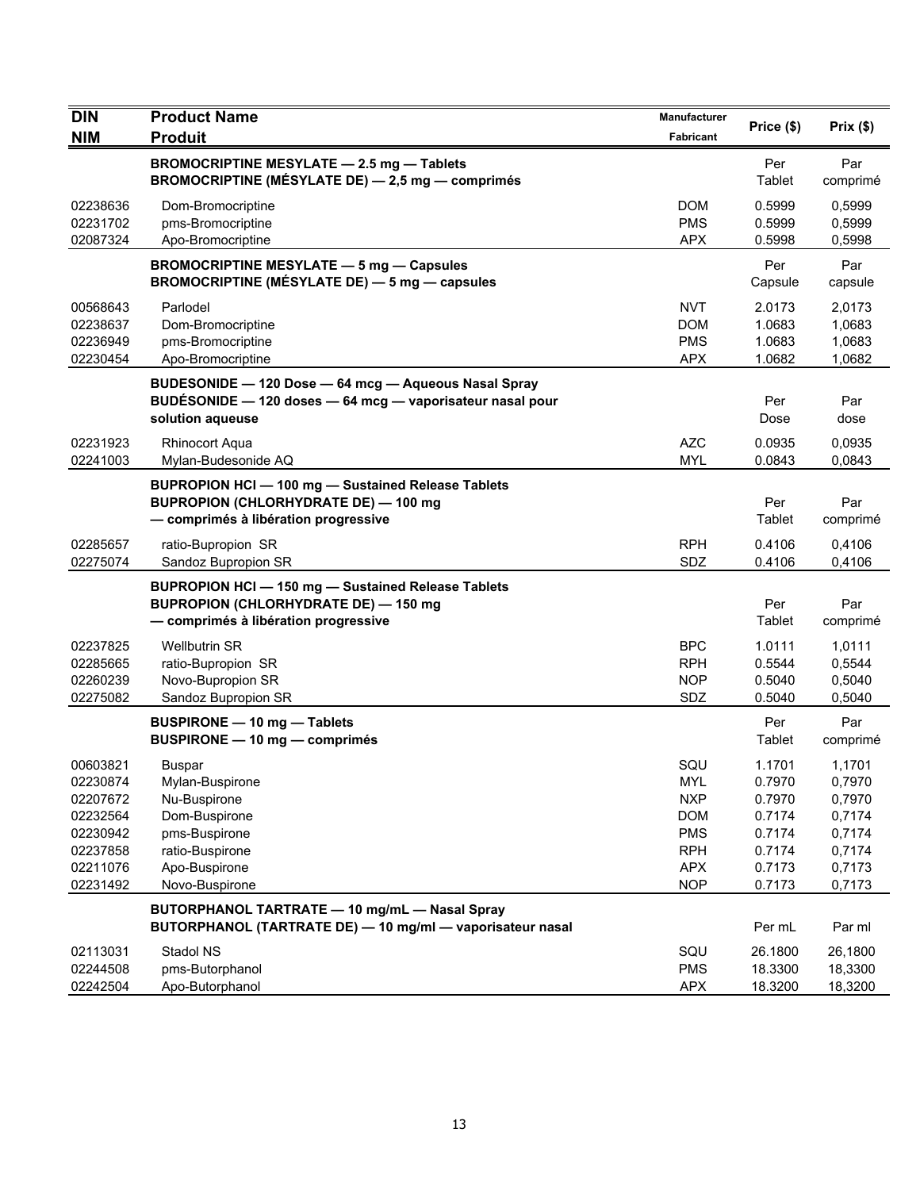| DIN<br>NIM | Product Name<br>Produit | Manufacturer<br>Fabricant | Price ($) | Prix ($) |
|---|---|---|---|---|
| | **BROMOCRIPTINE MESYLATE — 2.5 mg — Tablets**<br>**BROMOCRIPTINE (MÉSYLATE DE) — 2,5 mg — comprimés** | | Per Tablet | Par comprimé |
| 02238636 | Dom-Bromocriptine | DOM | 0.5999 | 0,5999 |
| 02231702 | pms-Bromocriptine | PMS | 0.5999 | 0,5999 |
| 02087324 | Apo-Bromocriptine | APX | 0.5998 | 0,5998 |
| | **BROMOCRIPTINE MESYLATE — 5 mg — Capsules**<br>**BROMOCRIPTINE (MÉSYLATE DE) — 5 mg — capsules** | | Per Capsule | Par capsule |
| 00568643 | Parlodel | NVT | 2.0173 | 2,0173 |
| 02238637 | Dom-Bromocriptine | DOM | 1.0683 | 1,0683 |
| 02236949 | pms-Bromocriptine | PMS | 1.0683 | 1,0683 |
| 02230454 | Apo-Bromocriptine | APX | 1.0682 | 1,0682 |
| | **BUDESONIDE — 120 Dose — 64 mcg — Aqueous Nasal Spray**<br>**BUDÉSONIDE — 120 doses — 64 mcg — vaporisateur nasal pour solution aqueuse** | | Per Dose | Par dose |
| 02231923 | Rhinocort Aqua | AZC | 0.0935 | 0,0935 |
| 02241003 | Mylan-Budesonide AQ | MYL | 0.0843 | 0,0843 |
| | **BUPROPION HCl — 100 mg — Sustained Release Tablets**<br>**BUPROPION (CHLORHYDRATE DE) — 100 mg — comprimés à libération progressive** | | Per Tablet | Par comprimé |
| 02285657 | ratio-Bupropion SR | RPH | 0.4106 | 0,4106 |
| 02275074 | Sandoz Bupropion SR | SDZ | 0.4106 | 0,4106 |
| | **BUPROPION HCl — 150 mg — Sustained Release Tablets**<br>**BUPROPION (CHLORHYDRATE DE) — 150 mg — comprimés à libération progressive** | | Per Tablet | Par comprimé |
| 02237825 | Wellbutrin SR | BPC | 1.0111 | 1,0111 |
| 02285665 | ratio-Bupropion SR | RPH | 0.5544 | 0,5544 |
| 02260239 | Novo-Bupropion SR | NOP | 0.5040 | 0,5040 |
| 02275082 | Sandoz Bupropion SR | SDZ | 0.5040 | 0,5040 |
| | **BUSPIRONE — 10 mg — Tablets**<br>**BUSPIRONE — 10 mg — comprimés** | | Per Tablet | Par comprimé |
| 00603821 | Buspar | SQU | 1.1701 | 1,1701 |
| 02230874 | Mylan-Buspirone | MYL | 0.7970 | 0,7970 |
| 02207672 | Nu-Buspirone | NXP | 0.7970 | 0,7970 |
| 02232564 | Dom-Buspirone | DOM | 0.7174 | 0,7174 |
| 02230942 | pms-Buspirone | PMS | 0.7174 | 0,7174 |
| 02237858 | ratio-Buspirone | RPH | 0.7174 | 0,7174 |
| 02211076 | Apo-Buspirone | APX | 0.7173 | 0,7173 |
| 02231492 | Novo-Buspirone | NOP | 0.7173 | 0,7173 |
| | **BUTORPHANOL TARTRATE — 10 mg/mL — Nasal Spray**<br>**BUTORPHANOL (TARTRATE DE) — 10 mg/ml — vaporisateur nasal** | | Per mL | Par ml |
| 02113031 | Stadol NS | SQU | 26.1800 | 26,1800 |
| 02244508 | pms-Butorphanol | PMS | 18.3300 | 18,3300 |
| 02242504 | Apo-Butorphanol | APX | 18.3200 | 18,3200 |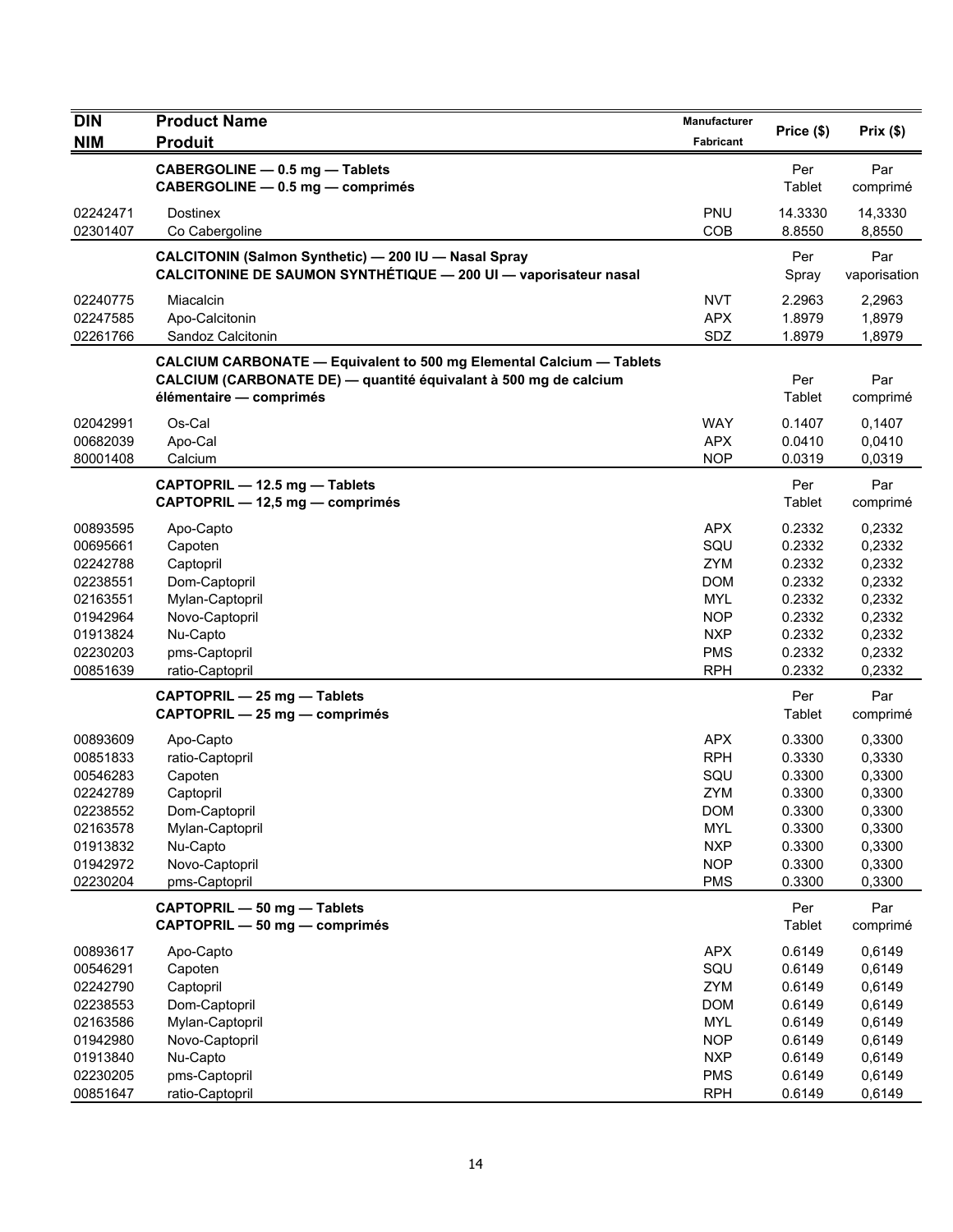| DIN<br>NIM | Product Name<br>Produit | Manufacturer<br>Fabricant | Price ($) | Prix ($) |
|---|---|---|---|---|
| | **CABERGOLINE — 0.5 mg — Tablets**<br>**CABERGOLINE — 0.5 mg — comprimés** | | Per Tablet | Par comprimé |
| 02242471 | Dostinex | PNU | 14.3330 | 14,3330 |
| 02301407 | Co Cabergoline | COB | 8.8550 | 8,8550 |
| | **CALCITONIN (Salmon Synthetic) — 200 IU — Nasal Spray**<br>**CALCITONINE DE SAUMON SYNTHÉTIQUE — 200 UI — vaporisateur nasal** | | Per Spray | Par vaporisation |
| 02240775 | Miacalcin | NVT | 2.2963 | 2,2963 |
| 02247585 | Apo-Calcitonin | APX | 1.8979 | 1,8979 |
| 02261766 | Sandoz Calcitonin | SDZ | 1.8979 | 1,8979 |
| | **CALCIUM CARBONATE — Equivalent to 500 mg Elemental Calcium — Tablets**<br>**CALCIUM (CARBONATE DE) — quantité équivalant à 500 mg de calcium élémentaire — comprimés** | | Per Tablet | Par comprimé |
| 02042991 | Os-Cal | WAY | 0.1407 | 0,1407 |
| 00682039 | Apo-Cal | APX | 0.0410 | 0,0410 |
| 80001408 | Calcium | NOP | 0.0319 | 0,0319 |
| | **CAPTOPRIL — 12.5 mg — Tablets**<br>**CAPTOPRIL — 12,5 mg — comprimés** | | Per Tablet | Par comprimé |
| 00893595 | Apo-Capto | APX | 0.2332 | 0,2332 |
| 00695661 | Capoten | SQU | 0.2332 | 0,2332 |
| 02242788 | Captopril | ZYM | 0.2332 | 0,2332 |
| 02238551 | Dom-Captopril | DOM | 0.2332 | 0,2332 |
| 02163551 | Mylan-Captopril | MYL | 0.2332 | 0,2332 |
| 01942964 | Novo-Captopril | NOP | 0.2332 | 0,2332 |
| 01913824 | Nu-Capto | NXP | 0.2332 | 0,2332 |
| 02230203 | pms-Captopril | PMS | 0.2332 | 0,2332 |
| 00851639 | ratio-Captopril | RPH | 0.2332 | 0,2332 |
| | **CAPTOPRIL — 25 mg — Tablets**<br>**CAPTOPRIL — 25 mg — comprimés** | | Per Tablet | Par comprimé |
| 00893609 | Apo-Capto | APX | 0.3300 | 0,3300 |
| 00851833 | ratio-Captopril | RPH | 0.3330 | 0,3330 |
| 00546283 | Capoten | SQU | 0.3300 | 0,3300 |
| 02242789 | Captopril | ZYM | 0.3300 | 0,3300 |
| 02238552 | Dom-Captopril | DOM | 0.3300 | 0,3300 |
| 02163578 | Mylan-Captopril | MYL | 0.3300 | 0,3300 |
| 01913832 | Nu-Capto | NXP | 0.3300 | 0,3300 |
| 01942972 | Novo-Captopril | NOP | 0.3300 | 0,3300 |
| 02230204 | pms-Captopril | PMS | 0.3300 | 0,3300 |
| | **CAPTOPRIL — 50 mg — Tablets**<br>**CAPTOPRIL — 50 mg — comprimés** | | Per Tablet | Par comprimé |
| 00893617 | Apo-Capto | APX | 0.6149 | 0,6149 |
| 00546291 | Capoten | SQU | 0.6149 | 0,6149 |
| 02242790 | Captopril | ZYM | 0.6149 | 0,6149 |
| 02238553 | Dom-Captopril | DOM | 0.6149 | 0,6149 |
| 02163586 | Mylan-Captopril | MYL | 0.6149 | 0,6149 |
| 01942980 | Novo-Captopril | NOP | 0.6149 | 0,6149 |
| 01913840 | Nu-Capto | NXP | 0.6149 | 0,6149 |
| 02230205 | pms-Captopril | PMS | 0.6149 | 0,6149 |
| 00851647 | ratio-Captopril | RPH | 0.6149 | 0,6149 |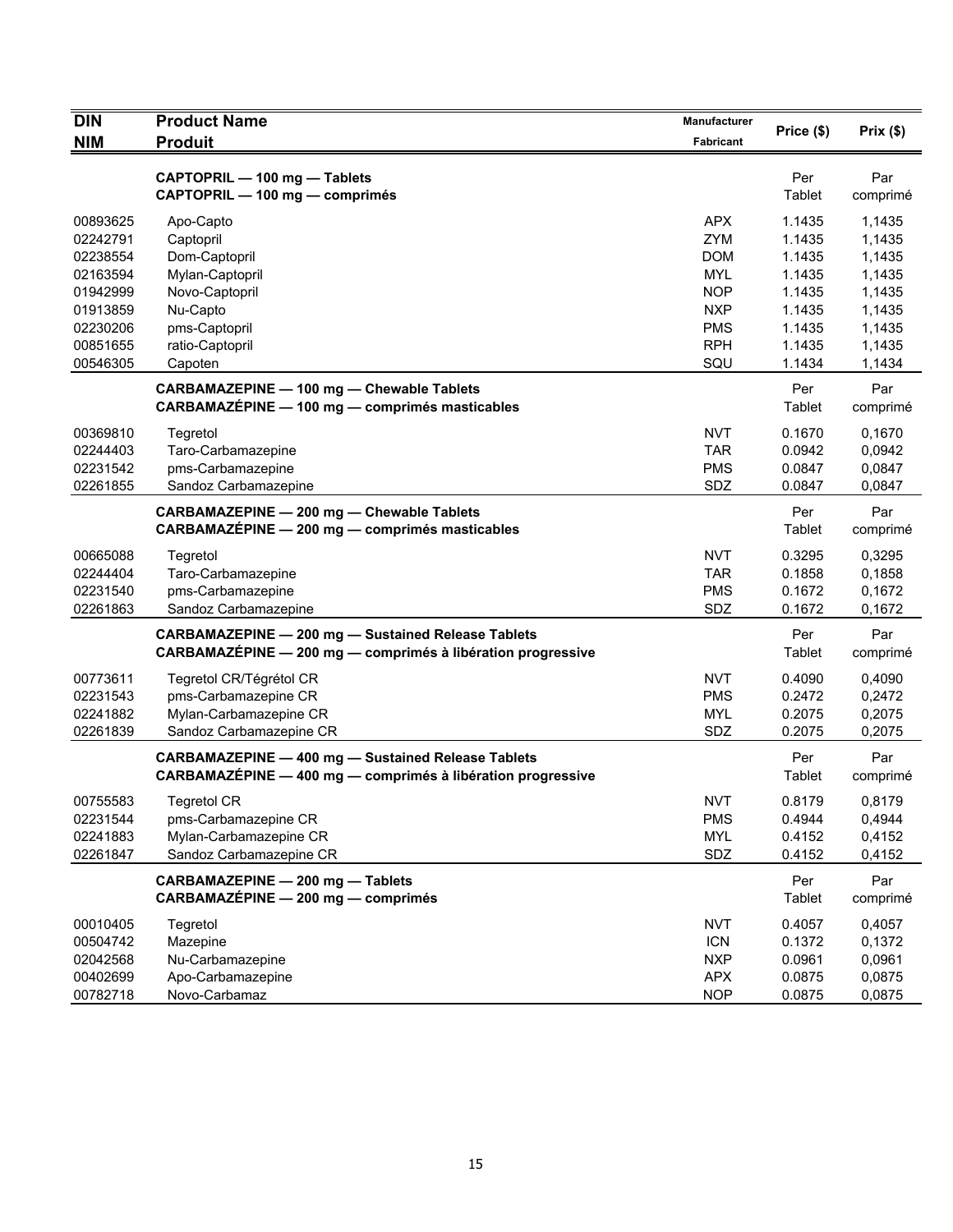| DIN<br>NIM | Product Name<br>Produit | Manufacturer<br>Fabricant | Price ($) | Prix ($) |
|---|---|---|---|---|
| | **CAPTOPRIL — 100 mg — Tablets**<br>**CAPTOPRIL — 100 mg — comprimés** | | Per Tablet | Par comprimé |
| 00893625 | Apo-Capto | APX | 1.1435 | 1,1435 |
| 02242791 | Captopril | ZYM | 1.1435 | 1,1435 |
| 02238554 | Dom-Captopril | DOM | 1.1435 | 1,1435 |
| 02163594 | Mylan-Captopril | MYL | 1.1435 | 1,1435 |
| 01942999 | Novo-Captopril | NOP | 1.1435 | 1,1435 |
| 01913859 | Nu-Capto | NXP | 1.1435 | 1,1435 |
| 02230206 | pms-Captopril | PMS | 1.1435 | 1,1435 |
| 00851655 | ratio-Captopril | RPH | 1.1435 | 1,1435 |
| 00546305 | Capoten | SQU | 1.1434 | 1,1434 |
| | **CARBAMAZEPINE — 100 mg — Chewable Tablets**<br>**CARBAMAZÉPINE — 100 mg — comprimés masticables** | | Per Tablet | Par comprimé |
| 00369810 | Tegretol | NVT | 0.1670 | 0,1670 |
| 02244403 | Taro-Carbamazepine | TAR | 0.0942 | 0,0942 |
| 02231542 | pms-Carbamazepine | PMS | 0.0847 | 0,0847 |
| 02261855 | Sandoz Carbamazepine | SDZ | 0.0847 | 0,0847 |
| | **CARBAMAZEPINE — 200 mg — Chewable Tablets**<br>**CARBAMAZÉPINE — 200 mg — comprimés masticables** | | Per Tablet | Par comprimé |
| 00665088 | Tegretol | NVT | 0.3295 | 0,3295 |
| 02244404 | Taro-Carbamazepine | TAR | 0.1858 | 0,1858 |
| 02231540 | pms-Carbamazepine | PMS | 0.1672 | 0,1672 |
| 02261863 | Sandoz Carbamazepine | SDZ | 0.1672 | 0,1672 |
| | **CARBAMAZEPINE — 200 mg — Sustained Release Tablets**<br>**CARBAMAZÉPINE — 200 mg — comprimés à libération progressive** | | Per Tablet | Par comprimé |
| 00773611 | Tegretol CR/Tégrétol CR | NVT | 0.4090 | 0,4090 |
| 02231543 | pms-Carbamazepine CR | PMS | 0.2472 | 0,2472 |
| 02241882 | Mylan-Carbamazepine CR | MYL | 0.2075 | 0,2075 |
| 02261839 | Sandoz Carbamazepine CR | SDZ | 0.2075 | 0,2075 |
| | **CARBAMAZEPINE — 400 mg — Sustained Release Tablets**<br>**CARBAMAZÉPINE — 400 mg — comprimés à libération progressive** | | Per Tablet | Par comprimé |
| 00755583 | Tegretol CR | NVT | 0.8179 | 0,8179 |
| 02231544 | pms-Carbamazepine CR | PMS | 0.4944 | 0,4944 |
| 02241883 | Mylan-Carbamazepine CR | MYL | 0.4152 | 0,4152 |
| 02261847 | Sandoz Carbamazepine CR | SDZ | 0.4152 | 0,4152 |
| | **CARBAMAZEPINE — 200 mg — Tablets**<br>**CARBAMAZÉPINE — 200 mg — comprimés** | | Per Tablet | Par comprimé |
| 00010405 | Tegretol | NVT | 0.4057 | 0,4057 |
| 00504742 | Mazepine | ICN | 0.1372 | 0,1372 |
| 02042568 | Nu-Carbamazepine | NXP | 0.0961 | 0,0961 |
| 00402699 | Apo-Carbamazepine | APX | 0.0875 | 0,0875 |
| 00782718 | Novo-Carbamaz | NOP | 0.0875 | 0,0875 |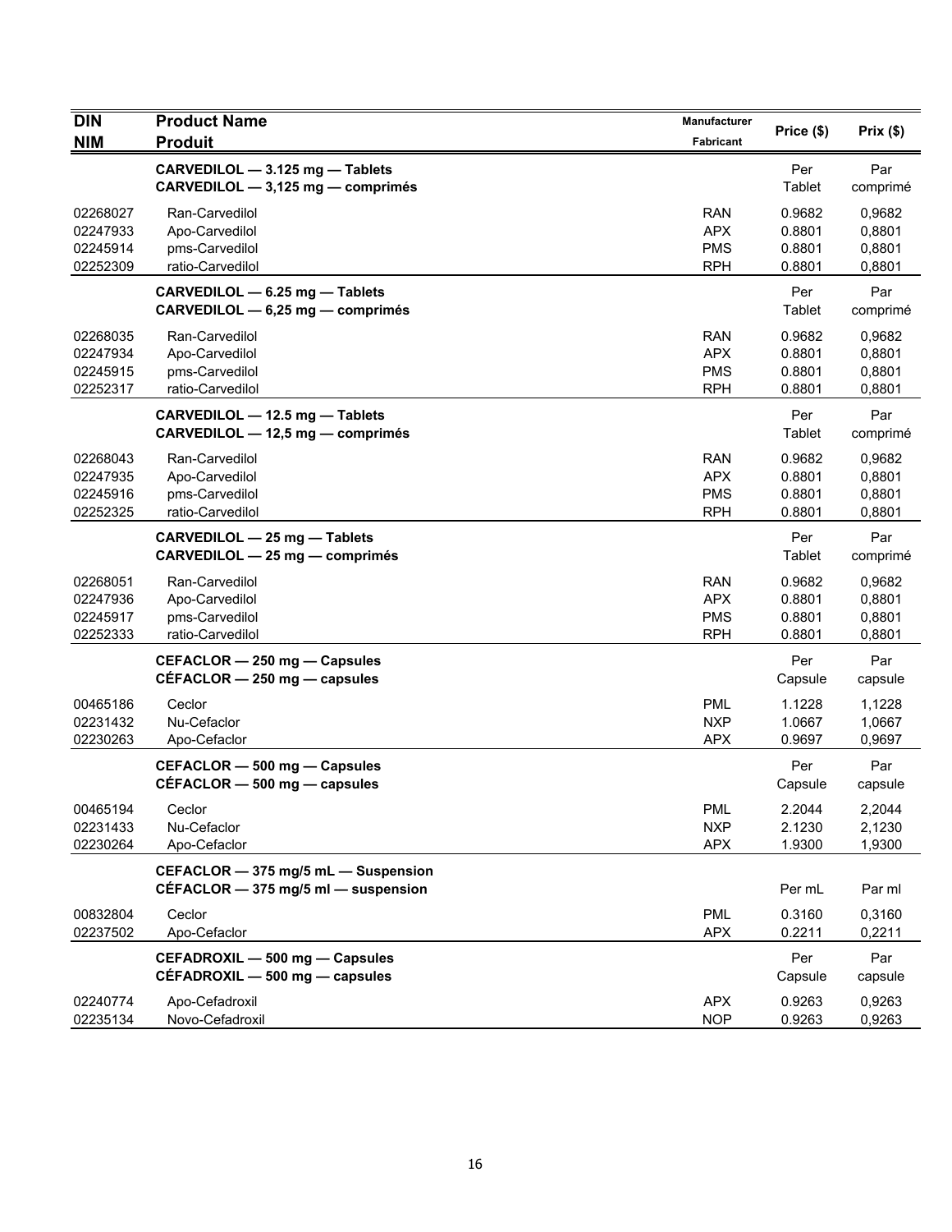| DIN<br>NIM | Product Name<br>Produit | Manufacturer<br>Fabricant | Price ($) | Prix ($) |
|---|---|---|---|---|
| | **CARVEDILOL — 3.125 mg — Tablets**<br>**CARVEDILOL — 3,125 mg — comprimés** | | Per Tablet | Par comprimé |
| 02268027 | Ran-Carvedilol | RAN | 0.9682 | 0,9682 |
| 02247933 | Apo-Carvedilol | APX | 0.8801 | 0,8801 |
| 02245914 | pms-Carvedilol | PMS | 0.8801 | 0,8801 |
| 02252309 | ratio-Carvedilol | RPH | 0.8801 | 0,8801 |
| | **CARVEDILOL — 6.25 mg — Tablets**<br>**CARVEDILOL — 6,25 mg — comprimés** | | Per Tablet | Par comprimé |
| 02268035 | Ran-Carvedilol | RAN | 0.9682 | 0,9682 |
| 02247934 | Apo-Carvedilol | APX | 0.8801 | 0,8801 |
| 02245915 | pms-Carvedilol | PMS | 0.8801 | 0,8801 |
| 02252317 | ratio-Carvedilol | RPH | 0.8801 | 0,8801 |
| | **CARVEDILOL — 12.5 mg — Tablets**<br>**CARVEDILOL — 12,5 mg — comprimés** | | Per Tablet | Par comprimé |
| 02268043 | Ran-Carvedilol | RAN | 0.9682 | 0,9682 |
| 02247935 | Apo-Carvedilol | APX | 0.8801 | 0,8801 |
| 02245916 | pms-Carvedilol | PMS | 0.8801 | 0,8801 |
| 02252325 | ratio-Carvedilol | RPH | 0.8801 | 0,8801 |
| | **CARVEDILOL — 25 mg — Tablets**<br>**CARVEDILOL — 25 mg — comprimés** | | Per Tablet | Par comprimé |
| 02268051 | Ran-Carvedilol | RAN | 0.9682 | 0,9682 |
| 02247936 | Apo-Carvedilol | APX | 0.8801 | 0,8801 |
| 02245917 | pms-Carvedilol | PMS | 0.8801 | 0,8801 |
| 02252333 | ratio-Carvedilol | RPH | 0.8801 | 0,8801 |
| | **CEFACLOR — 250 mg — Capsules**<br>**CÉFACLOR — 250 mg — capsules** | | Per Capsule | Par capsule |
| 00465186 | Ceclor | PML | 1.1228 | 1,1228 |
| 02231432 | Nu-Cefaclor | NXP | 1.0667 | 1,0667 |
| 02230263 | Apo-Cefaclor | APX | 0.9697 | 0,9697 |
| | **CEFACLOR — 500 mg — Capsules**<br>**CÉFACLOR — 500 mg — capsules** | | Per Capsule | Par capsule |
| 00465194 | Ceclor | PML | 2.2044 | 2,2044 |
| 02231433 | Nu-Cefaclor | NXP | 2.1230 | 2,1230 |
| 02230264 | Apo-Cefaclor | APX | 1.9300 | 1,9300 |
| | **CEFACLOR — 375 mg/5 mL — Suspension**<br>**CÉFACLOR — 375 mg/5 ml — suspension** | | Per mL | Par ml |
| 00832804 | Ceclor | PML | 0.3160 | 0,3160 |
| 02237502 | Apo-Cefaclor | APX | 0.2211 | 0,2211 |
| | **CEFADROXIL — 500 mg — Capsules**<br>**CÉFADROXIL — 500 mg — capsules** | | Per Capsule | Par capsule |
| 02240774 | Apo-Cefadroxil | APX | 0.9263 | 0,9263 |
| 02235134 | Novo-Cefadroxil | NOP | 0.9263 | 0,9263 |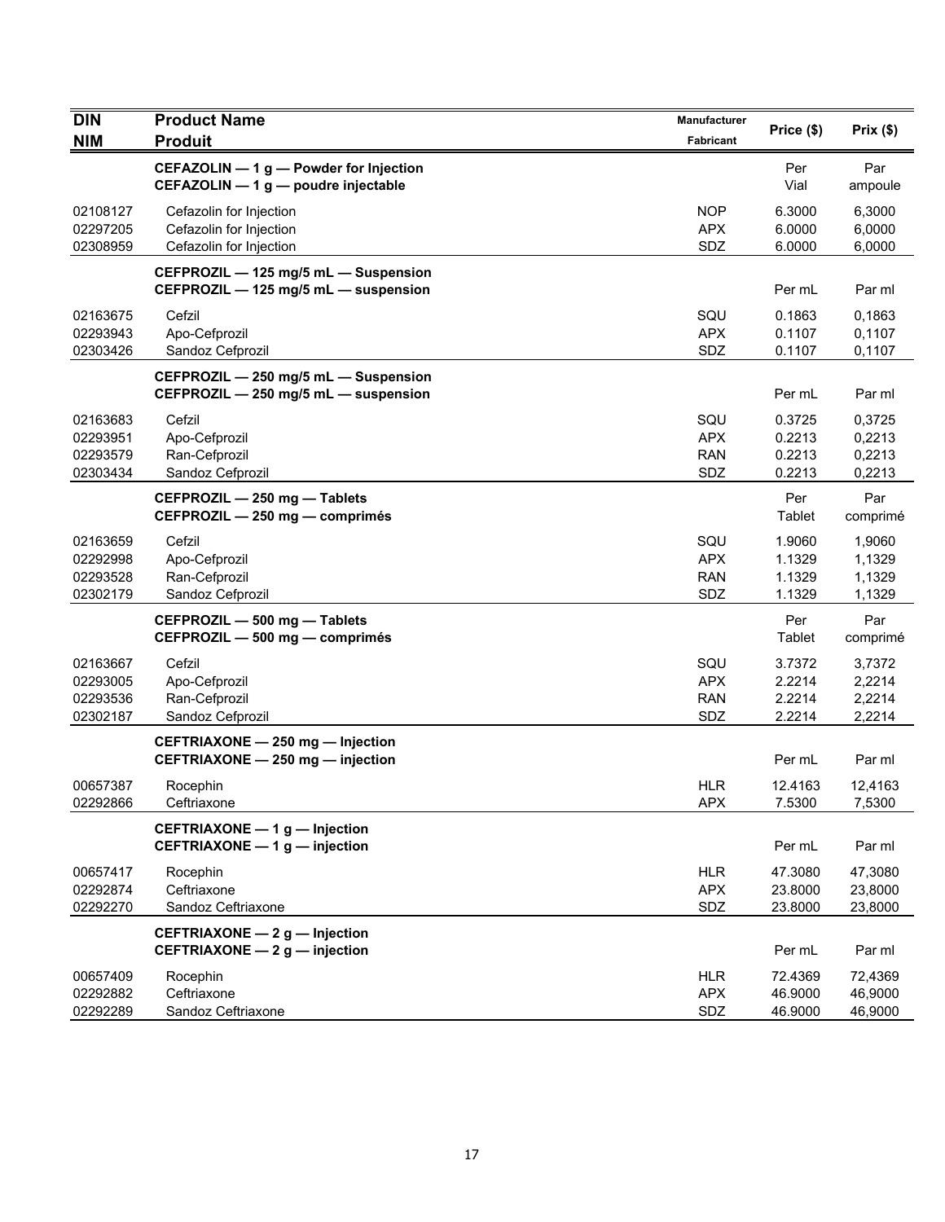| DIN<br>NIM | Product Name<br>Produit | Manufacturer<br>Fabricant | Price ($) | Prix ($) |
|---|---|---|---|---|
| | **CEFAZOLIN — 1 g — Powder for Injection**<br>**CEFAZOLIN — 1 g — poudre injectable** | | Per Vial | Par ampoule |
| 02108127 | Cefazolin for Injection | NOP | 6.3000 | 6,3000 |
| 02297205 | Cefazolin for Injection | APX | 6.0000 | 6,0000 |
| 02308959 | Cefazolin for Injection | SDZ | 6.0000 | 6,0000 |
| | **CEFPROZIL — 125 mg/5 mL — Suspension**<br>**CEFPROZIL — 125 mg/5 mL — suspension** | | Per mL | Par ml |
| 02163675 | Cefzil | SQU | 0.1863 | 0,1863 |
| 02293943 | Apo-Cefprozil | APX | 0.1107 | 0,1107 |
| 02303426 | Sandoz Cefprozil | SDZ | 0.1107 | 0,1107 |
| | **CEFPROZIL — 250 mg/5 mL — Suspension**<br>**CEFPROZIL — 250 mg/5 mL — suspension** | | Per mL | Par ml |
| 02163683 | Cefzil | SQU | 0.3725 | 0,3725 |
| 02293951 | Apo-Cefprozil | APX | 0.2213 | 0,2213 |
| 02293579 | Ran-Cefprozil | RAN | 0.2213 | 0,2213 |
| 02303434 | Sandoz Cefprozil | SDZ | 0.2213 | 0,2213 |
| | **CEFPROZIL — 250 mg — Tablets**<br>**CEFPROZIL — 250 mg — comprimés** | | Per Tablet | Par comprimé |
| 02163659 | Cefzil | SQU | 1.9060 | 1,9060 |
| 02292998 | Apo-Cefprozil | APX | 1.1329 | 1,1329 |
| 02293528 | Ran-Cefprozil | RAN | 1.1329 | 1,1329 |
| 02302179 | Sandoz Cefprozil | SDZ | 1.1329 | 1,1329 |
| | **CEFPROZIL — 500 mg — Tablets**<br>**CEFPROZIL — 500 mg — comprimés** | | Per Tablet | Par comprimé |
| 02163667 | Cefzil | SQU | 3.7372 | 3,7372 |
| 02293005 | Apo-Cefprozil | APX | 2.2214 | 2,2214 |
| 02293536 | Ran-Cefprozil | RAN | 2.2214 | 2,2214 |
| 02302187 | Sandoz Cefprozil | SDZ | 2.2214 | 2,2214 |
| | **CEFTRIAXONE — 250 mg — Injection**<br>**CEFTRIAXONE — 250 mg — injection** | | Per mL | Par ml |
| 00657387 | Rocephin | HLR | 12.4163 | 12,4163 |
| 02292866 | Ceftriaxone | APX | 7.5300 | 7,5300 |
| | **CEFTRIAXONE — 1 g — Injection**<br>**CEFTRIAXONE — 1 g — injection** | | Per mL | Par ml |
| 00657417 | Rocephin | HLR | 47.3080 | 47,3080 |
| 02292874 | Ceftriaxone | APX | 23.8000 | 23,8000 |
| 02292270 | Sandoz Ceftriaxone | SDZ | 23.8000 | 23,8000 |
| | **CEFTRIAXONE — 2 g — Injection**<br>**CEFTRIAXONE — 2 g — injection** | | Per mL | Par ml |
| 00657409 | Rocephin | HLR | 72.4369 | 72,4369 |
| 02292882 | Ceftriaxone | APX | 46.9000 | 46,9000 |
| 02292289 | Sandoz Ceftriaxone | SDZ | 46.9000 | 46,9000 |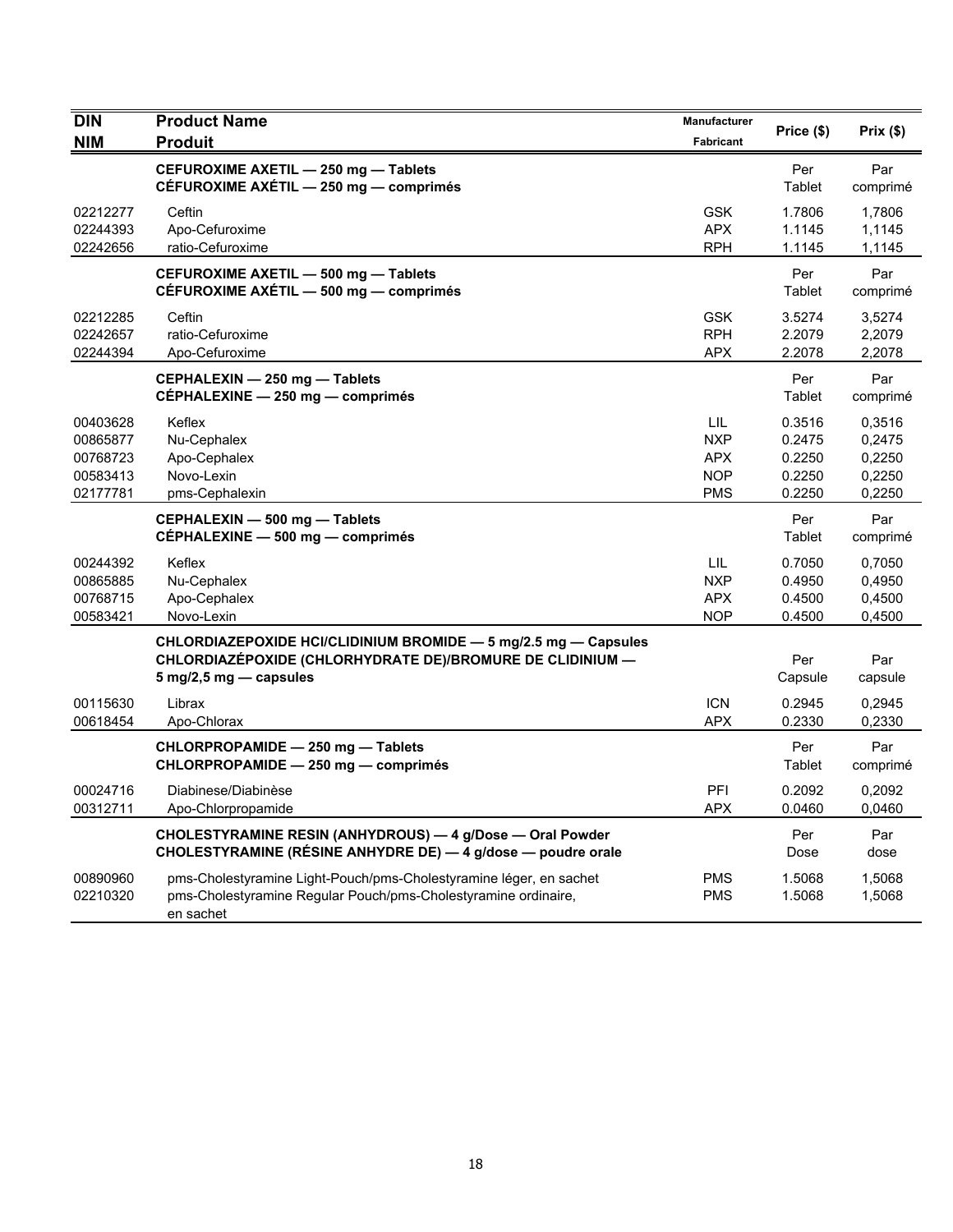| DIN<br>NIM | Product Name<br>Produit | Manufacturer<br>Fabricant | Price ($) | Prix ($) |
|---|---|---|---|---|
| | **CEFUROXIME AXETIL — 250 mg — Tablets**<br>**CÉFUROXIME AXÉTIL — 250 mg — comprimés** | | Per Tablet | Par comprimé |
| 02212277 | Ceftin | GSK | 1.7806 | 1,7806 |
| 02244393 | Apo-Cefuroxime | APX | 1.1145 | 1,1145 |
| 02242656 | ratio-Cefuroxime | RPH | 1.1145 | 1,1145 |
| | **CEFUROXIME AXETIL — 500 mg — Tablets**<br>**CÉFUROXIME AXÉTIL — 500 mg — comprimés** | | Per Tablet | Par comprimé |
| 02212285 | Ceftin | GSK | 3.5274 | 3,5274 |
| 02242657 | ratio-Cefuroxime | RPH | 2.2079 | 2,2079 |
| 02244394 | Apo-Cefuroxime | APX | 2.2078 | 2,2078 |
| | **CEPHALEXIN — 250 mg — Tablets**<br>**CÉPHALEXINE — 250 mg — comprimés** | | Per Tablet | Par comprimé |
| 00403628 | Keflex | LIL | 0.3516 | 0,3516 |
| 00865877 | Nu-Cephalex | NXP | 0.2475 | 0,2475 |
| 00768723 | Apo-Cephalex | APX | 0.2250 | 0,2250 |
| 00583413 | Novo-Lexin | NOP | 0.2250 | 0,2250 |
| 02177781 | pms-Cephalexin | PMS | 0.2250 | 0,2250 |
| | **CEPHALEXIN — 500 mg — Tablets**<br>**CÉPHALEXINE — 500 mg — comprimés** | | Per Tablet | Par comprimé |
| 00244392 | Keflex | LIL | 0.7050 | 0,7050 |
| 00865885 | Nu-Cephalex | NXP | 0.4950 | 0,4950 |
| 00768715 | Apo-Cephalex | APX | 0.4500 | 0,4500 |
| 00583421 | Novo-Lexin | NOP | 0.4500 | 0,4500 |
| | **CHLORDIAZEPOXIDE HCl/CLIDINIUM BROMIDE — 5 mg/2.5 mg — Capsules**<br>**CHLORDIAZÉPOXIDE (CHLORHYDRATE DE)/BROMURE DE CLIDINIUM — 5 mg/2,5 mg — capsules** | | Per Capsule | Par capsule |
| 00115630 | Librax | ICN | 0.2945 | 0,2945 |
| 00618454 | Apo-Chlorax | APX | 0.2330 | 0,2330 |
| | **CHLORPROPAMIDE — 250 mg — Tablets**<br>**CHLORPROPAMIDE — 250 mg — comprimés** | | Per Tablet | Par comprimé |
| 00024716 | Diabinese/Diabinèse | PFI | 0.2092 | 0,2092 |
| 00312711 | Apo-Chlorpropamide | APX | 0.0460 | 0,0460 |
| | **CHOLESTYRAMINE RESIN (ANHYDROUS) — 4 g/Dose — Oral Powder**<br>**CHOLESTYRAMINE (RÉSINE ANHYDRE DE) — 4 g/dose — poudre orale** | | Per Dose | Par dose |
| 00890960 | pms-Cholestyramine Light-Pouch/pms-Cholestyramine léger, en sachet | PMS | 1.5068 | 1,5068 |
| 02210320 | pms-Cholestyramine Regular Pouch/pms-Cholestyramine ordinaire, en sachet | PMS | 1.5068 | 1,5068 |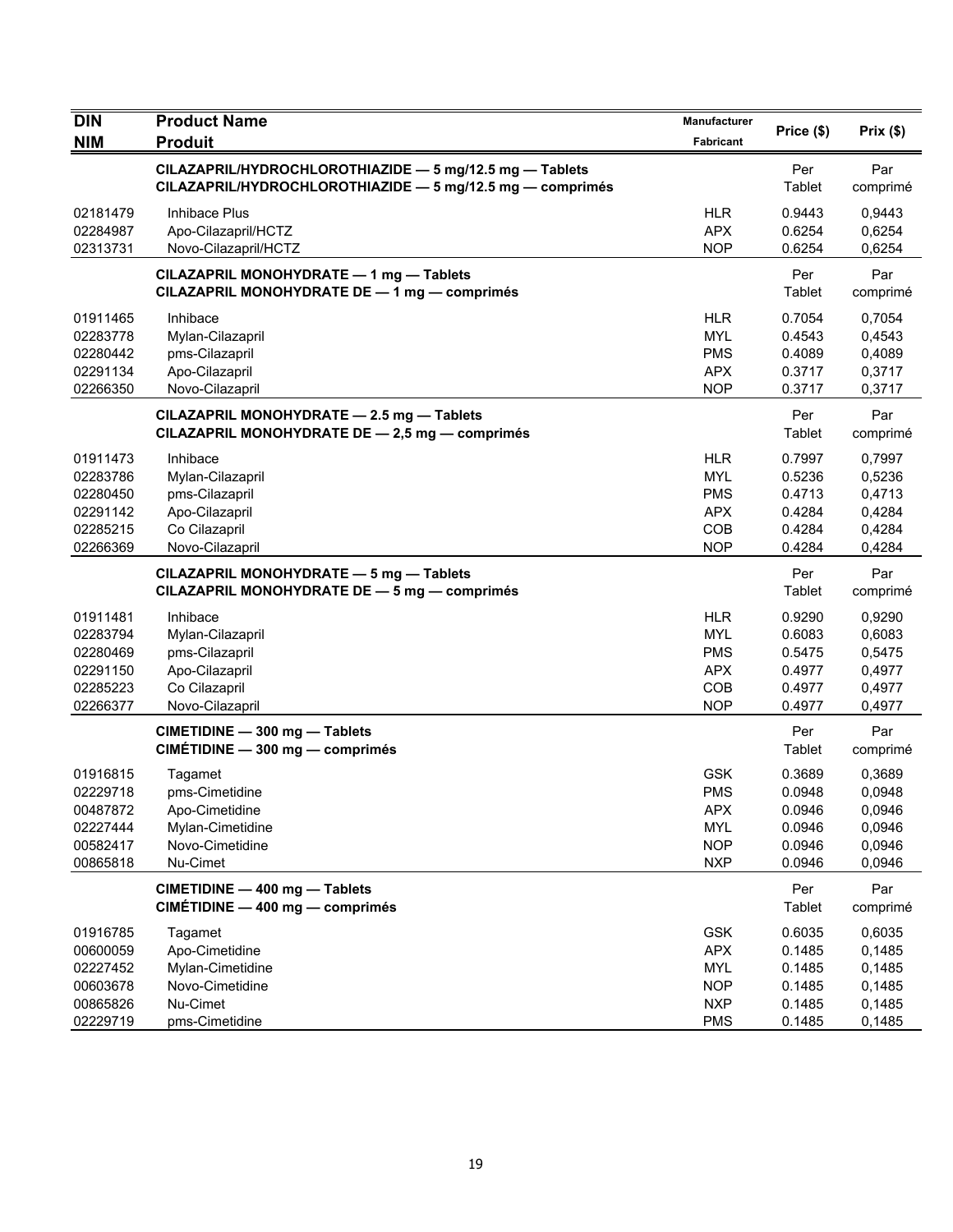| DIN<br>NIM | Product Name<br>Produit | Manufacturer<br>Fabricant | Price ($) | Prix ($) |
|---|---|---|---|---|
| | **CILAZAPRIL/HYDROCHLOROTHIAZIDE — 5 mg/12.5 mg — Tablets**<br>**CILAZAPRIL/HYDROCHLOROTHIAZIDE — 5 mg/12.5 mg — comprimés** | | Per Tablet | Par comprimé |
| 02181479 | Inhibace Plus | HLR | 0.9443 | 0,9443 |
| 02284987 | Apo-Cilazapril/HCTZ | APX | 0.6254 | 0,6254 |
| 02313731 | Novo-Cilazapril/HCTZ | NOP | 0.6254 | 0,6254 |
| | **CILAZAPRIL MONOHYDRATE — 1 mg — Tablets**<br>**CILAZAPRIL MONOHYDRATE DE — 1 mg — comprimés** | | Per Tablet | Par comprimé |
| 01911465 | Inhibace | HLR | 0.7054 | 0,7054 |
| 02283778 | Mylan-Cilazapril | MYL | 0.4543 | 0,4543 |
| 02280442 | pms-Cilazapril | PMS | 0.4089 | 0,4089 |
| 02291134 | Apo-Cilazapril | APX | 0.3717 | 0,3717 |
| 02266350 | Novo-Cilazapril | NOP | 0.3717 | 0,3717 |
| | **CILAZAPRIL MONOHYDRATE — 2.5 mg — Tablets**<br>**CILAZAPRIL MONOHYDRATE DE — 2,5 mg — comprimés** | | Per Tablet | Par comprimé |
| 01911473 | Inhibace | HLR | 0.7997 | 0,7997 |
| 02283786 | Mylan-Cilazapril | MYL | 0.5236 | 0,5236 |
| 02280450 | pms-Cilazapril | PMS | 0.4713 | 0,4713 |
| 02291142 | Apo-Cilazapril | APX | 0.4284 | 0,4284 |
| 02285215 | Co Cilazapril | COB | 0.4284 | 0,4284 |
| 02266369 | Novo-Cilazapril | NOP | 0.4284 | 0,4284 |
| | **CILAZAPRIL MONOHYDRATE — 5 mg — Tablets**<br>**CILAZAPRIL MONOHYDRATE DE — 5 mg — comprimés** | | Per Tablet | Par comprimé |
| 01911481 | Inhibace | HLR | 0.9290 | 0,9290 |
| 02283794 | Mylan-Cilazapril | MYL | 0.6083 | 0,6083 |
| 02280469 | pms-Cilazapril | PMS | 0.5475 | 0,5475 |
| 02291150 | Apo-Cilazapril | APX | 0.4977 | 0,4977 |
| 02285223 | Co Cilazapril | COB | 0.4977 | 0,4977 |
| 02266377 | Novo-Cilazapril | NOP | 0.4977 | 0,4977 |
| | **CIMETIDINE — 300 mg — Tablets**<br>**CIMÉTIDINE — 300 mg — comprimés** | | Per Tablet | Par comprimé |
| 01916815 | Tagamet | GSK | 0.3689 | 0,3689 |
| 02229718 | pms-Cimetidine | PMS | 0.0948 | 0,0948 |
| 00487872 | Apo-Cimetidine | APX | 0.0946 | 0,0946 |
| 02227444 | Mylan-Cimetidine | MYL | 0.0946 | 0,0946 |
| 00582417 | Novo-Cimetidine | NOP | 0.0946 | 0,0946 |
| 00865818 | Nu-Cimet | NXP | 0.0946 | 0,0946 |
| | **CIMETIDINE — 400 mg — Tablets**<br>**CIMÉTIDINE — 400 mg — comprimés** | | Per Tablet | Par comprimé |
| 01916785 | Tagamet | GSK | 0.6035 | 0,6035 |
| 00600059 | Apo-Cimetidine | APX | 0.1485 | 0,1485 |
| 02227452 | Mylan-Cimetidine | MYL | 0.1485 | 0,1485 |
| 00603678 | Novo-Cimetidine | NOP | 0.1485 | 0,1485 |
| 00865826 | Nu-Cimet | NXP | 0.1485 | 0,1485 |
| 02229719 | pms-Cimetidine | PMS | 0.1485 | 0,1485 |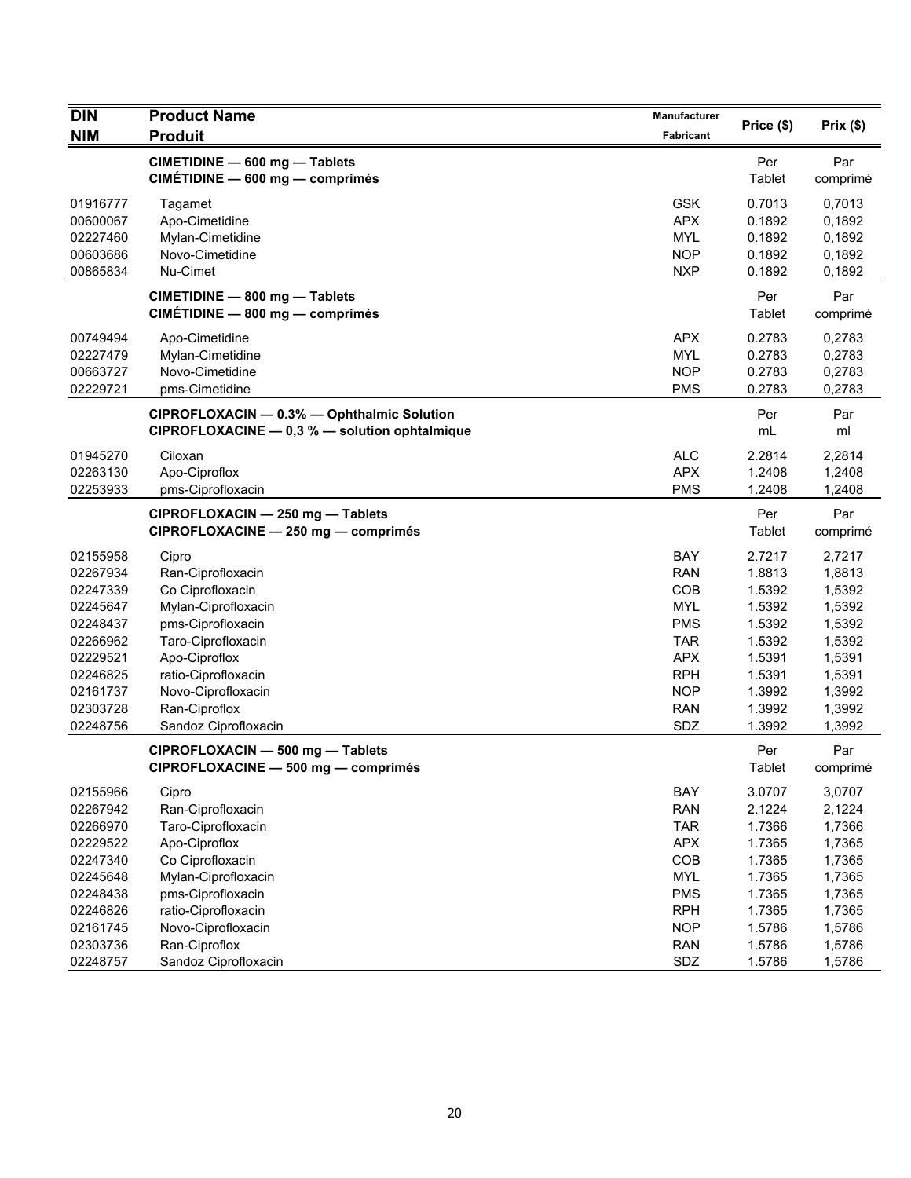| DIN<br>NIM | Product Name<br>Produit | Manufacturer<br>Fabricant | Price ($) | Prix ($) |
|---|---|---|---|---|
| | **CIMETIDINE — 600 mg — Tablets**<br>**CIMÉTIDINE — 600 mg — comprimés** | | Per<br>Tablet | Par<br>comprimé |
| 01916777 | Tagamet | GSK | 0.7013 | 0,7013 |
| 00600067 | Apo-Cimetidine | APX | 0.1892 | 0,1892 |
| 02227460 | Mylan-Cimetidine | MYL | 0.1892 | 0,1892 |
| 00603686 | Novo-Cimetidine | NOP | 0.1892 | 0,1892 |
| 00865834 | Nu-Cimet | NXP | 0.1892 | 0,1892 |
| | **CIMETIDINE — 800 mg — Tablets**<br>**CIMÉTIDINE — 800 mg — comprimés** | | Per<br>Tablet | Par<br>comprimé |
| 00749494 | Apo-Cimetidine | APX | 0.2783 | 0,2783 |
| 02227479 | Mylan-Cimetidine | MYL | 0.2783 | 0,2783 |
| 00663727 | Novo-Cimetidine | NOP | 0.2783 | 0,2783 |
| 02229721 | pms-Cimetidine | PMS | 0.2783 | 0,2783 |
| | **CIPROFLOXACIN — 0.3% — Ophthalmic Solution**<br>**CIPROFLOXACINE — 0,3 % — solution ophtalmique** | | Per<br>mL | Par<br>ml |
| 01945270 | Ciloxan | ALC | 2.2814 | 2,2814 |
| 02263130 | Apo-Ciproflox | APX | 1.2408 | 1,2408 |
| 02253933 | pms-Ciprofloxacin | PMS | 1.2408 | 1,2408 |
| | **CIPROFLOXACIN — 250 mg — Tablets**<br>**CIPROFLOXACINE — 250 mg — comprimés** | | Per<br>Tablet | Par<br>comprimé |
| 02155958 | Cipro | BAY | 2.7217 | 2,7217 |
| 02267934 | Ran-Ciprofloxacin | RAN | 1.8813 | 1,8813 |
| 02247339 | Co Ciprofloxacin | COB | 1.5392 | 1,5392 |
| 02245647 | Mylan-Ciprofloxacin | MYL | 1.5392 | 1,5392 |
| 02248437 | pms-Ciprofloxacin | PMS | 1.5392 | 1,5392 |
| 02266962 | Taro-Ciprofloxacin | TAR | 1.5392 | 1,5392 |
| 02229521 | Apo-Ciproflox | APX | 1.5391 | 1,5391 |
| 02246825 | ratio-Ciprofloxacin | RPH | 1.5391 | 1,5391 |
| 02161737 | Novo-Ciprofloxacin | NOP | 1.3992 | 1,3992 |
| 02303728 | Ran-Ciproflox | RAN | 1.3992 | 1,3992 |
| 02248756 | Sandoz Ciprofloxacin | SDZ | 1.3992 | 1,3992 |
| | **CIPROFLOXACIN — 500 mg — Tablets**<br>**CIPROFLOXACINE — 500 mg — comprimés** | | Per<br>Tablet | Par<br>comprimé |
| 02155966 | Cipro | BAY | 3.0707 | 3,0707 |
| 02267942 | Ran-Ciprofloxacin | RAN | 2.1224 | 2,1224 |
| 02266970 | Taro-Ciprofloxacin | TAR | 1.7366 | 1,7366 |
| 02229522 | Apo-Ciproflox | APX | 1.7365 | 1,7365 |
| 02247340 | Co Ciprofloxacin | COB | 1.7365 | 1,7365 |
| 02245648 | Mylan-Ciprofloxacin | MYL | 1.7365 | 1,7365 |
| 02248438 | pms-Ciprofloxacin | PMS | 1.7365 | 1,7365 |
| 02246826 | ratio-Ciprofloxacin | RPH | 1.7365 | 1,7365 |
| 02161745 | Novo-Ciprofloxacin | NOP | 1.5786 | 1,5786 |
| 02303736 | Ran-Ciproflox | RAN | 1.5786 | 1,5786 |
| 02248757 | Sandoz Ciprofloxacin | SDZ | 1.5786 | 1,5786 |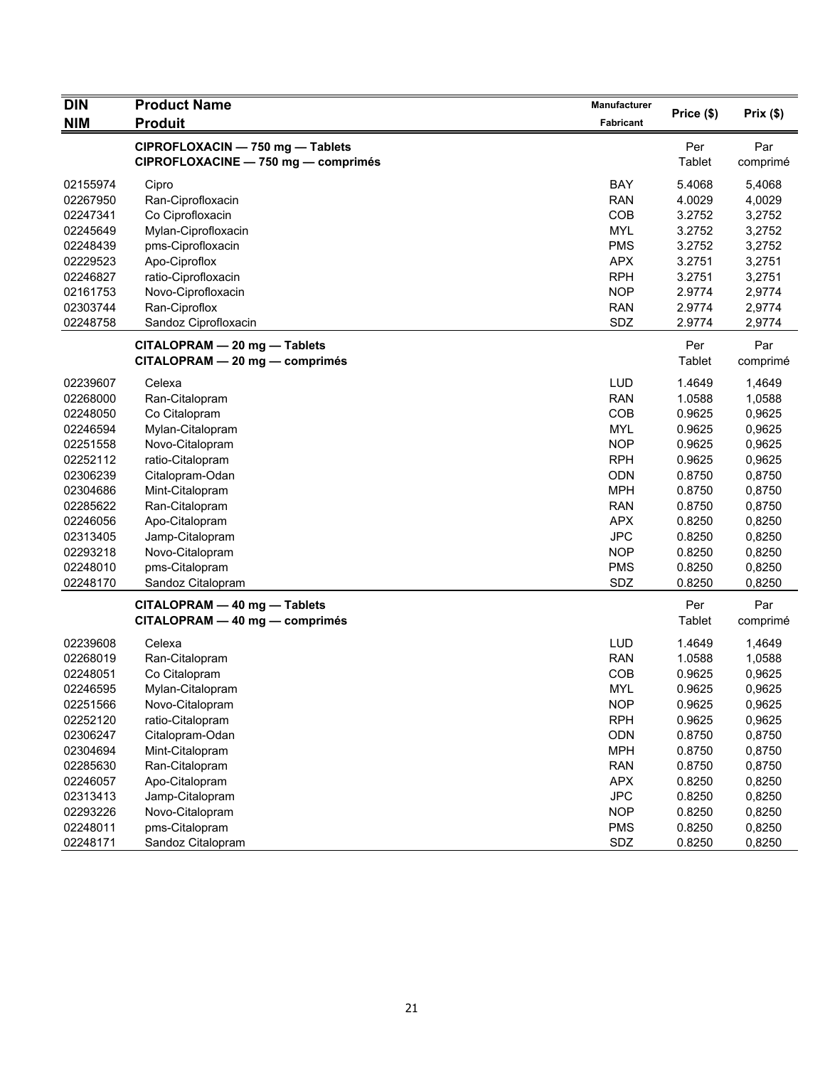| DIN<br>NIM | Product Name<br>Produit | Manufacturer<br>Fabricant | Price ($) | Prix ($) |
|---|---|---|---|---|
| | **CIPROFLOXACIN — 750 mg — Tablets**<br>**CIPROFLOXACINE — 750 mg — comprimés** | | Per Tablet | Par comprimé |
| 02155974 | Cipro | BAY | 5.4068 | 5,4068 |
| 02267950 | Ran-Ciprofloxacin | RAN | 4.0029 | 4,0029 |
| 02247341 | Co Ciprofloxacin | COB | 3.2752 | 3,2752 |
| 02245649 | Mylan-Ciprofloxacin | MYL | 3.2752 | 3,2752 |
| 02248439 | pms-Ciprofloxacin | PMS | 3.2752 | 3,2752 |
| 02229523 | Apo-Ciproflox | APX | 3.2751 | 3,2751 |
| 02246827 | ratio-Ciprofloxacin | RPH | 3.2751 | 3,2751 |
| 02161753 | Novo-Ciprofloxacin | NOP | 2.9774 | 2,9774 |
| 02303744 | Ran-Ciproflox | RAN | 2.9774 | 2,9774 |
| 02248758 | Sandoz Ciprofloxacin | SDZ | 2.9774 | 2,9774 |
| | **CITALOPRAM — 20 mg — Tablets**<br>**CITALOPRAM — 20 mg — comprimés** | | Per Tablet | Par comprimé |
| 02239607 | Celexa | LUD | 1.4649 | 1,4649 |
| 02268000 | Ran-Citalopram | RAN | 1.0588 | 1,0588 |
| 02248050 | Co Citalopram | COB | 0.9625 | 0,9625 |
| 02246594 | Mylan-Citalopram | MYL | 0.9625 | 0,9625 |
| 02251558 | Novo-Citalopram | NOP | 0.9625 | 0,9625 |
| 02252112 | ratio-Citalopram | RPH | 0.9625 | 0,9625 |
| 02306239 | Citalopram-Odan | ODN | 0.8750 | 0,8750 |
| 02304686 | Mint-Citalopram | MPH | 0.8750 | 0,8750 |
| 02285622 | Ran-Citalopram | RAN | 0.8750 | 0,8750 |
| 02246056 | Apo-Citalopram | APX | 0.8250 | 0,8250 |
| 02313405 | Jamp-Citalopram | JPC | 0.8250 | 0,8250 |
| 02293218 | Novo-Citalopram | NOP | 0.8250 | 0,8250 |
| 02248010 | pms-Citalopram | PMS | 0.8250 | 0,8250 |
| 02248170 | Sandoz Citalopram | SDZ | 0.8250 | 0,8250 |
| | **CITALOPRAM — 40 mg — Tablets**<br>**CITALOPRAM — 40 mg — comprimés** | | Per Tablet | Par comprimé |
| 02239608 | Celexa | LUD | 1.4649 | 1,4649 |
| 02268019 | Ran-Citalopram | RAN | 1.0588 | 1,0588 |
| 02248051 | Co Citalopram | COB | 0.9625 | 0,9625 |
| 02246595 | Mylan-Citalopram | MYL | 0.9625 | 0,9625 |
| 02251566 | Novo-Citalopram | NOP | 0.9625 | 0,9625 |
| 02252120 | ratio-Citalopram | RPH | 0.9625 | 0,9625 |
| 02306247 | Citalopram-Odan | ODN | 0.8750 | 0,8750 |
| 02304694 | Mint-Citalopram | MPH | 0.8750 | 0,8750 |
| 02285630 | Ran-Citalopram | RAN | 0.8750 | 0,8750 |
| 02246057 | Apo-Citalopram | APX | 0.8250 | 0,8250 |
| 02313413 | Jamp-Citalopram | JPC | 0.8250 | 0,8250 |
| 02293226 | Novo-Citalopram | NOP | 0.8250 | 0,8250 |
| 02248011 | pms-Citalopram | PMS | 0.8250 | 0,8250 |
| 02248171 | Sandoz Citalopram | SDZ | 0.8250 | 0,8250 |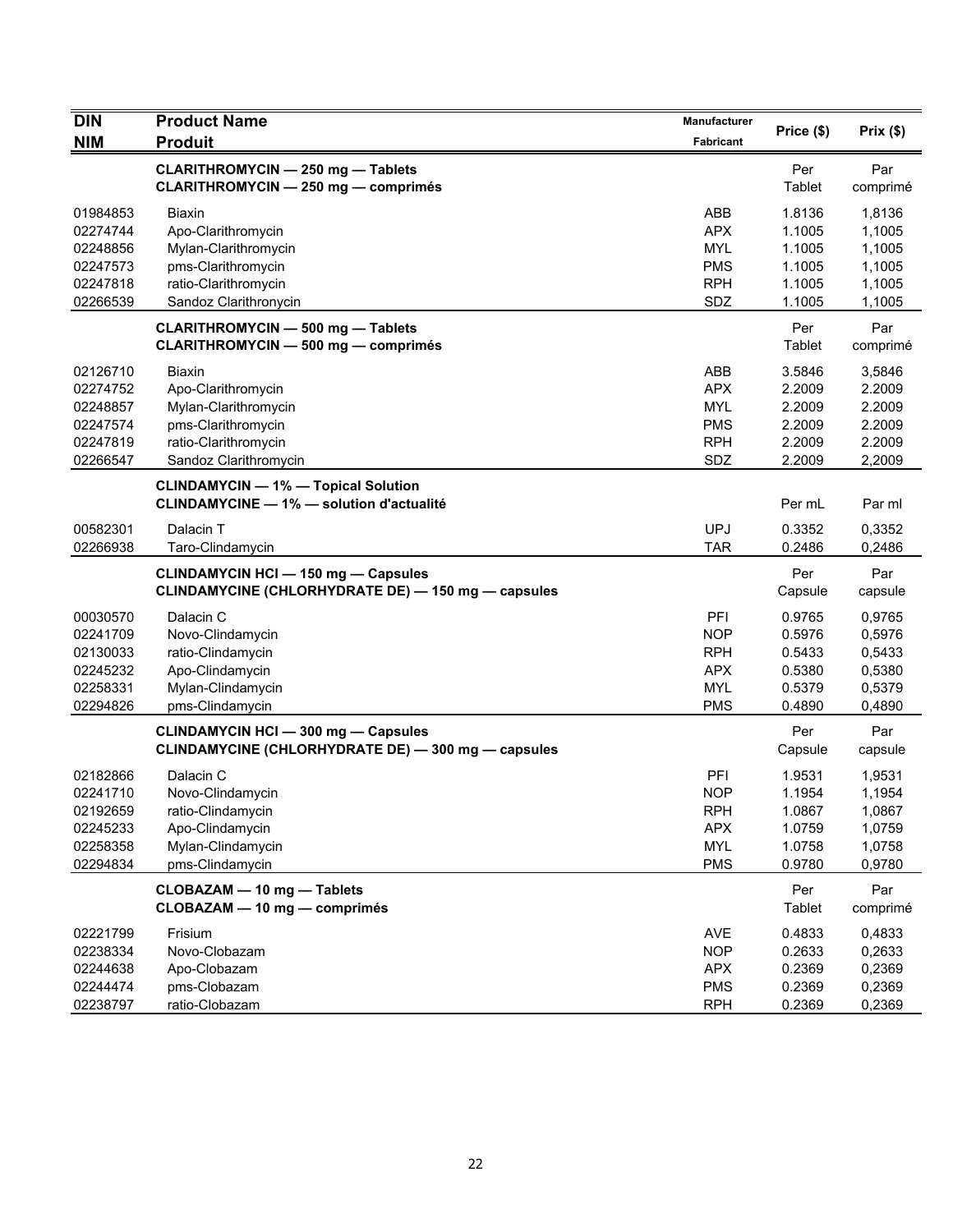| DIN<br>NIM | Product Name<br>Produit | Manufacturer<br>Fabricant | Price ($) | Prix ($) |
|---|---|---|---|---|
| | **CLARITHROMYCIN — 250 mg — Tablets**<br>**CLARITHROMYCIN — 250 mg — comprimés** | | Per Tablet | Par comprimé |
| 01984853 | Biaxin | ABB | 1.8136 | 1,8136 |
| 02274744 | Apo-Clarithromycin | APX | 1.1005 | 1,1005 |
| 02248856 | Mylan-Clarithromycin | MYL | 1.1005 | 1,1005 |
| 02247573 | pms-Clarithromycin | PMS | 1.1005 | 1,1005 |
| 02247818 | ratio-Clarithromycin | RPH | 1.1005 | 1,1005 |
| 02266539 | Sandoz Clarithronycin | SDZ | 1.1005 | 1,1005 |
| | **CLARITHROMYCIN — 500 mg — Tablets**<br>**CLARITHROMYCIN — 500 mg — comprimés** | | Per Tablet | Par comprimé |
| 02126710 | Biaxin | ABB | 3.5846 | 3,5846 |
| 02274752 | Apo-Clarithromycin | APX | 2.2009 | 2.2009 |
| 02248857 | Mylan-Clarithromycin | MYL | 2.2009 | 2.2009 |
| 02247574 | pms-Clarithromycin | PMS | 2.2009 | 2.2009 |
| 02247819 | ratio-Clarithromycin | RPH | 2.2009 | 2.2009 |
| 02266547 | Sandoz Clarithromycin | SDZ | 2.2009 | 2,2009 |
| | **CLINDAMYCIN — 1% — Topical Solution**<br>**CLINDAMYCINE — 1% — solution d'actualité** | | Per mL | Par ml |
| 00582301 | Dalacin T | UPJ | 0.3352 | 0,3352 |
| 02266938 | Taro-Clindamycin | TAR | 0.2486 | 0,2486 |
| | **CLINDAMYCIN HCl — 150 mg — Capsules**<br>**CLINDAMYCINE (CHLORHYDRATE DE) — 150 mg — capsules** | | Per Capsule | Par capsule |
| 00030570 | Dalacin C | PFI | 0.9765 | 0,9765 |
| 02241709 | Novo-Clindamycin | NOP | 0.5976 | 0,5976 |
| 02130033 | ratio-Clindamycin | RPH | 0.5433 | 0,5433 |
| 02245232 | Apo-Clindamycin | APX | 0.5380 | 0,5380 |
| 02258331 | Mylan-Clindamycin | MYL | 0.5379 | 0,5379 |
| 02294826 | pms-Clindamycin | PMS | 0.4890 | 0,4890 |
| | **CLINDAMYCIN HCl — 300 mg — Capsules**<br>**CLINDAMYCINE (CHLORHYDRATE DE) — 300 mg — capsules** | | Per Capsule | Par capsule |
| 02182866 | Dalacin C | PFI | 1.9531 | 1,9531 |
| 02241710 | Novo-Clindamycin | NOP | 1.1954 | 1,1954 |
| 02192659 | ratio-Clindamycin | RPH | 1.0867 | 1,0867 |
| 02245233 | Apo-Clindamycin | APX | 1.0759 | 1,0759 |
| 02258358 | Mylan-Clindamycin | MYL | 1.0758 | 1,0758 |
| 02294834 | pms-Clindamycin | PMS | 0.9780 | 0,9780 |
| | **CLOBAZAM — 10 mg — Tablets**<br>**CLOBAZAM — 10 mg — comprimés** | | Per Tablet | Par comprimé |
| 02221799 | Frisium | AVE | 0.4833 | 0,4833 |
| 02238334 | Novo-Clobazam | NOP | 0.2633 | 0,2633 |
| 02244638 | Apo-Clobazam | APX | 0.2369 | 0,2369 |
| 02244474 | pms-Clobazam | PMS | 0.2369 | 0,2369 |
| 02238797 | ratio-Clobazam | RPH | 0.2369 | 0,2369 |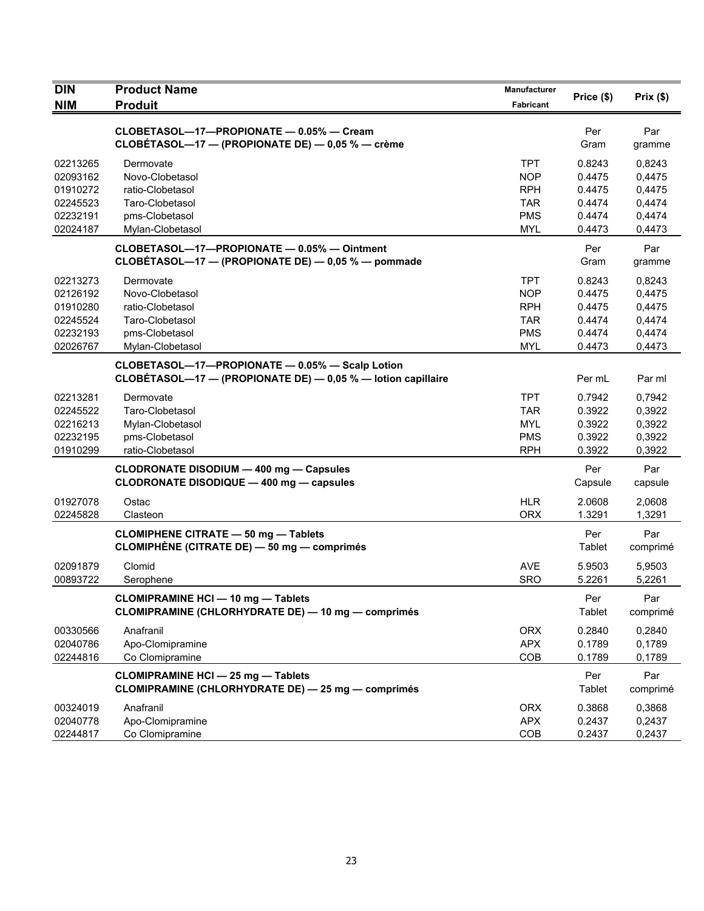| DIN<br>NIM | Product Name<br>Produit | Manufacturer<br>Fabricant | Price ($) | Prix ($) |
|---|---|---|---|---|
| | **CLOBETASOL—17—PROPIONATE — 0.05% — Cream**<br>**CLOBÉTASOL—17 — (PROPIONATE DE) — 0,05 % — crème** | | Per Gram | Par gramme |
| 02213265 | Dermovate | TPT | 0.8243 | 0,8243 |
| 02093162 | Novo-Clobetasol | NOP | 0.4475 | 0,4475 |
| 01910272 | ratio-Clobetasol | RPH | 0.4475 | 0,4475 |
| 02245523 | Taro-Clobetasol | TAR | 0.4474 | 0,4474 |
| 02232191 | pms-Clobetasol | PMS | 0.4474 | 0,4474 |
| 02024187 | Mylan-Clobetasol | MYL | 0.4473 | 0,4473 |
| | **CLOBETASOL—17—PROPIONATE — 0.05% — Ointment**<br>**CLOBÉTASOL—17 — (PROPIONATE DE) — 0,05 % — pommade** | | Per Gram | Par gramme |
| 02213273 | Dermovate | TPT | 0.8243 | 0,8243 |
| 02126192 | Novo-Clobetasol | NOP | 0.4475 | 0,4475 |
| 01910280 | ratio-Clobetasol | RPH | 0.4475 | 0,4475 |
| 02245524 | Taro-Clobetasol | TAR | 0.4474 | 0,4474 |
| 02232193 | pms-Clobetasol | PMS | 0.4474 | 0,4474 |
| 02026767 | Mylan-Clobetasol | MYL | 0.4473 | 0,4473 |
| | **CLOBETASOL—17—PROPIONATE — 0.05% — Scalp Lotion**<br>**CLOBÉTASOL—17 — (PROPIONATE DE) — 0,05 % — lotion capillaire** | | Per mL | Par ml |
| 02213281 | Dermovate | TPT | 0.7942 | 0,7942 |
| 02245522 | Taro-Clobetasol | TAR | 0.3922 | 0,3922 |
| 02216213 | Mylan-Clobetasol | MYL | 0.3922 | 0,3922 |
| 02232195 | pms-Clobetasol | PMS | 0.3922 | 0,3922 |
| 01910299 | ratio-Clobetasol | RPH | 0.3922 | 0,3922 |
| | **CLODRONATE DISODIUM — 400 mg — Capsules**<br>**CLODRONATE DISODIQUE — 400 mg — capsules** | | Per Capsule | Par capsule |
| 01927078 | Ostac | HLR | 2.0608 | 2,0608 |
| 02245828 | Clasteon | ORX | 1.3291 | 1,3291 |
| | **CLOMIPHENE CITRATE — 50 mg — Tablets**<br>**CLOMIPHÈNE (CITRATE DE) — 50 mg — comprimés** | | Per Tablet | Par comprimé |
| 02091879 | Clomid | AVE | 5.9503 | 5,9503 |
| 00893722 | Serophene | SRO | 5.2261 | 5,2261 |
| | **CLOMIPRAMINE HCl — 10 mg — Tablets**<br>**CLOMIPRAMINE (CHLORHYDRATE DE) — 10 mg — comprimés** | | Per Tablet | Par comprimé |
| 00330566 | Anafranil | ORX | 0.2840 | 0,2840 |
| 02040786 | Apo-Clomipramine | APX | 0.1789 | 0,1789 |
| 02244816 | Co Clomipramine | COB | 0.1789 | 0,1789 |
| | **CLOMIPRAMINE HCl — 25 mg — Tablets**<br>**CLOMIPRAMINE (CHLORHYDRATE DE) — 25 mg — comprimés** | | Per Tablet | Par comprimé |
| 00324019 | Anafranil | ORX | 0.3868 | 0,3868 |
| 02040778 | Apo-Clomipramine | APX | 0.2437 | 0,2437 |
| 02244817 | Co Clomipramine | COB | 0.2437 | 0,2437 |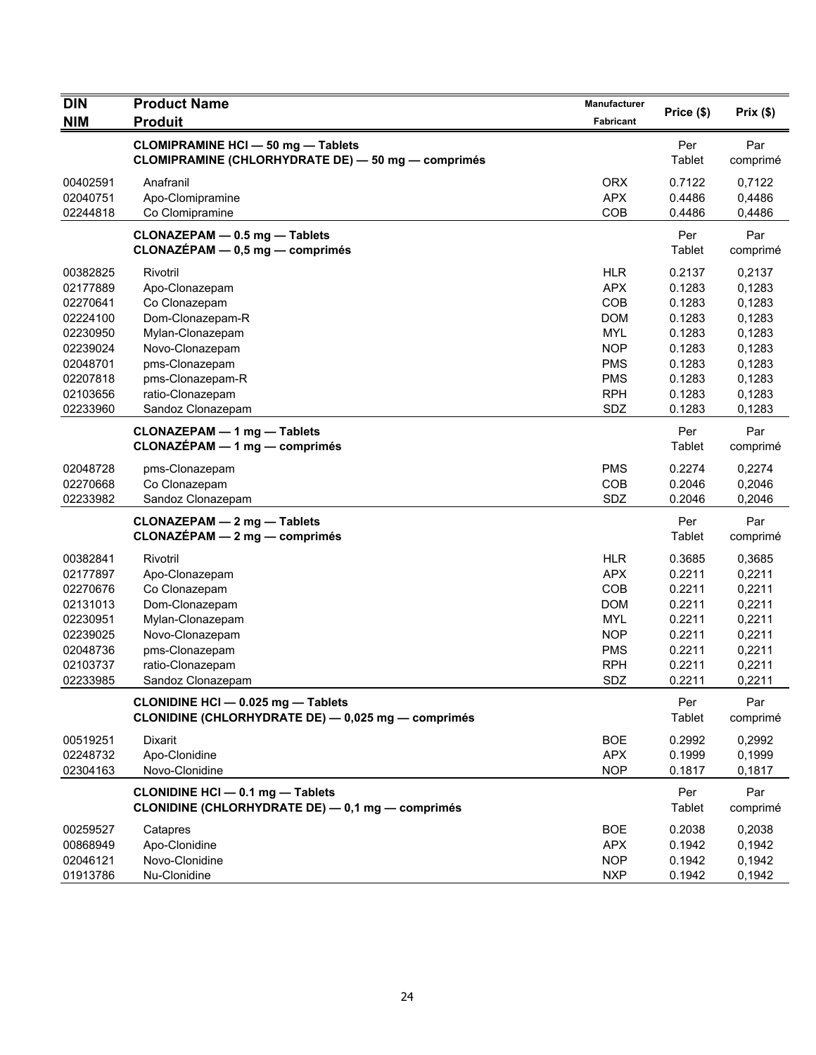| DIN<br>NIM | Product Name<br>Produit | Manufacturer<br>Fabricant | Price ($) | Prix ($) |
|---|---|---|---|---|
| | **CLOMIPRAMINE HCl — 50 mg — Tablets**<br>**CLOMIPRAMINE (CHLORHYDRATE DE) — 50 mg — comprimés** | | Per Tablet | Par comprimé |
| 00402591 | Anafranil | ORX | 0.7122 | 0,7122 |
| 02040751 | Apo-Clomipramine | APX | 0.4486 | 0,4486 |
| 02244818 | Co Clomipramine | COB | 0.4486 | 0,4486 |
| | **CLONAZEPAM — 0.5 mg — Tablets**<br>**CLONAZÉPAM — 0,5 mg — comprimés** | | Per Tablet | Par comprimé |
| 00382825 | Rivotril | HLR | 0.2137 | 0,2137 |
| 02177889 | Apo-Clonazepam | APX | 0.1283 | 0,1283 |
| 02270641 | Co Clonazepam | COB | 0.1283 | 0,1283 |
| 02224100 | Dom-Clonazepam-R | DOM | 0.1283 | 0,1283 |
| 02230950 | Mylan-Clonazepam | MYL | 0.1283 | 0,1283 |
| 02239024 | Novo-Clonazepam | NOP | 0.1283 | 0,1283 |
| 02048701 | pms-Clonazepam | PMS | 0.1283 | 0,1283 |
| 02207818 | pms-Clonazepam-R | PMS | 0.1283 | 0,1283 |
| 02103656 | ratio-Clonazepam | RPH | 0.1283 | 0,1283 |
| 02233960 | Sandoz Clonazepam | SDZ | 0.1283 | 0,1283 |
| | **CLONAZEPAM — 1 mg — Tablets**<br>**CLONAZÉPAM — 1 mg — comprimés** | | Per Tablet | Par comprimé |
| 02048728 | pms-Clonazepam | PMS | 0.2274 | 0,2274 |
| 02270668 | Co Clonazepam | COB | 0.2046 | 0,2046 |
| 02233982 | Sandoz Clonazepam | SDZ | 0.2046 | 0,2046 |
| | **CLONAZEPAM — 2 mg — Tablets**<br>**CLONAZÉPAM — 2 mg — comprimés** | | Per Tablet | Par comprimé |
| 00382841 | Rivotril | HLR | 0.3685 | 0,3685 |
| 02177897 | Apo-Clonazepam | APX | 0.2211 | 0,2211 |
| 02270676 | Co Clonazepam | COB | 0.2211 | 0,2211 |
| 02131013 | Dom-Clonazepam | DOM | 0.2211 | 0,2211 |
| 02230951 | Mylan-Clonazepam | MYL | 0.2211 | 0,2211 |
| 02239025 | Novo-Clonazepam | NOP | 0.2211 | 0,2211 |
| 02048736 | pms-Clonazepam | PMS | 0.2211 | 0,2211 |
| 02103737 | ratio-Clonazepam | RPH | 0.2211 | 0,2211 |
| 02233985 | Sandoz Clonazepam | SDZ | 0.2211 | 0,2211 |
| | **CLONIDINE HCl — 0.025 mg — Tablets**<br>**CLONIDINE (CHLORHYDRATE DE) — 0,025 mg — comprimés** | | Per Tablet | Par comprimé |
| 00519251 | Dixarit | BOE | 0.2992 | 0,2992 |
| 02248732 | Apo-Clonidine | APX | 0.1999 | 0,1999 |
| 02304163 | Novo-Clonidine | NOP | 0.1817 | 0,1817 |
| | **CLONIDINE HCl — 0.1 mg — Tablets**<br>**CLONIDINE (CHLORHYDRATE DE) — 0,1 mg — comprimés** | | Per Tablet | Par comprimé |
| 00259527 | Catapres | BOE | 0.2038 | 0,2038 |
| 00868949 | Apo-Clonidine | APX | 0.1942 | 0,1942 |
| 02046121 | Novo-Clonidine | NOP | 0.1942 | 0,1942 |
| 01913786 | Nu-Clonidine | NXP | 0.1942 | 0,1942 |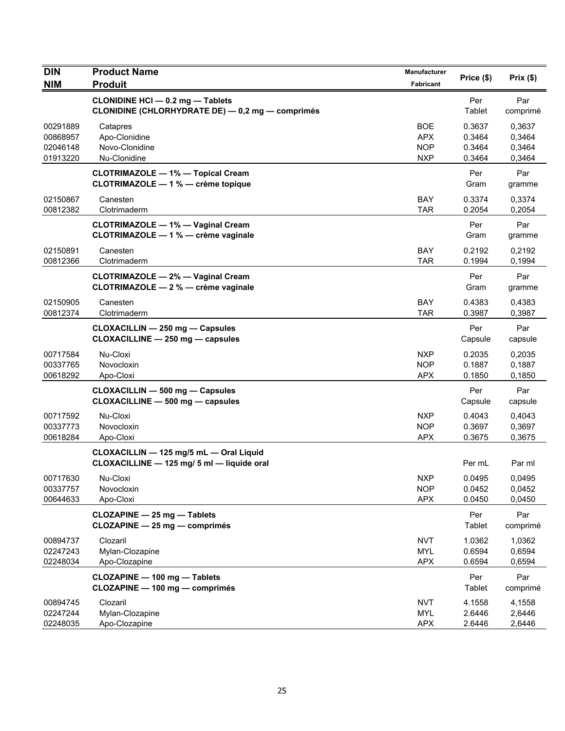| DIN<br>NIM | Product Name<br>Produit | Manufacturer<br>Fabricant | Price ($) | Prix ($) |
|---|---|---|---|---|
| | **CLONIDINE HCl — 0.2 mg — Tablets<br>CLONIDINE (CHLORHYDRATE DE) — 0,2 mg — comprimés** | | Per Tablet | Par comprimé |
| 00291889 | Catapres | BOE | 0.3637 | 0,3637 |
| 00868957 | Apo-Clonidine | APX | 0.3464 | 0,3464 |
| 02046148 | Novo-Clonidine | NOP | 0.3464 | 0,3464 |
| 01913220 | Nu-Clonidine | NXP | 0.3464 | 0,3464 |
| | **CLOTRIMAZOLE — 1% — Topical Cream<br>CLOTRIMAZOLE — 1 % — crème topique** | | Per Gram | Par gramme |
| 02150867 | Canesten | BAY | 0.3374 | 0,3374 |
| 00812382 | Clotrimaderm | TAR | 0.2054 | 0,2054 |
| | **CLOTRIMAZOLE — 1% — Vaginal Cream<br>CLOTRIMAZOLE — 1 % — crème vaginale** | | Per Gram | Par gramme |
| 02150891 | Canesten | BAY | 0.2192 | 0,2192 |
| 00812366 | Clotrimaderm | TAR | 0.1994 | 0,1994 |
| | **CLOTRIMAZOLE — 2% — Vaginal Cream<br>CLOTRIMAZOLE — 2 % — crème vaginale** | | Per Gram | Par gramme |
| 02150905 | Canesten | BAY | 0.4383 | 0,4383 |
| 00812374 | Clotrimaderm | TAR | 0.3987 | 0,3987 |
| | **CLOXACILLIN — 250 mg — Capsules<br>CLOXACILLINE — 250 mg — capsules** | | Per Capsule | Par capsule |
| 00717584 | Nu-Cloxi | NXP | 0.2035 | 0,2035 |
| 00337765 | Novocloxin | NOP | 0.1887 | 0,1887 |
| 00618292 | Apo-Cloxi | APX | 0.1850 | 0,1850 |
| | **CLOXACILLIN — 500 mg — Capsules<br>CLOXACILLINE — 500 mg — capsules** | | Per Capsule | Par capsule |
| 00717592 | Nu-Cloxi | NXP | 0.4043 | 0,4043 |
| 00337773 | Novocloxin | NOP | 0.3697 | 0,3697 |
| 00618284 | Apo-Cloxi | APX | 0.3675 | 0,3675 |
| | **CLOXACILLIN — 125 mg/5 mL — Oral Liquid<br>CLOXACILLINE — 125 mg/ 5 ml — liquide oral** | | Per mL | Par ml |
| 00717630 | Nu-Cloxi | NXP | 0.0495 | 0,0495 |
| 00337757 | Novocloxin | NOP | 0.0452 | 0,0452 |
| 00644633 | Apo-Cloxi | APX | 0.0450 | 0,0450 |
| | **CLOZAPINE — 25 mg — Tablets<br>CLOZAPINE — 25 mg — comprimés** | | Per Tablet | Par comprimé |
| 00894737 | Clozaril | NVT | 1.0362 | 1,0362 |
| 02247243 | Mylan-Clozapine | MYL | 0.6594 | 0,6594 |
| 02248034 | Apo-Clozapine | APX | 0.6594 | 0,6594 |
| | **CLOZAPINE — 100 mg — Tablets<br>CLOZAPINE — 100 mg — comprimés** | | Per Tablet | Par comprimé |
| 00894745 | Clozaril | NVT | 4.1558 | 4,1558 |
| 02247244 | Mylan-Clozapine | MYL | 2.6446 | 2,6446 |
| 02248035 | Apo-Clozapine | APX | 2.6446 | 2,6446 |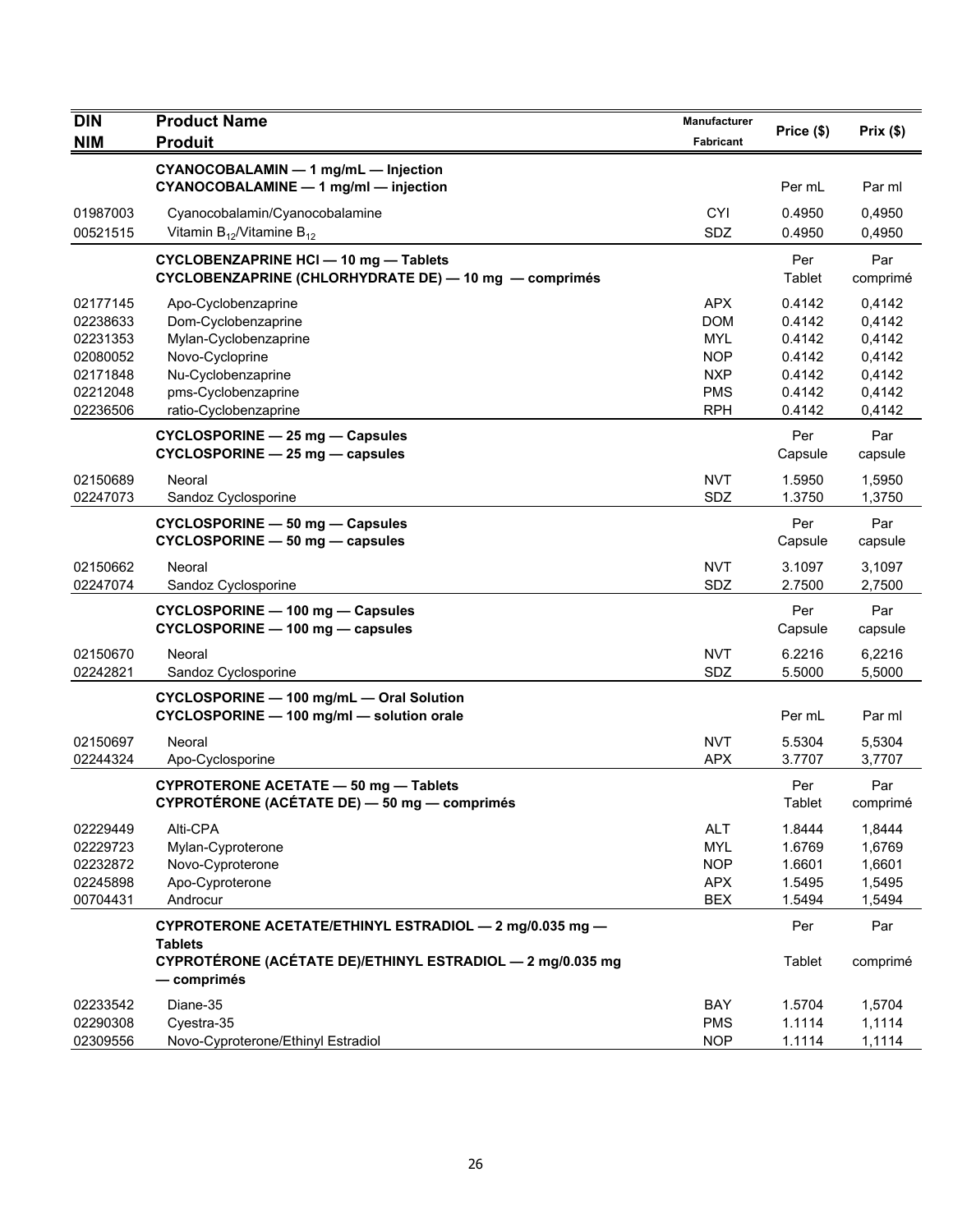| DIN<br>NIM | Product Name<br>Produit | Manufacturer<br>Fabricant | Price ($) | Prix ($) |
|---|---|---|---|---|
| | **CYANOCOBALAMIN — 1 mg/mL — Injection**<br>**CYANOCOBALAMINE — 1 mg/ml — injection** | | Per mL | Par ml |
| 01987003 | Cyanocobalamin/Cyanocobalamine | CYI | 0.4950 | 0,4950 |
| 00521515 | Vitamin $B_{12}$/Vitamine $B_{12}$ | SDZ | 0.4950 | 0,4950 |
| | **CYCLOBENZAPRINE HCl — 10 mg — Tablets**<br>**CYCLOBENZAPRINE (CHLORHYDRATE DE) — 10 mg — comprimés** | | Per Tablet | Par comprimé |
| 02177145 | Apo-Cyclobenzaprine | APX | 0.4142 | 0,4142 |
| 02238633 | Dom-Cyclobenzaprine | DOM | 0.4142 | 0,4142 |
| 02231353 | Mylan-Cyclobenzaprine | MYL | 0.4142 | 0,4142 |
| 02080052 | Novo-Cycloprine | NOP | 0.4142 | 0,4142 |
| 02171848 | Nu-Cyclobenzaprine | NXP | 0.4142 | 0,4142 |
| 02212048 | pms-Cyclobenzaprine | PMS | 0.4142 | 0,4142 |
| 02236506 | ratio-Cyclobenzaprine | RPH | 0.4142 | 0,4142 |
| | **CYCLOSPORINE — 25 mg — Capsules**<br>**CYCLOSPORINE — 25 mg — capsules** | | Per Capsule | Par capsule |
| 02150689 | Neoral | NVT | 1.5950 | 1,5950 |
| 02247073 | Sandoz Cyclosporine | SDZ | 1.3750 | 1,3750 |
| | **CYCLOSPORINE — 50 mg — Capsules**<br>**CYCLOSPORINE — 50 mg — capsules** | | Per Capsule | Par capsule |
| 02150662 | Neoral | NVT | 3.1097 | 3,1097 |
| 02247074 | Sandoz Cyclosporine | SDZ | 2.7500 | 2,7500 |
| | **CYCLOSPORINE — 100 mg — Capsules**<br>**CYCLOSPORINE — 100 mg — capsules** | | Per Capsule | Par capsule |
| 02150670 | Neoral | NVT | 6.2216 | 6,2216 |
| 02242821 | Sandoz Cyclosporine | SDZ | 5.5000 | 5,5000 |
| | **CYCLOSPORINE — 100 mg/mL — Oral Solution**<br>**CYCLOSPORINE — 100 mg/ml — solution orale** | | Per mL | Par ml |
| 02150697 | Neoral | NVT | 5.5304 | 5,5304 |
| 02244324 | Apo-Cyclosporine | APX | 3.7707 | 3,7707 |
| | **CYPROTERONE ACETATE — 50 mg — Tablets**<br>**CYPROTÉRONE (ACÉTATE DE) — 50 mg — comprimés** | | Per Tablet | Par comprimé |
| 02229449 | Alti-CPA | ALT | 1.8444 | 1,8444 |
| 02229723 | Mylan-Cyproterone | MYL | 1.6769 | 1,6769 |
| 02232872 | Novo-Cyproterone | NOP | 1.6601 | 1,6601 |
| 02245898 | Apo-Cyproterone | APX | 1.5495 | 1,5495 |
| 00704431 | Androcur | BEX | 1.5494 | 1,5494 |
| | **CYPROTERONE ACETATE/ETHINYL ESTRADIOL — 2 mg/0.035 mg — Tablets**<br>**CYPROTÉRONE (ACÉTATE DE)/ETHINYL ESTRADIOL — 2 mg/0.035 mg — comprimés** | | Per Tablet | Par comprimé |
| 02233542 | Diane-35 | BAY | 1.5704 | 1,5704 |
| 02290308 | Cyestra-35 | PMS | 1.1114 | 1,1114 |
| 02309556 | Novo-Cyproterone/Ethinyl Estradiol | NOP | 1.1114 | 1,1114 |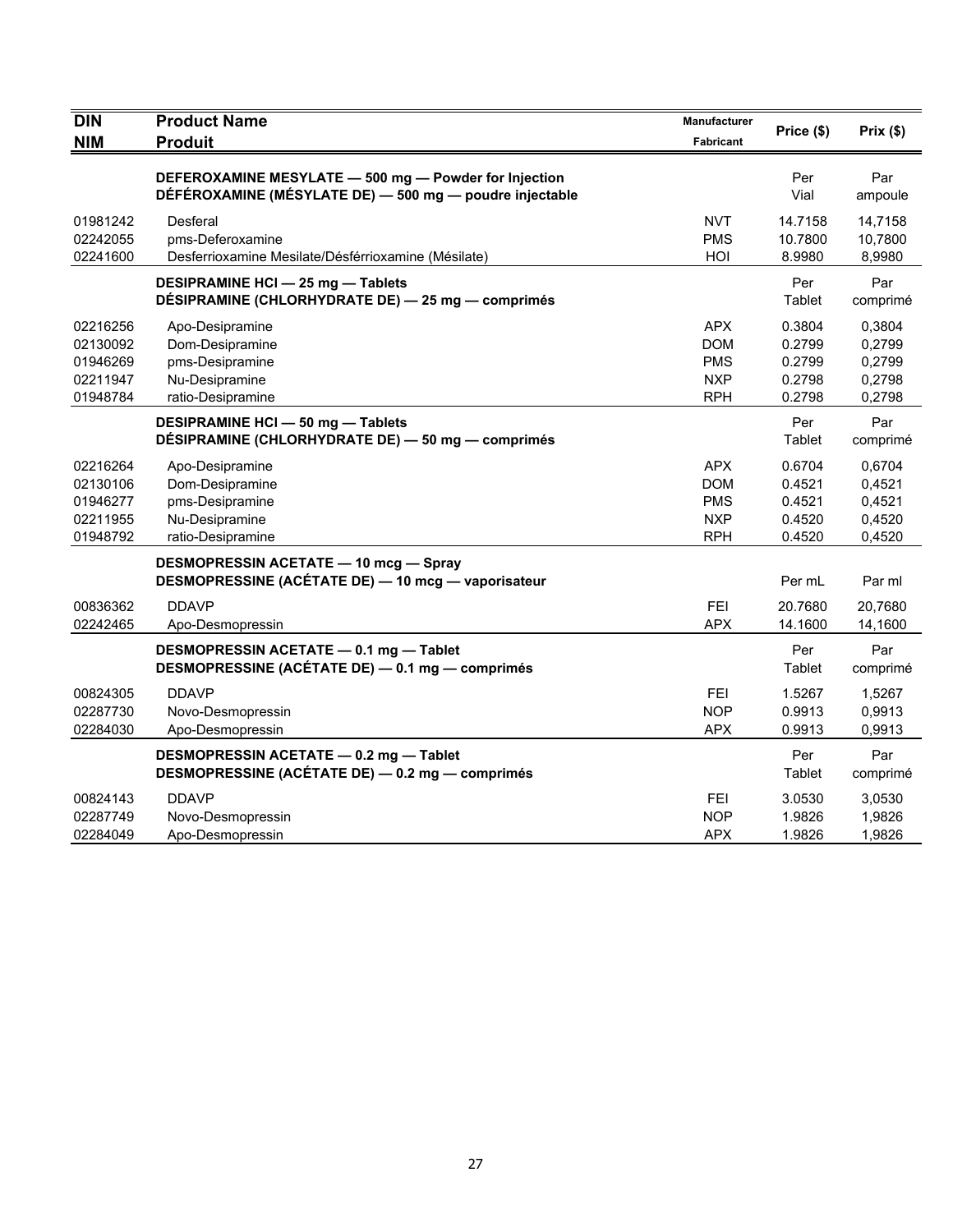| DIN<br>NIM | Product Name<br>Produit | Manufacturer<br>Fabricant | Price ($) | Prix ($) |
|---|---|---|---|---|
| | **DEFEROXAMINE MESYLATE — 500 mg — Powder for Injection**<br>**DÉFÉROXAMINE (MÉSYLATE DE) — 500 mg — poudre injectable** | | Per Vial | Par ampoule |
| 01981242 | Desferal | NVT | 14.7158 | 14,7158 |
| 02242055 | pms-Deferoxamine | PMS | 10.7800 | 10,7800 |
| 02241600 | Desferrioxamine Mesilate/Désférrioxamine (Mésilate) | HOI | 8.9980 | 8,9980 |
| | **DESIPRAMINE HCl — 25 mg — Tablets**<br>**DÉSIPRAMINE (CHLORHYDRATE DE) — 25 mg — comprimés** | | Per Tablet | Par comprimé |
| 02216256 | Apo-Desipramine | APX | 0.3804 | 0,3804 |
| 02130092 | Dom-Desipramine | DOM | 0.2799 | 0,2799 |
| 01946269 | pms-Desipramine | PMS | 0.2799 | 0,2799 |
| 02211947 | Nu-Desipramine | NXP | 0.2798 | 0,2798 |
| 01948784 | ratio-Desipramine | RPH | 0.2798 | 0,2798 |
| | **DESIPRAMINE HCl — 50 mg — Tablets**<br>**DÉSIPRAMINE (CHLORHYDRATE DE) — 50 mg — comprimés** | | Per Tablet | Par comprimé |
| 02216264 | Apo-Desipramine | APX | 0.6704 | 0,6704 |
| 02130106 | Dom-Desipramine | DOM | 0.4521 | 0,4521 |
| 01946277 | pms-Desipramine | PMS | 0.4521 | 0,4521 |
| 02211955 | Nu-Desipramine | NXP | 0.4520 | 0,4520 |
| 01948792 | ratio-Desipramine | RPH | 0.4520 | 0,4520 |
| | **DESMOPRESSIN ACETATE — 10 mcg — Spray**<br>**DESMOPRESSINE (ACÉTATE DE) — 10 mcg — vaporisateur** | | Per mL | Par ml |
| 00836362 | DDAVP | FEI | 20.7680 | 20,7680 |
| 02242465 | Apo-Desmopressin | APX | 14.1600 | 14,1600 |
| | **DESMOPRESSIN ACETATE — 0.1 mg — Tablet**<br>**DESMOPRESSINE (ACÉTATE DE) — 0.1 mg — comprimés** | | Per Tablet | Par comprimé |
| 00824305 | DDAVP | FEI | 1.5267 | 1,5267 |
| 02287730 | Novo-Desmopressin | NOP | 0.9913 | 0,9913 |
| 02284030 | Apo-Desmopressin | APX | 0.9913 | 0,9913 |
| | **DESMOPRESSIN ACETATE — 0.2 mg — Tablet**<br>**DESMOPRESSINE (ACÉTATE DE) — 0.2 mg — comprimés** | | Per Tablet | Par comprimé |
| 00824143 | DDAVP | FEI | 3.0530 | 3,0530 |
| 02287749 | Novo-Desmopressin | NOP | 1.9826 | 1,9826 |
| 02284049 | Apo-Desmopressin | APX | 1.9826 | 1,9826 |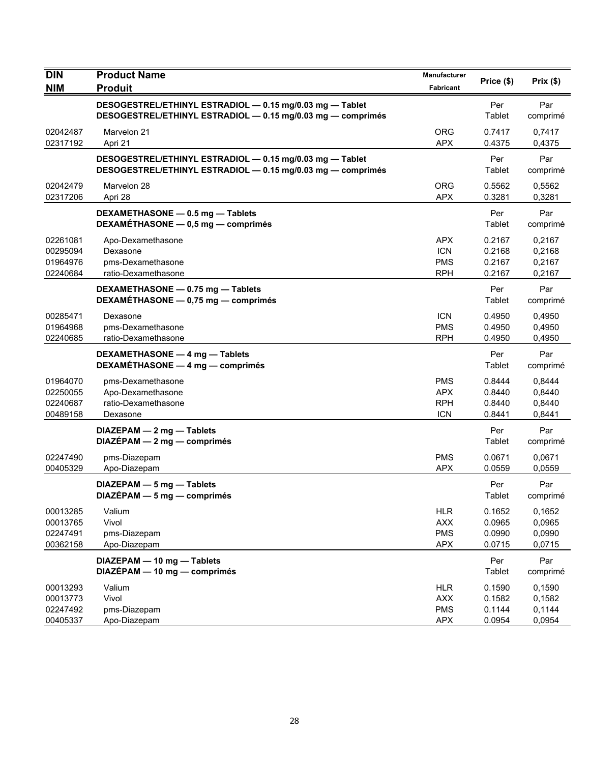| DIN<br>NIM | Product Name<br>Produit | Manufacturer<br>Fabricant | Price ($) | Prix ($) |
|---|---|---|---|---|
| | **DESOGESTREL/ETHINYL ESTRADIOL — 0.15 mg/0.03 mg — Tablet**<br>**DESOGESTREL/ETHINYL ESTRADIOL — 0.15 mg/0.03 mg — comprimés** | | Per Tablet | Par comprimé |
| 02042487 | Marvelon 21 | ORG | 0.7417 | 0,7417 |
| 02317192 | Apri 21 | APX | 0.4375 | 0,4375 |
| | **DESOGESTREL/ETHINYL ESTRADIOL — 0.15 mg/0.03 mg — Tablet**<br>**DESOGESTREL/ETHINYL ESTRADIOL — 0.15 mg/0.03 mg — comprimés** | | Per Tablet | Par comprimé |
| 02042479 | Marvelon 28 | ORG | 0.5562 | 0,5562 |
| 02317206 | Apri 28 | APX | 0.3281 | 0,3281 |
| | **DEXAMETHASONE — 0.5 mg — Tablets**<br>**DEXAMÉTHASONE — 0,5 mg — comprimés** | | Per Tablet | Par comprimé |
| 02261081 | Apo-Dexamethasone | APX | 0.2167 | 0,2167 |
| 00295094 | Dexasone | ICN | 0.2168 | 0,2168 |
| 01964976 | pms-Dexamethasone | PMS | 0.2167 | 0,2167 |
| 02240684 | ratio-Dexamethasone | RPH | 0.2167 | 0,2167 |
| | **DEXAMETHASONE — 0.75 mg — Tablets**<br>**DEXAMÉTHASONE — 0,75 mg — comprimés** | | Per Tablet | Par comprimé |
| 00285471 | Dexasone | ICN | 0.4950 | 0,4950 |
| 01964968 | pms-Dexamethasone | PMS | 0.4950 | 0,4950 |
| 02240685 | ratio-Dexamethasone | RPH | 0.4950 | 0,4950 |
| | **DEXAMETHASONE — 4 mg — Tablets**<br>**DEXAMÉTHASONE — 4 mg — comprimés** | | Per Tablet | Par comprimé |
| 01964070 | pms-Dexamethasone | PMS | 0.8444 | 0,8444 |
| 02250055 | Apo-Dexamethasone | APX | 0.8440 | 0,8440 |
| 02240687 | ratio-Dexamethasone | RPH | 0.8440 | 0,8440 |
| 00489158 | Dexasone | ICN | 0.8441 | 0,8441 |
| | **DIAZEPAM — 2 mg — Tablets**<br>**DIAZÉPAM — 2 mg — comprimés** | | Per Tablet | Par comprimé |
| 02247490 | pms-Diazepam | PMS | 0.0671 | 0,0671 |
| 00405329 | Apo-Diazepam | APX | 0.0559 | 0,0559 |
| | **DIAZEPAM — 5 mg — Tablets**<br>**DIAZÉPAM — 5 mg — comprimés** | | Per Tablet | Par comprimé |
| 00013285 | Valium | HLR | 0.1652 | 0,1652 |
| 00013765 | Vivol | AXX | 0.0965 | 0,0965 |
| 02247491 | pms-Diazepam | PMS | 0.0990 | 0,0990 |
| 00362158 | Apo-Diazepam | APX | 0.0715 | 0,0715 |
| | **DIAZEPAM — 10 mg — Tablets**<br>**DIAZÉPAM — 10 mg — comprimés** | | Per Tablet | Par comprimé |
| 00013293 | Valium | HLR | 0.1590 | 0,1590 |
| 00013773 | Vivol | AXX | 0.1582 | 0,1582 |
| 02247492 | pms-Diazepam | PMS | 0.1144 | 0,1144 |
| 00405337 | Apo-Diazepam | APX | 0.0954 | 0,0954 |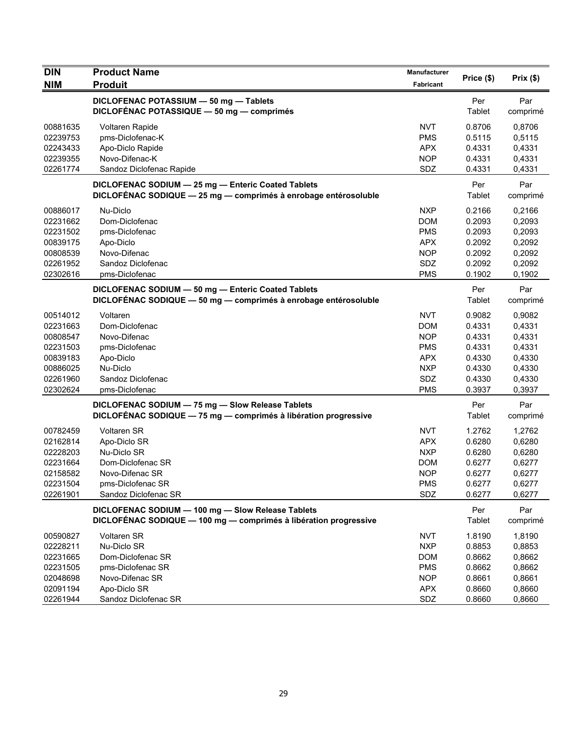| DIN<br>NIM | Product Name<br>Produit | Manufacturer<br>Fabricant | Price ($) | Prix ($) |
|---|---|---|---|---|
| | **DICLOFENAC POTASSIUM — 50 mg — Tablets**<br>**DICLOFÉNAC POTASSIQUE — 50 mg — comprimés** | | Per Tablet | Par comprimé |
| 00881635 | Voltaren Rapide | NVT | 0.8706 | 0,8706 |
| 02239753 | pms-Diclofenac-K | PMS | 0.5115 | 0,5115 |
| 02243433 | Apo-Diclo Rapide | APX | 0.4331 | 0,4331 |
| 02239355 | Novo-Difenac-K | NOP | 0.4331 | 0,4331 |
| 02261774 | Sandoz Diclofenac Rapide | SDZ | 0.4331 | 0,4331 |
| | **DICLOFENAC SODIUM — 25 mg — Enteric Coated Tablets**<br>**DICLOFÉNAC SODIQUE — 25 mg — comprimés à enrobage entérosoluble** | | Per Tablet | Par comprimé |
| 00886017 | Nu-Diclo | NXP | 0.2166 | 0,2166 |
| 02231662 | Dom-Diclofenac | DOM | 0.2093 | 0,2093 |
| 02231502 | pms-Diclofenac | PMS | 0.2093 | 0,2093 |
| 00839175 | Apo-Diclo | APX | 0.2092 | 0,2092 |
| 00808539 | Novo-Difenac | NOP | 0.2092 | 0,2092 |
| 02261952 | Sandoz Diclofenac | SDZ | 0.2092 | 0,2092 |
| 02302616 | pms-Diclofenac | PMS | 0.1902 | 0,1902 |
| | **DICLOFENAC SODIUM — 50 mg — Enteric Coated Tablets**<br>**DICLOFÉNAC SODIQUE — 50 mg — comprimés à enrobage entérosoluble** | | Per Tablet | Par comprimé |
| 00514012 | Voltaren | NVT | 0.9082 | 0,9082 |
| 02231663 | Dom-Diclofenac | DOM | 0.4331 | 0,4331 |
| 00808547 | Novo-Difenac | NOP | 0.4331 | 0,4331 |
| 02231503 | pms-Diclofenac | PMS | 0.4331 | 0,4331 |
| 00839183 | Apo-Diclo | APX | 0.4330 | 0,4330 |
| 00886025 | Nu-Diclo | NXP | 0.4330 | 0,4330 |
| 02261960 | Sandoz Diclofenac | SDZ | 0.4330 | 0,4330 |
| 02302624 | pms-Diclofenac | PMS | 0.3937 | 0,3937 |
| | **DICLOFENAC SODIUM — 75 mg — Slow Release Tablets**<br>**DICLOFÉNAC SODIQUE — 75 mg — comprimés à libération progressive** | | Per Tablet | Par comprimé |
| 00782459 | Voltaren SR | NVT | 1.2762 | 1,2762 |
| 02162814 | Apo-Diclo SR | APX | 0.6280 | 0,6280 |
| 02228203 | Nu-Diclo SR | NXP | 0.6280 | 0,6280 |
| 02231664 | Dom-Diclofenac SR | DOM | 0.6277 | 0,6277 |
| 02158582 | Novo-Difenac SR | NOP | 0.6277 | 0,6277 |
| 02231504 | pms-Diclofenac SR | PMS | 0.6277 | 0,6277 |
| 02261901 | Sandoz Diclofenac SR | SDZ | 0.6277 | 0,6277 |
| | **DICLOFENAC SODIUM — 100 mg — Slow Release Tablets**<br>**DICLOFÉNAC SODIQUE — 100 mg — comprimés à libération progressive** | | Per Tablet | Par comprimé |
| 00590827 | Voltaren SR | NVT | 1.8190 | 1,8190 |
| 02228211 | Nu-Diclo SR | NXP | 0.8853 | 0,8853 |
| 02231665 | Dom-Diclofenac SR | DOM | 0.8662 | 0,8662 |
| 02231505 | pms-Diclofenac SR | PMS | 0.8662 | 0,8662 |
| 02048698 | Novo-Difenac SR | NOP | 0.8661 | 0,8661 |
| 02091194 | Apo-Diclo SR | APX | 0.8660 | 0,8660 |
| 02261944 | Sandoz Diclofenac SR | SDZ | 0.8660 | 0,8660 |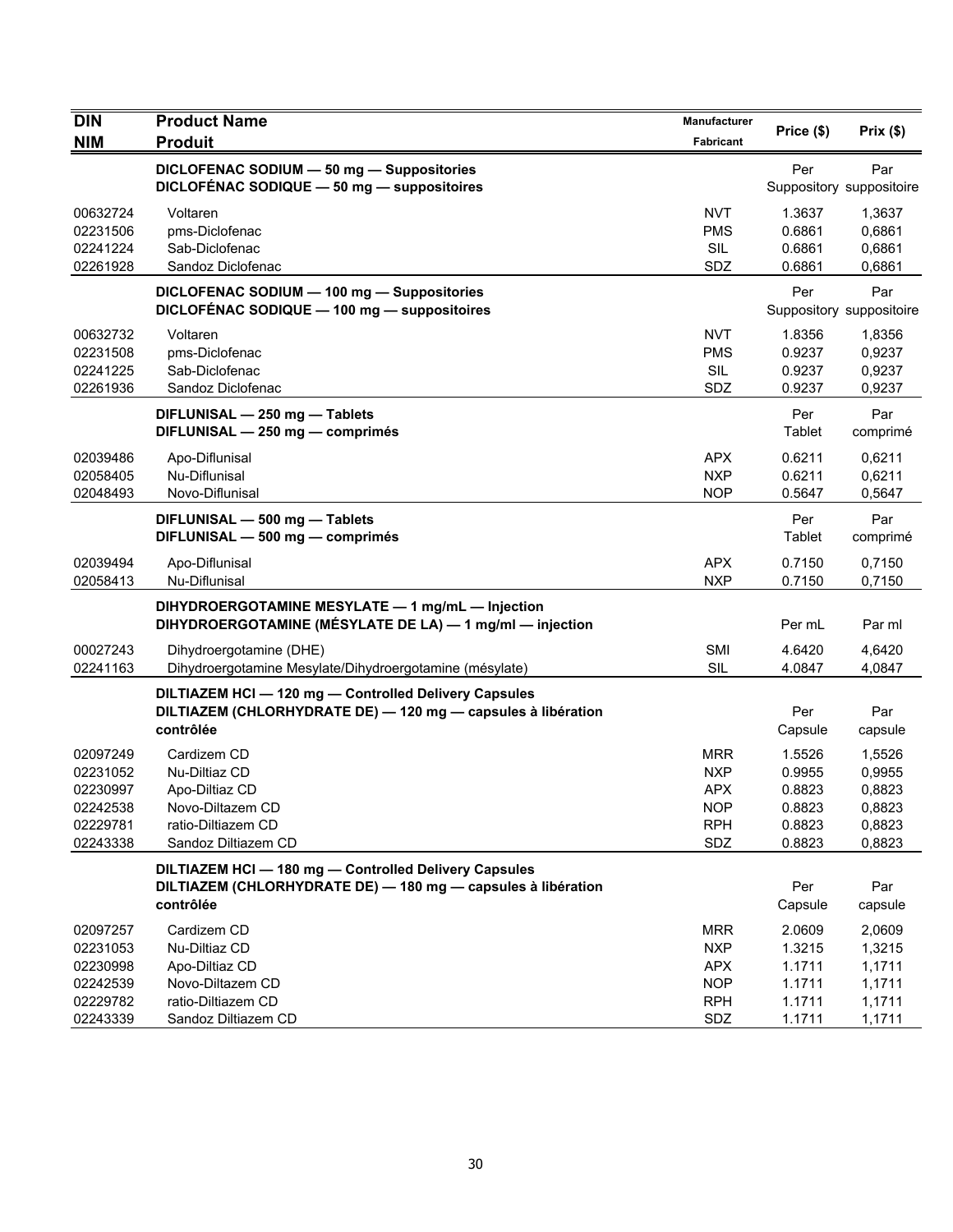| DIN<br>NIM | Product Name<br>Produit | Manufacturer<br>Fabricant | Price ($) | Prix ($) |
|---|---|---|---|---|
| | **DICLOFENAC SODIUM — 50 mg — Suppositories**<br>**DICLOFÉNAC SODIQUE — 50 mg — suppositoires** | | Per Suppository | Par suppositoire |
| 00632724 | Voltaren | NVT | 1.3637 | 1,3637 |
| 02231506 | pms-Diclofenac | PMS | 0.6861 | 0,6861 |
| 02241224 | Sab-Diclofenac | SIL | 0.6861 | 0,6861 |
| 02261928 | Sandoz Diclofenac | SDZ | 0.6861 | 0,6861 |
| | **DICLOFENAC SODIUM — 100 mg — Suppositories**<br>**DICLOFÉNAC SODIQUE — 100 mg — suppositoires** | | Per Suppository | Par suppositoire |
| 00632732 | Voltaren | NVT | 1.8356 | 1,8356 |
| 02231508 | pms-Diclofenac | PMS | 0.9237 | 0,9237 |
| 02241225 | Sab-Diclofenac | SIL | 0.9237 | 0,9237 |
| 02261936 | Sandoz Diclofenac | SDZ | 0.9237 | 0,9237 |
| | **DIFLUNISAL — 250 mg — Tablets**<br>**DIFLUNISAL — 250 mg — comprimés** | | Per Tablet | Par comprimé |
| 02039486 | Apo-Diflunisal | APX | 0.6211 | 0,6211 |
| 02058405 | Nu-Diflunisal | NXP | 0.6211 | 0,6211 |
| 02048493 | Novo-Diflunisal | NOP | 0.5647 | 0,5647 |
| | **DIFLUNISAL — 500 mg — Tablets**<br>**DIFLUNISAL — 500 mg — comprimés** | | Per Tablet | Par comprimé |
| 02039494 | Apo-Diflunisal | APX | 0.7150 | 0,7150 |
| 02058413 | Nu-Diflunisal | NXP | 0.7150 | 0,7150 |
| | **DIHYDROERGOTAMINE MESYLATE — 1 mg/mL — Injection**<br>**DIHYDROERGOTAMINE (MÉSYLATE DE LA) — 1 mg/ml — injection** | | Per mL | Par ml |
| 00027243 | Dihydroergotamine (DHE) | SMI | 4.6420 | 4,6420 |
| 02241163 | Dihydroergotamine Mesylate/Dihydroergotamine (mésylate) | SIL | 4.0847 | 4,0847 |
| | **DILTIAZEM HCl — 120 mg — Controlled Delivery Capsules**<br>**DILTIAZEM (CHLORHYDRATE DE) — 120 mg — capsules à libération contrôlée** | | Per Capsule | Par capsule |
| 02097249 | Cardizem CD | MRR | 1.5526 | 1,5526 |
| 02231052 | Nu-Diltiaz CD | NXP | 0.9955 | 0,9955 |
| 02230997 | Apo-Diltiaz CD | APX | 0.8823 | 0,8823 |
| 02242538 | Novo-Diltazem CD | NOP | 0.8823 | 0,8823 |
| 02229781 | ratio-Diltiazem CD | RPH | 0.8823 | 0,8823 |
| 02243338 | Sandoz Diltiazem CD | SDZ | 0.8823 | 0,8823 |
| | **DILTIAZEM HCl — 180 mg — Controlled Delivery Capsules**<br>**DILTIAZEM (CHLORHYDRATE DE) — 180 mg — capsules à libération contrôlée** | | Per Capsule | Par capsule |
| 02097257 | Cardizem CD | MRR | 2.0609 | 2,0609 |
| 02231053 | Nu-Diltiaz CD | NXP | 1.3215 | 1,3215 |
| 02230998 | Apo-Diltiaz CD | APX | 1.1711 | 1,1711 |
| 02242539 | Novo-Diltazem CD | NOP | 1.1711 | 1,1711 |
| 02229782 | ratio-Diltiazem CD | RPH | 1.1711 | 1,1711 |
| 02243339 | Sandoz Diltiazem CD | SDZ | 1.1711 | 1,1711 |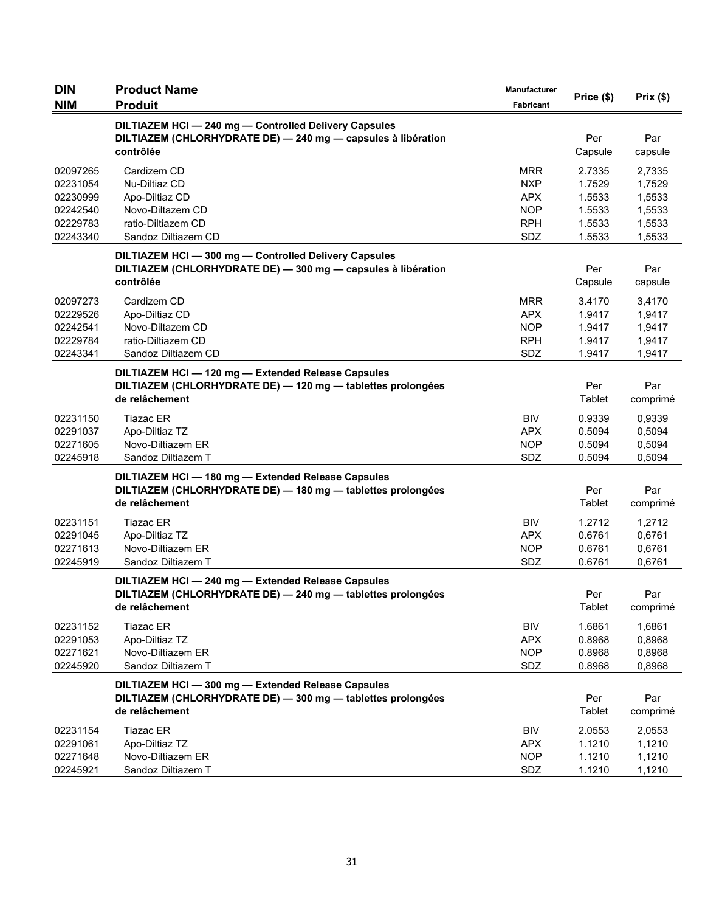| DIN<br>NIM | Product Name<br>Produit | Manufacturer<br>Fabricant | Price ($) | Prix ($) |
|---|---|---|---|---|
| | **DILTIAZEM HCl — 240 mg — Controlled Delivery Capsules<br>DILTIAZEM (CHLORHYDRATE DE) — 240 mg — capsules à libération contrôlée** | | Per Capsule | Par capsule |
| 02097265 | Cardizem CD | MRR | 2.7335 | 2,7335 |
| 02231054 | Nu-Diltiaz CD | NXP | 1.7529 | 1,7529 |
| 02230999 | Apo-Diltiaz CD | APX | 1.5533 | 1,5533 |
| 02242540 | Novo-Diltazem CD | NOP | 1.5533 | 1,5533 |
| 02229783 | ratio-Diltiazem CD | RPH | 1.5533 | 1,5533 |
| 02243340 | Sandoz Diltiazem CD | SDZ | 1.5533 | 1,5533 |
| | **DILTIAZEM HCl — 300 mg — Controlled Delivery Capsules<br>DILTIAZEM (CHLORHYDRATE DE) — 300 mg — capsules à libération contrôlée** | | Per Capsule | Par capsule |
| 02097273 | Cardizem CD | MRR | 3.4170 | 3,4170 |
| 02229526 | Apo-Diltiaz CD | APX | 1.9417 | 1,9417 |
| 02242541 | Novo-Diltazem CD | NOP | 1.9417 | 1,9417 |
| 02229784 | ratio-Diltiazem CD | RPH | 1.9417 | 1,9417 |
| 02243341 | Sandoz Diltiazem CD | SDZ | 1.9417 | 1,9417 |
| | **DILTIAZEM HCl — 120 mg — Extended Release Capsules<br>DILTIAZEM (CHLORHYDRATE DE) — 120 mg — tablettes prolongées de relâchement** | | Per Tablet | Par comprimé |
| 02231150 | Tiazac ER | BIV | 0.9339 | 0,9339 |
| 02291037 | Apo-Diltiaz TZ | APX | 0.5094 | 0,5094 |
| 02271605 | Novo-Diltiazem ER | NOP | 0.5094 | 0,5094 |
| 02245918 | Sandoz Diltiazem T | SDZ | 0.5094 | 0,5094 |
| | **DILTIAZEM HCl — 180 mg — Extended Release Capsules<br>DILTIAZEM (CHLORHYDRATE DE) — 180 mg — tablettes prolongées de relâchement** | | Per Tablet | Par comprimé |
| 02231151 | Tiazac ER | BIV | 1.2712 | 1,2712 |
| 02291045 | Apo-Diltiaz TZ | APX | 0.6761 | 0,6761 |
| 02271613 | Novo-Diltiazem ER | NOP | 0.6761 | 0,6761 |
| 02245919 | Sandoz Diltiazem T | SDZ | 0.6761 | 0,6761 |
| | **DILTIAZEM HCl — 240 mg — Extended Release Capsules<br>DILTIAZEM (CHLORHYDRATE DE) — 240 mg — tablettes prolongées de relâchement** | | Per Tablet | Par comprimé |
| 02231152 | Tiazac ER | BIV | 1.6861 | 1,6861 |
| 02291053 | Apo-Diltiaz TZ | APX | 0.8968 | 0,8968 |
| 02271621 | Novo-Diltiazem ER | NOP | 0.8968 | 0,8968 |
| 02245920 | Sandoz Diltiazem T | SDZ | 0.8968 | 0,8968 |
| | **DILTIAZEM HCl — 300 mg — Extended Release Capsules<br>DILTIAZEM (CHLORHYDRATE DE) — 300 mg — tablettes prolongées de relâchement** | | Per Tablet | Par comprimé |
| 02231154 | Tiazac ER | BIV | 2.0553 | 2,0553 |
| 02291061 | Apo-Diltiaz TZ | APX | 1.1210 | 1,1210 |
| 02271648 | Novo-Diltiazem ER | NOP | 1.1210 | 1,1210 |
| 02245921 | Sandoz Diltiazem T | SDZ | 1.1210 | 1,1210 |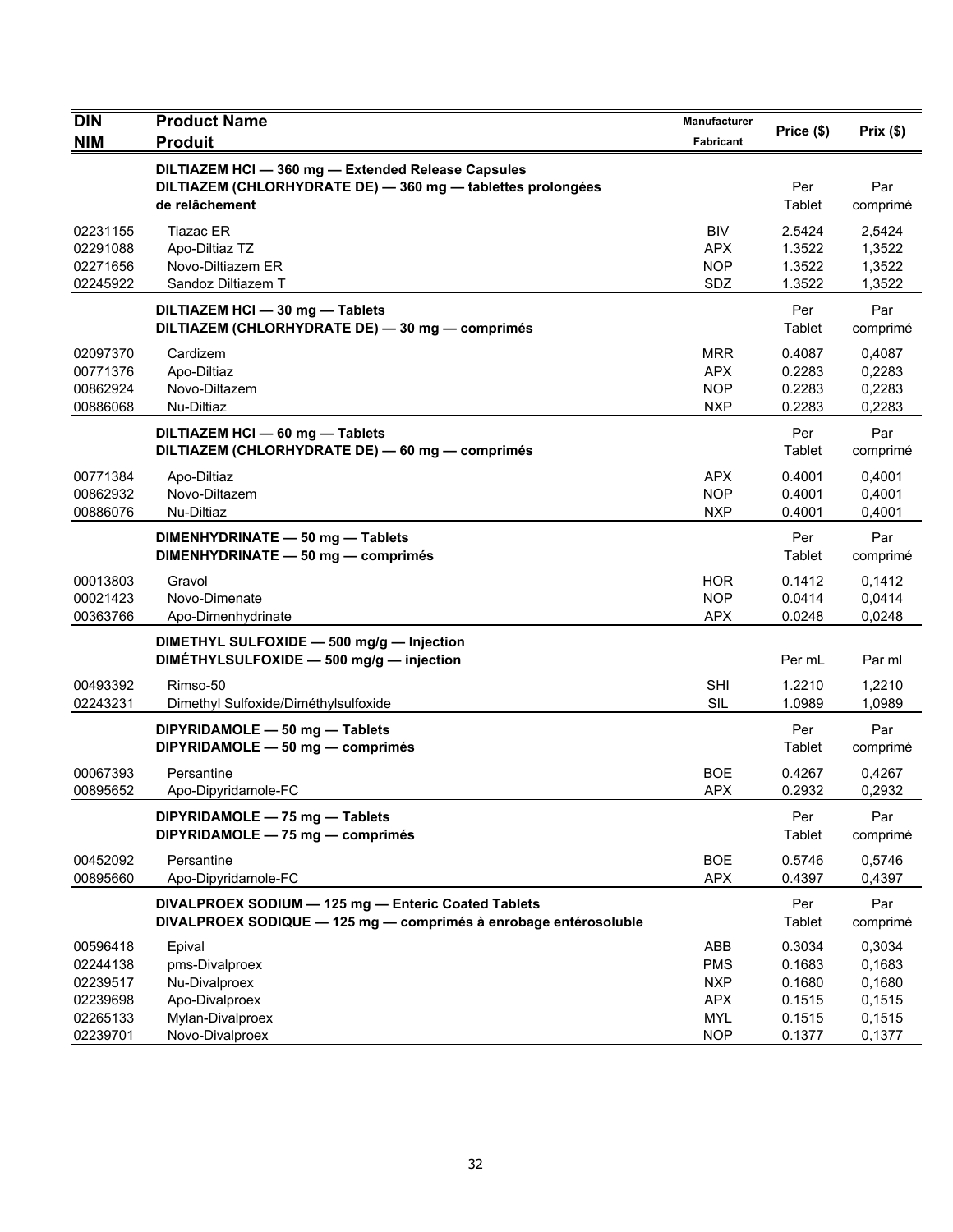| DIN<br>NIM | Product Name<br>Produit | Manufacturer<br>Fabricant | Price ($) | Prix ($) |
|---|---|---|---|---|
| | **DILTIAZEM HCl — 360 mg — Extended Release Capsules**<br>**DILTIAZEM (CHLORHYDRATE DE) — 360 mg — tablettes prolongées de relâchement** | | Per Tablet | Par comprimé |
| 02231155 | Tiazac ER | BIV | 2.5424 | 2,5424 |
| 02291088 | Apo-Diltiaz TZ | APX | 1.3522 | 1,3522 |
| 02271656 | Novo-Diltiazem ER | NOP | 1.3522 | 1,3522 |
| 02245922 | Sandoz Diltiazem T | SDZ | 1.3522 | 1,3522 |
| | **DILTIAZEM HCl — 30 mg — Tablets**<br>**DILTIAZEM (CHLORHYDRATE DE) — 30 mg — comprimés** | | Per Tablet | Par comprimé |
| 02097370 | Cardizem | MRR | 0.4087 | 0,4087 |
| 00771376 | Apo-Diltiaz | APX | 0.2283 | 0,2283 |
| 00862924 | Novo-Diltazem | NOP | 0.2283 | 0,2283 |
| 00886068 | Nu-Diltiaz | NXP | 0.2283 | 0,2283 |
| | **DILTIAZEM HCl — 60 mg — Tablets**<br>**DILTIAZEM (CHLORHYDRATE DE) — 60 mg — comprimés** | | Per Tablet | Par comprimé |
| 00771384 | Apo-Diltiaz | APX | 0.4001 | 0,4001 |
| 00862932 | Novo-Diltazem | NOP | 0.4001 | 0,4001 |
| 00886076 | Nu-Diltiaz | NXP | 0.4001 | 0,4001 |
| | **DIMENHYDRINATE — 50 mg — Tablets**<br>**DIMENHYDRINATE — 50 mg — comprimés** | | Per Tablet | Par comprimé |
| 00013803 | Gravol | HOR | 0.1412 | 0,1412 |
| 00021423 | Novo-Dimenate | NOP | 0.0414 | 0,0414 |
| 00363766 | Apo-Dimenhydrinate | APX | 0.0248 | 0,0248 |
| | **DIMETHYL SULFOXIDE — 500 mg/g — Injection**<br>**DIMÉTHYLSULFOXIDE — 500 mg/g — injection** | | Per mL | Par ml |
| 00493392 | Rimso-50 | SHI | 1.2210 | 1,2210 |
| 02243231 | Dimethyl Sulfoxide/Diméthylsulfoxide | SIL | 1.0989 | 1,0989 |
| | **DIPYRIDAMOLE — 50 mg — Tablets**<br>**DIPYRIDAMOLE — 50 mg — comprimés** | | Per Tablet | Par comprimé |
| 00067393 | Persantine | BOE | 0.4267 | 0,4267 |
| 00895652 | Apo-Dipyridamole-FC | APX | 0.2932 | 0,2932 |
| | **DIPYRIDAMOLE — 75 mg — Tablets**<br>**DIPYRIDAMOLE — 75 mg — comprimés** | | Per Tablet | Par comprimé |
| 00452092 | Persantine | BOE | 0.5746 | 0,5746 |
| 00895660 | Apo-Dipyridamole-FC | APX | 0.4397 | 0,4397 |
| | **DIVALPROEX SODIUM — 125 mg — Enteric Coated Tablets**<br>**DIVALPROEX SODIQUE — 125 mg — comprimés à enrobage entérosoluble** | | Per Tablet | Par comprimé |
| 00596418 | Epival | ABB | 0.3034 | 0,3034 |
| 02244138 | pms-Divalproex | PMS | 0.1683 | 0,1683 |
| 02239517 | Nu-Divalproex | NXP | 0.1680 | 0,1680 |
| 02239698 | Apo-Divalproex | APX | 0.1515 | 0,1515 |
| 02265133 | Mylan-Divalproex | MYL | 0.1515 | 0,1515 |
| 02239701 | Novo-Divalproex | NOP | 0.1377 | 0,1377 |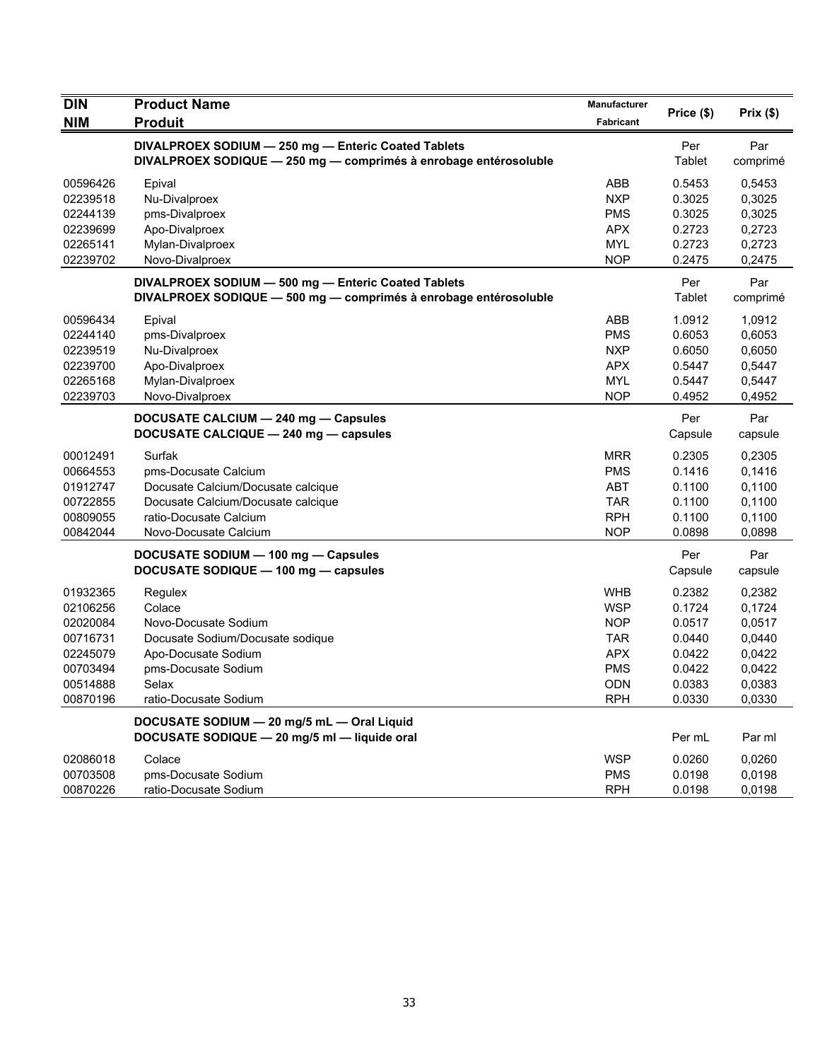| DIN<br>NIM | Product Name<br>Produit | Manufacturer<br>Fabricant | Price ($) | Prix ($) |
|---|---|---|---|---|
| | **DIVALPROEX SODIUM — 250 mg — Enteric Coated Tablets**<br>**DIVALPROEX SODIQUE — 250 mg — comprimés à enrobage entérosoluble** | | Per Tablet | Par comprimé |
| 00596426 | Epival | ABB | 0.5453 | 0,5453 |
| 02239518 | Nu-Divalproex | NXP | 0.3025 | 0,3025 |
| 02244139 | pms-Divalproex | PMS | 0.3025 | 0,3025 |
| 02239699 | Apo-Divalproex | APX | 0.2723 | 0,2723 |
| 02265141 | Mylan-Divalproex | MYL | 0.2723 | 0,2723 |
| 02239702 | Novo-Divalproex | NOP | 0.2475 | 0,2475 |
| | **DIVALPROEX SODIUM — 500 mg — Enteric Coated Tablets**<br>**DIVALPROEX SODIQUE — 500 mg — comprimés à enrobage entérosoluble** | | Per Tablet | Par comprimé |
| 00596434 | Epival | ABB | 1.0912 | 1,0912 |
| 02244140 | pms-Divalproex | PMS | 0.6053 | 0,6053 |
| 02239519 | Nu-Divalproex | NXP | 0.6050 | 0,6050 |
| 02239700 | Apo-Divalproex | APX | 0.5447 | 0,5447 |
| 02265168 | Mylan-Divalproex | MYL | 0.5447 | 0,5447 |
| 02239703 | Novo-Divalproex | NOP | 0.4952 | 0,4952 |
| | **DOCUSATE CALCIUM — 240 mg — Capsules**<br>**DOCUSATE CALCIQUE — 240 mg — capsules** | | Per Capsule | Par capsule |
| 00012491 | Surfak | MRR | 0.2305 | 0,2305 |
| 00664553 | pms-Docusate Calcium | PMS | 0.1416 | 0,1416 |
| 01912747 | Docusate Calcium/Docusate calcique | ABT | 0.1100 | 0,1100 |
| 00722855 | Docusate Calcium/Docusate calcique | TAR | 0.1100 | 0,1100 |
| 00809055 | ratio-Docusate Calcium | RPH | 0.1100 | 0,1100 |
| 00842044 | Novo-Docusate Calcium | NOP | 0.0898 | 0,0898 |
| | **DOCUSATE SODIUM — 100 mg — Capsules**<br>**DOCUSATE SODIQUE — 100 mg — capsules** | | Per Capsule | Par capsule |
| 01932365 | Regulex | WHB | 0.2382 | 0,2382 |
| 02106256 | Colace | WSP | 0.1724 | 0,1724 |
| 02020084 | Novo-Docusate Sodium | NOP | 0.0517 | 0,0517 |
| 00716731 | Docusate Sodium/Docusate sodique | TAR | 0.0440 | 0,0440 |
| 02245079 | Apo-Docusate Sodium | APX | 0.0422 | 0,0422 |
| 00703494 | pms-Docusate Sodium | PMS | 0.0422 | 0,0422 |
| 00514888 | Selax | ODN | 0.0383 | 0,0383 |
| 00870196 | ratio-Docusate Sodium | RPH | 0.0330 | 0,0330 |
| | **DOCUSATE SODIUM — 20 mg/5 mL — Oral Liquid**<br>**DOCUSATE SODIQUE — 20 mg/5 ml — liquide oral** | | Per mL | Par ml |
| 02086018 | Colace | WSP | 0.0260 | 0,0260 |
| 00703508 | pms-Docusate Sodium | PMS | 0.0198 | 0,0198 |
| 00870226 | ratio-Docusate Sodium | RPH | 0.0198 | 0,0198 |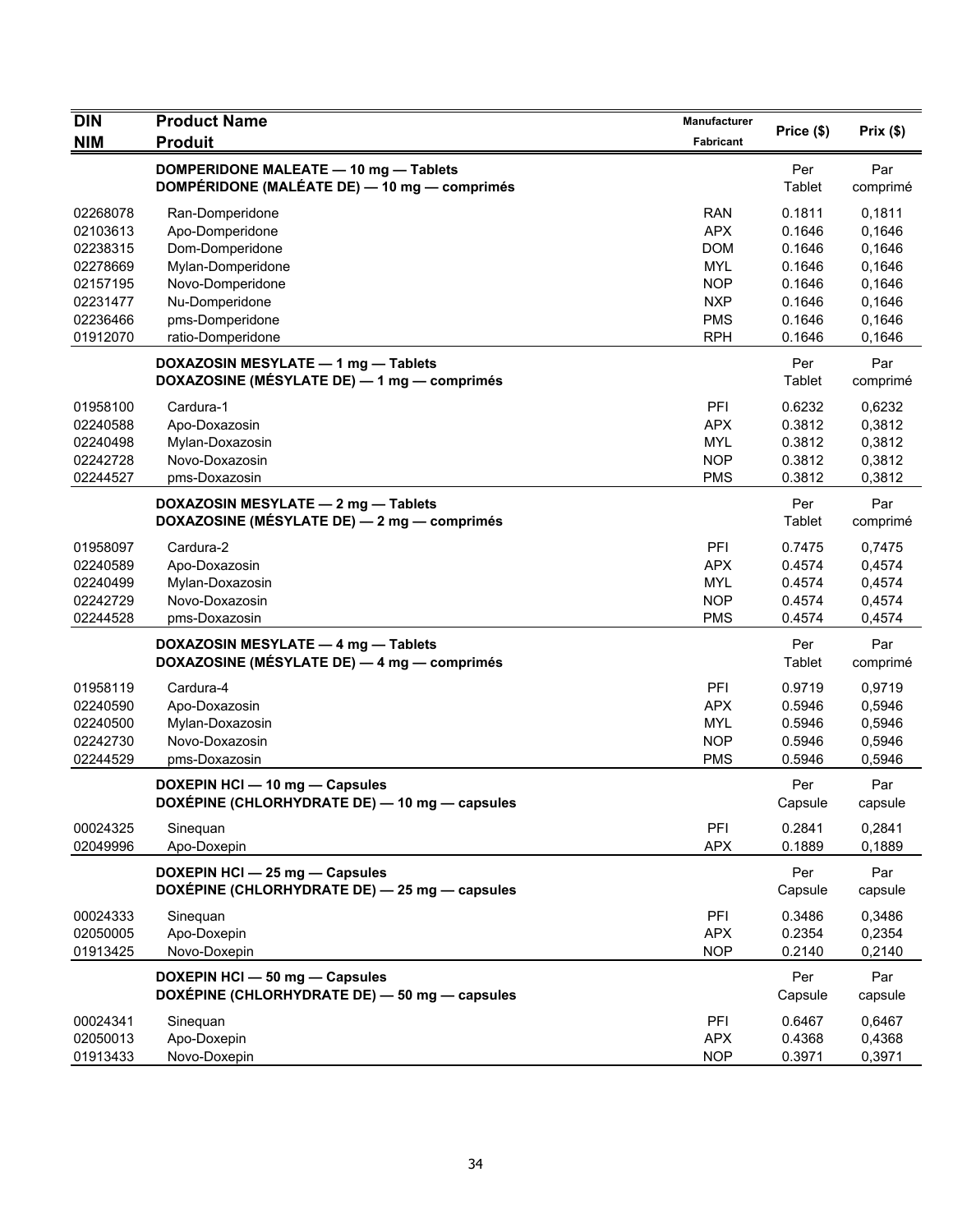| DIN<br>NIM | Product Name<br>Produit | Manufacturer<br>Fabricant | Price ($) | Prix ($) |
|---|---|---|---|---|
| | **DOMPERIDONE MALEATE — 10 mg — Tablets**<br>**DOMPÉRIDONE (MALÉATE DE) — 10 mg — comprimés** | | Per Tablet | Par comprimé |
| 02268078 | Ran-Domperidone | RAN | 0.1811 | 0,1811 |
| 02103613 | Apo-Domperidone | APX | 0.1646 | 0,1646 |
| 02238315 | Dom-Domperidone | DOM | 0.1646 | 0,1646 |
| 02278669 | Mylan-Domperidone | MYL | 0.1646 | 0,1646 |
| 02157195 | Novo-Domperidone | NOP | 0.1646 | 0,1646 |
| 02231477 | Nu-Domperidone | NXP | 0.1646 | 0,1646 |
| 02236466 | pms-Domperidone | PMS | 0.1646 | 0,1646 |
| 01912070 | ratio-Domperidone | RPH | 0.1646 | 0,1646 |
| | **DOXAZOSIN MESYLATE — 1 mg — Tablets**<br>**DOXAZOSINE (MÉSYLATE DE) — 1 mg — comprimés** | | Per Tablet | Par comprimé |
| 01958100 | Cardura-1 | PFI | 0.6232 | 0,6232 |
| 02240588 | Apo-Doxazosin | APX | 0.3812 | 0,3812 |
| 02240498 | Mylan-Doxazosin | MYL | 0.3812 | 0,3812 |
| 02242728 | Novo-Doxazosin | NOP | 0.3812 | 0,3812 |
| 02244527 | pms-Doxazosin | PMS | 0.3812 | 0,3812 |
| | **DOXAZOSIN MESYLATE — 2 mg — Tablets**<br>**DOXAZOSINE (MÉSYLATE DE) — 2 mg — comprimés** | | Per Tablet | Par comprimé |
| 01958097 | Cardura-2 | PFI | 0.7475 | 0,7475 |
| 02240589 | Apo-Doxazosin | APX | 0.4574 | 0,4574 |
| 02240499 | Mylan-Doxazosin | MYL | 0.4574 | 0,4574 |
| 02242729 | Novo-Doxazosin | NOP | 0.4574 | 0,4574 |
| 02244528 | pms-Doxazosin | PMS | 0.4574 | 0,4574 |
| | **DOXAZOSIN MESYLATE — 4 mg — Tablets**<br>**DOXAZOSINE (MÉSYLATE DE) — 4 mg — comprimés** | | Per Tablet | Par comprimé |
| 01958119 | Cardura-4 | PFI | 0.9719 | 0,9719 |
| 02240590 | Apo-Doxazosin | APX | 0.5946 | 0,5946 |
| 02240500 | Mylan-Doxazosin | MYL | 0.5946 | 0,5946 |
| 02242730 | Novo-Doxazosin | NOP | 0.5946 | 0,5946 |
| 02244529 | pms-Doxazosin | PMS | 0.5946 | 0,5946 |
| | **DOXEPIN HCl — 10 mg — Capsules**<br>**DOXÉPINE (CHLORHYDRATE DE) — 10 mg — capsules** | | Per Capsule | Par capsule |
| 00024325 | Sinequan | PFI | 0.2841 | 0,2841 |
| 02049996 | Apo-Doxepin | APX | 0.1889 | 0,1889 |
| | **DOXEPIN HCl — 25 mg — Capsules**<br>**DOXÉPINE (CHLORHYDRATE DE) — 25 mg — capsules** | | Per Capsule | Par capsule |
| 00024333 | Sinequan | PFI | 0.3486 | 0,3486 |
| 02050005 | Apo-Doxepin | APX | 0.2354 | 0,2354 |
| 01913425 | Novo-Doxepin | NOP | 0.2140 | 0,2140 |
| | **DOXEPIN HCl — 50 mg — Capsules**<br>**DOXÉPINE (CHLORHYDRATE DE) — 50 mg — capsules** | | Per Capsule | Par capsule |
| 00024341 | Sinequan | PFI | 0.6467 | 0,6467 |
| 02050013 | Apo-Doxepin | APX | 0.4368 | 0,4368 |
| 01913433 | Novo-Doxepin | NOP | 0.3971 | 0,3971 |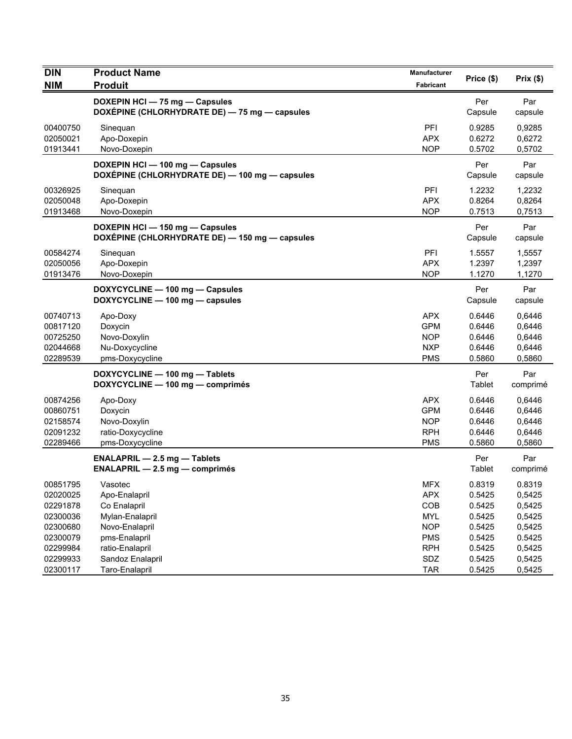| DIN<br>NIM | Product Name<br>Produit | Manufacturer<br>Fabricant | Price ($) | Prix ($) |
|---|---|---|---|---|
| | **DOXEPIN HCl — 75 mg — Capsules**<br>**DOXÉPINE (CHLORHYDRATE DE) — 75 mg — capsules** | | Per Capsule | Par capsule |
| 00400750 | Sinequan | PFI | 0.9285 | 0,9285 |
| 02050021 | Apo-Doxepin | APX | 0.6272 | 0,6272 |
| 01913441 | Novo-Doxepin | NOP | 0.5702 | 0,5702 |
| | **DOXEPIN HCl — 100 mg — Capsules**<br>**DOXÉPINE (CHLORHYDRATE DE) — 100 mg — capsules** | | Per Capsule | Par capsule |
| 00326925 | Sinequan | PFI | 1.2232 | 1,2232 |
| 02050048 | Apo-Doxepin | APX | 0.8264 | 0,8264 |
| 01913468 | Novo-Doxepin | NOP | 0.7513 | 0,7513 |
| | **DOXEPIN HCl — 150 mg — Capsules**<br>**DOXÉPINE (CHLORHYDRATE DE) — 150 mg — capsules** | | Per Capsule | Par capsule |
| 00584274 | Sinequan | PFI | 1.5557 | 1,5557 |
| 02050056 | Apo-Doxepin | APX | 1.2397 | 1,2397 |
| 01913476 | Novo-Doxepin | NOP | 1.1270 | 1,1270 |
| | **DOXYCYCLINE — 100 mg — Capsules**<br>**DOXYCYCLINE — 100 mg — capsules** | | Per Capsule | Par capsule |
| 00740713 | Apo-Doxy | APX | 0.6446 | 0,6446 |
| 00817120 | Doxycin | GPM | 0.6446 | 0,6446 |
| 00725250 | Novo-Doxylin | NOP | 0.6446 | 0,6446 |
| 02044668 | Nu-Doxycycline | NXP | 0.6446 | 0,6446 |
| 02289539 | pms-Doxycycline | PMS | 0.5860 | 0,5860 |
| | **DOXYCYCLINE — 100 mg — Tablets**<br>**DOXYCYCLINE — 100 mg — comprimés** | | Per Tablet | Par comprimé |
| 00874256 | Apo-Doxy | APX | 0.6446 | 0,6446 |
| 00860751 | Doxycin | GPM | 0.6446 | 0,6446 |
| 02158574 | Novo-Doxylin | NOP | 0.6446 | 0,6446 |
| 02091232 | ratio-Doxycycline | RPH | 0.6446 | 0,6446 |
| 02289466 | pms-Doxycycline | PMS | 0.5860 | 0,5860 |
| | **ENALAPRIL — 2.5 mg — Tablets**<br>**ENALAPRIL — 2.5 mg — comprimés** | | Per Tablet | Par comprimé |
| 00851795 | Vasotec | MFX | 0.8319 | 0.8319 |
| 02020025 | Apo-Enalapril | APX | 0.5425 | 0,5425 |
| 02291878 | Co Enalapril | COB | 0.5425 | 0,5425 |
| 02300036 | Mylan-Enalapril | MYL | 0.5425 | 0,5425 |
| 02300680 | Novo-Enalapril | NOP | 0.5425 | 0,5425 |
| 02300079 | pms-Enalapril | PMS | 0.5425 | 0.5425 |
| 02299984 | ratio-Enalapril | RPH | 0.5425 | 0,5425 |
| 02299933 | Sandoz Enalapril | SDZ | 0.5425 | 0,5425 |
| 02300117 | Taro-Enalapril | TAR | 0.5425 | 0,5425 |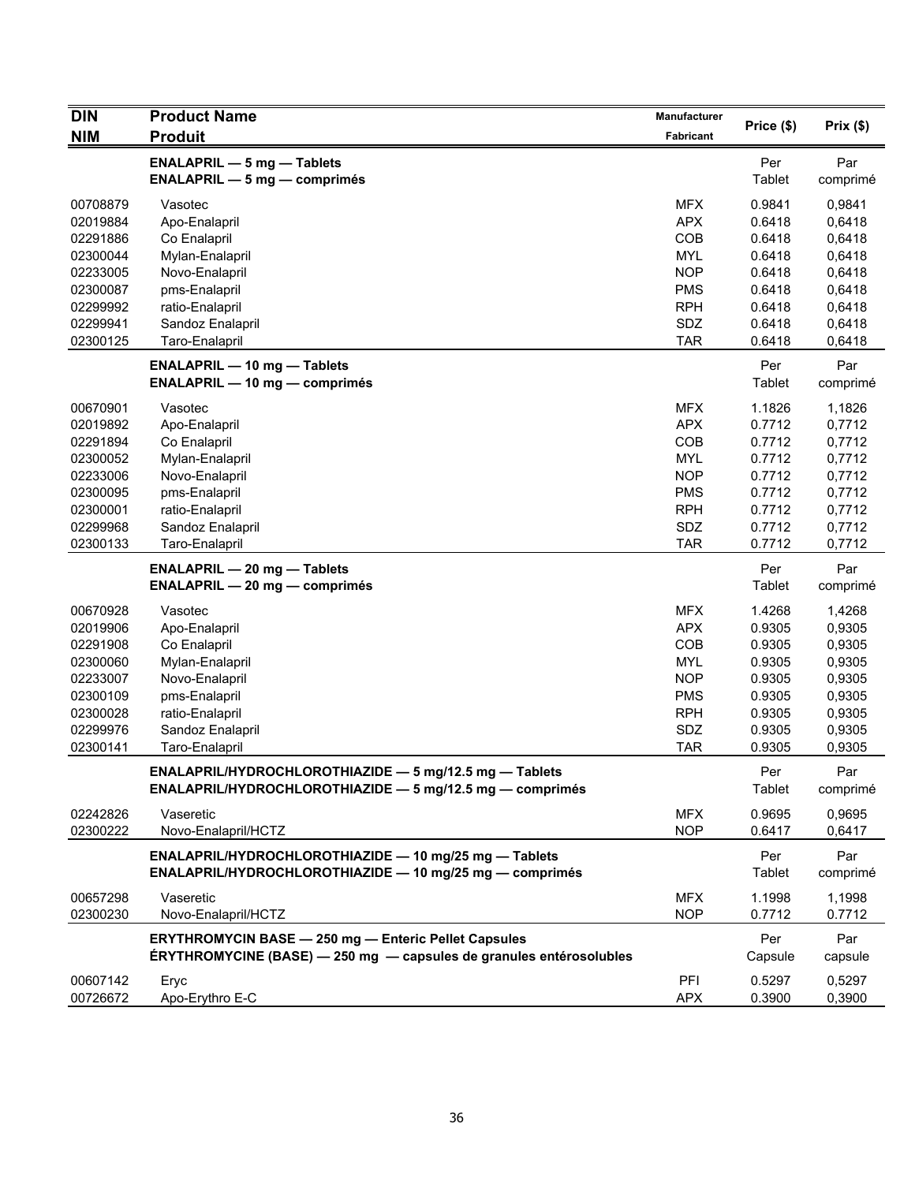| DIN<br>NIM | Product Name<br>Produit | Manufacturer<br>Fabricant | Price ($) | Prix ($) |
|---|---|---|---|---|
| | **ENALAPRIL — 5 mg — Tablets**<br>**ENALAPRIL — 5 mg — comprimés** | | Per Tablet | Par comprimé |
| 00708879 | Vasotec | MFX | 0.9841 | 0,9841 |
| 02019884 | Apo-Enalapril | APX | 0.6418 | 0,6418 |
| 02291886 | Co Enalapril | COB | 0.6418 | 0,6418 |
| 02300044 | Mylan-Enalapril | MYL | 0.6418 | 0,6418 |
| 02233005 | Novo-Enalapril | NOP | 0.6418 | 0,6418 |
| 02300087 | pms-Enalapril | PMS | 0.6418 | 0,6418 |
| 02299992 | ratio-Enalapril | RPH | 0.6418 | 0,6418 |
| 02299941 | Sandoz Enalapril | SDZ | 0.6418 | 0,6418 |
| 02300125 | Taro-Enalapril | TAR | 0.6418 | 0,6418 |
| | **ENALAPRIL — 10 mg — Tablets**<br>**ENALAPRIL — 10 mg — comprimés** | | Per Tablet | Par comprimé |
| 00670901 | Vasotec | MFX | 1.1826 | 1,1826 |
| 02019892 | Apo-Enalapril | APX | 0.7712 | 0,7712 |
| 02291894 | Co Enalapril | COB | 0.7712 | 0,7712 |
| 02300052 | Mylan-Enalapril | MYL | 0.7712 | 0,7712 |
| 02233006 | Novo-Enalapril | NOP | 0.7712 | 0,7712 |
| 02300095 | pms-Enalapril | PMS | 0.7712 | 0,7712 |
| 02300001 | ratio-Enalapril | RPH | 0.7712 | 0,7712 |
| 02299968 | Sandoz Enalapril | SDZ | 0.7712 | 0,7712 |
| 02300133 | Taro-Enalapril | TAR | 0.7712 | 0,7712 |
| | **ENALAPRIL — 20 mg — Tablets**<br>**ENALAPRIL — 20 mg — comprimés** | | Per Tablet | Par comprimé |
| 00670928 | Vasotec | MFX | 1.4268 | 1,4268 |
| 02019906 | Apo-Enalapril | APX | 0.9305 | 0,9305 |
| 02291908 | Co Enalapril | COB | 0.9305 | 0,9305 |
| 02300060 | Mylan-Enalapril | MYL | 0.9305 | 0,9305 |
| 02233007 | Novo-Enalapril | NOP | 0.9305 | 0,9305 |
| 02300109 | pms-Enalapril | PMS | 0.9305 | 0,9305 |
| 02300028 | ratio-Enalapril | RPH | 0.9305 | 0,9305 |
| 02299976 | Sandoz Enalapril | SDZ | 0.9305 | 0,9305 |
| 02300141 | Taro-Enalapril | TAR | 0.9305 | 0,9305 |
| | **ENALAPRIL/HYDROCHLOROTHIAZIDE — 5 mg/12.5 mg — Tablets**<br>**ENALAPRIL/HYDROCHLOROTHIAZIDE — 5 mg/12.5 mg — comprimés** | | Per Tablet | Par comprimé |
| 02242826 | Vaseretic | MFX | 0.9695 | 0,9695 |
| 02300222 | Novo-Enalapril/HCTZ | NOP | 0.6417 | 0,6417 |
| | **ENALAPRIL/HYDROCHLOROTHIAZIDE — 10 mg/25 mg — Tablets**<br>**ENALAPRIL/HYDROCHLOROTHIAZIDE — 10 mg/25 mg — comprimés** | | Per Tablet | Par comprimé |
| 00657298 | Vaseretic | MFX | 1.1998 | 1,1998 |
| 02300230 | Novo-Enalapril/HCTZ | NOP | 0.7712 | 0.7712 |
| | **ERYTHROMYCIN BASE — 250 mg — Enteric Pellet Capsules**<br>**ÉRYTHROMYCINE (BASE) — 250 mg — capsules de granules entérosolubles** | | Per Capsule | Par capsule |
| 00607142 | Eryc | PFI | 0.5297 | 0,5297 |
| 00726672 | Apo-Erythro E-C | APX | 0.3900 | 0,3900 |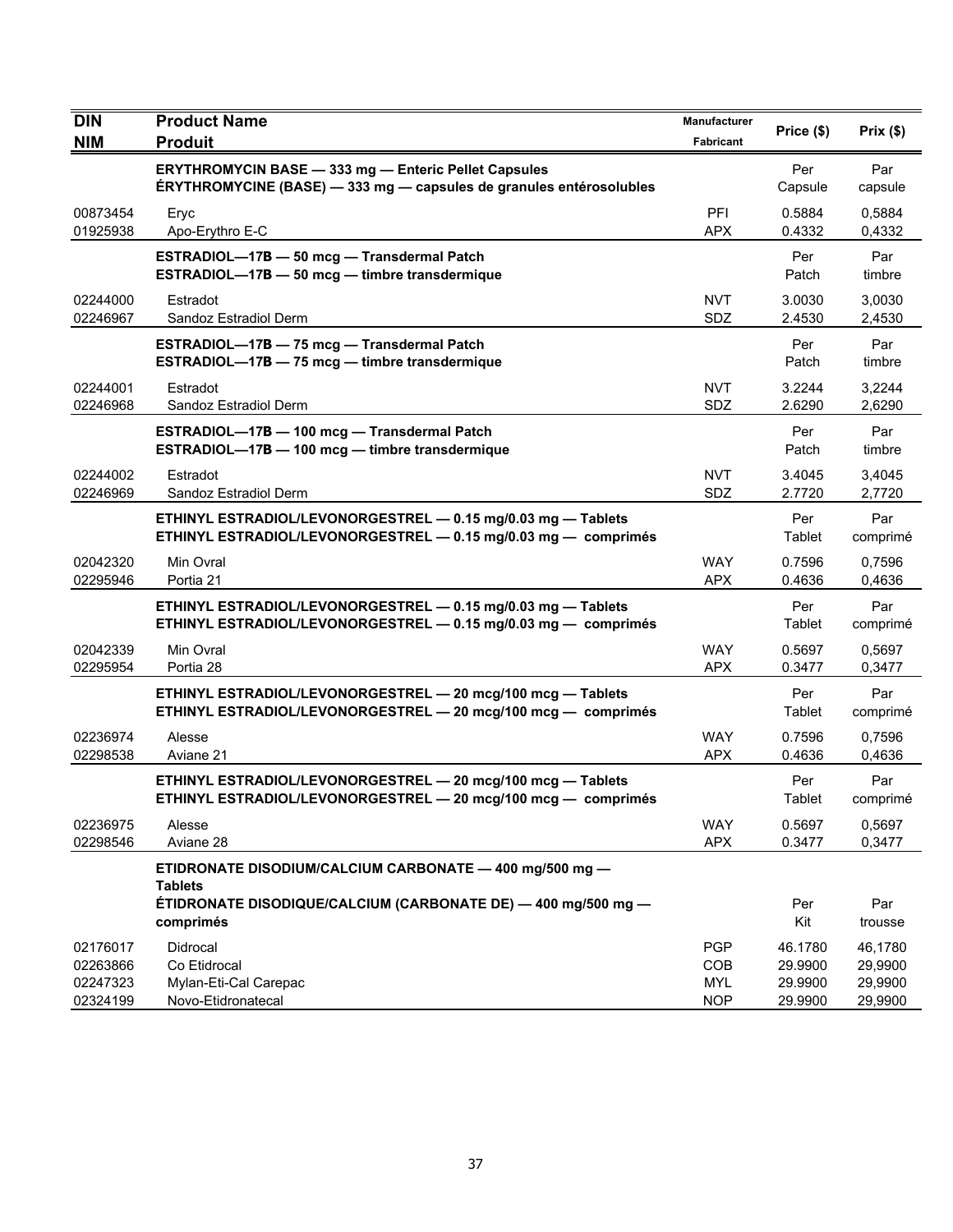| DIN<br>NIM | Product Name<br>Produit | Manufacturer<br>Fabricant | Price ($) | Prix ($) |
|---|---|---|---|---|
| | **ERYTHROMYCIN BASE — 333 mg — Enteric Pellet Capsules**<br>**ÉRYTHROMYCINE (BASE) — 333 mg — capsules de granules entérosolubles** | | Per Capsule | Par capsule |
| 00873454 | Eryc | PFI | 0.5884 | 0,5884 |
| 01925938 | Apo-Erythro E-C | APX | 0.4332 | 0,4332 |
| | **ESTRADIOL—17B — 50 mcg — Transdermal Patch**<br>**ESTRADIOL—17B — 50 mcg — timbre transdermique** | | Per Patch | Par timbre |
| 02244000 | Estradot | NVT | 3.0030 | 3,0030 |
| 02246967 | Sandoz Estradiol Derm | SDZ | 2.4530 | 2,4530 |
| | **ESTRADIOL—17B — 75 mcg — Transdermal Patch**<br>**ESTRADIOL—17B — 75 mcg — timbre transdermique** | | Per Patch | Par timbre |
| 02244001 | Estradot | NVT | 3.2244 | 3,2244 |
| 02246968 | Sandoz Estradiol Derm | SDZ | 2.6290 | 2,6290 |
| | **ESTRADIOL—17B — 100 mcg — Transdermal Patch**<br>**ESTRADIOL—17B — 100 mcg — timbre transdermique** | | Per Patch | Par timbre |
| 02244002 | Estradot | NVT | 3.4045 | 3,4045 |
| 02246969 | Sandoz Estradiol Derm | SDZ | 2.7720 | 2,7720 |
| | **ETHINYL ESTRADIOL/LEVONORGESTREL — 0.15 mg/0.03 mg — Tablets**<br>**ETHINYL ESTRADIOL/LEVONORGESTREL — 0.15 mg/0.03 mg — comprimés** | | Per Tablet | Par comprimé |
| 02042320 | Min Ovral | WAY | 0.7596 | 0,7596 |
| 02295946 | Portia 21 | APX | 0.4636 | 0,4636 |
| | **ETHINYL ESTRADIOL/LEVONORGESTREL — 0.15 mg/0.03 mg — Tablets**<br>**ETHINYL ESTRADIOL/LEVONORGESTREL — 0.15 mg/0.03 mg — comprimés** | | Per Tablet | Par comprimé |
| 02042339 | Min Ovral | WAY | 0.5697 | 0,5697 |
| 02295954 | Portia 28 | APX | 0.3477 | 0,3477 |
| | **ETHINYL ESTRADIOL/LEVONORGESTREL — 20 mcg/100 mcg — Tablets**<br>**ETHINYL ESTRADIOL/LEVONORGESTREL — 20 mcg/100 mcg — comprimés** | | Per Tablet | Par comprimé |
| 02236974 | Alesse | WAY | 0.7596 | 0,7596 |
| 02298538 | Aviane 21 | APX | 0.4636 | 0,4636 |
| | **ETHINYL ESTRADIOL/LEVONORGESTREL — 20 mcg/100 mcg — Tablets**<br>**ETHINYL ESTRADIOL/LEVONORGESTREL — 20 mcg/100 mcg — comprimés** | | Per Tablet | Par comprimé |
| 02236975 | Alesse | WAY | 0.5697 | 0,5697 |
| 02298546 | Aviane 28 | APX | 0.3477 | 0,3477 |
| | **ETIDRONATE DISODIUM/CALCIUM CARBONATE — 400 mg/500 mg — Tablets**<br>**ÉTIDRONATE DISODIQUE/CALCIUM (CARBONATE DE) — 400 mg/500 mg — comprimés** | | Per Kit | Par trousse |
| 02176017 | Didrocal | PGP | 46.1780 | 46,1780 |
| 02263866 | Co Etidrocal | COB | 29.9900 | 29,9900 |
| 02247323 | Mylan-Eti-Cal Carepac | MYL | 29.9900 | 29,9900 |
| 02324199 | Novo-Etidronatecal | NOP | 29.9900 | 29,9900 |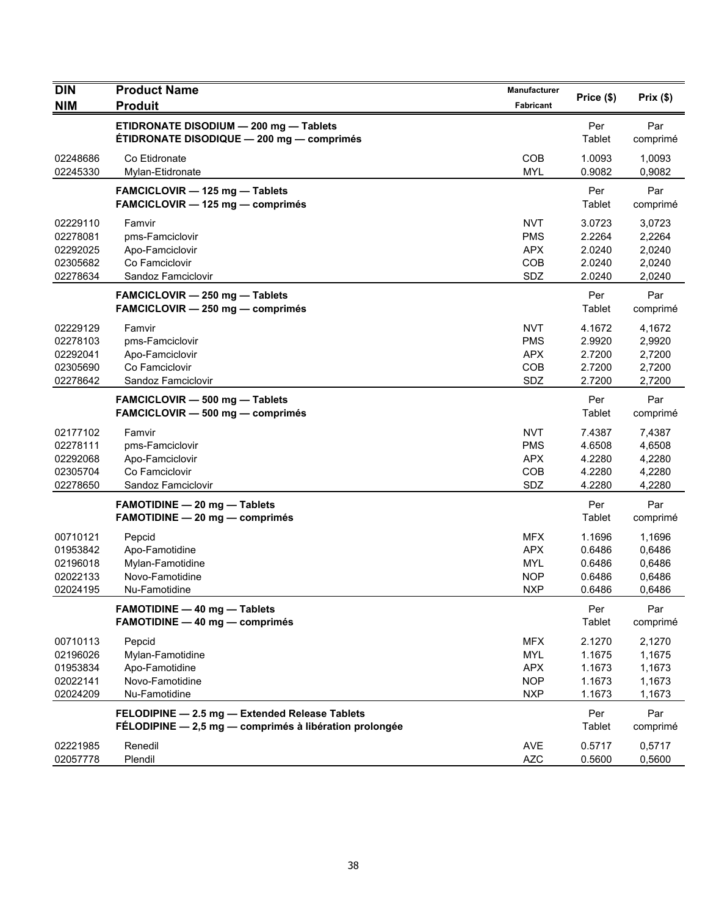| DIN<br>NIM | Product Name<br>Produit | Manufacturer<br>Fabricant | Price ($) | Prix ($) |
|---|---|---|---|---|
| | **ETIDRONATE DISODIUM — 200 mg — Tablets**<br>**ÉTIDRONATE DISODIQUE — 200 mg — comprimés** | | Per Tablet | Par comprimé |
| 02248686 | Co Etidronate | COB | 1.0093 | 1,0093 |
| 02245330 | Mylan-Etidronate | MYL | 0.9082 | 0,9082 |
| | **FAMCICLOVIR — 125 mg — Tablets**<br>**FAMCICLOVIR — 125 mg — comprimés** | | Per Tablet | Par comprimé |
| 02229110 | Famvir | NVT | 3.0723 | 3,0723 |
| 02278081 | pms-Famciclovir | PMS | 2.2264 | 2,2264 |
| 02292025 | Apo-Famciclovir | APX | 2.0240 | 2,0240 |
| 02305682 | Co Famciclovir | COB | 2.0240 | 2,0240 |
| 02278634 | Sandoz Famciclovir | SDZ | 2.0240 | 2,0240 |
| | **FAMCICLOVIR — 250 mg — Tablets**<br>**FAMCICLOVIR — 250 mg — comprimés** | | Per Tablet | Par comprimé |
| 02229129 | Famvir | NVT | 4.1672 | 4,1672 |
| 02278103 | pms-Famciclovir | PMS | 2.9920 | 2,9920 |
| 02292041 | Apo-Famciclovir | APX | 2.7200 | 2,7200 |
| 02305690 | Co Famciclovir | COB | 2.7200 | 2,7200 |
| 02278642 | Sandoz Famciclovir | SDZ | 2.7200 | 2,7200 |
| | **FAMCICLOVIR — 500 mg — Tablets**<br>**FAMCICLOVIR — 500 mg — comprimés** | | Per Tablet | Par comprimé |
| 02177102 | Famvir | NVT | 7.4387 | 7,4387 |
| 02278111 | pms-Famciclovir | PMS | 4.6508 | 4,6508 |
| 02292068 | Apo-Famciclovir | APX | 4.2280 | 4,2280 |
| 02305704 | Co Famciclovir | COB | 4.2280 | 4,2280 |
| 02278650 | Sandoz Famciclovir | SDZ | 4.2280 | 4,2280 |
| | **FAMOTIDINE — 20 mg — Tablets**<br>**FAMOTIDINE — 20 mg — comprimés** | | Per Tablet | Par comprimé |
| 00710121 | Pepcid | MFX | 1.1696 | 1,1696 |
| 01953842 | Apo-Famotidine | APX | 0.6486 | 0,6486 |
| 02196018 | Mylan-Famotidine | MYL | 0.6486 | 0,6486 |
| 02022133 | Novo-Famotidine | NOP | 0.6486 | 0,6486 |
| 02024195 | Nu-Famotidine | NXP | 0.6486 | 0,6486 |
| | **FAMOTIDINE — 40 mg — Tablets**<br>**FAMOTIDINE — 40 mg — comprimés** | | Per Tablet | Par comprimé |
| 00710113 | Pepcid | MFX | 2.1270 | 2,1270 |
| 02196026 | Mylan-Famotidine | MYL | 1.1675 | 1,1675 |
| 01953834 | Apo-Famotidine | APX | 1.1673 | 1,1673 |
| 02022141 | Novo-Famotidine | NOP | 1.1673 | 1,1673 |
| 02024209 | Nu-Famotidine | NXP | 1.1673 | 1,1673 |
| | **FELODIPINE — 2.5 mg — Extended Release Tablets**<br>**FÉLODIPINE — 2,5 mg — comprimés à libération prolongée** | | Per Tablet | Par comprimé |
| 02221985 | Renedil | AVE | 0.5717 | 0,5717 |
| 02057778 | Plendil | AZC | 0.5600 | 0,5600 |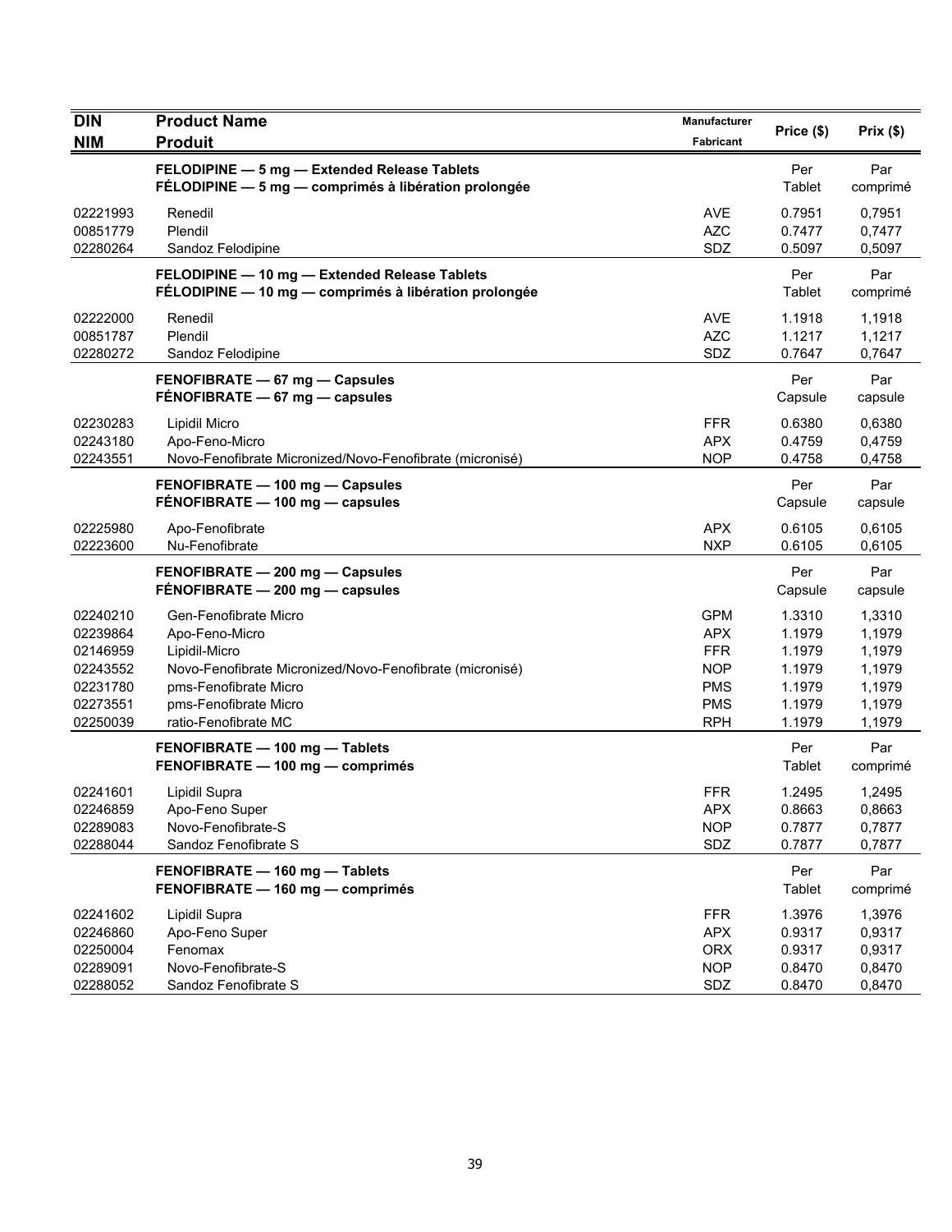| DIN<br>NIM | Product Name<br>Produit | Manufacturer<br>Fabricant | Price ($) | Prix ($) |
|---|---|---|---|---|
| | **FELODIPINE — 5 mg — Extended Release Tablets**<br>**FÉLODIPINE — 5 mg — comprimés à libération prolongée** | | Per Tablet | Par comprimé |
| 02221993 | Renedil | AVE | 0.7951 | 0,7951 |
| 00851779 | Plendil | AZC | 0.7477 | 0,7477 |
| 02280264 | Sandoz Felodipine | SDZ | 0.5097 | 0,5097 |
| | **FELODIPINE — 10 mg — Extended Release Tablets**<br>**FÉLODIPINE — 10 mg — comprimés à libération prolongée** | | Per Tablet | Par comprimé |
| 02222000 | Renedil | AVE | 1.1918 | 1,1918 |
| 00851787 | Plendil | AZC | 1.1217 | 1,1217 |
| 02280272 | Sandoz Felodipine | SDZ | 0.7647 | 0,7647 |
| | **FENOFIBRATE — 67 mg — Capsules**<br>**FÉNOFIBRATE — 67 mg — capsules** | | Per Capsule | Par capsule |
| 02230283 | Lipidil Micro | FFR | 0.6380 | 0,6380 |
| 02243180 | Apo-Feno-Micro | APX | 0.4759 | 0,4759 |
| 02243551 | Novo-Fenofibrate Micronized/Novo-Fenofibrate (micronisé) | NOP | 0.4758 | 0,4758 |
| | **FENOFIBRATE — 100 mg — Capsules**<br>**FÉNOFIBRATE — 100 mg — capsules** | | Per Capsule | Par capsule |
| 02225980 | Apo-Fenofibrate | APX | 0.6105 | 0,6105 |
| 02223600 | Nu-Fenofibrate | NXP | 0.6105 | 0,6105 |
| | **FENOFIBRATE — 200 mg — Capsules**<br>**FÉNOFIBRATE — 200 mg — capsules** | | Per Capsule | Par capsule |
| 02240210 | Gen-Fenofibrate Micro | GPM | 1.3310 | 1,3310 |
| 02239864 | Apo-Feno-Micro | APX | 1.1979 | 1,1979 |
| 02146959 | Lipidil-Micro | FFR | 1.1979 | 1,1979 |
| 02243552 | Novo-Fenofibrate Micronized/Novo-Fenofibrate (micronisé) | NOP | 1.1979 | 1,1979 |
| 02231780 | pms-Fenofibrate Micro | PMS | 1.1979 | 1,1979 |
| 02273551 | pms-Fenofibrate Micro | PMS | 1.1979 | 1,1979 |
| 02250039 | ratio-Fenofibrate MC | RPH | 1.1979 | 1,1979 |
| | **FENOFIBRATE — 100 mg — Tablets**<br>**FENOFIBRATE — 100 mg — comprimés** | | Per Tablet | Par comprimé |
| 02241601 | Lipidil Supra | FFR | 1.2495 | 1,2495 |
| 02246859 | Apo-Feno Super | APX | 0.8663 | 0,8663 |
| 02289083 | Novo-Fenofibrate-S | NOP | 0.7877 | 0,7877 |
| 02288044 | Sandoz Fenofibrate S | SDZ | 0.7877 | 0,7877 |
| | **FENOFIBRATE — 160 mg — Tablets**<br>**FENOFIBRATE — 160 mg — comprimés** | | Per Tablet | Par comprimé |
| 02241602 | Lipidil Supra | FFR | 1.3976 | 1,3976 |
| 02246860 | Apo-Feno Super | APX | 0.9317 | 0,9317 |
| 02250004 | Fenomax | ORX | 0.9317 | 0,9317 |
| 02289091 | Novo-Fenofibrate-S | NOP | 0.8470 | 0,8470 |
| 02288052 | Sandoz Fenofibrate S | SDZ | 0.8470 | 0,8470 |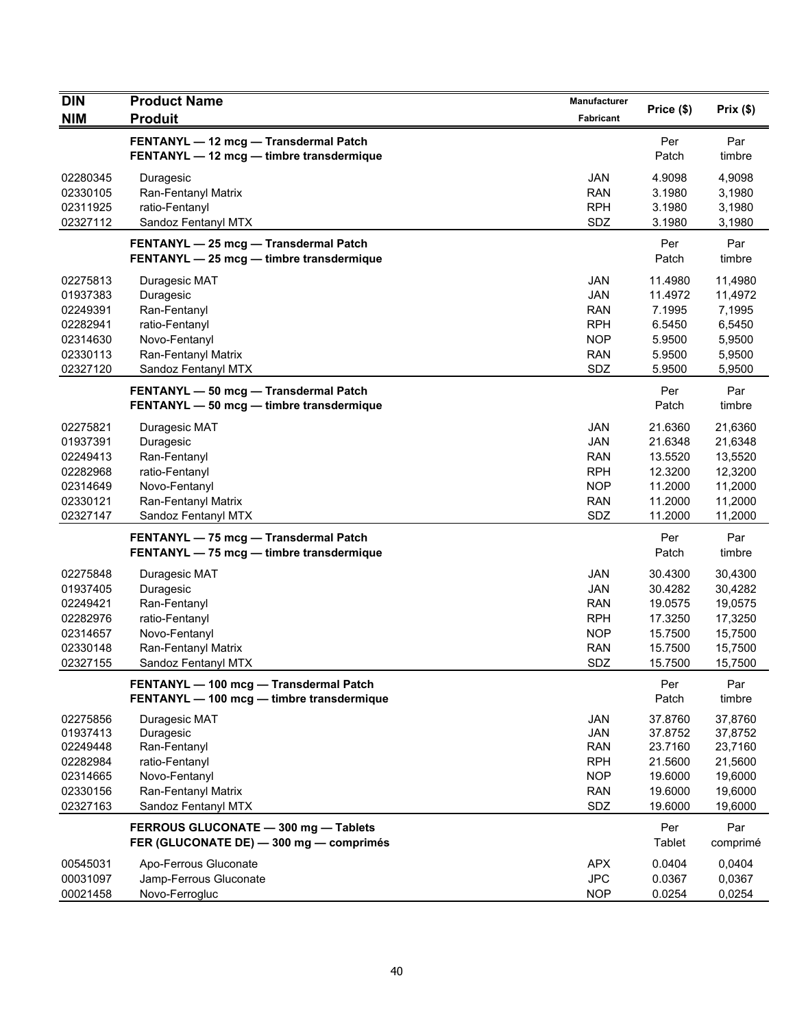| DIN<br>NIM | Product Name<br>Produit | Manufacturer<br>Fabricant | Price ($) | Prix ($) |
|---|---|---|---|---|
| | **FENTANYL — 12 mcg — Transdermal Patch**<br>**FENTANYL — 12 mcg — timbre transdermique** | | Per Patch | Par timbre |
| 02280345 | Duragesic | JAN | 4.9098 | 4,9098 |
| 02330105 | Ran-Fentanyl Matrix | RAN | 3.1980 | 3,1980 |
| 02311925 | ratio-Fentanyl | RPH | 3.1980 | 3,1980 |
| 02327112 | Sandoz Fentanyl MTX | SDZ | 3.1980 | 3,1980 |
| | **FENTANYL — 25 mcg — Transdermal Patch**<br>**FENTANYL — 25 mcg — timbre transdermique** | | Per Patch | Par timbre |
| 02275813 | Duragesic MAT | JAN | 11.4980 | 11,4980 |
| 01937383 | Duragesic | JAN | 11.4972 | 11,4972 |
| 02249391 | Ran-Fentanyl | RAN | 7.1995 | 7,1995 |
| 02282941 | ratio-Fentanyl | RPH | 6.5450 | 6,5450 |
| 02314630 | Novo-Fentanyl | NOP | 5.9500 | 5,9500 |
| 02330113 | Ran-Fentanyl Matrix | RAN | 5.9500 | 5,9500 |
| 02327120 | Sandoz Fentanyl MTX | SDZ | 5.9500 | 5,9500 |
| | **FENTANYL — 50 mcg — Transdermal Patch**<br>**FENTANYL — 50 mcg — timbre transdermique** | | Per Patch | Par timbre |
| 02275821 | Duragesic MAT | JAN | 21.6360 | 21,6360 |
| 01937391 | Duragesic | JAN | 21.6348 | 21,6348 |
| 02249413 | Ran-Fentanyl | RAN | 13.5520 | 13,5520 |
| 02282968 | ratio-Fentanyl | RPH | 12.3200 | 12,3200 |
| 02314649 | Novo-Fentanyl | NOP | 11.2000 | 11,2000 |
| 02330121 | Ran-Fentanyl Matrix | RAN | 11.2000 | 11,2000 |
| 02327147 | Sandoz Fentanyl MTX | SDZ | 11.2000 | 11,2000 |
| | **FENTANYL — 75 mcg — Transdermal Patch**<br>**FENTANYL — 75 mcg — timbre transdermique** | | Per Patch | Par timbre |
| 02275848 | Duragesic MAT | JAN | 30.4300 | 30,4300 |
| 01937405 | Duragesic | JAN | 30.4282 | 30,4282 |
| 02249421 | Ran-Fentanyl | RAN | 19.0575 | 19,0575 |
| 02282976 | ratio-Fentanyl | RPH | 17.3250 | 17,3250 |
| 02314657 | Novo-Fentanyl | NOP | 15.7500 | 15,7500 |
| 02330148 | Ran-Fentanyl Matrix | RAN | 15.7500 | 15,7500 |
| 02327155 | Sandoz Fentanyl MTX | SDZ | 15.7500 | 15,7500 |
| | **FENTANYL — 100 mcg — Transdermal Patch**<br>**FENTANYL — 100 mcg — timbre transdermique** | | Per Patch | Par timbre |
| 02275856 | Duragesic MAT | JAN | 37.8760 | 37,8760 |
| 01937413 | Duragesic | JAN | 37.8752 | 37,8752 |
| 02249448 | Ran-Fentanyl | RAN | 23.7160 | 23,7160 |
| 02282984 | ratio-Fentanyl | RPH | 21.5600 | 21,5600 |
| 02314665 | Novo-Fentanyl | NOP | 19.6000 | 19,6000 |
| 02330156 | Ran-Fentanyl Matrix | RAN | 19.6000 | 19,6000 |
| 02327163 | Sandoz Fentanyl MTX | SDZ | 19.6000 | 19,6000 |
| | **FERROUS GLUCONATE — 300 mg — Tablets**<br>**FER (GLUCONATE DE) — 300 mg — comprimés** | | Per Tablet | Par comprimé |
| 00545031 | Apo-Ferrous Gluconate | APX | 0.0404 | 0,0404 |
| 00031097 | Jamp-Ferrous Gluconate | JPC | 0.0367 | 0,0367 |
| 00021458 | Novo-Ferrogluc | NOP | 0.0254 | 0,0254 |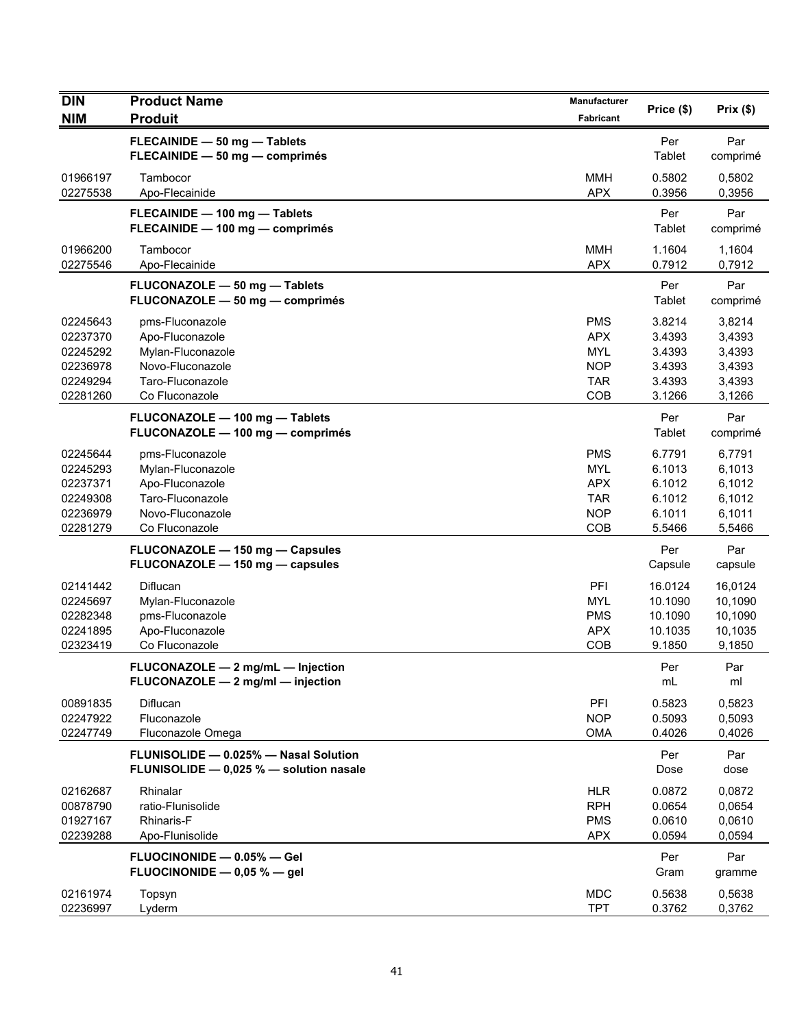| DIN<br>NIM | Product Name<br>Produit | Manufacturer<br>Fabricant | Price ($) | Prix ($) |
|---|---|---|---|---|
| | **FLECAINIDE — 50 mg — Tablets**<br>**FLECAINIDE — 50 mg — comprimés** | | Per Tablet | Par comprimé |
| 01966197 | Tambocor | MMH | 0.5802 | 0,5802 |
| 02275538 | Apo-Flecainide | APX | 0.3956 | 0,3956 |
| | **FLECAINIDE — 100 mg — Tablets**<br>**FLECAINIDE — 100 mg — comprimés** | | Per Tablet | Par comprimé |
| 01966200 | Tambocor | MMH | 1.1604 | 1,1604 |
| 02275546 | Apo-Flecainide | APX | 0.7912 | 0,7912 |
| | **FLUCONAZOLE — 50 mg — Tablets**<br>**FLUCONAZOLE — 50 mg — comprimés** | | Per Tablet | Par comprimé |
| 02245643 | pms-Fluconazole | PMS | 3.8214 | 3,8214 |
| 02237370 | Apo-Fluconazole | APX | 3.4393 | 3,4393 |
| 02245292 | Mylan-Fluconazole | MYL | 3.4393 | 3,4393 |
| 02236978 | Novo-Fluconazole | NOP | 3.4393 | 3,4393 |
| 02249294 | Taro-Fluconazole | TAR | 3.4393 | 3,4393 |
| 02281260 | Co Fluconazole | COB | 3.1266 | 3,1266 |
| | **FLUCONAZOLE — 100 mg — Tablets**<br>**FLUCONAZOLE — 100 mg — comprimés** | | Per Tablet | Par comprimé |
| 02245644 | pms-Fluconazole | PMS | 6.7791 | 6,7791 |
| 02245293 | Mylan-Fluconazole | MYL | 6.1013 | 6,1013 |
| 02237371 | Apo-Fluconazole | APX | 6.1012 | 6,1012 |
| 02249308 | Taro-Fluconazole | TAR | 6.1012 | 6,1012 |
| 02236979 | Novo-Fluconazole | NOP | 6.1011 | 6,1011 |
| 02281279 | Co Fluconazole | COB | 5.5466 | 5,5466 |
| | **FLUCONAZOLE — 150 mg — Capsules**<br>**FLUCONAZOLE — 150 mg — capsules** | | Per Capsule | Par capsule |
| 02141442 | Diflucan | PFI | 16.0124 | 16,0124 |
| 02245697 | Mylan-Fluconazole | MYL | 10.1090 | 10,1090 |
| 02282348 | pms-Fluconazole | PMS | 10.1090 | 10,1090 |
| 02241895 | Apo-Fluconazole | APX | 10.1035 | 10,1035 |
| 02323419 | Co Fluconazole | COB | 9.1850 | 9,1850 |
| | **FLUCONAZOLE — 2 mg/mL — Injection**<br>**FLUCONAZOLE — 2 mg/ml — injection** | | Per mL | Par ml |
| 00891835 | Diflucan | PFI | 0.5823 | 0,5823 |
| 02247922 | Fluconazole | NOP | 0.5093 | 0,5093 |
| 02247749 | Fluconazole Omega | OMA | 0.4026 | 0,4026 |
| | **FLUNISOLIDE — 0.025% — Nasal Solution**<br>**FLUNISOLIDE — 0,025 % — solution nasale** | | Per Dose | Par dose |
| 02162687 | Rhinalar | HLR | 0.0872 | 0,0872 |
| 00878790 | ratio-Flunisolide | RPH | 0.0654 | 0,0654 |
| 01927167 | Rhinaris-F | PMS | 0.0610 | 0,0610 |
| 02239288 | Apo-Flunisolide | APX | 0.0594 | 0,0594 |
| | **FLUOCINONIDE — 0.05% — Gel**<br>**FLUOCINONIDE — 0,05 % — gel** | | Per Gram | Par gramme |
| 02161974 | Topsyn | MDC | 0.5638 | 0,5638 |
| 02236997 | Lyderm | TPT | 0.3762 | 0,3762 |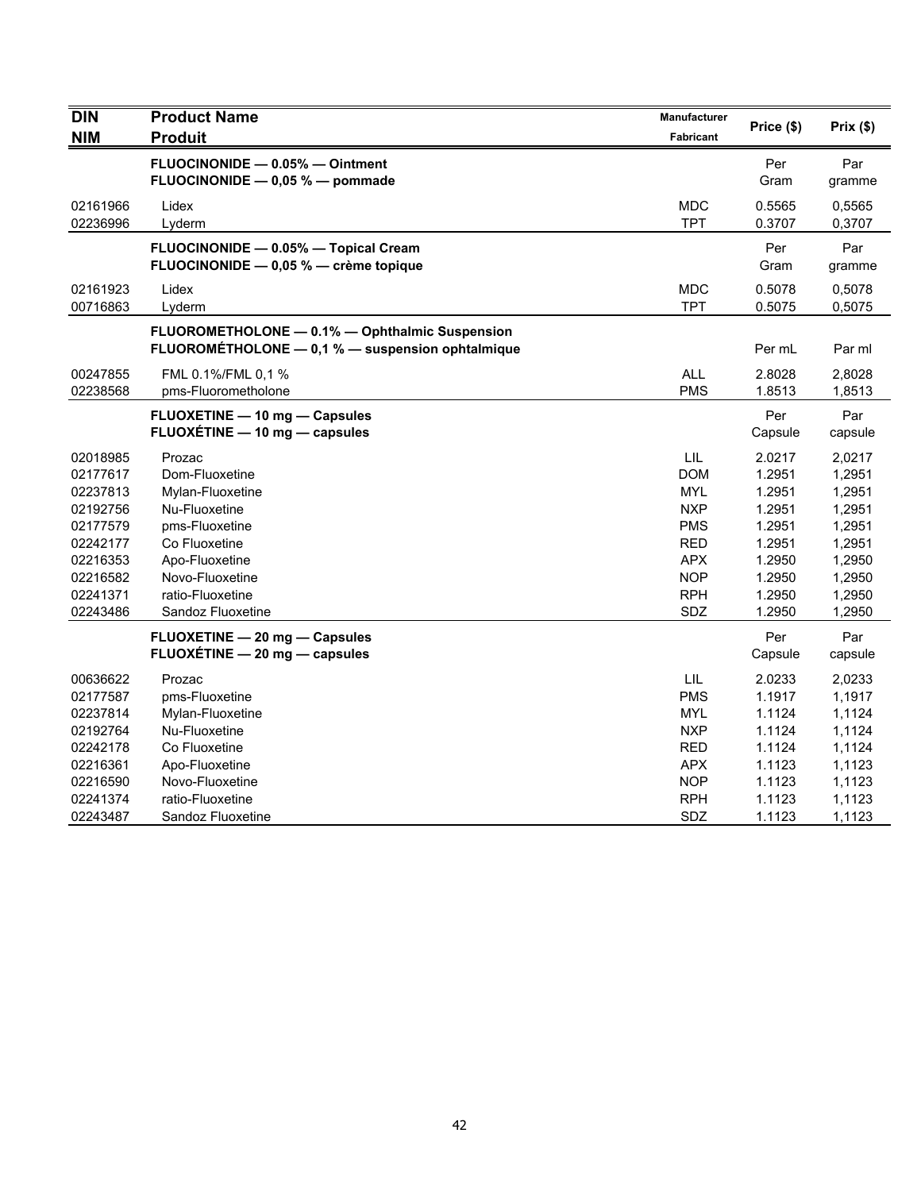| DIN<br>NIM | Product Name<br>Produit | Manufacturer<br>Fabricant | Price ($) | Prix ($) |
|---|---|---|---|---|
| | **FLUOCINONIDE — 0.05% — Ointment**<br>**FLUOCINONIDE — 0,05 % — pommade** | | Per Gram | Par gramme |
| 02161966 | Lidex | MDC | 0.5565 | 0,5565 |
| 02236996 | Lyderm | TPT | 0.3707 | 0,3707 |
| | **FLUOCINONIDE — 0.05% — Topical Cream**<br>**FLUOCINONIDE — 0,05 % — crème topique** | | Per Gram | Par gramme |
| 02161923 | Lidex | MDC | 0.5078 | 0,5078 |
| 00716863 | Lyderm | TPT | 0.5075 | 0,5075 |
| | **FLUOROMETHOLONE — 0.1% — Ophthalmic Suspension**<br>**FLUOROMÉTHOLONE — 0,1 % — suspension ophtalmique** | | Per mL | Par ml |
| 00247855 | FML 0.1%/FML 0,1 % | ALL | 2.8028 | 2,8028 |
| 02238568 | pms-Fluorometholone | PMS | 1.8513 | 1,8513 |
| | **FLUOXETINE — 10 mg — Capsules**<br>**FLUOXÉTINE — 10 mg — capsules** | | Per Capsule | Par capsule |
| 02018985 | Prozac | LIL | 2.0217 | 2,0217 |
| 02177617 | Dom-Fluoxetine | DOM | 1.2951 | 1,2951 |
| 02237813 | Mylan-Fluoxetine | MYL | 1.2951 | 1,2951 |
| 02192756 | Nu-Fluoxetine | NXP | 1.2951 | 1,2951 |
| 02177579 | pms-Fluoxetine | PMS | 1.2951 | 1,2951 |
| 02242177 | Co Fluoxetine | RED | 1.2951 | 1,2951 |
| 02216353 | Apo-Fluoxetine | APX | 1.2950 | 1,2950 |
| 02216582 | Novo-Fluoxetine | NOP | 1.2950 | 1,2950 |
| 02241371 | ratio-Fluoxetine | RPH | 1.2950 | 1,2950 |
| 02243486 | Sandoz Fluoxetine | SDZ | 1.2950 | 1,2950 |
| | **FLUOXETINE — 20 mg — Capsules**<br>**FLUOXÉTINE — 20 mg — capsules** | | Per Capsule | Par capsule |
| 00636622 | Prozac | LIL | 2.0233 | 2,0233 |
| 02177587 | pms-Fluoxetine | PMS | 1.1917 | 1,1917 |
| 02237814 | Mylan-Fluoxetine | MYL | 1.1124 | 1,1124 |
| 02192764 | Nu-Fluoxetine | NXP | 1.1124 | 1,1124 |
| 02242178 | Co Fluoxetine | RED | 1.1124 | 1,1124 |
| 02216361 | Apo-Fluoxetine | APX | 1.1123 | 1,1123 |
| 02216590 | Novo-Fluoxetine | NOP | 1.1123 | 1,1123 |
| 02241374 | ratio-Fluoxetine | RPH | 1.1123 | 1,1123 |
| 02243487 | Sandoz Fluoxetine | SDZ | 1.1123 | 1,1123 |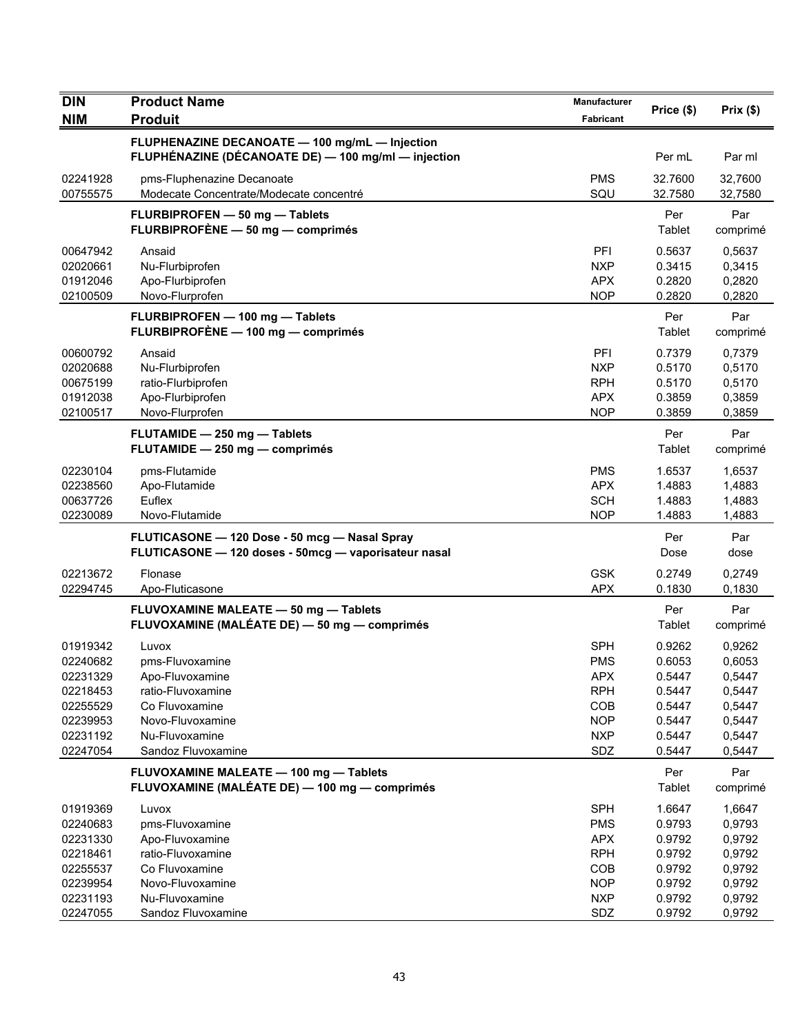| DIN<br>NIM | Product Name<br>Produit | Manufacturer<br>Fabricant | Price ($) | Prix ($) |
|---|---|---|---|---|
| | **FLUPHENAZINE DECANOATE — 100 mg/mL — Injection**<br>**FLUPHÉNAZINE (DÉCANOATE DE) — 100 mg/ml — injection** | | Per mL | Par ml |
| 02241928 | pms-Fluphenazine Decanoate | PMS | 32.7600 | 32,7600 |
| 00755575 | Modecate Concentrate/Modecate concentré | SQU | 32.7580 | 32,7580 |
| | **FLURBIPROFEN — 50 mg — Tablets**<br>**FLURBIPROFÈNE — 50 mg — comprimés** | | Per Tablet | Par comprimé |
| 00647942 | Ansaid | PFI | 0.5637 | 0,5637 |
| 02020661 | Nu-Flurbiprofen | NXP | 0.3415 | 0,3415 |
| 01912046 | Apo-Flurbiprofen | APX | 0.2820 | 0,2820 |
| 02100509 | Novo-Flurprofen | NOP | 0.2820 | 0,2820 |
| | **FLURBIPROFEN — 100 mg — Tablets**<br>**FLURBIPROFÈNE — 100 mg — comprimés** | | Per Tablet | Par comprimé |
| 00600792 | Ansaid | PFI | 0.7379 | 0,7379 |
| 02020688 | Nu-Flurbiprofen | NXP | 0.5170 | 0,5170 |
| 00675199 | ratio-Flurbiprofen | RPH | 0.5170 | 0,5170 |
| 01912038 | Apo-Flurbiprofen | APX | 0.3859 | 0,3859 |
| 02100517 | Novo-Flurprofen | NOP | 0.3859 | 0,3859 |
| | **FLUTAMIDE — 250 mg — Tablets**<br>**FLUTAMIDE — 250 mg — comprimés** | | Per Tablet | Par comprimé |
| 02230104 | pms-Flutamide | PMS | 1.6537 | 1,6537 |
| 02238560 | Apo-Flutamide | APX | 1.4883 | 1,4883 |
| 00637726 | Euflex | SCH | 1.4883 | 1,4883 |
| 02230089 | Novo-Flutamide | NOP | 1.4883 | 1,4883 |
| | **FLUTICASONE — 120 Dose - 50 mcg — Nasal Spray**<br>**FLUTICASONE — 120 doses - 50mcg — vaporisateur nasal** | | Per Dose | Par dose |
| 02213672 | Flonase | GSK | 0.2749 | 0,2749 |
| 02294745 | Apo-Fluticasone | APX | 0.1830 | 0,1830 |
| | **FLUVOXAMINE MALEATE — 50 mg — Tablets**<br>**FLUVOXAMINE (MALÉATE DE) — 50 mg — comprimés** | | Per Tablet | Par comprimé |
| 01919342 | Luvox | SPH | 0.9262 | 0,9262 |
| 02240682 | pms-Fluvoxamine | PMS | 0.6053 | 0,6053 |
| 02231329 | Apo-Fluvoxamine | APX | 0.5447 | 0,5447 |
| 02218453 | ratio-Fluvoxamine | RPH | 0.5447 | 0,5447 |
| 02255529 | Co Fluvoxamine | COB | 0.5447 | 0,5447 |
| 02239953 | Novo-Fluvoxamine | NOP | 0.5447 | 0,5447 |
| 02231192 | Nu-Fluvoxamine | NXP | 0.5447 | 0,5447 |
| 02247054 | Sandoz Fluvoxamine | SDZ | 0.5447 | 0,5447 |
| | **FLUVOXAMINE MALEATE — 100 mg — Tablets**<br>**FLUVOXAMINE (MALÉATE DE) — 100 mg — comprimés** | | Per Tablet | Par comprimé |
| 01919369 | Luvox | SPH | 1.6647 | 1,6647 |
| 02240683 | pms-Fluvoxamine | PMS | 0.9793 | 0,9793 |
| 02231330 | Apo-Fluvoxamine | APX | 0.9792 | 0,9792 |
| 02218461 | ratio-Fluvoxamine | RPH | 0.9792 | 0,9792 |
| 02255537 | Co Fluvoxamine | COB | 0.9792 | 0,9792 |
| 02239954 | Novo-Fluvoxamine | NOP | 0.9792 | 0,9792 |
| 02231193 | Nu-Fluvoxamine | NXP | 0.9792 | 0,9792 |
| 02247055 | Sandoz Fluvoxamine | SDZ | 0.9792 | 0,9792 |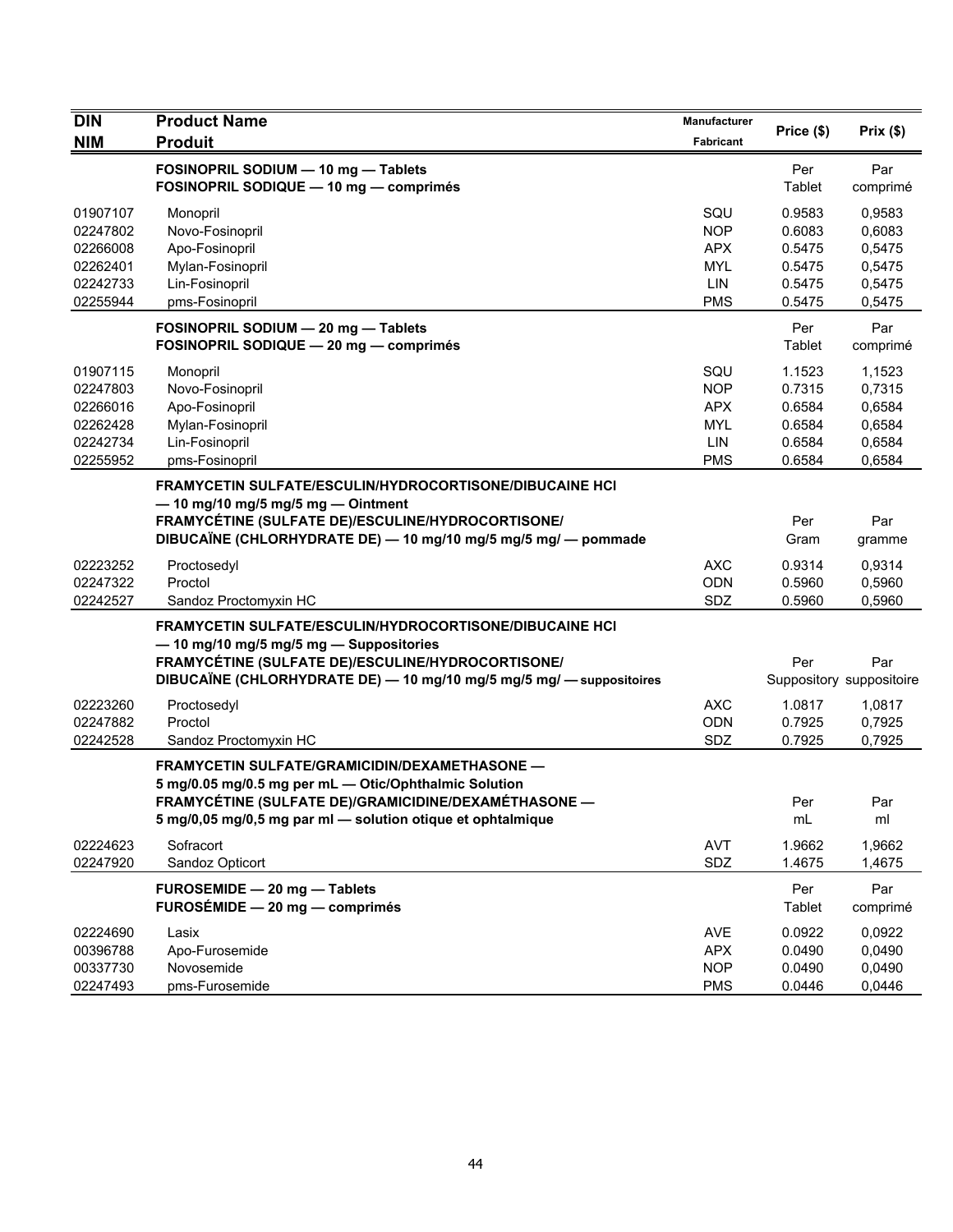| DIN<br>NIM | Product Name<br>Produit | Manufacturer<br>Fabricant | Price ($) | Prix ($) |
|---|---|---|---|---|
| | **FOSINOPRIL SODIUM — 10 mg — Tablets**<br>**FOSINOPRIL SODIQUE — 10 mg — comprimés** | | Per Tablet | Par comprimé |
| 01907107 | Monopril | SQU | 0.9583 | 0,9583 |
| 02247802 | Novo-Fosinopril | NOP | 0.6083 | 0,6083 |
| 02266008 | Apo-Fosinopril | APX | 0.5475 | 0,5475 |
| 02262401 | Mylan-Fosinopril | MYL | 0.5475 | 0,5475 |
| 02242733 | Lin-Fosinopril | LIN | 0.5475 | 0,5475 |
| 02255944 | pms-Fosinopril | PMS | 0.5475 | 0,5475 |
| | **FOSINOPRIL SODIUM — 20 mg — Tablets**<br>**FOSINOPRIL SODIQUE — 20 mg — comprimés** | | Per Tablet | Par comprimé |
| 01907115 | Monopril | SQU | 1.1523 | 1,1523 |
| 02247803 | Novo-Fosinopril | NOP | 0.7315 | 0,7315 |
| 02266016 | Apo-Fosinopril | APX | 0.6584 | 0,6584 |
| 02262428 | Mylan-Fosinopril | MYL | 0.6584 | 0,6584 |
| 02242734 | Lin-Fosinopril | LIN | 0.6584 | 0,6584 |
| 02255952 | pms-Fosinopril | PMS | 0.6584 | 0,6584 |
| | **FRAMYCETIN SULFATE/ESCULIN/HYDROCORTISONE/DIBUCAINE HCl — 10 mg/10 mg/5 mg/5 mg — Ointment**<br>**FRAMYCÉTINE (SULFATE DE)/ESCULINE/HYDROCORTISONE/ DIBUCAÏNE (CHLORHYDRATE DE) — 10 mg/10 mg/5 mg/5 mg/ — pommade** | | Per Gram | Par gramme |
| 02223252 | Proctosedyl | AXC | 0.9314 | 0,9314 |
| 02247322 | Proctol | ODN | 0.5960 | 0,5960 |
| 02242527 | Sandoz Proctomyxin HC | SDZ | 0.5960 | 0,5960 |
| | **FRAMYCETIN SULFATE/ESCULIN/HYDROCORTISONE/DIBUCAINE HCl — 10 mg/10 mg/5 mg/5 mg — Suppositories**<br>**FRAMYCÉTINE (SULFATE DE)/ESCULINE/HYDROCORTISONE/ DIBUCAÏNE (CHLORHYDRATE DE) — 10 mg/10 mg/5 mg/5 mg/ — suppositoires** | | Per Suppository | Par suppositoire |
| 02223260 | Proctosedyl | AXC | 1.0817 | 1,0817 |
| 02247882 | Proctol | ODN | 0.7925 | 0,7925 |
| 02242528 | Sandoz Proctomyxin HC | SDZ | 0.7925 | 0,7925 |
| | **FRAMYCETIN SULFATE/GRAMICIDIN/DEXAMETHASONE — 5 mg/0.05 mg/0.5 mg per mL — Otic/Ophthalmic Solution**<br>**FRAMYCÉTINE (SULFATE DE)/GRAMICIDINE/DEXAMÉTHASONE — 5 mg/0,05 mg/0,5 mg par ml — solution otique et ophtalmique** | | Per mL | Par ml |
| 02224623 | Sofracort | AVT | 1.9662 | 1,9662 |
| 02247920 | Sandoz Opticort | SDZ | 1.4675 | 1,4675 |
| | **FUROSEMIDE — 20 mg — Tablets**<br>**FUROSÉMIDE — 20 mg — comprimés** | | Per Tablet | Par comprimé |
| 02224690 | Lasix | AVE | 0.0922 | 0,0922 |
| 00396788 | Apo-Furosemide | APX | 0.0490 | 0,0490 |
| 00337730 | Novosemide | NOP | 0.0490 | 0,0490 |
| 02247493 | pms-Furosemide | PMS | 0.0446 | 0,0446 |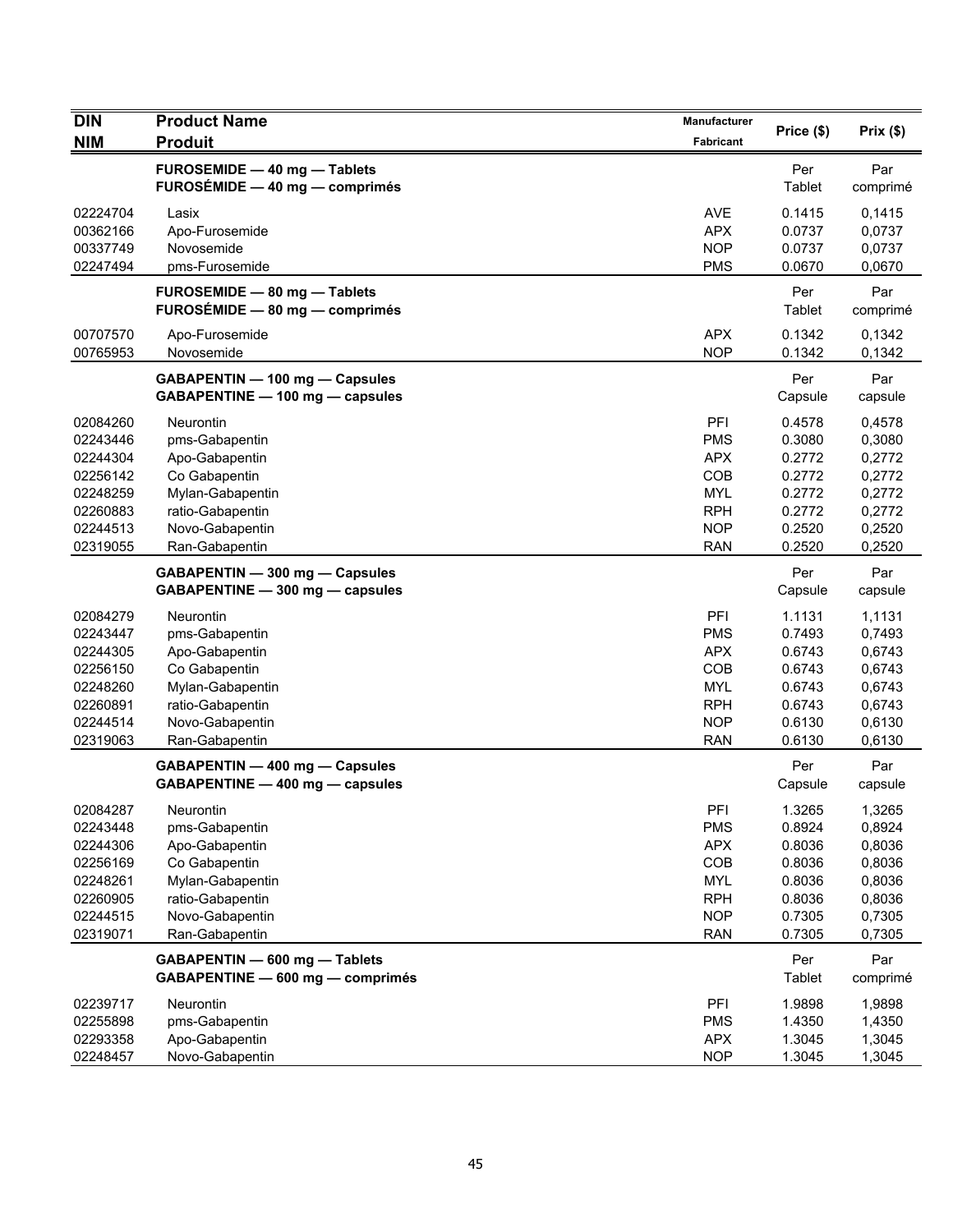| DIN<br>NIM | Product Name<br>Produit | Manufacturer<br>Fabricant | Price ($) | Prix ($) |
|---|---|---|---|---|
| | **FUROSEMIDE — 40 mg — Tablets**<br>**FUROSÉMIDE — 40 mg — comprimés** | | Per Tablet | Par comprimé |
| 02224704 | Lasix | AVE | 0.1415 | 0,1415 |
| 00362166 | Apo-Furosemide | APX | 0.0737 | 0,0737 |
| 00337749 | Novosemide | NOP | 0.0737 | 0,0737 |
| 02247494 | pms-Furosemide | PMS | 0.0670 | 0,0670 |
| | **FUROSEMIDE — 80 mg — Tablets**<br>**FUROSÉMIDE — 80 mg — comprimés** | | Per Tablet | Par comprimé |
| 00707570 | Apo-Furosemide | APX | 0.1342 | 0,1342 |
| 00765953 | Novosemide | NOP | 0.1342 | 0,1342 |
| | **GABAPENTIN — 100 mg — Capsules**<br>**GABAPENTINE — 100 mg — capsules** | | Per Capsule | Par capsule |
| 02084260 | Neurontin | PFI | 0.4578 | 0,4578 |
| 02243446 | pms-Gabapentin | PMS | 0.3080 | 0,3080 |
| 02244304 | Apo-Gabapentin | APX | 0.2772 | 0,2772 |
| 02256142 | Co Gabapentin | COB | 0.2772 | 0,2772 |
| 02248259 | Mylan-Gabapentin | MYL | 0.2772 | 0,2772 |
| 02260883 | ratio-Gabapentin | RPH | 0.2772 | 0,2772 |
| 02244513 | Novo-Gabapentin | NOP | 0.2520 | 0,2520 |
| 02319055 | Ran-Gabapentin | RAN | 0.2520 | 0,2520 |
| | **GABAPENTIN — 300 mg — Capsules**<br>**GABAPENTINE — 300 mg — capsules** | | Per Capsule | Par capsule |
| 02084279 | Neurontin | PFI | 1.1131 | 1,1131 |
| 02243447 | pms-Gabapentin | PMS | 0.7493 | 0,7493 |
| 02244305 | Apo-Gabapentin | APX | 0.6743 | 0,6743 |
| 02256150 | Co Gabapentin | COB | 0.6743 | 0,6743 |
| 02248260 | Mylan-Gabapentin | MYL | 0.6743 | 0,6743 |
| 02260891 | ratio-Gabapentin | RPH | 0.6743 | 0,6743 |
| 02244514 | Novo-Gabapentin | NOP | 0.6130 | 0,6130 |
| 02319063 | Ran-Gabapentin | RAN | 0.6130 | 0,6130 |
| | **GABAPENTIN — 400 mg — Capsules**<br>**GABAPENTINE — 400 mg — capsules** | | Per Capsule | Par capsule |
| 02084287 | Neurontin | PFI | 1.3265 | 1,3265 |
| 02243448 | pms-Gabapentin | PMS | 0.8924 | 0,8924 |
| 02244306 | Apo-Gabapentin | APX | 0.8036 | 0,8036 |
| 02256169 | Co Gabapentin | COB | 0.8036 | 0,8036 |
| 02248261 | Mylan-Gabapentin | MYL | 0.8036 | 0,8036 |
| 02260905 | ratio-Gabapentin | RPH | 0.8036 | 0,8036 |
| 02244515 | Novo-Gabapentin | NOP | 0.7305 | 0,7305 |
| 02319071 | Ran-Gabapentin | RAN | 0.7305 | 0,7305 |
| | **GABAPENTIN — 600 mg — Tablets**<br>**GABAPENTINE — 600 mg — comprimés** | | Per Tablet | Par comprimé |
| 02239717 | Neurontin | PFI | 1.9898 | 1,9898 |
| 02255898 | pms-Gabapentin | PMS | 1.4350 | 1,4350 |
| 02293358 | Apo-Gabapentin | APX | 1.3045 | 1,3045 |
| 02248457 | Novo-Gabapentin | NOP | 1.3045 | 1,3045 |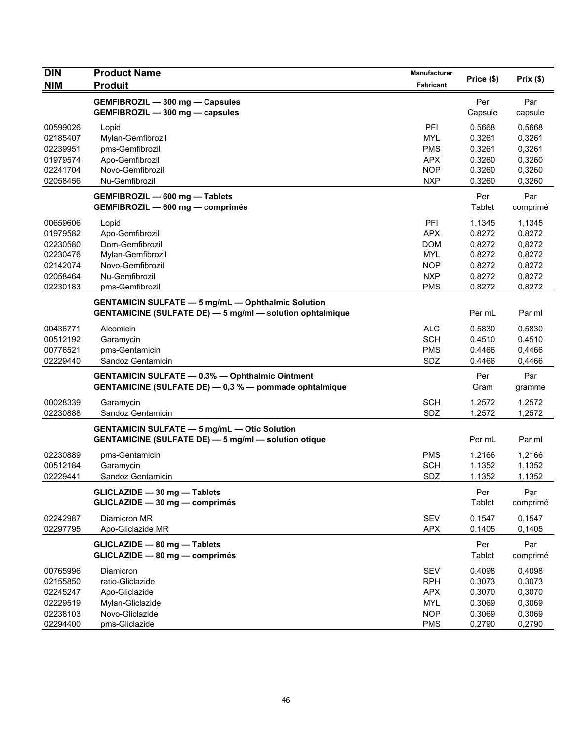| DIN<br>NIM | Product Name<br>Produit | Manufacturer<br>Fabricant | Price ($) | Prix ($) |
|---|---|---|---|---|
| | **GEMFIBROZIL — 300 mg — Capsules**<br>**GEMFIBROZIL — 300 mg — capsules** | | Per Capsule | Par capsule |
| 00599026 | Lopid | PFI | 0.5668 | 0,5668 |
| 02185407 | Mylan-Gemfibrozil | MYL | 0.3261 | 0,3261 |
| 02239951 | pms-Gemfibrozil | PMS | 0.3261 | 0,3261 |
| 01979574 | Apo-Gemfibrozil | APX | 0.3260 | 0,3260 |
| 02241704 | Novo-Gemfibrozil | NOP | 0.3260 | 0,3260 |
| 02058456 | Nu-Gemfibrozil | NXP | 0.3260 | 0,3260 |
| | **GEMFIBROZIL — 600 mg — Tablets**<br>**GEMFIBROZIL — 600 mg — comprimés** | | Per Tablet | Par comprimé |
| 00659606 | Lopid | PFI | 1.1345 | 1,1345 |
| 01979582 | Apo-Gemfibrozil | APX | 0.8272 | 0,8272 |
| 02230580 | Dom-Gemfibrozil | DOM | 0.8272 | 0,8272 |
| 02230476 | Mylan-Gemfibrozil | MYL | 0.8272 | 0,8272 |
| 02142074 | Novo-Gemfibrozil | NOP | 0.8272 | 0,8272 |
| 02058464 | Nu-Gemfibrozil | NXP | 0.8272 | 0,8272 |
| 02230183 | pms-Gemfibrozil | PMS | 0.8272 | 0,8272 |
| | **GENTAMICIN SULFATE — 5 mg/mL — Ophthalmic Solution**<br>**GENTAMICINE (SULFATE DE) — 5 mg/ml — solution ophtalmique** | | Per mL | Par ml |
| 00436771 | Alcomicin | ALC | 0.5830 | 0,5830 |
| 00512192 | Garamycin | SCH | 0.4510 | 0,4510 |
| 00776521 | pms-Gentamicin | PMS | 0.4466 | 0,4466 |
| 02229440 | Sandoz Gentamicin | SDZ | 0.4466 | 0,4466 |
| | **GENTAMICIN SULFATE — 0.3% — Ophthalmic Ointment**<br>**GENTAMICINE (SULFATE DE) — 0,3 % — pommade ophtalmique** | | Per Gram | Par gramme |
| 00028339 | Garamycin | SCH | 1.2572 | 1,2572 |
| 02230888 | Sandoz Gentamicin | SDZ | 1.2572 | 1,2572 |
| | **GENTAMICIN SULFATE — 5 mg/mL — Otic Solution**<br>**GENTAMICINE (SULFATE DE) — 5 mg/ml — solution otique** | | Per mL | Par ml |
| 02230889 | pms-Gentamicin | PMS | 1.2166 | 1,2166 |
| 00512184 | Garamycin | SCH | 1.1352 | 1,1352 |
| 02229441 | Sandoz Gentamicin | SDZ | 1.1352 | 1,1352 |
| | **GLICLAZIDE — 30 mg — Tablets**<br>**GLICLAZIDE — 30 mg — comprimés** | | Per Tablet | Par comprimé |
| 02242987 | Diamicron MR | SEV | 0.1547 | 0,1547 |
| 02297795 | Apo-Gliclazide MR | APX | 0.1405 | 0,1405 |
| | **GLICLAZIDE — 80 mg — Tablets**<br>**GLICLAZIDE — 80 mg — comprimés** | | Per Tablet | Par comprimé |
| 00765996 | Diamicron | SEV | 0.4098 | 0,4098 |
| 02155850 | ratio-Gliclazide | RPH | 0.3073 | 0,3073 |
| 02245247 | Apo-Gliclazide | APX | 0.3070 | 0,3070 |
| 02229519 | Mylan-Gliclazide | MYL | 0.3069 | 0,3069 |
| 02238103 | Novo-Gliclazide | NOP | 0.3069 | 0,3069 |
| 02294400 | pms-Gliclazide | PMS | 0.2790 | 0,2790 |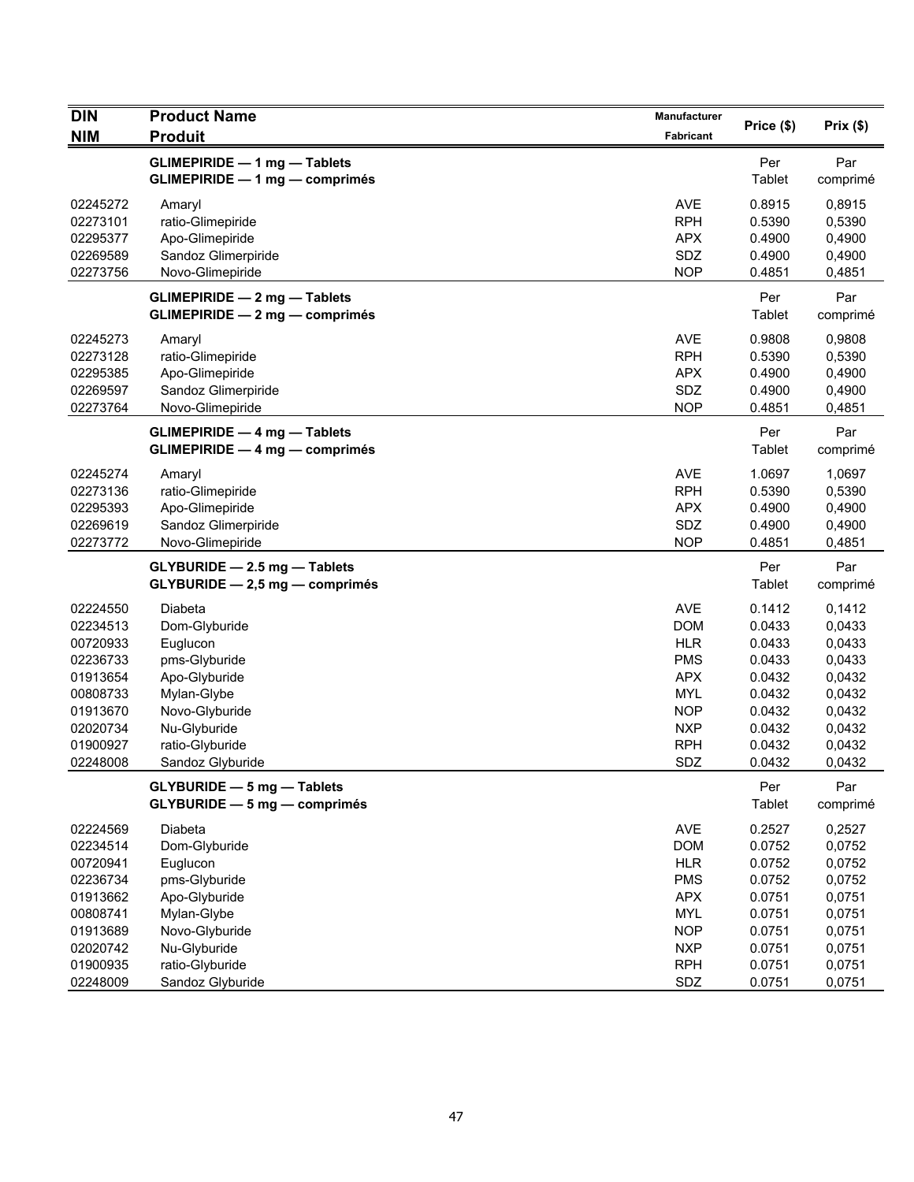| DIN<br>NIM | Product Name<br>Produit | Manufacturer<br>Fabricant | Price ($) | Prix ($) |
|---|---|---|---|---|
| | **GLIMEPIRIDE — 1 mg — Tablets**<br>**GLIMEPIRIDE — 1 mg — comprimés** | | Per Tablet | Par comprimé |
| 02245272 | Amaryl | AVE | 0.8915 | 0,8915 |
| 02273101 | ratio-Glimepiride | RPH | 0.5390 | 0,5390 |
| 02295377 | Apo-Glimepiride | APX | 0.4900 | 0,4900 |
| 02269589 | Sandoz Glimerpiride | SDZ | 0.4900 | 0,4900 |
| 02273756 | Novo-Glimepiride | NOP | 0.4851 | 0,4851 |
| | **GLIMEPIRIDE — 2 mg — Tablets**<br>**GLIMEPIRIDE — 2 mg — comprimés** | | Per Tablet | Par comprimé |
| 02245273 | Amaryl | AVE | 0.9808 | 0,9808 |
| 02273128 | ratio-Glimepiride | RPH | 0.5390 | 0,5390 |
| 02295385 | Apo-Glimepiride | APX | 0.4900 | 0,4900 |
| 02269597 | Sandoz Glimerpiride | SDZ | 0.4900 | 0,4900 |
| 02273764 | Novo-Glimepiride | NOP | 0.4851 | 0,4851 |
| | **GLIMEPIRIDE — 4 mg — Tablets**<br>**GLIMEPIRIDE — 4 mg — comprimés** | | Per Tablet | Par comprimé |
| 02245274 | Amaryl | AVE | 1.0697 | 1,0697 |
| 02273136 | ratio-Glimepiride | RPH | 0.5390 | 0,5390 |
| 02295393 | Apo-Glimepiride | APX | 0.4900 | 0,4900 |
| 02269619 | Sandoz Glimerpiride | SDZ | 0.4900 | 0,4900 |
| 02273772 | Novo-Glimepiride | NOP | 0.4851 | 0,4851 |
| | **GLYBURIDE — 2.5 mg — Tablets**<br>**GLYBURIDE — 2,5 mg — comprimés** | | Per Tablet | Par comprimé |
| 02224550 | Diabeta | AVE | 0.1412 | 0,1412 |
| 02234513 | Dom-Glyburide | DOM | 0.0433 | 0,0433 |
| 00720933 | Euglucon | HLR | 0.0433 | 0,0433 |
| 02236733 | pms-Glyburide | PMS | 0.0433 | 0,0433 |
| 01913654 | Apo-Glyburide | APX | 0.0432 | 0,0432 |
| 00808733 | Mylan-Glybe | MYL | 0.0432 | 0,0432 |
| 01913670 | Novo-Glyburide | NOP | 0.0432 | 0,0432 |
| 02020734 | Nu-Glyburide | NXP | 0.0432 | 0,0432 |
| 01900927 | ratio-Glyburide | RPH | 0.0432 | 0,0432 |
| 02248008 | Sandoz Glyburide | SDZ | 0.0432 | 0,0432 |
| | **GLYBURIDE — 5 mg — Tablets**<br>**GLYBURIDE — 5 mg — comprimés** | | Per Tablet | Par comprimé |
| 02224569 | Diabeta | AVE | 0.2527 | 0,2527 |
| 02234514 | Dom-Glyburide | DOM | 0.0752 | 0,0752 |
| 00720941 | Euglucon | HLR | 0.0752 | 0,0752 |
| 02236734 | pms-Glyburide | PMS | 0.0752 | 0,0752 |
| 01913662 | Apo-Glyburide | APX | 0.0751 | 0,0751 |
| 00808741 | Mylan-Glybe | MYL | 0.0751 | 0,0751 |
| 01913689 | Novo-Glyburide | NOP | 0.0751 | 0,0751 |
| 02020742 | Nu-Glyburide | NXP | 0.0751 | 0,0751 |
| 01900935 | ratio-Glyburide | RPH | 0.0751 | 0,0751 |
| 02248009 | Sandoz Glyburide | SDZ | 0.0751 | 0,0751 |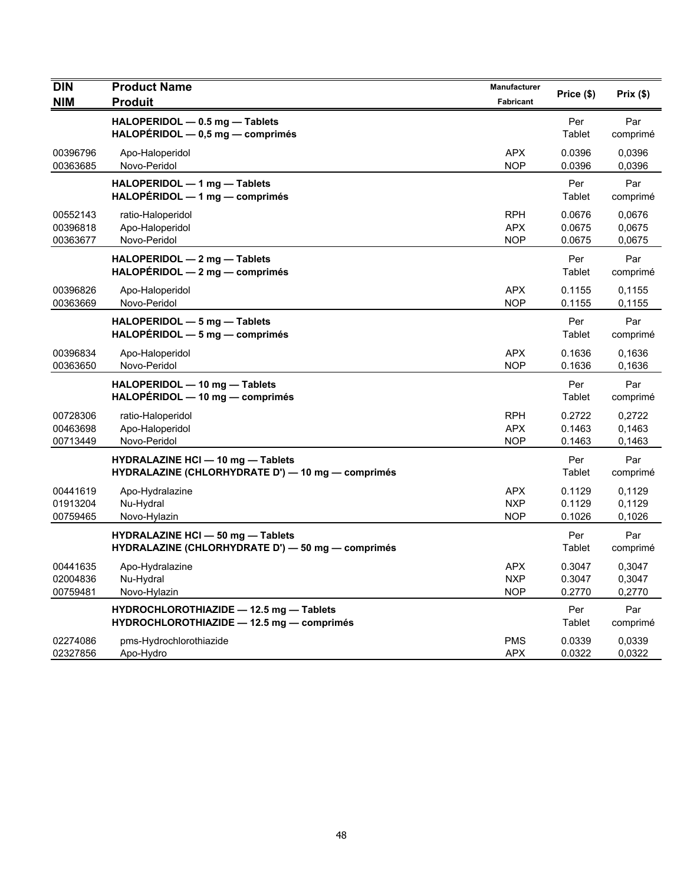| DIN<br>NIM | Product Name<br>Produit | Manufacturer<br>Fabricant | Price ($) | Prix ($) |
|---|---|---|---|---|
| | **HALOPERIDOL — 0.5 mg — Tablets**<br>**HALOPÉRIDOL — 0,5 mg — comprimés** | | Per Tablet | Par comprimé |
| 00396796 | Apo-Haloperidol | APX | 0.0396 | 0,0396 |
| 00363685 | Novo-Peridol | NOP | 0.0396 | 0,0396 |
| | **HALOPERIDOL — 1 mg — Tablets**<br>**HALOPÉRIDOL — 1 mg — comprimés** | | Per Tablet | Par comprimé |
| 00552143 | ratio-Haloperidol | RPH | 0.0676 | 0,0676 |
| 00396818 | Apo-Haloperidol | APX | 0.0675 | 0,0675 |
| 00363677 | Novo-Peridol | NOP | 0.0675 | 0,0675 |
| | **HALOPERIDOL — 2 mg — Tablets**<br>**HALOPÉRIDOL — 2 mg — comprimés** | | Per Tablet | Par comprimé |
| 00396826 | Apo-Haloperidol | APX | 0.1155 | 0,1155 |
| 00363669 | Novo-Peridol | NOP | 0.1155 | 0,1155 |
| | **HALOPERIDOL — 5 mg — Tablets**<br>**HALOPÉRIDOL — 5 mg — comprimés** | | Per Tablet | Par comprimé |
| 00396834 | Apo-Haloperidol | APX | 0.1636 | 0,1636 |
| 00363650 | Novo-Peridol | NOP | 0.1636 | 0,1636 |
| | **HALOPERIDOL — 10 mg — Tablets**<br>**HALOPÉRIDOL — 10 mg — comprimés** | | Per Tablet | Par comprimé |
| 00728306 | ratio-Haloperidol | RPH | 0.2722 | 0,2722 |
| 00463698 | Apo-Haloperidol | APX | 0.1463 | 0,1463 |
| 00713449 | Novo-Peridol | NOP | 0.1463 | 0,1463 |
| | **HYDRALAZINE HCl — 10 mg — Tablets**<br>**HYDRALAZINE (CHLORHYDRATE D') — 10 mg — comprimés** | | Per Tablet | Par comprimé |
| 00441619 | Apo-Hydralazine | APX | 0.1129 | 0,1129 |
| 01913204 | Nu-Hydral | NXP | 0.1129 | 0,1129 |
| 00759465 | Novo-Hylazin | NOP | 0.1026 | 0,1026 |
| | **HYDRALAZINE HCl — 50 mg — Tablets**<br>**HYDRALAZINE (CHLORHYDRATE D') — 50 mg — comprimés** | | Per Tablet | Par comprimé |
| 00441635 | Apo-Hydralazine | APX | 0.3047 | 0,3047 |
| 02004836 | Nu-Hydral | NXP | 0.3047 | 0,3047 |
| 00759481 | Novo-Hylazin | NOP | 0.2770 | 0,2770 |
| | **HYDROCHLOROTHIAZIDE — 12.5 mg — Tablets**<br>**HYDROCHLOROTHIAZIDE — 12.5 mg — comprimés** | | Per Tablet | Par comprimé |
| 02274086 | pms-Hydrochlorothiazide | PMS | 0.0339 | 0,0339 |
| 02327856 | Apo-Hydro | APX | 0.0322 | 0,0322 |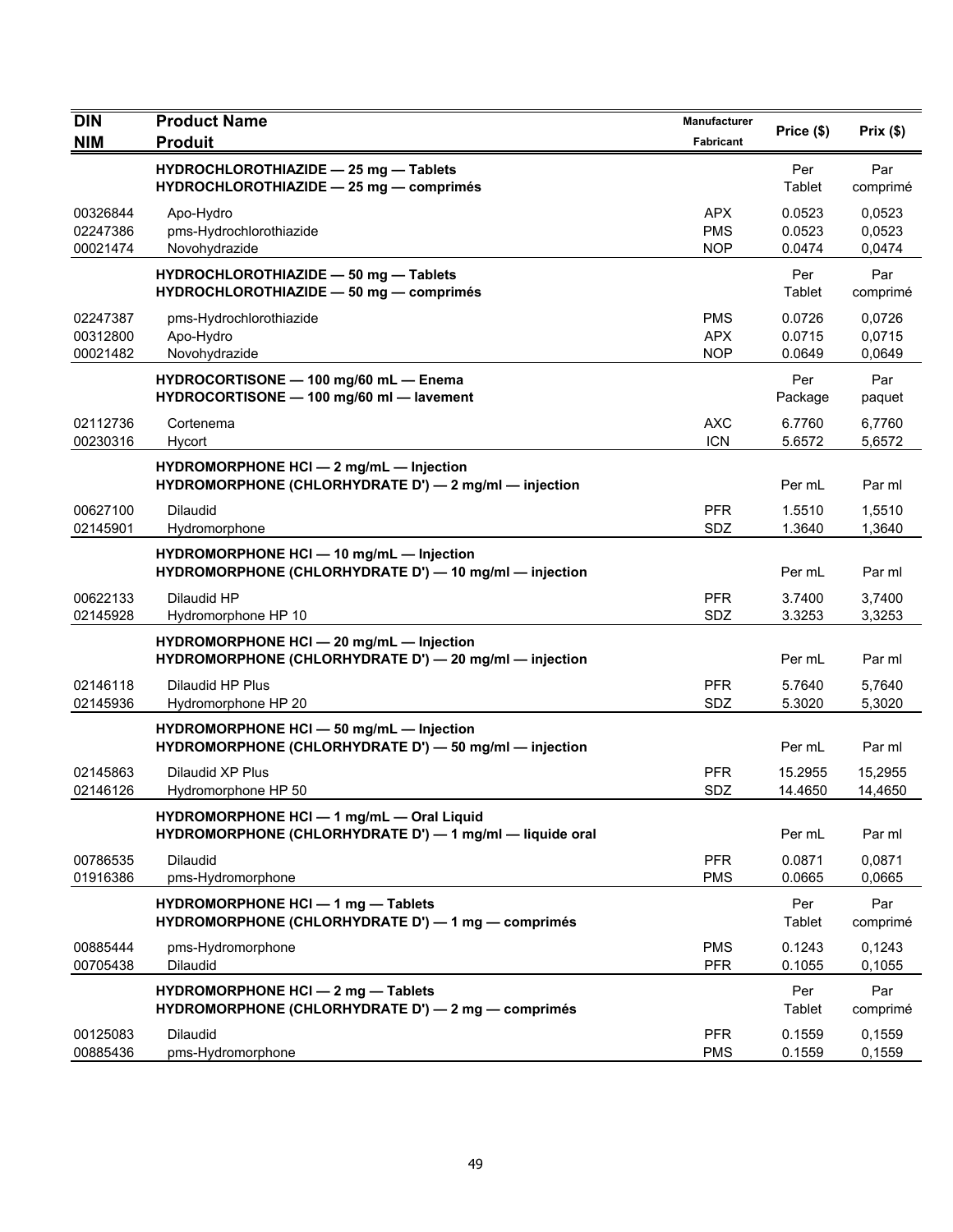| DIN<br>NIM | Product Name<br>Produit | Manufacturer<br>Fabricant | Price ($) | Prix ($) |
|---|---|---|---|---|
| | **HYDROCHLOROTHIAZIDE — 25 mg — Tablets**<br>**HYDROCHLOROTHIAZIDE — 25 mg — comprimés** | | Per Tablet | Par comprimé |
| 00326844 | Apo-Hydro | APX | 0.0523 | 0,0523 |
| 02247386 | pms-Hydrochlorothiazide | PMS | 0.0523 | 0,0523 |
| 00021474 | Novohydrazide | NOP | 0.0474 | 0,0474 |
| | **HYDROCHLOROTHIAZIDE — 50 mg — Tablets**<br>**HYDROCHLOROTHIAZIDE — 50 mg — comprimés** | | Per Tablet | Par comprimé |
| 02247387 | pms-Hydrochlorothiazide | PMS | 0.0726 | 0,0726 |
| 00312800 | Apo-Hydro | APX | 0.0715 | 0,0715 |
| 00021482 | Novohydrazide | NOP | 0.0649 | 0,0649 |
| | **HYDROCORTISONE — 100 mg/60 mL — Enema**<br>**HYDROCORTISONE — 100 mg/60 ml — lavement** | | Per Package | Par paquet |
| 02112736 | Cortenema | AXC | 6.7760 | 6,7760 |
| 00230316 | Hycort | ICN | 5.6572 | 5,6572 |
| | **HYDROMORPHONE HCl — 2 mg/mL — Injection**<br>**HYDROMORPHONE (CHLORHYDRATE D') — 2 mg/ml — injection** | | Per mL | Par ml |
| 00627100 | Dilaudid | PFR | 1.5510 | 1,5510 |
| 02145901 | Hydromorphone | SDZ | 1.3640 | 1,3640 |
| | **HYDROMORPHONE HCl — 10 mg/mL — Injection**<br>**HYDROMORPHONE (CHLORHYDRATE D') — 10 mg/ml — injection** | | Per mL | Par ml |
| 00622133 | Dilaudid HP | PFR | 3.7400 | 3,7400 |
| 02145928 | Hydromorphone HP 10 | SDZ | 3.3253 | 3,3253 |
| | **HYDROMORPHONE HCl — 20 mg/mL — Injection**<br>**HYDROMORPHONE (CHLORHYDRATE D') — 20 mg/ml — injection** | | Per mL | Par ml |
| 02146118 | Dilaudid HP Plus | PFR | 5.7640 | 5,7640 |
| 02145936 | Hydromorphone HP 20 | SDZ | 5.3020 | 5,3020 |
| | **HYDROMORPHONE HCl — 50 mg/mL — Injection**<br>**HYDROMORPHONE (CHLORHYDRATE D') — 50 mg/ml — injection** | | Per mL | Par ml |
| 02145863 | Dilaudid XP Plus | PFR | 15.2955 | 15,2955 |
| 02146126 | Hydromorphone HP 50 | SDZ | 14.4650 | 14,4650 |
| | **HYDROMORPHONE HCl — 1 mg/mL — Oral Liquid**<br>**HYDROMORPHONE (CHLORHYDRATE D') — 1 mg/ml — liquide oral** | | Per mL | Par ml |
| 00786535 | Dilaudid | PFR | 0.0871 | 0,0871 |
| 01916386 | pms-Hydromorphone | PMS | 0.0665 | 0,0665 |
| | **HYDROMORPHONE HCl — 1 mg — Tablets**<br>**HYDROMORPHONE (CHLORHYDRATE D') — 1 mg — comprimés** | | Per Tablet | Par comprimé |
| 00885444 | pms-Hydromorphone | PMS | 0.1243 | 0,1243 |
| 00705438 | Dilaudid | PFR | 0.1055 | 0,1055 |
| | **HYDROMORPHONE HCl — 2 mg — Tablets**<br>**HYDROMORPHONE (CHLORHYDRATE D') — 2 mg — comprimés** | | Per Tablet | Par comprimé |
| 00125083 | Dilaudid | PFR | 0.1559 | 0,1559 |
| 00885436 | pms-Hydromorphone | PMS | 0.1559 | 0,1559 |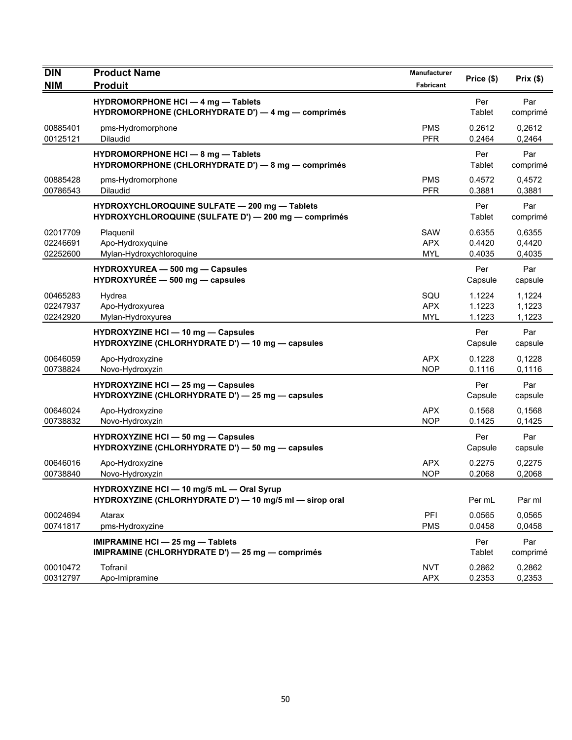| DIN<br>NIM | Product Name<br>Produit | Manufacturer<br>Fabricant | Price ($) | Prix ($) |
|---|---|---|---|---|
| | **HYDROMORPHONE HCl — 4 mg — Tablets**<br>**HYDROMORPHONE (CHLORHYDRATE D') — 4 mg — comprimés** | | Per Tablet | Par comprimé |
| 00885401 | pms-Hydromorphone | PMS | 0.2612 | 0,2612 |
| 00125121 | Dilaudid | PFR | 0.2464 | 0,2464 |
| | **HYDROMORPHONE HCl — 8 mg — Tablets**<br>**HYDROMORPHONE (CHLORHYDRATE D') — 8 mg — comprimés** | | Per Tablet | Par comprimé |
| 00885428 | pms-Hydromorphone | PMS | 0.4572 | 0,4572 |
| 00786543 | Dilaudid | PFR | 0.3881 | 0,3881 |
| | **HYDROXYCHLOROQUINE SULFATE — 200 mg — Tablets**<br>**HYDROXYCHLOROQUINE (SULFATE D') — 200 mg — comprimés** | | Per Tablet | Par comprimé |
| 02017709 | Plaquenil | SAW | 0.6355 | 0,6355 |
| 02246691 | Apo-Hydroxyquine | APX | 0.4420 | 0,4420 |
| 02252600 | Mylan-Hydroxychloroquine | MYL | 0.4035 | 0,4035 |
| | **HYDROXYUREA — 500 mg — Capsules**<br>**HYDROXYURÉE — 500 mg — capsules** | | Per Capsule | Par capsule |
| 00465283 | Hydrea | SQU | 1.1224 | 1,1224 |
| 02247937 | Apo-Hydroxyurea | APX | 1.1223 | 1,1223 |
| 02242920 | Mylan-Hydroxyurea | MYL | 1.1223 | 1,1223 |
| | **HYDROXYZINE HCl — 10 mg — Capsules**<br>**HYDROXYZINE (CHLORHYDRATE D') — 10 mg — capsules** | | Per Capsule | Par capsule |
| 00646059 | Apo-Hydroxyzine | APX | 0.1228 | 0,1228 |
| 00738824 | Novo-Hydroxyzin | NOP | 0.1116 | 0,1116 |
| | **HYDROXYZINE HCl — 25 mg — Capsules**<br>**HYDROXYZINE (CHLORHYDRATE D') — 25 mg — capsules** | | Per Capsule | Par capsule |
| 00646024 | Apo-Hydroxyzine | APX | 0.1568 | 0,1568 |
| 00738832 | Novo-Hydroxyzin | NOP | 0.1425 | 0,1425 |
| | **HYDROXYZINE HCl — 50 mg — Capsules**<br>**HYDROXYZINE (CHLORHYDRATE D') — 50 mg — capsules** | | Per Capsule | Par capsule |
| 00646016 | Apo-Hydroxyzine | APX | 0.2275 | 0,2275 |
| 00738840 | Novo-Hydroxyzin | NOP | 0.2068 | 0,2068 |
| | **HYDROXYZINE HCl — 10 mg/5 mL — Oral Syrup**<br>**HYDROXYZINE (CHLORHYDRATE D') — 10 mg/5 ml — sirop oral** | | Per mL | Par ml |
| 00024694 | Atarax | PFI | 0.0565 | 0,0565 |
| 00741817 | pms-Hydroxyzine | PMS | 0.0458 | 0,0458 |
| | **IMIPRAMINE HCl — 25 mg — Tablets**<br>**IMIPRAMINE (CHLORHYDRATE D') — 25 mg — comprimés** | | Per Tablet | Par comprimé |
| 00010472 | Tofranil | NVT | 0.2862 | 0,2862 |
| 00312797 | Apo-Imipramine | APX | 0.2353 | 0,2353 |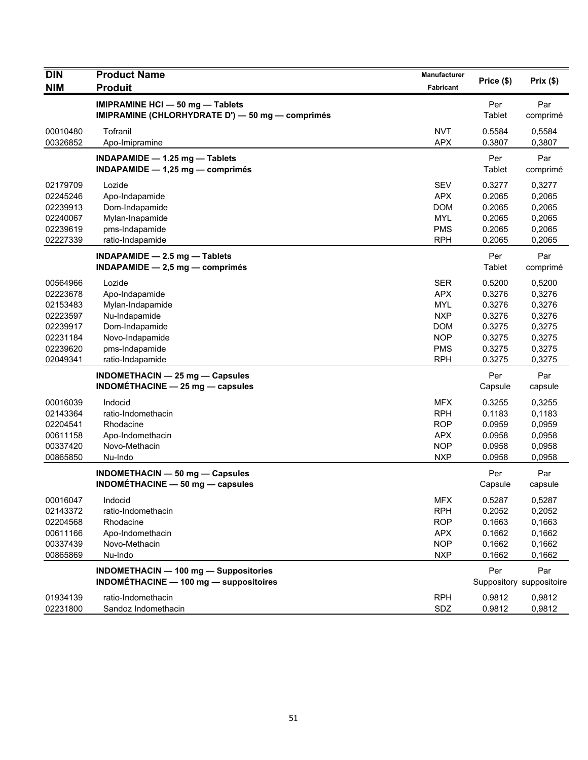| DIN<br>NIM | Product Name<br>Produit | Manufacturer<br>Fabricant | Price ($) | Prix ($) |
|---|---|---|---|---|
| | **IMIPRAMINE HCl — 50 mg — Tablets**<br>**IMIPRAMINE (CHLORHYDRATE D') — 50 mg — comprimés** | | Per Tablet | Par comprimé |
| 00010480 | Tofranil | NVT | 0.5584 | 0,5584 |
| 00326852 | Apo-Imipramine | APX | 0.3807 | 0,3807 |
| | **INDAPAMIDE — 1.25 mg — Tablets**<br>**INDAPAMIDE — 1,25 mg — comprimés** | | Per Tablet | Par comprimé |
| 02179709 | Lozide | SEV | 0.3277 | 0,3277 |
| 02245246 | Apo-Indapamide | APX | 0.2065 | 0,2065 |
| 02239913 | Dom-Indapamide | DOM | 0.2065 | 0,2065 |
| 02240067 | Mylan-Inapamide | MYL | 0.2065 | 0,2065 |
| 02239619 | pms-Indapamide | PMS | 0.2065 | 0,2065 |
| 02227339 | ratio-Indapamide | RPH | 0.2065 | 0,2065 |
| | **INDAPAMIDE — 2.5 mg — Tablets**<br>**INDAPAMIDE — 2,5 mg — comprimés** | | Per Tablet | Par comprimé |
| 00564966 | Lozide | SER | 0.5200 | 0,5200 |
| 02223678 | Apo-Indapamide | APX | 0.3276 | 0,3276 |
| 02153483 | Mylan-Indapamide | MYL | 0.3276 | 0,3276 |
| 02223597 | Nu-Indapamide | NXP | 0.3276 | 0,3276 |
| 02239917 | Dom-Indapamide | DOM | 0.3275 | 0,3275 |
| 02231184 | Novo-Indapamide | NOP | 0.3275 | 0,3275 |
| 02239620 | pms-Indapamide | PMS | 0.3275 | 0,3275 |
| 02049341 | ratio-Indapamide | RPH | 0.3275 | 0,3275 |
| | **INDOMETHACIN — 25 mg — Capsules**<br>**INDOMÉTHACINE — 25 mg — capsules** | | Per Capsule | Par capsule |
| 00016039 | Indocid | MFX | 0.3255 | 0,3255 |
| 02143364 | ratio-Indomethacin | RPH | 0.1183 | 0,1183 |
| 02204541 | Rhodacine | ROP | 0.0959 | 0,0959 |
| 00611158 | Apo-Indomethacin | APX | 0.0958 | 0,0958 |
| 00337420 | Novo-Methacin | NOP | 0.0958 | 0,0958 |
| 00865850 | Nu-Indo | NXP | 0.0958 | 0,0958 |
| | **INDOMETHACIN — 50 mg — Capsules**<br>**INDOMÉTHACINE — 50 mg — capsules** | | Per Capsule | Par capsule |
| 00016047 | Indocid | MFX | 0.5287 | 0,5287 |
| 02143372 | ratio-Indomethacin | RPH | 0.2052 | 0,2052 |
| 02204568 | Rhodacine | ROP | 0.1663 | 0,1663 |
| 00611166 | Apo-Indomethacin | APX | 0.1662 | 0,1662 |
| 00337439 | Novo-Methacin | NOP | 0.1662 | 0,1662 |
| 00865869 | Nu-Indo | NXP | 0.1662 | 0,1662 |
| | **INDOMETHACIN — 100 mg — Suppositories**<br>**INDOMÉTHACINE — 100 mg — suppositoires** | | Per Suppository | Par suppositoire |
| 01934139 | ratio-Indomethacin | RPH | 0.9812 | 0,9812 |
| 02231800 | Sandoz Indomethacin | SDZ | 0.9812 | 0,9812 |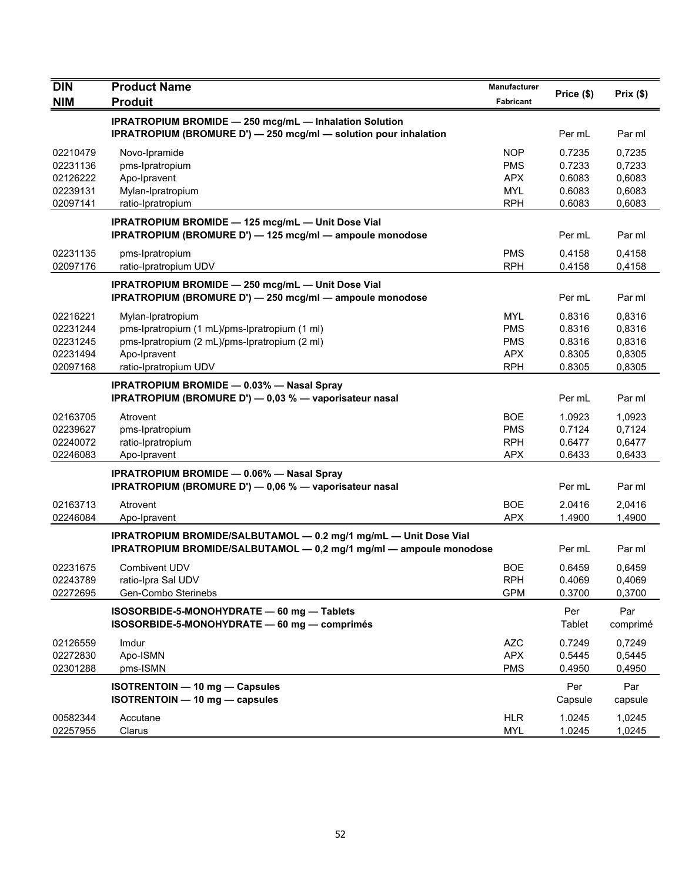| DIN<br>NIM | Product Name<br>Produit | Manufacturer<br>Fabricant | Price ($) | Prix ($) |
|---|---|---|---|---|
| | **IPRATROPIUM BROMIDE — 250 mcg/mL — Inhalation Solution**<br>**IPRATROPIUM (BROMURE D') — 250 mcg/ml — solution pour inhalation** | | Per mL | Par ml |
| 02210479 | Novo-Ipramide | NOP | 0.7235 | 0,7235 |
| 02231136 | pms-Ipratropium | PMS | 0.7233 | 0,7233 |
| 02126222 | Apo-Ipravent | APX | 0.6083 | 0,6083 |
| 02239131 | Mylan-Ipratropium | MYL | 0.6083 | 0,6083 |
| 02097141 | ratio-Ipratropium | RPH | 0.6083 | 0,6083 |
| | **IPRATROPIUM BROMIDE — 125 mcg/mL — Unit Dose Vial**<br>**IPRATROPIUM (BROMURE D') — 125 mcg/ml — ampoule monodose** | | Per mL | Par ml |
| 02231135 | pms-Ipratropium | PMS | 0.4158 | 0,4158 |
| 02097176 | ratio-Ipratropium UDV | RPH | 0.4158 | 0,4158 |
| | **IPRATROPIUM BROMIDE — 250 mcg/mL — Unit Dose Vial**<br>**IPRATROPIUM (BROMURE D') — 250 mcg/ml — ampoule monodose** | | Per mL | Par ml |
| 02216221 | Mylan-Ipratropium | MYL | 0.8316 | 0,8316 |
| 02231244 | pms-Ipratropium (1 mL)/pms-Ipratropium (1 ml) | PMS | 0.8316 | 0,8316 |
| 02231245 | pms-Ipratropium (2 mL)/pms-Ipratropium (2 ml) | PMS | 0.8316 | 0,8316 |
| 02231494 | Apo-Ipravent | APX | 0.8305 | 0,8305 |
| 02097168 | ratio-Ipratropium UDV | RPH | 0.8305 | 0,8305 |
| | **IPRATROPIUM BROMIDE — 0.03% — Nasal Spray**<br>**IPRATROPIUM (BROMURE D') — 0,03 % — vaporisateur nasal** | | Per mL | Par ml |
| 02163705 | Atrovent | BOE | 1.0923 | 1,0923 |
| 02239627 | pms-Ipratropium | PMS | 0.7124 | 0,7124 |
| 02240072 | ratio-Ipratropium | RPH | 0.6477 | 0,6477 |
| 02246083 | Apo-Ipravent | APX | 0.6433 | 0,6433 |
| | **IPRATROPIUM BROMIDE — 0.06% — Nasal Spray**<br>**IPRATROPIUM (BROMURE D') — 0,06 % — vaporisateur nasal** | | Per mL | Par ml |
| 02163713 | Atrovent | BOE | 2.0416 | 2,0416 |
| 02246084 | Apo-Ipravent | APX | 1.4900 | 1,4900 |
| | **IPRATROPIUM BROMIDE/SALBUTAMOL — 0.2 mg/1 mg/mL — Unit Dose Vial**<br>**IPRATROPIUM BROMIDE/SALBUTAMOL — 0,2 mg/1 mg/ml — ampoule monodose** | | Per mL | Par ml |
| 02231675 | Combivent UDV | BOE | 0.6459 | 0,6459 |
| 02243789 | ratio-Ipra Sal UDV | RPH | 0.4069 | 0,4069 |
| 02272695 | Gen-Combo Sterinebs | GPM | 0.3700 | 0,3700 |
| | **ISOSORBIDE-5-MONOHYDRATE — 60 mg — Tablets**<br>**ISOSORBIDE-5-MONOHYDRATE — 60 mg — comprimés** | | Per Tablet | Par comprimé |
| 02126559 | Imdur | AZC | 0.7249 | 0,7249 |
| 02272830 | Apo-ISMN | APX | 0.5445 | 0,5445 |
| 02301288 | pms-ISMN | PMS | 0.4950 | 0,4950 |
| | **ISOTRENTOIN — 10 mg — Capsules**<br>**ISOTRENTOIN — 10 mg — capsules** | | Per Capsule | Par capsule |
| 00582344 | Accutane | HLR | 1.0245 | 1,0245 |
| 02257955 | Clarus | MYL | 1.0245 | 1,0245 |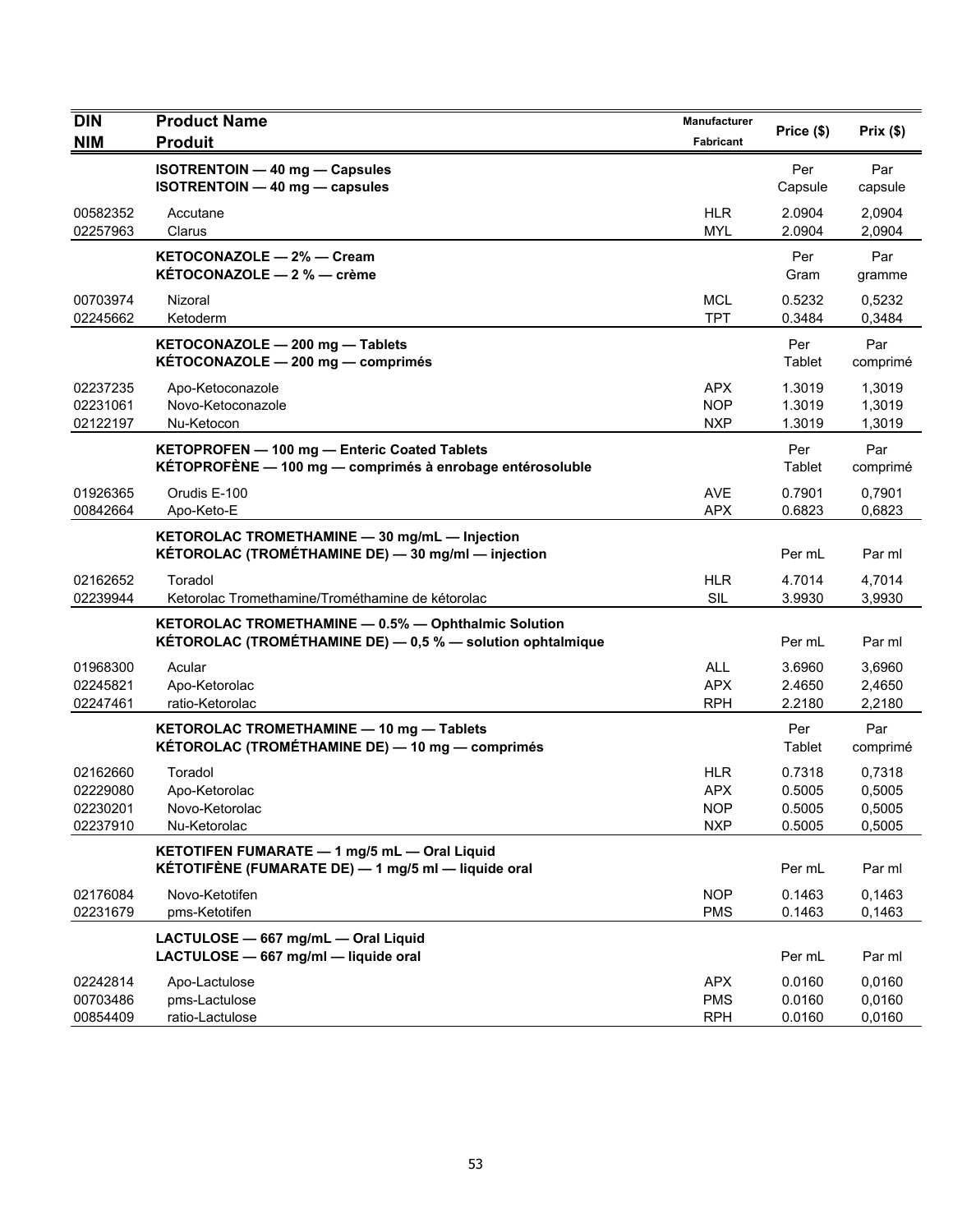| DIN<br>NIM | Product Name<br>Produit | Manufacturer<br>Fabricant | Price ($) | Prix ($) |
|---|---|---|---|---|
| | **ISOTRENTOIN — 40 mg — Capsules**<br>**ISOTRENTOIN — 40 mg — capsules** | | Per Capsule | Par capsule |
| 00582352 | Accutane | HLR | 2.0904 | 2,0904 |
| 02257963 | Clarus | MYL | 2.0904 | 2,0904 |
| | **KETOCONAZOLE — 2% — Cream**<br>**KÉTOCONAZOLE — 2 % — crème** | | Per Gram | Par gramme |
| 00703974 | Nizoral | MCL | 0.5232 | 0,5232 |
| 02245662 | Ketoderm | TPT | 0.3484 | 0,3484 |
| | **KETOCONAZOLE — 200 mg — Tablets**<br>**KÉTOCONAZOLE — 200 mg — comprimés** | | Per Tablet | Par comprimé |
| 02237235 | Apo-Ketoconazole | APX | 1.3019 | 1,3019 |
| 02231061 | Novo-Ketoconazole | NOP | 1.3019 | 1,3019 |
| 02122197 | Nu-Ketocon | NXP | 1.3019 | 1,3019 |
| | **KETOPROFEN — 100 mg — Enteric Coated Tablets**<br>**KÉTOPROFÈNE — 100 mg — comprimés à enrobage entérosoluble** | | Per Tablet | Par comprimé |
| 01926365 | Orudis E-100 | AVE | 0.7901 | 0,7901 |
| 00842664 | Apo-Keto-E | APX | 0.6823 | 0,6823 |
| | **KETOROLAC TROMETHAMINE — 30 mg/mL — Injection**<br>**KÉTOROLAC (TROMÉTHAMINE DE) — 30 mg/ml — injection** | | Per mL | Par ml |
| 02162652 | Toradol | HLR | 4.7014 | 4,7014 |
| 02239944 | Ketorolac Tromethamine/Trométhamine de kétorolac | SIL | 3.9930 | 3,9930 |
| | **KETOROLAC TROMETHAMINE — 0.5% — Ophthalmic Solution**<br>**KÉTOROLAC (TROMÉTHAMINE DE) — 0,5 % — solution ophtalmique** | | Per mL | Par ml |
| 01968300 | Acular | ALL | 3.6960 | 3,6960 |
| 02245821 | Apo-Ketorolac | APX | 2.4650 | 2,4650 |
| 02247461 | ratio-Ketorolac | RPH | 2.2180 | 2,2180 |
| | **KETOROLAC TROMETHAMINE — 10 mg — Tablets**<br>**KÉTOROLAC (TROMÉTHAMINE DE) — 10 mg — comprimés** | | Per Tablet | Par comprimé |
| 02162660 | Toradol | HLR | 0.7318 | 0,7318 |
| 02229080 | Apo-Ketorolac | APX | 0.5005 | 0,5005 |
| 02230201 | Novo-Ketorolac | NOP | 0.5005 | 0,5005 |
| 02237910 | Nu-Ketorolac | NXP | 0.5005 | 0,5005 |
| | **KETOTIFEN FUMARATE — 1 mg/5 mL — Oral Liquid**<br>**KÉTOTIFÈNE (FUMARATE DE) — 1 mg/5 ml — liquide oral** | | Per mL | Par ml |
| 02176084 | Novo-Ketotifen | NOP | 0.1463 | 0,1463 |
| 02231679 | pms-Ketotifen | PMS | 0.1463 | 0,1463 |
| | **LACTULOSE — 667 mg/mL — Oral Liquid**<br>**LACTULOSE — 667 mg/ml — liquide oral** | | Per mL | Par ml |
| 02242814 | Apo-Lactulose | APX | 0.0160 | 0,0160 |
| 00703486 | pms-Lactulose | PMS | 0.0160 | 0,0160 |
| 00854409 | ratio-Lactulose | RPH | 0.0160 | 0,0160 |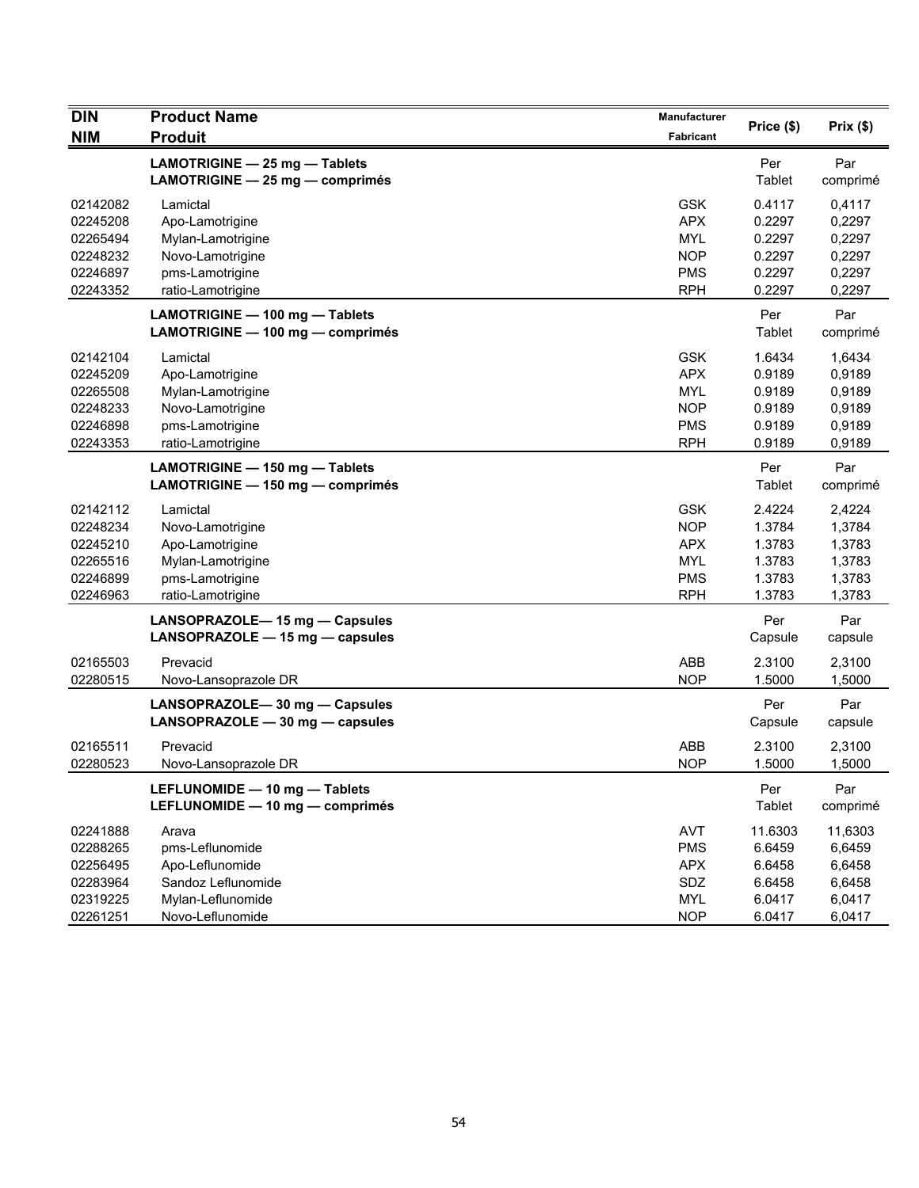| DIN<br>NIM | Product Name<br>Produit | Manufacturer<br>Fabricant | Price ($) | Prix ($) |
|---|---|---|---|---|
| | **LAMOTRIGINE — 25 mg — Tablets**<br>**LAMOTRIGINE — 25 mg — comprimés** | | Per Tablet | Par comprimé |
| 02142082 | Lamictal | GSK | 0.4117 | 0,4117 |
| 02245208 | Apo-Lamotrigine | APX | 0.2297 | 0,2297 |
| 02265494 | Mylan-Lamotrigine | MYL | 0.2297 | 0,2297 |
| 02248232 | Novo-Lamotrigine | NOP | 0.2297 | 0,2297 |
| 02246897 | pms-Lamotrigine | PMS | 0.2297 | 0,2297 |
| 02243352 | ratio-Lamotrigine | RPH | 0.2297 | 0,2297 |
| | **LAMOTRIGINE — 100 mg — Tablets**<br>**LAMOTRIGINE — 100 mg — comprimés** | | Per Tablet | Par comprimé |
| 02142104 | Lamictal | GSK | 1.6434 | 1,6434 |
| 02245209 | Apo-Lamotrigine | APX | 0.9189 | 0,9189 |
| 02265508 | Mylan-Lamotrigine | MYL | 0.9189 | 0,9189 |
| 02248233 | Novo-Lamotrigine | NOP | 0.9189 | 0,9189 |
| 02246898 | pms-Lamotrigine | PMS | 0.9189 | 0,9189 |
| 02243353 | ratio-Lamotrigine | RPH | 0.9189 | 0,9189 |
| | **LAMOTRIGINE — 150 mg — Tablets**<br>**LAMOTRIGINE — 150 mg — comprimés** | | Per Tablet | Par comprimé |
| 02142112 | Lamictal | GSK | 2.4224 | 2,4224 |
| 02248234 | Novo-Lamotrigine | NOP | 1.3784 | 1,3784 |
| 02245210 | Apo-Lamotrigine | APX | 1.3783 | 1,3783 |
| 02265516 | Mylan-Lamotrigine | MYL | 1.3783 | 1,3783 |
| 02246899 | pms-Lamotrigine | PMS | 1.3783 | 1,3783 |
| 02246963 | ratio-Lamotrigine | RPH | 1.3783 | 1,3783 |
| | **LANSOPRAZOLE— 15 mg — Capsules**<br>**LANSOPRAZOLE — 15 mg — capsules** | | Per Capsule | Par capsule |
| 02165503 | Prevacid | ABB | 2.3100 | 2,3100 |
| 02280515 | Novo-Lansoprazole DR | NOP | 1.5000 | 1,5000 |
| | **LANSOPRAZOLE— 30 mg — Capsules**<br>**LANSOPRAZOLE — 30 mg — capsules** | | Per Capsule | Par capsule |
| 02165511 | Prevacid | ABB | 2.3100 | 2,3100 |
| 02280523 | Novo-Lansoprazole DR | NOP | 1.5000 | 1,5000 |
| | **LEFLUNOMIDE — 10 mg — Tablets**<br>**LEFLUNOMIDE — 10 mg — comprimés** | | Per Tablet | Par comprimé |
| 02241888 | Arava | AVT | 11.6303 | 11,6303 |
| 02288265 | pms-Leflunomide | PMS | 6.6459 | 6,6459 |
| 02256495 | Apo-Leflunomide | APX | 6.6458 | 6,6458 |
| 02283964 | Sandoz Leflunomide | SDZ | 6.6458 | 6,6458 |
| 02319225 | Mylan-Leflunomide | MYL | 6.0417 | 6,0417 |
| 02261251 | Novo-Leflunomide | NOP | 6.0417 | 6,0417 |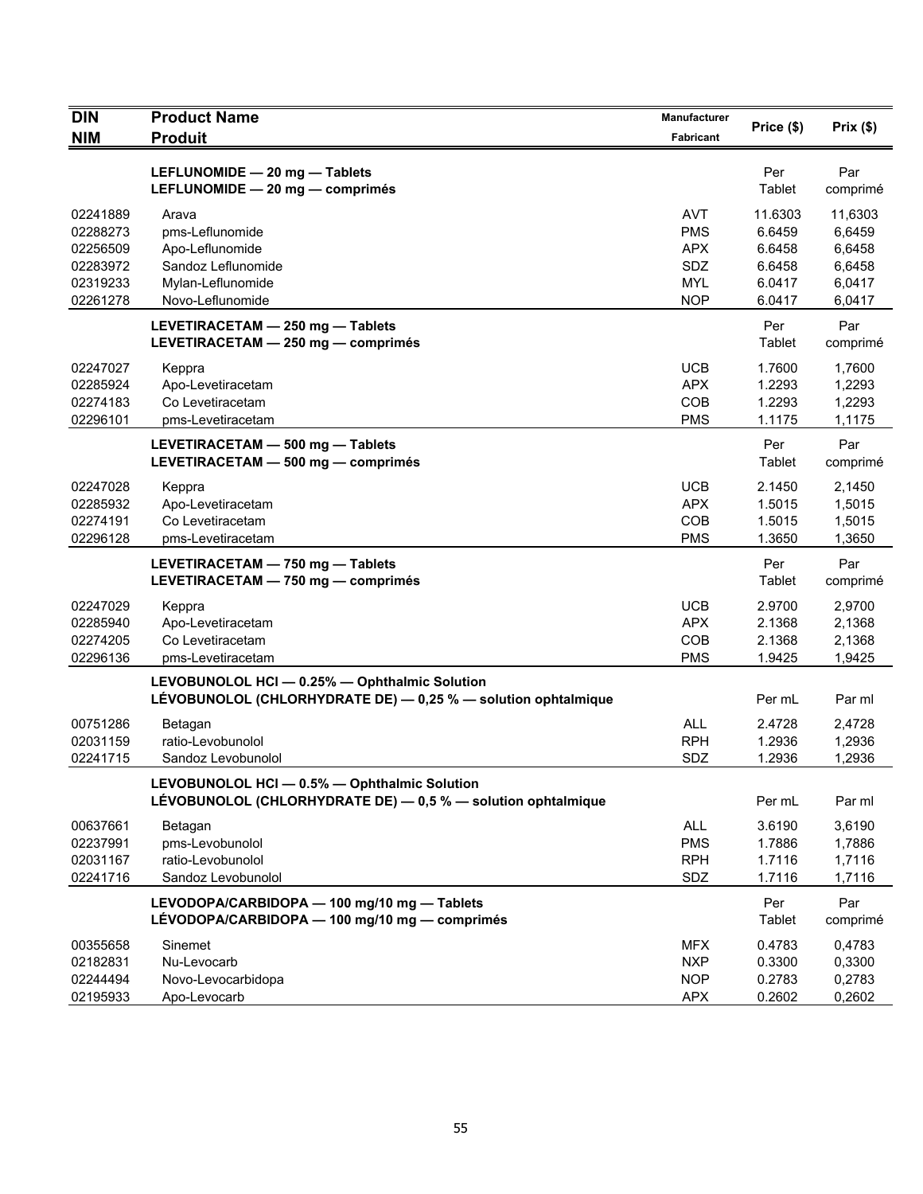| DIN<br>NIM | Product Name<br>Produit | Manufacturer<br>Fabricant | Price ($) | Prix ($) |
|---|---|---|---|---|
| | **LEFLUNOMIDE — 20 mg — Tablets<br>LEFLUNOMIDE — 20 mg — comprimés** | | Per Tablet | Par comprimé |
| 02241889 | Arava | AVT | 11.6303 | 11,6303 |
| 02288273 | pms-Leflunomide | PMS | 6.6459 | 6,6459 |
| 02256509 | Apo-Leflunomide | APX | 6.6458 | 6,6458 |
| 02283972 | Sandoz Leflunomide | SDZ | 6.6458 | 6,6458 |
| 02319233 | Mylan-Leflunomide | MYL | 6.0417 | 6,0417 |
| 02261278 | Novo-Leflunomide | NOP | 6.0417 | 6,0417 |
| | **LEVETIRACETAM — 250 mg — Tablets<br>LEVETIRACETAM — 250 mg — comprimés** | | Per Tablet | Par comprimé |
| 02247027 | Keppra | UCB | 1.7600 | 1,7600 |
| 02285924 | Apo-Levetiracetam | APX | 1.2293 | 1,2293 |
| 02274183 | Co Levetiracetam | COB | 1.2293 | 1,2293 |
| 02296101 | pms-Levetiracetam | PMS | 1.1175 | 1,1175 |
| | **LEVETIRACETAM — 500 mg — Tablets<br>LEVETIRACETAM — 500 mg — comprimés** | | Per Tablet | Par comprimé |
| 02247028 | Keppra | UCB | 2.1450 | 2,1450 |
| 02285932 | Apo-Levetiracetam | APX | 1.5015 | 1,5015 |
| 02274191 | Co Levetiracetam | COB | 1.5015 | 1,5015 |
| 02296128 | pms-Levetiracetam | PMS | 1.3650 | 1,3650 |
| | **LEVETIRACETAM — 750 mg — Tablets<br>LEVETIRACETAM — 750 mg — comprimés** | | Per Tablet | Par comprimé |
| 02247029 | Keppra | UCB | 2.9700 | 2,9700 |
| 02285940 | Apo-Levetiracetam | APX | 2.1368 | 2,1368 |
| 02274205 | Co Levetiracetam | COB | 2.1368 | 2,1368 |
| 02296136 | pms-Levetiracetam | PMS | 1.9425 | 1,9425 |
| | **LEVOBUNOLOL HCl — 0.25% — Ophthalmic Solution<br>LÉVOBUNOLOL (CHLORHYDRATE DE) — 0,25 % — solution ophtalmique** | | Per mL | Par ml |
| 00751286 | Betagan | ALL | 2.4728 | 2,4728 |
| 02031159 | ratio-Levobunolol | RPH | 1.2936 | 1,2936 |
| 02241715 | Sandoz Levobunolol | SDZ | 1.2936 | 1,2936 |
| | **LEVOBUNOLOL HCl — 0.5% — Ophthalmic Solution<br>LÉVOBUNOLOL (CHLORHYDRATE DE) — 0,5 % — solution ophtalmique** | | Per mL | Par ml |
| 00637661 | Betagan | ALL | 3.6190 | 3,6190 |
| 02237991 | pms-Levobunolol | PMS | 1.7886 | 1,7886 |
| 02031167 | ratio-Levobunolol | RPH | 1.7116 | 1,7116 |
| 02241716 | Sandoz Levobunolol | SDZ | 1.7116 | 1,7116 |
| | **LEVODOPA/CARBIDOPA — 100 mg/10 mg — Tablets<br>LÉVODOPA/CARBIDOPA — 100 mg/10 mg — comprimés** | | Per Tablet | Par comprimé |
| 00355658 | Sinemet | MFX | 0.4783 | 0,4783 |
| 02182831 | Nu-Levocarb | NXP | 0.3300 | 0,3300 |
| 02244494 | Novo-Levocarbidopa | NOP | 0.2783 | 0,2783 |
| 02195933 | Apo-Levocarb | APX | 0.2602 | 0,2602 |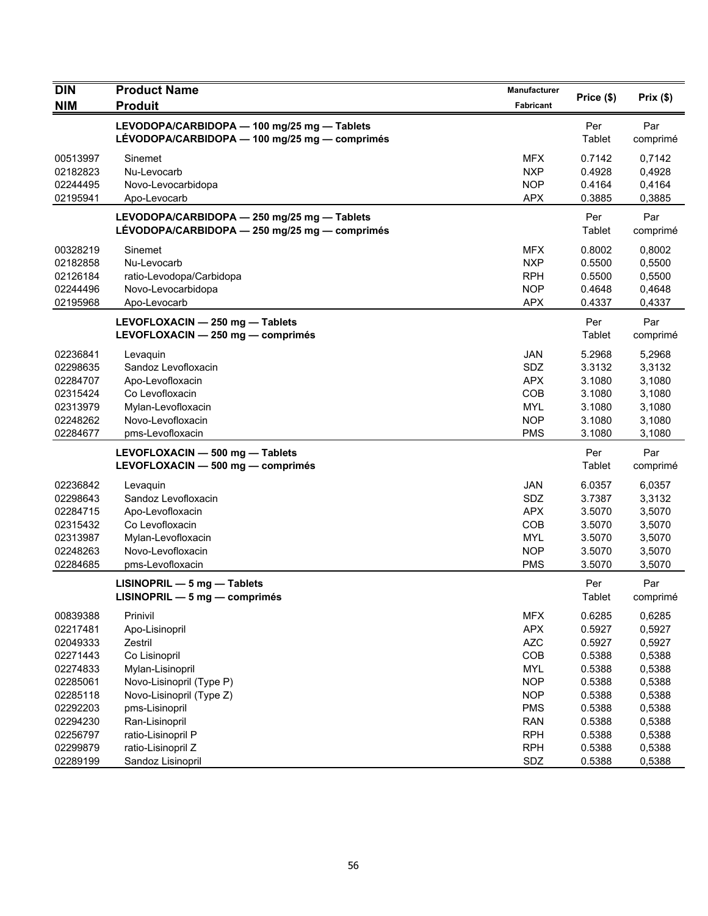| DIN<br>NIM | Product Name<br>Produit | Manufacturer<br>Fabricant | Price ($) | Prix ($) |
|---|---|---|---|---|
| | **LEVODOPA/CARBIDOPA — 100 mg/25 mg — Tablets**<br>**LÉVODOPA/CARBIDOPA — 100 mg/25 mg — comprimés** | | Per Tablet | Par comprimé |
| 00513997 | Sinemet | MFX | 0.7142 | 0,7142 |
| 02182823 | Nu-Levocarb | NXP | 0.4928 | 0,4928 |
| 02244495 | Novo-Levocarbidopa | NOP | 0.4164 | 0,4164 |
| 02195941 | Apo-Levocarb | APX | 0.3885 | 0,3885 |
| | **LEVODOPA/CARBIDOPA — 250 mg/25 mg — Tablets**<br>**LÉVODOPA/CARBIDOPA — 250 mg/25 mg — comprimés** | | Per Tablet | Par comprimé |
| 00328219 | Sinemet | MFX | 0.8002 | 0,8002 |
| 02182858 | Nu-Levocarb | NXP | 0.5500 | 0,5500 |
| 02126184 | ratio-Levodopa/Carbidopa | RPH | 0.5500 | 0,5500 |
| 02244496 | Novo-Levocarbidopa | NOP | 0.4648 | 0,4648 |
| 02195968 | Apo-Levocarb | APX | 0.4337 | 0,4337 |
| | **LEVOFLOXACIN — 250 mg — Tablets**<br>**LEVOFLOXACIN — 250 mg — comprimés** | | Per Tablet | Par comprimé |
| 02236841 | Levaquin | JAN | 5.2968 | 5,2968 |
| 02298635 | Sandoz Levofloxacin | SDZ | 3.3132 | 3,3132 |
| 02284707 | Apo-Levofloxacin | APX | 3.1080 | 3,1080 |
| 02315424 | Co Levofloxacin | COB | 3.1080 | 3,1080 |
| 02313979 | Mylan-Levofloxacin | MYL | 3.1080 | 3,1080 |
| 02248262 | Novo-Levofloxacin | NOP | 3.1080 | 3,1080 |
| 02284677 | pms-Levofloxacin | PMS | 3.1080 | 3,1080 |
| | **LEVOFLOXACIN — 500 mg — Tablets**<br>**LEVOFLOXACIN — 500 mg — comprimés** | | Per Tablet | Par comprimé |
| 02236842 | Levaquin | JAN | 6.0357 | 6,0357 |
| 02298643 | Sandoz Levofloxacin | SDZ | 3.7387 | 3,3132 |
| 02284715 | Apo-Levofloxacin | APX | 3.5070 | 3,5070 |
| 02315432 | Co Levofloxacin | COB | 3.5070 | 3,5070 |
| 02313987 | Mylan-Levofloxacin | MYL | 3.5070 | 3,5070 |
| 02248263 | Novo-Levofloxacin | NOP | 3.5070 | 3,5070 |
| 02284685 | pms-Levofloxacin | PMS | 3.5070 | 3,5070 |
| | **LISINOPRIL — 5 mg — Tablets**<br>**LISINOPRIL — 5 mg — comprimés** | | Per Tablet | Par comprimé |
| 00839388 | Prinivil | MFX | 0.6285 | 0,6285 |
| 02217481 | Apo-Lisinopril | APX | 0.5927 | 0,5927 |
| 02049333 | Zestril | AZC | 0.5927 | 0,5927 |
| 02271443 | Co Lisinopril | COB | 0.5388 | 0,5388 |
| 02274833 | Mylan-Lisinopril | MYL | 0.5388 | 0,5388 |
| 02285061 | Novo-Lisinopril (Type P) | NOP | 0.5388 | 0,5388 |
| 02285118 | Novo-Lisinopril (Type Z) | NOP | 0.5388 | 0,5388 |
| 02292203 | pms-Lisinopril | PMS | 0.5388 | 0,5388 |
| 02294230 | Ran-Lisinopril | RAN | 0.5388 | 0,5388 |
| 02256797 | ratio-Lisinopril P | RPH | 0.5388 | 0,5388 |
| 02299879 | ratio-Lisinopril Z | RPH | 0.5388 | 0,5388 |
| 02289199 | Sandoz Lisinopril | SDZ | 0.5388 | 0,5388 |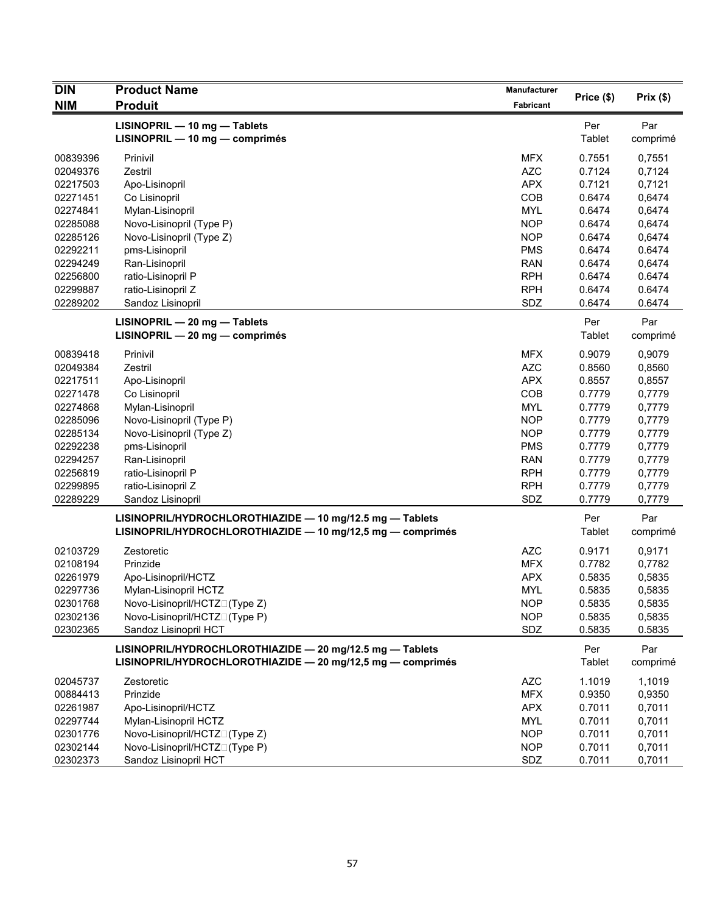| DIN<br>NIM | Product Name<br>Produit | Manufacturer<br>Fabricant | Price ($) | Prix ($) |
|---|---|---|---|---|
| | **LISINOPRIL — 10 mg — Tablets**<br>**LISINOPRIL — 10 mg — comprimés** | | Per Tablet | Par comprimé |
| 00839396 | Prinivil | MFX | 0.7551 | 0,7551 |
| 02049376 | Zestril | AZC | 0.7124 | 0,7124 |
| 02217503 | Apo-Lisinopril | APX | 0.7121 | 0,7121 |
| 02271451 | Co Lisinopril | COB | 0.6474 | 0,6474 |
| 02274841 | Mylan-Lisinopril | MYL | 0.6474 | 0,6474 |
| 02285088 | Novo-Lisinopril (Type P) | NOP | 0.6474 | 0,6474 |
| 02285126 | Novo-Lisinopril (Type Z) | NOP | 0.6474 | 0,6474 |
| 02292211 | pms-Lisinopril | PMS | 0.6474 | 0.6474 |
| 02294249 | Ran-Lisinopril | RAN | 0.6474 | 0,6474 |
| 02256800 | ratio-Lisinopril P | RPH | 0.6474 | 0.6474 |
| 02299887 | ratio-Lisinopril Z | RPH | 0.6474 | 0.6474 |
| 02289202 | Sandoz Lisinopril | SDZ | 0.6474 | 0.6474 |
| | **LISINOPRIL — 20 mg — Tablets**<br>**LISINOPRIL — 20 mg — comprimés** | | Per Tablet | Par comprimé |
| 00839418 | Prinivil | MFX | 0.9079 | 0,9079 |
| 02049384 | Zestril | AZC | 0.8560 | 0,8560 |
| 02217511 | Apo-Lisinopril | APX | 0.8557 | 0,8557 |
| 02271478 | Co Lisinopril | COB | 0.7779 | 0,7779 |
| 02274868 | Mylan-Lisinopril | MYL | 0.7779 | 0,7779 |
| 02285096 | Novo-Lisinopril (Type P) | NOP | 0.7779 | 0,7779 |
| 02285134 | Novo-Lisinopril (Type Z) | NOP | 0.7779 | 0,7779 |
| 02292238 | pms-Lisinopril | PMS | 0.7779 | 0,7779 |
| 02294257 | Ran-Lisinopril | RAN | 0.7779 | 0,7779 |
| 02256819 | ratio-Lisinopril P | RPH | 0.7779 | 0,7779 |
| 02299895 | ratio-Lisinopril Z | RPH | 0.7779 | 0,7779 |
| 02289229 | Sandoz Lisinopril | SDZ | 0.7779 | 0,7779 |
| | **LISINOPRIL/HYDROCHLOROTHIAZIDE — 10 mg/12.5 mg — Tablets**<br>**LISINOPRIL/HYDROCHLOROTHIAZIDE — 10 mg/12,5 mg — comprimés** | | Per Tablet | Par comprimé |
| 02103729 | Zestoretic | AZC | 0.9171 | 0,9171 |
| 02108194 | Prinzide | MFX | 0.7782 | 0,7782 |
| 02261979 | Apo-Lisinopril/HCTZ | APX | 0.5835 | 0,5835 |
| 02297736 | Mylan-Lisinopril HCTZ | MYL | 0.5835 | 0,5835 |
| 02301768 | Novo-Lisinopril/HCTZ (Type Z) | NOP | 0.5835 | 0,5835 |
| 02302136 | Novo-Lisinopril/HCTZ (Type P) | NOP | 0.5835 | 0,5835 |
| 02302365 | Sandoz Lisinopril HCT | SDZ | 0.5835 | 0.5835 |
| | **LISINOPRIL/HYDROCHLOROTHIAZIDE — 20 mg/12.5 mg — Tablets**<br>**LISINOPRIL/HYDROCHLOROTHIAZIDE — 20 mg/12,5 mg — comprimés** | | Per Tablet | Par comprimé |
| 02045737 | Zestoretic | AZC | 1.1019 | 1,1019 |
| 00884413 | Prinzide | MFX | 0.9350 | 0,9350 |
| 02261987 | Apo-Lisinopril/HCTZ | APX | 0.7011 | 0,7011 |
| 02297744 | Mylan-Lisinopril HCTZ | MYL | 0.7011 | 0,7011 |
| 02301776 | Novo-Lisinopril/HCTZ (Type Z) | NOP | 0.7011 | 0,7011 |
| 02302144 | Novo-Lisinopril/HCTZ (Type P) | NOP | 0.7011 | 0,7011 |
| 02302373 | Sandoz Lisinopril HCT | SDZ | 0.7011 | 0,7011 |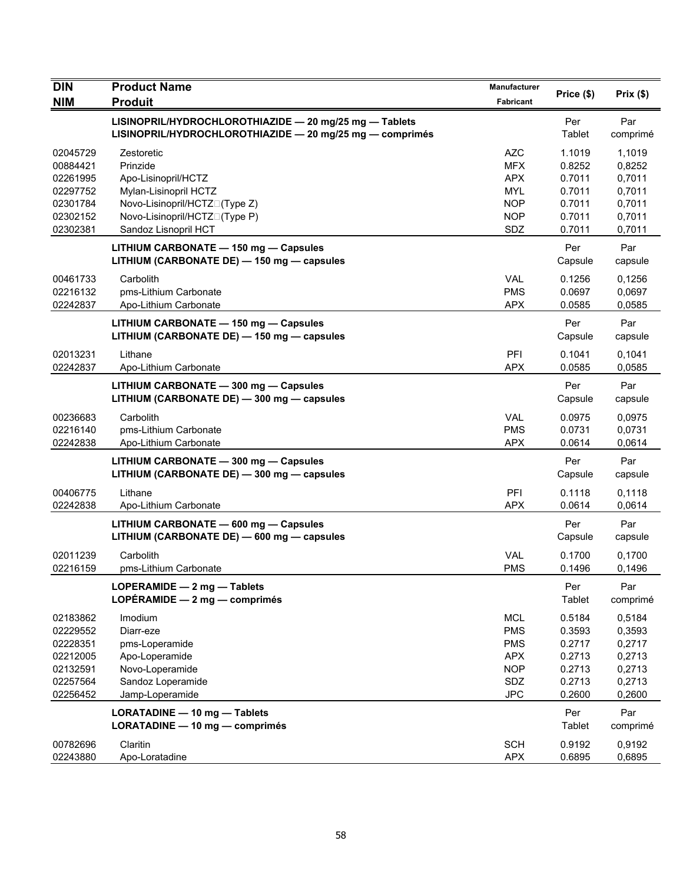| DIN<br>NIM | Product Name<br>Produit | Manufacturer<br>Fabricant | Price ($) | Prix ($) |
|---|---|---|---|---|
| | **LISINOPRIL/HYDROCHLOROTHIAZIDE — 20 mg/25 mg — Tablets**<br>**LISINOPRIL/HYDROCHLOROTHIAZIDE — 20 mg/25 mg — comprimés** | | Per Tablet | Par comprimé |
| 02045729 | Zestoretic | AZC | 1.1019 | 1,1019 |
| 00884421 | Prinzide | MFX | 0.8252 | 0,8252 |
| 02261995 | Apo-Lisinopril/HCTZ | APX | 0.7011 | 0,7011 |
| 02297752 | Mylan-Lisinopril HCTZ | MYL | 0.7011 | 0,7011 |
| 02301784 | Novo-Lisinopril/HCTZ (Type Z) | NOP | 0.7011 | 0,7011 |
| 02302152 | Novo-Lisinopril/HCTZ (Type P) | NOP | 0.7011 | 0,7011 |
| 02302381 | Sandoz Lisnopril HCT | SDZ | 0.7011 | 0,7011 |
| | **LITHIUM CARBONATE — 150 mg — Capsules**<br>**LITHIUM (CARBONATE DE) — 150 mg — capsules** | | Per Capsule | Par capsule |
| 00461733 | Carbolith | VAL | 0.1256 | 0,1256 |
| 02216132 | pms-Lithium Carbonate | PMS | 0.0697 | 0,0697 |
| 02242837 | Apo-Lithium Carbonate | APX | 0.0585 | 0,0585 |
| | **LITHIUM CARBONATE — 150 mg — Capsules**<br>**LITHIUM (CARBONATE DE) — 150 mg — capsules** | | Per Capsule | Par capsule |
| 02013231 | Lithane | PFI | 0.1041 | 0,1041 |
| 02242837 | Apo-Lithium Carbonate | APX | 0.0585 | 0,0585 |
| | **LITHIUM CARBONATE — 300 mg — Capsules**<br>**LITHIUM (CARBONATE DE) — 300 mg — capsules** | | Per Capsule | Par capsule |
| 00236683 | Carbolith | VAL | 0.0975 | 0,0975 |
| 02216140 | pms-Lithium Carbonate | PMS | 0.0731 | 0,0731 |
| 02242838 | Apo-Lithium Carbonate | APX | 0.0614 | 0,0614 |
| | **LITHIUM CARBONATE — 300 mg — Capsules**<br>**LITHIUM (CARBONATE DE) — 300 mg — capsules** | | Per Capsule | Par capsule |
| 00406775 | Lithane | PFI | 0.1118 | 0,1118 |
| 02242838 | Apo-Lithium Carbonate | APX | 0.0614 | 0,0614 |
| | **LITHIUM CARBONATE — 600 mg — Capsules**<br>**LITHIUM (CARBONATE DE) — 600 mg — capsules** | | Per Capsule | Par capsule |
| 02011239 | Carbolith | VAL | 0.1700 | 0,1700 |
| 02216159 | pms-Lithium Carbonate | PMS | 0.1496 | 0,1496 |
| | **LOPERAMIDE — 2 mg — Tablets**<br>**LOPÉRAMIDE — 2 mg — comprimés** | | Per Tablet | Par comprimé |
| 02183862 | Imodium | MCL | 0.5184 | 0,5184 |
| 02229552 | Diarr-eze | PMS | 0.3593 | 0,3593 |
| 02228351 | pms-Loperamide | PMS | 0.2717 | 0,2717 |
| 02212005 | Apo-Loperamide | APX | 0.2713 | 0,2713 |
| 02132591 | Novo-Loperamide | NOP | 0.2713 | 0,2713 |
| 02257564 | Sandoz Loperamide | SDZ | 0.2713 | 0,2713 |
| 02256452 | Jamp-Loperamide | JPC | 0.2600 | 0,2600 |
| | **LORATADINE — 10 mg — Tablets**<br>**LORATADINE — 10 mg — comprimés** | | Per Tablet | Par comprimé |
| 00782696 | Claritin | SCH | 0.9192 | 0,9192 |
| 02243880 | Apo-Loratadine | APX | 0.6895 | 0,6895 |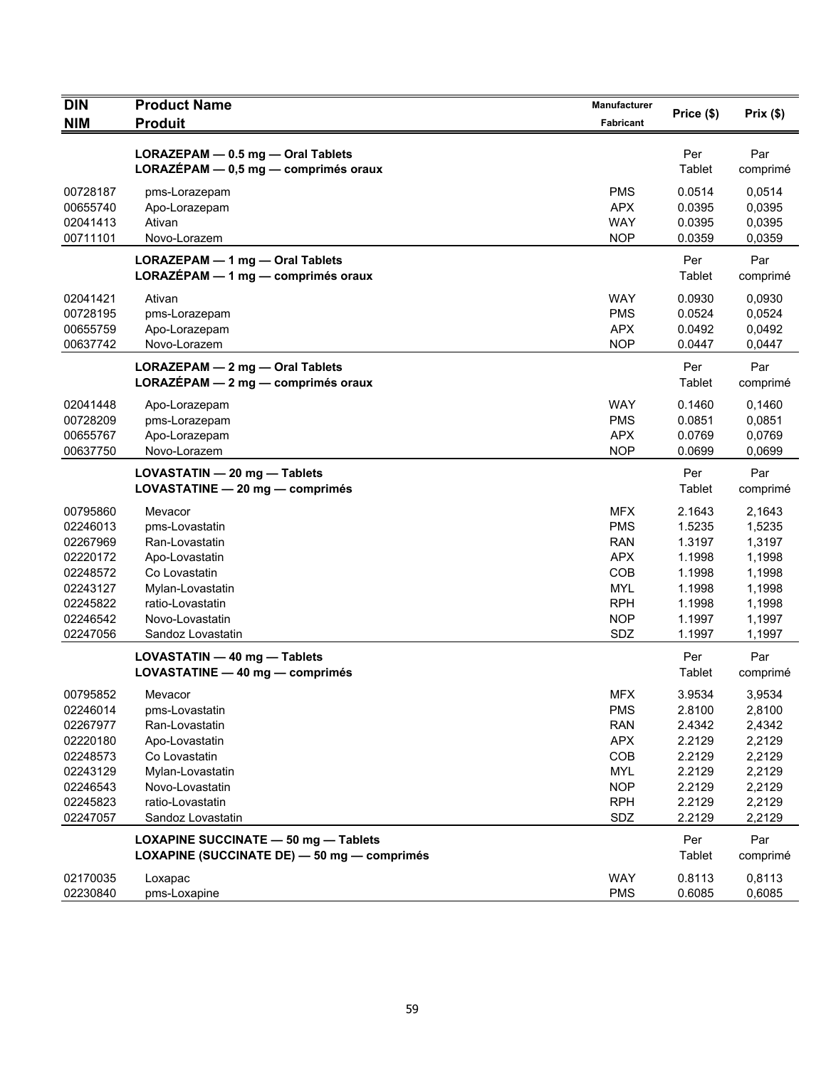| DIN<br>NIM | Product Name<br>Produit | Manufacturer<br>Fabricant | Price ($) | Prix ($) |
|---|---|---|---|---|
| | **LORAZEPAM — 0.5 mg — Oral Tablets**<br>**LORAZÉPAM — 0,5 mg — comprimés oraux** | | Per Tablet | Par comprimé |
| 00728187 | pms-Lorazepam | PMS | 0.0514 | 0,0514 |
| 00655740 | Apo-Lorazepam | APX | 0.0395 | 0,0395 |
| 02041413 | Ativan | WAY | 0.0395 | 0,0395 |
| 00711101 | Novo-Lorazem | NOP | 0.0359 | 0,0359 |
| | **LORAZEPAM — 1 mg — Oral Tablets**<br>**LORAZÉPAM — 1 mg — comprimés oraux** | | Per Tablet | Par comprimé |
| 02041421 | Ativan | WAY | 0.0930 | 0,0930 |
| 00728195 | pms-Lorazepam | PMS | 0.0524 | 0,0524 |
| 00655759 | Apo-Lorazepam | APX | 0.0492 | 0,0492 |
| 00637742 | Novo-Lorazem | NOP | 0.0447 | 0,0447 |
| | **LORAZEPAM — 2 mg — Oral Tablets**<br>**LORAZÉPAM — 2 mg — comprimés oraux** | | Per Tablet | Par comprimé |
| 02041448 | Apo-Lorazepam | WAY | 0.1460 | 0,1460 |
| 00728209 | pms-Lorazepam | PMS | 0.0851 | 0,0851 |
| 00655767 | Apo-Lorazepam | APX | 0.0769 | 0,0769 |
| 00637750 | Novo-Lorazem | NOP | 0.0699 | 0,0699 |
| | **LOVASTATIN — 20 mg — Tablets**<br>**LOVASTATINE — 20 mg — comprimés** | | Per Tablet | Par comprimé |
| 00795860 | Mevacor | MFX | 2.1643 | 2,1643 |
| 02246013 | pms-Lovastatin | PMS | 1.5235 | 1,5235 |
| 02267969 | Ran-Lovastatin | RAN | 1.3197 | 1,3197 |
| 02220172 | Apo-Lovastatin | APX | 1.1998 | 1,1998 |
| 02248572 | Co Lovastatin | COB | 1.1998 | 1,1998 |
| 02243127 | Mylan-Lovastatin | MYL | 1.1998 | 1,1998 |
| 02245822 | ratio-Lovastatin | RPH | 1.1998 | 1,1998 |
| 02246542 | Novo-Lovastatin | NOP | 1.1997 | 1,1997 |
| 02247056 | Sandoz Lovastatin | SDZ | 1.1997 | 1,1997 |
| | **LOVASTATIN — 40 mg — Tablets**<br>**LOVASTATINE — 40 mg — comprimés** | | Per Tablet | Par comprimé |
| 00795852 | Mevacor | MFX | 3.9534 | 3,9534 |
| 02246014 | pms-Lovastatin | PMS | 2.8100 | 2,8100 |
| 02267977 | Ran-Lovastatin | RAN | 2.4342 | 2,4342 |
| 02220180 | Apo-Lovastatin | APX | 2.2129 | 2,2129 |
| 02248573 | Co Lovastatin | COB | 2.2129 | 2,2129 |
| 02243129 | Mylan-Lovastatin | MYL | 2.2129 | 2,2129 |
| 02246543 | Novo-Lovastatin | NOP | 2.2129 | 2,2129 |
| 02245823 | ratio-Lovastatin | RPH | 2.2129 | 2,2129 |
| 02247057 | Sandoz Lovastatin | SDZ | 2.2129 | 2,2129 |
| | **LOXAPINE SUCCINATE — 50 mg — Tablets**<br>**LOXAPINE (SUCCINATE DE) — 50 mg — comprimés** | | Per Tablet | Par comprimé |
| 02170035 | Loxapac | WAY | 0.8113 | 0,8113 |
| 02230840 | pms-Loxapine | PMS | 0.6085 | 0,6085 |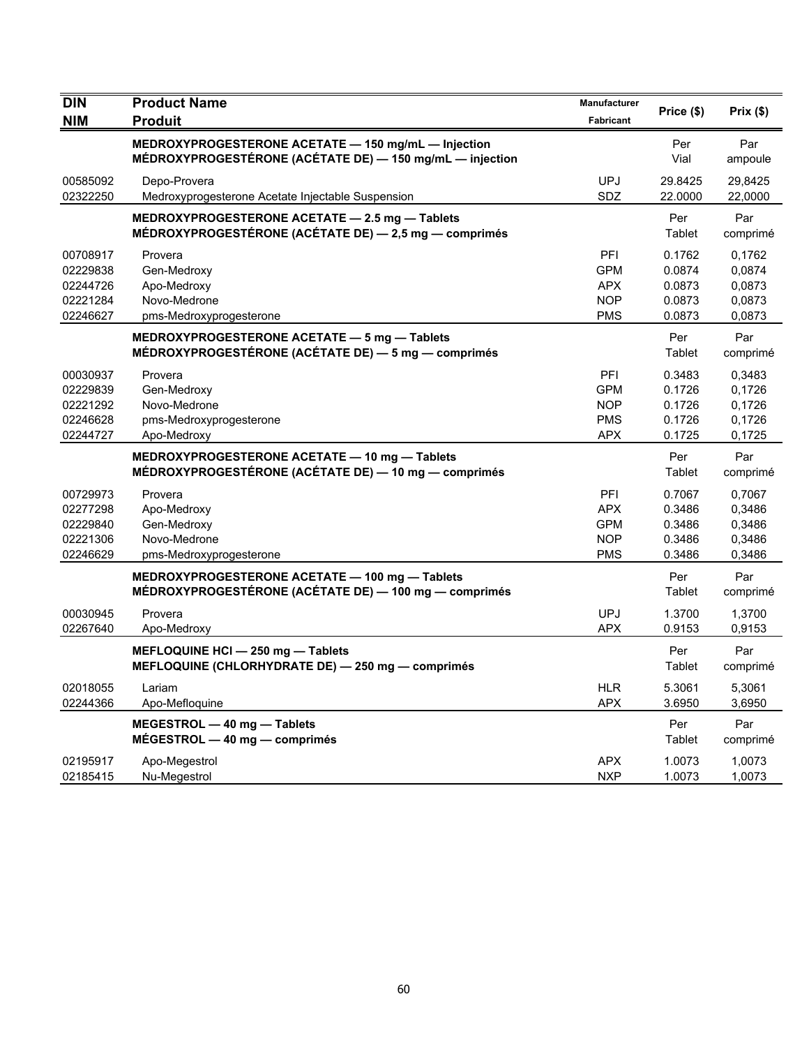| DIN<br>NIM | Product Name<br>Produit | Manufacturer<br>Fabricant | Price ($) | Prix ($) |
|---|---|---|---|---|
| | **MEDROXYPROGESTERONE ACETATE — 150 mg/mL — Injection<br>MÉDROXYPROGESTÉRONE (ACÉTATE DE) — 150 mg/mL — injection** | | Per<br>Vial | Par<br>ampoule |
| 00585092 | Depo-Provera | UPJ | 29.8425 | 29,8425 |
| 02322250 | Medroxyprogesterone Acetate Injectable Suspension | SDZ | 22.0000 | 22,0000 |
| | **MEDROXYPROGESTERONE ACETATE — 2.5 mg — Tablets<br>MÉDROXYPROGESTÉRONE (ACÉTATE DE) — 2,5 mg — comprimés** | | Per<br>Tablet | Par<br>comprimé |
| 00708917 | Provera | PFI | 0.1762 | 0,1762 |
| 02229838 | Gen-Medroxy | GPM | 0.0874 | 0,0874 |
| 02244726 | Apo-Medroxy | APX | 0.0873 | 0,0873 |
| 02221284 | Novo-Medrone | NOP | 0.0873 | 0,0873 |
| 02246627 | pms-Medroxyprogesterone | PMS | 0.0873 | 0,0873 |
| | **MEDROXYPROGESTERONE ACETATE — 5 mg — Tablets<br>MÉDROXYPROGESTÉRONE (ACÉTATE DE) — 5 mg — comprimés** | | Per<br>Tablet | Par<br>comprimé |
| 00030937 | Provera | PFI | 0.3483 | 0,3483 |
| 02229839 | Gen-Medroxy | GPM | 0.1726 | 0,1726 |
| 02221292 | Novo-Medrone | NOP | 0.1726 | 0,1726 |
| 02246628 | pms-Medroxyprogesterone | PMS | 0.1726 | 0,1726 |
| 02244727 | Apo-Medroxy | APX | 0.1725 | 0,1725 |
| | **MEDROXYPROGESTERONE ACETATE — 10 mg — Tablets<br>MÉDROXYPROGESTÉRONE (ACÉTATE DE) — 10 mg — comprimés** | | Per<br>Tablet | Par<br>comprimé |
| 00729973 | Provera | PFI | 0.7067 | 0,7067 |
| 02277298 | Apo-Medroxy | APX | 0.3486 | 0,3486 |
| 02229840 | Gen-Medroxy | GPM | 0.3486 | 0,3486 |
| 02221306 | Novo-Medrone | NOP | 0.3486 | 0,3486 |
| 02246629 | pms-Medroxyprogesterone | PMS | 0.3486 | 0,3486 |
| | **MEDROXYPROGESTERONE ACETATE — 100 mg — Tablets<br>MÉDROXYPROGESTÉRONE (ACÉTATE DE) — 100 mg — comprimés** | | Per<br>Tablet | Par<br>comprimé |
| 00030945 | Provera | UPJ | 1.3700 | 1,3700 |
| 02267640 | Apo-Medroxy | APX | 0.9153 | 0,9153 |
| | **MEFLOQUINE HCl — 250 mg — Tablets<br>MEFLOQUINE (CHLORHYDRATE DE) — 250 mg — comprimés** | | Per<br>Tablet | Par<br>comprimé |
| 02018055 | Lariam | HLR | 5.3061 | 5,3061 |
| 02244366 | Apo-Mefloquine | APX | 3.6950 | 3,6950 |
| | **MEGESTROL — 40 mg — Tablets<br>MÉGESTROL — 40 mg — comprimés** | | Per<br>Tablet | Par<br>comprimé |
| 02195917 | Apo-Megestrol | APX | 1.0073 | 1,0073 |
| 02185415 | Nu-Megestrol | NXP | 1.0073 | 1,0073 |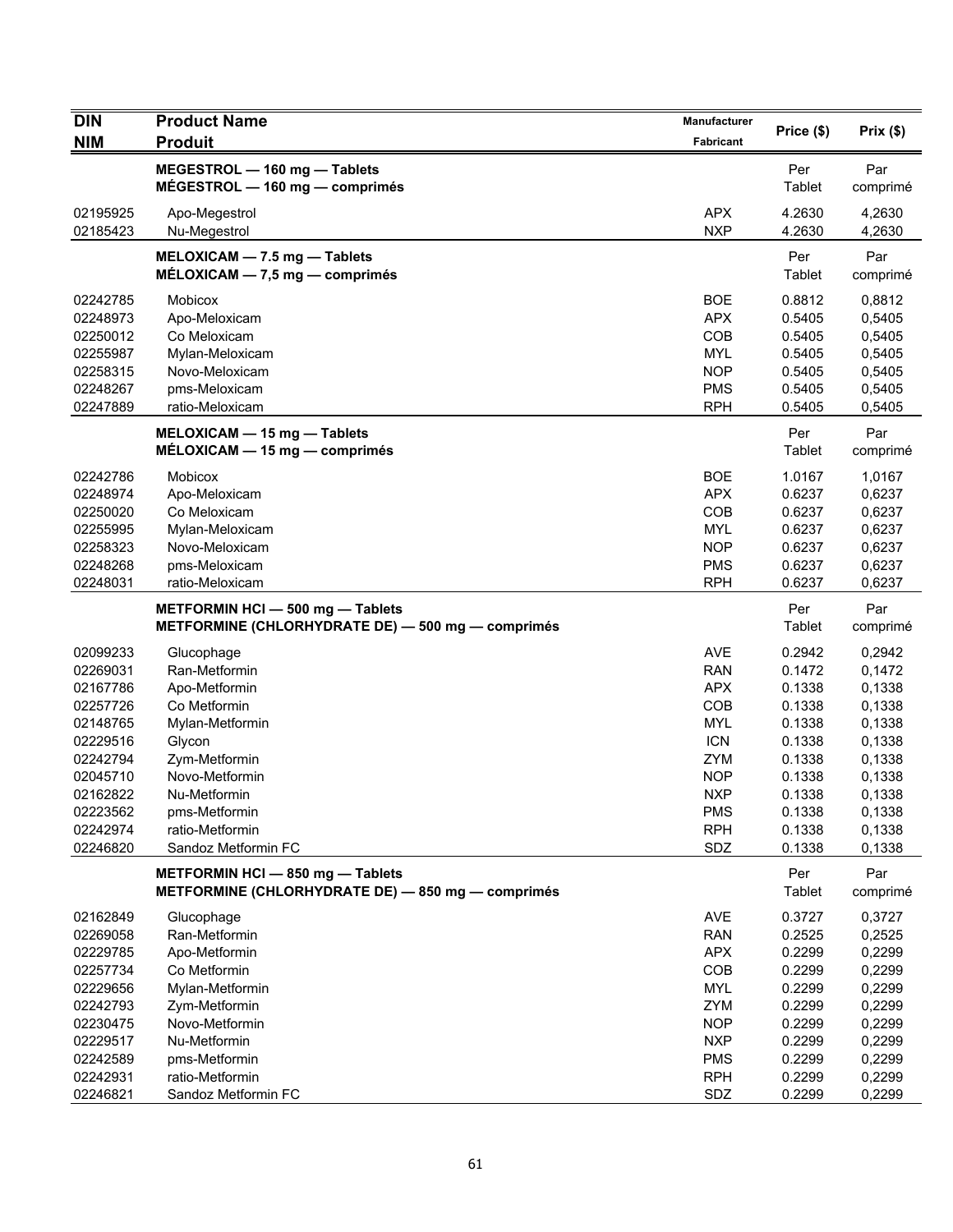| DIN<br>NIM | Product Name<br>Produit | Manufacturer<br>Fabricant | Price ($) | Prix ($) |
|---|---|---|---|---|
| | **MEGESTROL — 160 mg — Tablets**<br>**MÉGESTROL — 160 mg — comprimés** | | Per Tablet | Par comprimé |
| 02195925 | Apo-Megestrol | APX | 4.2630 | 4,2630 |
| 02185423 | Nu-Megestrol | NXP | 4.2630 | 4,2630 |
| | **MELOXICAM — 7.5 mg — Tablets**<br>**MÉLOXICAM — 7,5 mg — comprimés** | | Per Tablet | Par comprimé |
| 02242785 | Mobicox | BOE | 0.8812 | 0,8812 |
| 02248973 | Apo-Meloxicam | APX | 0.5405 | 0,5405 |
| 02250012 | Co Meloxicam | COB | 0.5405 | 0,5405 |
| 02255987 | Mylan-Meloxicam | MYL | 0.5405 | 0,5405 |
| 02258315 | Novo-Meloxicam | NOP | 0.5405 | 0,5405 |
| 02248267 | pms-Meloxicam | PMS | 0.5405 | 0,5405 |
| 02247889 | ratio-Meloxicam | RPH | 0.5405 | 0,5405 |
| | **MELOXICAM — 15 mg — Tablets**<br>**MÉLOXICAM — 15 mg — comprimés** | | Per Tablet | Par comprimé |
| 02242786 | Mobicox | BOE | 1.0167 | 1,0167 |
| 02248974 | Apo-Meloxicam | APX | 0.6237 | 0,6237 |
| 02250020 | Co Meloxicam | COB | 0.6237 | 0,6237 |
| 02255995 | Mylan-Meloxicam | MYL | 0.6237 | 0,6237 |
| 02258323 | Novo-Meloxicam | NOP | 0.6237 | 0,6237 |
| 02248268 | pms-Meloxicam | PMS | 0.6237 | 0,6237 |
| 02248031 | ratio-Meloxicam | RPH | 0.6237 | 0,6237 |
| | **METFORMIN HCl — 500 mg — Tablets**<br>**METFORMINE (CHLORHYDRATE DE) — 500 mg — comprimés** | | Per Tablet | Par comprimé |
| 02099233 | Glucophage | AVE | 0.2942 | 0,2942 |
| 02269031 | Ran-Metformin | RAN | 0.1472 | 0,1472 |
| 02167786 | Apo-Metformin | APX | 0.1338 | 0,1338 |
| 02257726 | Co Metformin | COB | 0.1338 | 0,1338 |
| 02148765 | Mylan-Metformin | MYL | 0.1338 | 0,1338 |
| 02229516 | Glycon | ICN | 0.1338 | 0,1338 |
| 02242794 | Zym-Metformin | ZYM | 0.1338 | 0,1338 |
| 02045710 | Novo-Metformin | NOP | 0.1338 | 0,1338 |
| 02162822 | Nu-Metformin | NXP | 0.1338 | 0,1338 |
| 02223562 | pms-Metformin | PMS | 0.1338 | 0,1338 |
| 02242974 | ratio-Metformin | RPH | 0.1338 | 0,1338 |
| 02246820 | Sandoz Metformin FC | SDZ | 0.1338 | 0,1338 |
| | **METFORMIN HCl — 850 mg — Tablets**<br>**METFORMINE (CHLORHYDRATE DE) — 850 mg — comprimés** | | Per Tablet | Par comprimé |
| 02162849 | Glucophage | AVE | 0.3727 | 0,3727 |
| 02269058 | Ran-Metformin | RAN | 0.2525 | 0,2525 |
| 02229785 | Apo-Metformin | APX | 0.2299 | 0,2299 |
| 02257734 | Co Metformin | COB | 0.2299 | 0,2299 |
| 02229656 | Mylan-Metformin | MYL | 0.2299 | 0,2299 |
| 02242793 | Zym-Metformin | ZYM | 0.2299 | 0,2299 |
| 02230475 | Novo-Metformin | NOP | 0.2299 | 0,2299 |
| 02229517 | Nu-Metformin | NXP | 0.2299 | 0,2299 |
| 02242589 | pms-Metformin | PMS | 0.2299 | 0,2299 |
| 02242931 | ratio-Metformin | RPH | 0.2299 | 0,2299 |
| 02246821 | Sandoz Metformin FC | SDZ | 0.2299 | 0,2299 |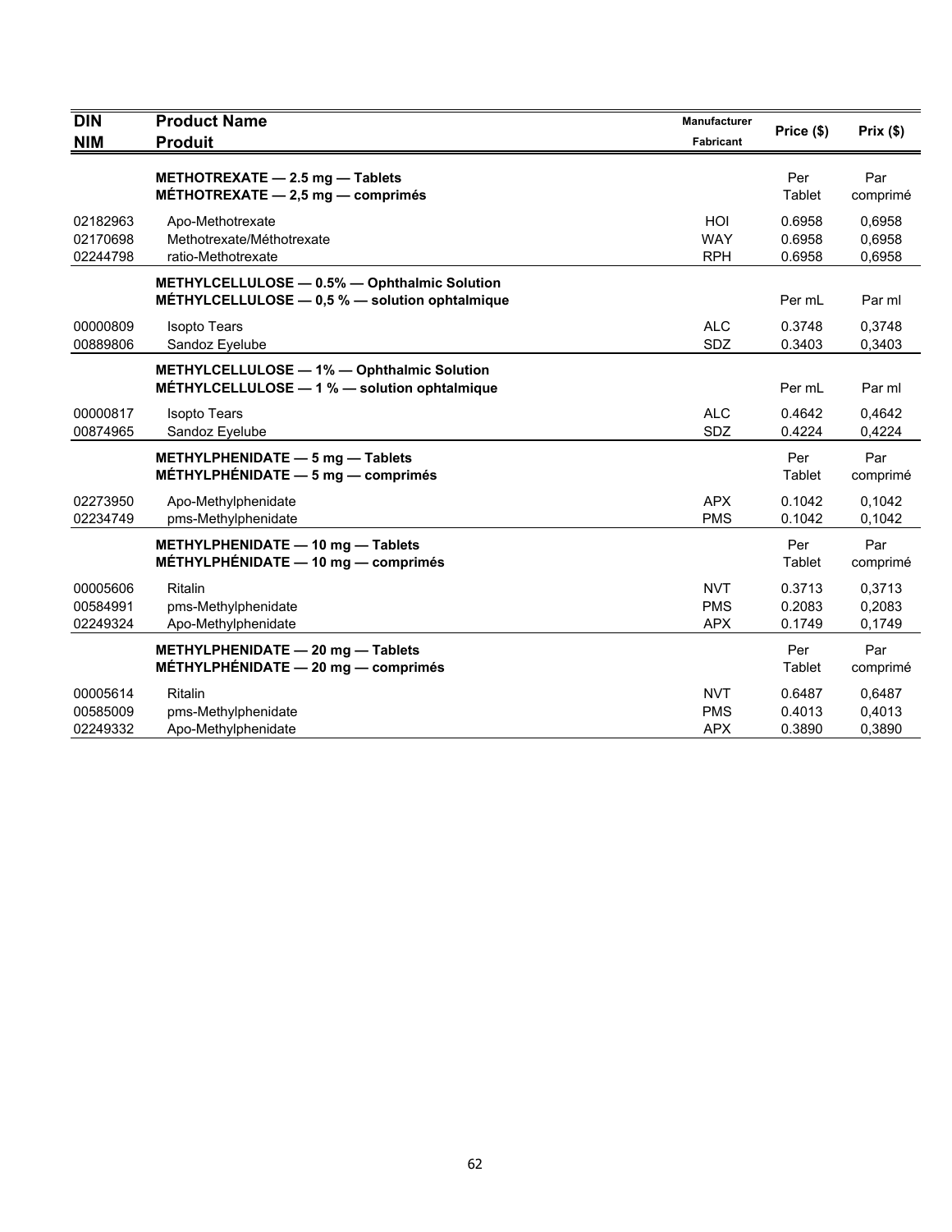| DIN<br>NIM | Product Name<br>Produit | Manufacturer<br>Fabricant | Price ($) | Prix ($) |
|---|---|---|---|---|
| | **METHOTREXATE — 2.5 mg — Tablets**<br>**MÉTHOTREXATE — 2,5 mg — comprimés** | | Per Tablet | Par comprimé |
| 02182963 | Apo-Methotrexate | HOI | 0.6958 | 0,6958 |
| 02170698 | Methotrexate/Méthotrexate | WAY | 0.6958 | 0,6958 |
| 02244798 | ratio-Methotrexate | RPH | 0.6958 | 0,6958 |
| | **METHYLCELLULOSE — 0.5% — Ophthalmic Solution**<br>**MÉTHYLCELLULOSE — 0,5 % — solution ophtalmique** | | Per mL | Par ml |
| 00000809 | Isopto Tears | ALC | 0.3748 | 0,3748 |
| 00889806 | Sandoz Eyelube | SDZ | 0.3403 | 0,3403 |
| | **METHYLCELLULOSE — 1% — Ophthalmic Solution**<br>**MÉTHYLCELLULOSE — 1 % — solution ophtalmique** | | Per mL | Par ml |
| 00000817 | Isopto Tears | ALC | 0.4642 | 0,4642 |
| 00874965 | Sandoz Eyelube | SDZ | 0.4224 | 0,4224 |
| | **METHYLPHENIDATE — 5 mg — Tablets**<br>**MÉTHYLPHÉNIDATE — 5 mg — comprimés** | | Per Tablet | Par comprimé |
| 02273950 | Apo-Methylphenidate | APX | 0.1042 | 0,1042 |
| 02234749 | pms-Methylphenidate | PMS | 0.1042 | 0,1042 |
| | **METHYLPHENIDATE — 10 mg — Tablets**<br>**MÉTHYLPHÉNIDATE — 10 mg — comprimés** | | Per Tablet | Par comprimé |
| 00005606 | Ritalin | NVT | 0.3713 | 0,3713 |
| 00584991 | pms-Methylphenidate | PMS | 0.2083 | 0,2083 |
| 02249324 | Apo-Methylphenidate | APX | 0.1749 | 0,1749 |
| | **METHYLPHENIDATE — 20 mg — Tablets**<br>**MÉTHYLPHÉNIDATE — 20 mg — comprimés** | | Per Tablet | Par comprimé |
| 00005614 | Ritalin | NVT | 0.6487 | 0,6487 |
| 00585009 | pms-Methylphenidate | PMS | 0.4013 | 0,4013 |
| 02249332 | Apo-Methylphenidate | APX | 0.3890 | 0,3890 |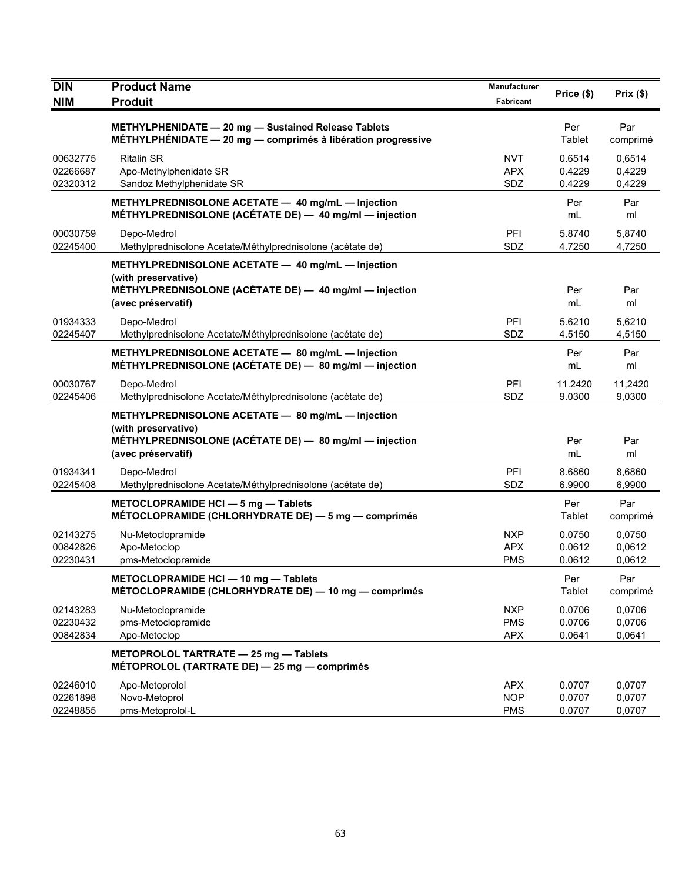| DIN<br>NIM | Product Name<br>Produit | Manufacturer<br>Fabricant | Price ($) | Prix ($) |
|---|---|---|---|---|
| | **METHYLPHENIDATE — 20 mg — Sustained Release Tablets**<br>**MÉTHYLPHÉNIDATE — 20 mg — comprimés à libération progressive** | | Per Tablet | Par comprimé |
| 00632775 | Ritalin SR | NVT | 0.6514 | 0,6514 |
| 02266687 | Apo-Methylphenidate SR | APX | 0.4229 | 0,4229 |
| 02320312 | Sandoz Methylphenidate SR | SDZ | 0.4229 | 0,4229 |
| | **METHYLPREDNISOLONE ACETATE — 40 mg/mL — Injection**<br>**MÉTHYLPREDNISOLONE (ACÉTATE DE) — 40 mg/ml — injection** | | Per mL | Par ml |
| 00030759 | Depo-Medrol | PFI | 5.8740 | 5,8740 |
| 02245400 | Methylprednisolone Acetate/Méthylprednisolone (acétate de) | SDZ | 4.7250 | 4,7250 |
| | **METHYLPREDNISOLONE ACETATE — 40 mg/mL — Injection (with preservative)**<br>**MÉTHYLPREDNISOLONE (ACÉTATE DE) — 40 mg/ml — injection (avec préservatif)** | | Per mL | Par ml |
| 01934333 | Depo-Medrol | PFI | 5.6210 | 5,6210 |
| 02245407 | Methylprednisolone Acetate/Méthylprednisolone (acétate de) | SDZ | 4.5150 | 4,5150 |
| | **METHYLPREDNISOLONE ACETATE — 80 mg/mL — Injection**<br>**MÉTHYLPREDNISOLONE (ACÉTATE DE) — 80 mg/ml — injection** | | Per mL | Par ml |
| 00030767 | Depo-Medrol | PFI | 11.2420 | 11,2420 |
| 02245406 | Methylprednisolone Acetate/Méthylprednisolone (acétate de) | SDZ | 9.0300 | 9,0300 |
| | **METHYLPREDNISOLONE ACETATE — 80 mg/mL — Injection (with preservative)**<br>**MÉTHYLPREDNISOLONE (ACÉTATE DE) — 80 mg/ml — injection (avec préservatif)** | | Per mL | Par ml |
| 01934341 | Depo-Medrol | PFI | 8.6860 | 8,6860 |
| 02245408 | Methylprednisolone Acetate/Méthylprednisolone (acétate de) | SDZ | 6.9900 | 6,9900 |
| | **METOCLOPRAMIDE HCl — 5 mg — Tablets**<br>**MÉTOCLOPRAMIDE (CHLORHYDRATE DE) — 5 mg — comprimés** | | Per Tablet | Par comprimé |
| 02143275 | Nu-Metoclopramide | NXP | 0.0750 | 0,0750 |
| 00842826 | Apo-Metoclop | APX | 0.0612 | 0,0612 |
| 02230431 | pms-Metoclopramide | PMS | 0.0612 | 0,0612 |
| | **METOCLOPRAMIDE HCl — 10 mg — Tablets**<br>**MÉTOCLOPRAMIDE (CHLORHYDRATE DE) — 10 mg — comprimés** | | Per Tablet | Par comprimé |
| 02143283 | Nu-Metoclopramide | NXP | 0.0706 | 0,0706 |
| 02230432 | pms-Metoclopramide | PMS | 0.0706 | 0,0706 |
| 00842834 | Apo-Metoclop | APX | 0.0641 | 0,0641 |
| | **METOPROLOL TARTRATE — 25 mg — Tablets**<br>**MÉTOPROLOL (TARTRATE DE) — 25 mg — comprimés** | | | |
| 02246010 | Apo-Metoprolol | APX | 0.0707 | 0,0707 |
| 02261898 | Novo-Metoprol | NOP | 0.0707 | 0,0707 |
| 02248855 | pms-Metoprolol-L | PMS | 0.0707 | 0,0707 |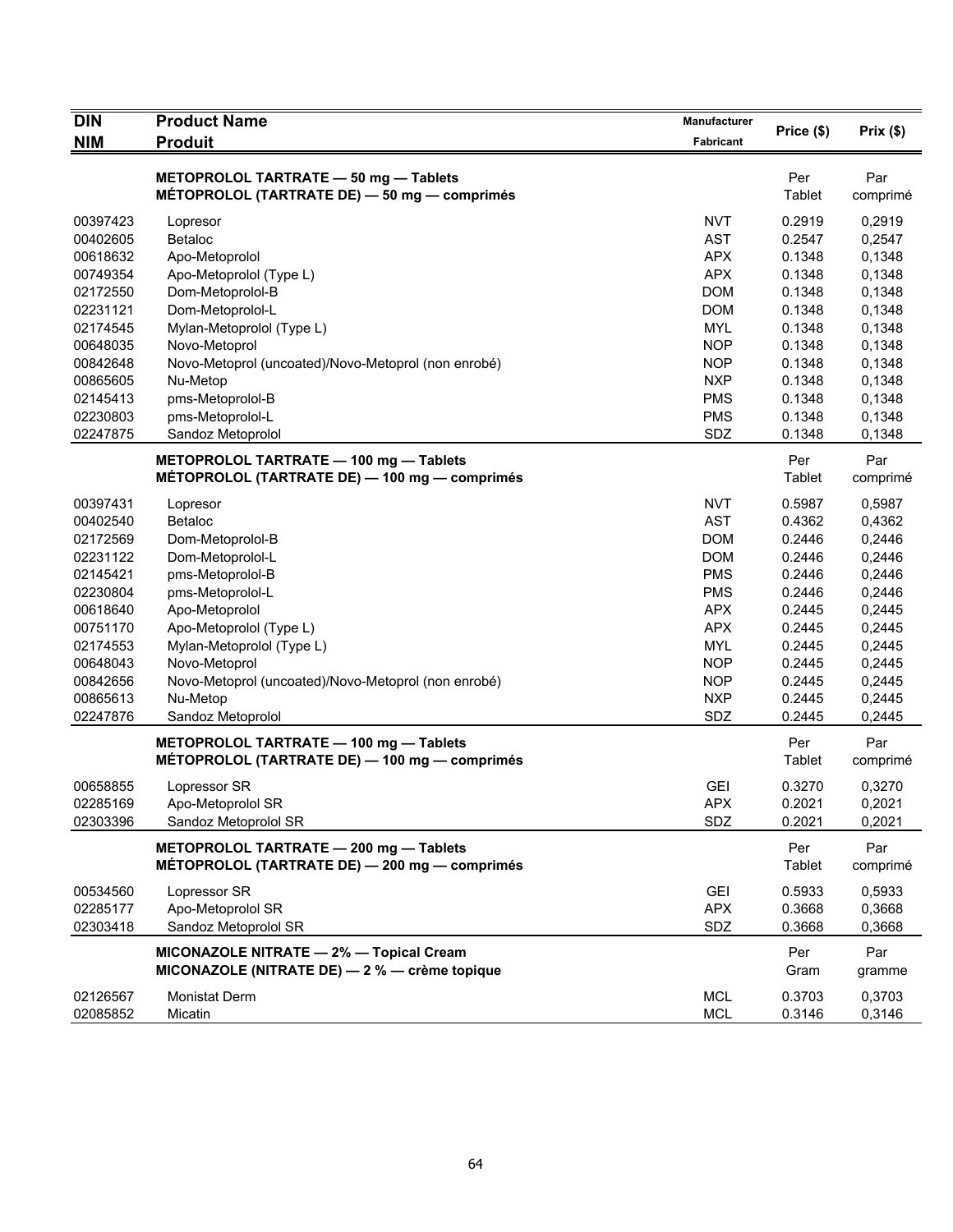| DIN<br>NIM | Product Name<br>Produit | Manufacturer<br>Fabricant | Price ($) | Prix ($) |
|---|---|---|---|---|
| | **METOPROLOL TARTRATE — 50 mg — Tablets**<br>**MÉTOPROLOL (TARTRATE DE) — 50 mg — comprimés** | | Per Tablet | Par comprimé |
| 00397423 | Lopresor | NVT | 0.2919 | 0,2919 |
| 00402605 | Betaloc | AST | 0.2547 | 0,2547 |
| 00618632 | Apo-Metoprolol | APX | 0.1348 | 0,1348 |
| 00749354 | Apo-Metoprolol (Type L) | APX | 0.1348 | 0,1348 |
| 02172550 | Dom-Metoprolol-B | DOM | 0.1348 | 0,1348 |
| 02231121 | Dom-Metoprolol-L | DOM | 0.1348 | 0,1348 |
| 02174545 | Mylan-Metoprolol (Type L) | MYL | 0.1348 | 0,1348 |
| 00648035 | Novo-Metoprol | NOP | 0.1348 | 0,1348 |
| 00842648 | Novo-Metoprol (uncoated)/Novo-Metoprol (non enrobé) | NOP | 0.1348 | 0,1348 |
| 00865605 | Nu-Metop | NXP | 0.1348 | 0,1348 |
| 02145413 | pms-Metoprolol-B | PMS | 0.1348 | 0,1348 |
| 02230803 | pms-Metoprolol-L | PMS | 0.1348 | 0,1348 |
| 02247875 | Sandoz Metoprolol | SDZ | 0.1348 | 0,1348 |
| | **METOPROLOL TARTRATE — 100 mg — Tablets**<br>**MÉTOPROLOL (TARTRATE DE) — 100 mg — comprimés** | | Per Tablet | Par comprimé |
| 00397431 | Lopresor | NVT | 0.5987 | 0,5987 |
| 00402540 | Betaloc | AST | 0.4362 | 0,4362 |
| 02172569 | Dom-Metoprolol-B | DOM | 0.2446 | 0,2446 |
| 02231122 | Dom-Metoprolol-L | DOM | 0.2446 | 0,2446 |
| 02145421 | pms-Metoprolol-B | PMS | 0.2446 | 0,2446 |
| 02230804 | pms-Metoprolol-L | PMS | 0.2446 | 0,2446 |
| 00618640 | Apo-Metoprolol | APX | 0.2445 | 0,2445 |
| 00751170 | Apo-Metoprolol (Type L) | APX | 0.2445 | 0,2445 |
| 02174553 | Mylan-Metoprolol (Type L) | MYL | 0.2445 | 0,2445 |
| 00648043 | Novo-Metoprol | NOP | 0.2445 | 0,2445 |
| 00842656 | Novo-Metoprol (uncoated)/Novo-Metoprol (non enrobé) | NOP | 0.2445 | 0,2445 |
| 00865613 | Nu-Metop | NXP | 0.2445 | 0,2445 |
| 02247876 | Sandoz Metoprolol | SDZ | 0.2445 | 0,2445 |
| | **METOPROLOL TARTRATE — 100 mg — Tablets**<br>**MÉTOPROLOL (TARTRATE DE) — 100 mg — comprimés** | | Per Tablet | Par comprimé |
| 00658855 | Lopressor SR | GEI | 0.3270 | 0,3270 |
| 02285169 | Apo-Metoprolol SR | APX | 0.2021 | 0,2021 |
| 02303396 | Sandoz Metoprolol SR | SDZ | 0.2021 | 0,2021 |
| | **METOPROLOL TARTRATE — 200 mg — Tablets**<br>**MÉTOPROLOL (TARTRATE DE) — 200 mg — comprimés** | | Per Tablet | Par comprimé |
| 00534560 | Lopressor SR | GEI | 0.5933 | 0,5933 |
| 02285177 | Apo-Metoprolol SR | APX | 0.3668 | 0,3668 |
| 02303418 | Sandoz Metoprolol SR | SDZ | 0.3668 | 0,3668 |
| | **MICONAZOLE NITRATE — 2% — Topical Cream**<br>**MICONAZOLE (NITRATE DE) — 2 % — crème topique** | | Per Gram | Par gramme |
| 02126567 | Monistat Derm | MCL | 0.3703 | 0,3703 |
| 02085852 | Micatin | MCL | 0.3146 | 0,3146 |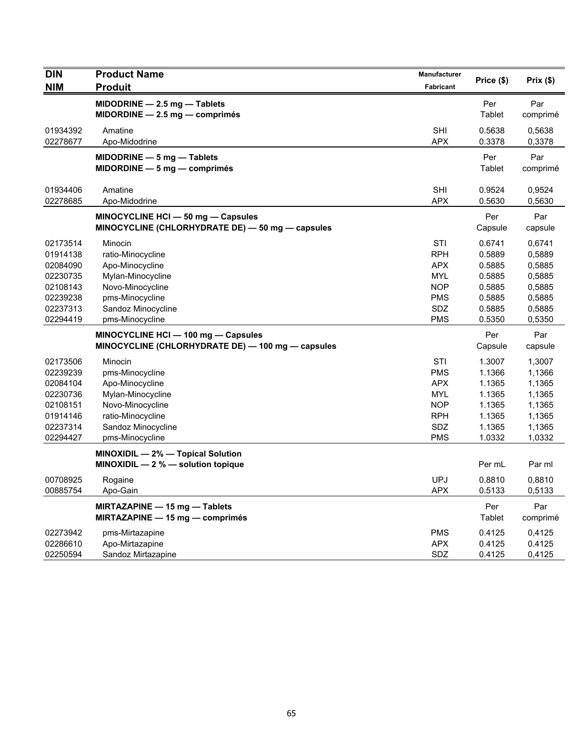| DIN<br>NIM | Product Name<br>Produit | Manufacturer<br>Fabricant | Price ($) | Prix ($) |
|---|---|---|---|---|
| | **MIDODRINE — 2.5 mg — Tablets**<br>**MIDORDINE — 2.5 mg — comprimés** | | Per Tablet | Par comprimé |
| 01934392 | Amatine | SHI | 0.5638 | 0,5638 |
| 02278677 | Apo-Midodrine | APX | 0.3378 | 0,3378 |
| | **MIDODRINE — 5 mg — Tablets**<br>**MIDORDINE — 5 mg — comprimés** | | Per Tablet | Par comprimé |
| 01934406 | Amatine | SHI | 0.9524 | 0,9524 |
| 02278685 | Apo-Midodrine | APX | 0.5630 | 0,5630 |
| | **MINOCYCLINE HCl — 50 mg — Capsules**<br>**MINOCYCLINE (CHLORHYDRATE DE) — 50 mg — capsules** | | Per Capsule | Par capsule |
| 02173514 | Minocin | STI | 0.6741 | 0,6741 |
| 01914138 | ratio-Minocycline | RPH | 0.5889 | 0,5889 |
| 02084090 | Apo-Minocycline | APX | 0.5885 | 0,5885 |
| 02230735 | Mylan-Minocycline | MYL | 0.5885 | 0,5885 |
| 02108143 | Novo-Minocycline | NOP | 0.5885 | 0,5885 |
| 02239238 | pms-Minocycline | PMS | 0.5885 | 0,5885 |
| 02237313 | Sandoz Minocycline | SDZ | 0.5885 | 0,5885 |
| 02294419 | pms-Minocycline | PMS | 0.5350 | 0,5350 |
| | **MINOCYCLINE HCl — 100 mg — Capsules**<br>**MINOCYCLINE (CHLORHYDRATE DE) — 100 mg — capsules** | | Per Capsule | Par capsule |
| 02173506 | Minocin | STI | 1.3007 | 1,3007 |
| 02239239 | pms-Minocycline | PMS | 1.1366 | 1,1366 |
| 02084104 | Apo-Minocycline | APX | 1.1365 | 1,1365 |
| 02230736 | Mylan-Minocycline | MYL | 1.1365 | 1,1365 |
| 02108151 | Novo-Minocycline | NOP | 1.1365 | 1,1365 |
| 01914146 | ratio-Minocycline | RPH | 1.1365 | 1,1365 |
| 02237314 | Sandoz Minocycline | SDZ | 1.1365 | 1,1365 |
| 02294427 | pms-Minocycline | PMS | 1.0332 | 1,0332 |
| | **MINOXIDIL — 2% — Topical Solution**<br>**MINOXIDIL — 2 % — solution topique** | | Per mL | Par ml |
| 00708925 | Rogaine | UPJ | 0.8810 | 0,8810 |
| 00885754 | Apo-Gain | APX | 0.5133 | 0,5133 |
| | **MIRTAZAPINE — 15 mg — Tablets**<br>**MIRTAZAPINE — 15 mg — comprimés** | | Per Tablet | Par comprimé |
| 02273942 | pms-Mirtazapine | PMS | 0.4125 | 0,4125 |
| 02286610 | Apo-Mirtazapine | APX | 0.4125 | 0.4125 |
| 02250594 | Sandoz Mirtazapine | SDZ | 0.4125 | 0,4125 |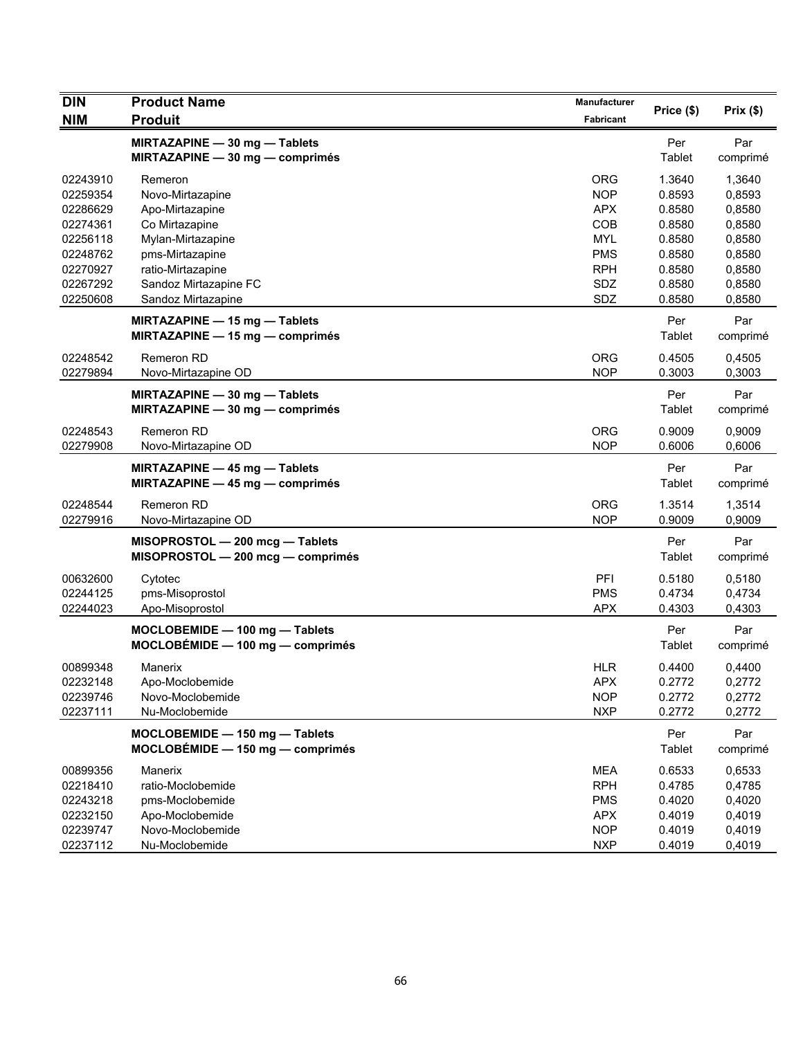| DIN<br>NIM | Product Name<br>Produit | Manufacturer<br>Fabricant | Price ($) | Prix ($) |
|---|---|---|---|---|
| | **MIRTAZAPINE — 30 mg — Tablets**<br>**MIRTAZAPINE — 30 mg — comprimés** | | Per Tablet | Par comprimé |
| 02243910 | Remeron | ORG | 1.3640 | 1,3640 |
| 02259354 | Novo-Mirtazapine | NOP | 0.8593 | 0,8593 |
| 02286629 | Apo-Mirtazapine | APX | 0.8580 | 0,8580 |
| 02274361 | Co Mirtazapine | COB | 0.8580 | 0,8580 |
| 02256118 | Mylan-Mirtazapine | MYL | 0.8580 | 0,8580 |
| 02248762 | pms-Mirtazapine | PMS | 0.8580 | 0,8580 |
| 02270927 | ratio-Mirtazapine | RPH | 0.8580 | 0,8580 |
| 02267292 | Sandoz Mirtazapine FC | SDZ | 0.8580 | 0,8580 |
| 02250608 | Sandoz Mirtazapine | SDZ | 0.8580 | 0,8580 |
| | **MIRTAZAPINE — 15 mg — Tablets**<br>**MIRTAZAPINE — 15 mg — comprimés** | | Per Tablet | Par comprimé |
| 02248542 | Remeron RD | ORG | 0.4505 | 0,4505 |
| 02279894 | Novo-Mirtazapine OD | NOP | 0.3003 | 0,3003 |
| | **MIRTAZAPINE — 30 mg — Tablets**<br>**MIRTAZAPINE — 30 mg — comprimés** | | Per Tablet | Par comprimé |
| 02248543 | Remeron RD | ORG | 0.9009 | 0,9009 |
| 02279908 | Novo-Mirtazapine OD | NOP | 0.6006 | 0,6006 |
| | **MIRTAZAPINE — 45 mg — Tablets**<br>**MIRTAZAPINE — 45 mg — comprimés** | | Per Tablet | Par comprimé |
| 02248544 | Remeron RD | ORG | 1.3514 | 1,3514 |
| 02279916 | Novo-Mirtazapine OD | NOP | 0.9009 | 0,9009 |
| | **MISOPROSTOL — 200 mcg — Tablets**<br>**MISOPROSTOL — 200 mcg — comprimés** | | Per Tablet | Par comprimé |
| 00632600 | Cytotec | PFI | 0.5180 | 0,5180 |
| 02244125 | pms-Misoprostol | PMS | 0.4734 | 0,4734 |
| 02244023 | Apo-Misoprostol | APX | 0.4303 | 0,4303 |
| | **MOCLOBEMIDE — 100 mg — Tablets**<br>**MOCLOBÉMIDE — 100 mg — comprimés** | | Per Tablet | Par comprimé |
| 00899348 | Manerix | HLR | 0.4400 | 0,4400 |
| 02232148 | Apo-Moclobemide | APX | 0.2772 | 0,2772 |
| 02239746 | Novo-Moclobemide | NOP | 0.2772 | 0,2772 |
| 02237111 | Nu-Moclobemide | NXP | 0.2772 | 0,2772 |
| | **MOCLOBEMIDE — 150 mg — Tablets**<br>**MOCLOBÉMIDE — 150 mg — comprimés** | | Per Tablet | Par comprimé |
| 00899356 | Manerix | MEA | 0.6533 | 0,6533 |
| 02218410 | ratio-Moclobemide | RPH | 0.4785 | 0,4785 |
| 02243218 | pms-Moclobemide | PMS | 0.4020 | 0,4020 |
| 02232150 | Apo-Moclobemide | APX | 0.4019 | 0,4019 |
| 02239747 | Novo-Moclobemide | NOP | 0.4019 | 0,4019 |
| 02237112 | Nu-Moclobemide | NXP | 0.4019 | 0,4019 |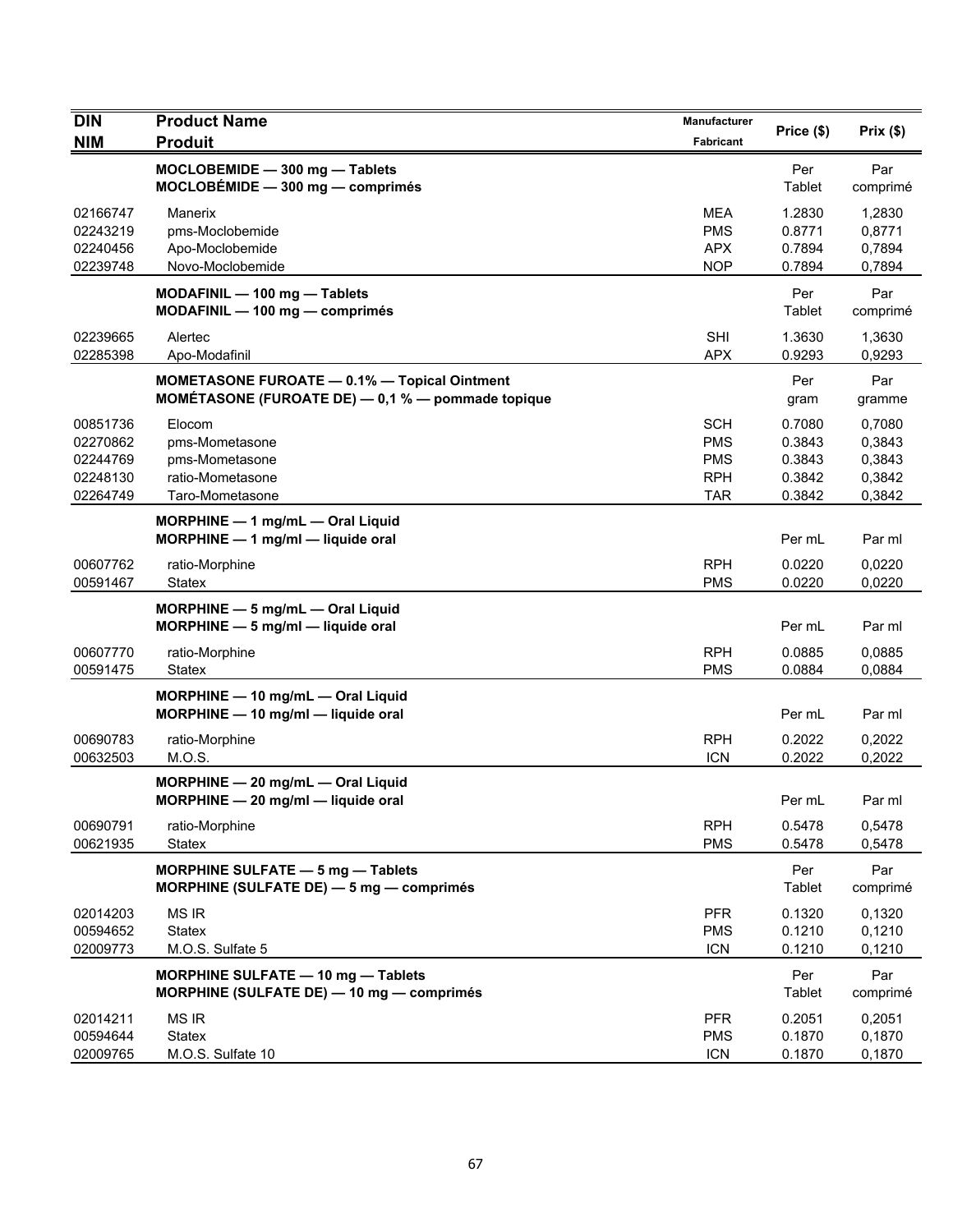| DIN<br>NIM | Product Name<br>Produit | Manufacturer<br>Fabricant | Price ($) | Prix ($) |
|---|---|---|---|---|
| | **MOCLOBEMIDE — 300 mg — Tablets**<br>**MOCLOBÉMIDE — 300 mg — comprimés** | | Per Tablet | Par comprimé |
| 02166747 | Manerix | MEA | 1.2830 | 1,2830 |
| 02243219 | pms-Moclobemide | PMS | 0.8771 | 0,8771 |
| 02240456 | Apo-Moclobemide | APX | 0.7894 | 0,7894 |
| 02239748 | Novo-Moclobemide | NOP | 0.7894 | 0,7894 |
| | **MODAFINIL — 100 mg — Tablets**<br>**MODAFINIL — 100 mg — comprimés** | | Per Tablet | Par comprimé |
| 02239665 | Alertec | SHI | 1.3630 | 1,3630 |
| 02285398 | Apo-Modafinil | APX | 0.9293 | 0,9293 |
| | **MOMETASONE FUROATE — 0.1% — Topical Ointment**<br>**MOMÉTASONE (FUROATE DE) — 0,1 % — pommade topique** | | Per gram | Par gramme |
| 00851736 | Elocom | SCH | 0.7080 | 0,7080 |
| 02270862 | pms-Mometasone | PMS | 0.3843 | 0,3843 |
| 02244769 | pms-Mometasone | PMS | 0.3843 | 0,3843 |
| 02248130 | ratio-Mometasone | RPH | 0.3842 | 0,3842 |
| 02264749 | Taro-Mometasone | TAR | 0.3842 | 0,3842 |
| | **MORPHINE — 1 mg/mL — Oral Liquid**<br>**MORPHINE — 1 mg/ml — liquide oral** | | Per mL | Par ml |
| 00607762 | ratio-Morphine | RPH | 0.0220 | 0,0220 |
| 00591467 | Statex | PMS | 0.0220 | 0,0220 |
| | **MORPHINE — 5 mg/mL — Oral Liquid**<br>**MORPHINE — 5 mg/ml — liquide oral** | | Per mL | Par ml |
| 00607770 | ratio-Morphine | RPH | 0.0885 | 0,0885 |
| 00591475 | Statex | PMS | 0.0884 | 0,0884 |
| | **MORPHINE — 10 mg/mL — Oral Liquid**<br>**MORPHINE — 10 mg/ml — liquide oral** | | Per mL | Par ml |
| 00690783 | ratio-Morphine | RPH | 0.2022 | 0,2022 |
| 00632503 | M.O.S. | ICN | 0.2022 | 0,2022 |
| | **MORPHINE — 20 mg/mL — Oral Liquid**<br>**MORPHINE — 20 mg/ml — liquide oral** | | Per mL | Par ml |
| 00690791 | ratio-Morphine | RPH | 0.5478 | 0,5478 |
| 00621935 | Statex | PMS | 0.5478 | 0,5478 |
| | **MORPHINE SULFATE — 5 mg — Tablets**<br>**MORPHINE (SULFATE DE) — 5 mg — comprimés** | | Per Tablet | Par comprimé |
| 02014203 | MS IR | PFR | 0.1320 | 0,1320 |
| 00594652 | Statex | PMS | 0.1210 | 0,1210 |
| 02009773 | M.O.S. Sulfate 5 | ICN | 0.1210 | 0,1210 |
| | **MORPHINE SULFATE — 10 mg — Tablets**<br>**MORPHINE (SULFATE DE) — 10 mg — comprimés** | | Per Tablet | Par comprimé |
| 02014211 | MS IR | PFR | 0.2051 | 0,2051 |
| 00594644 | Statex | PMS | 0.1870 | 0,1870 |
| 02009765 | M.O.S. Sulfate 10 | ICN | 0.1870 | 0,1870 |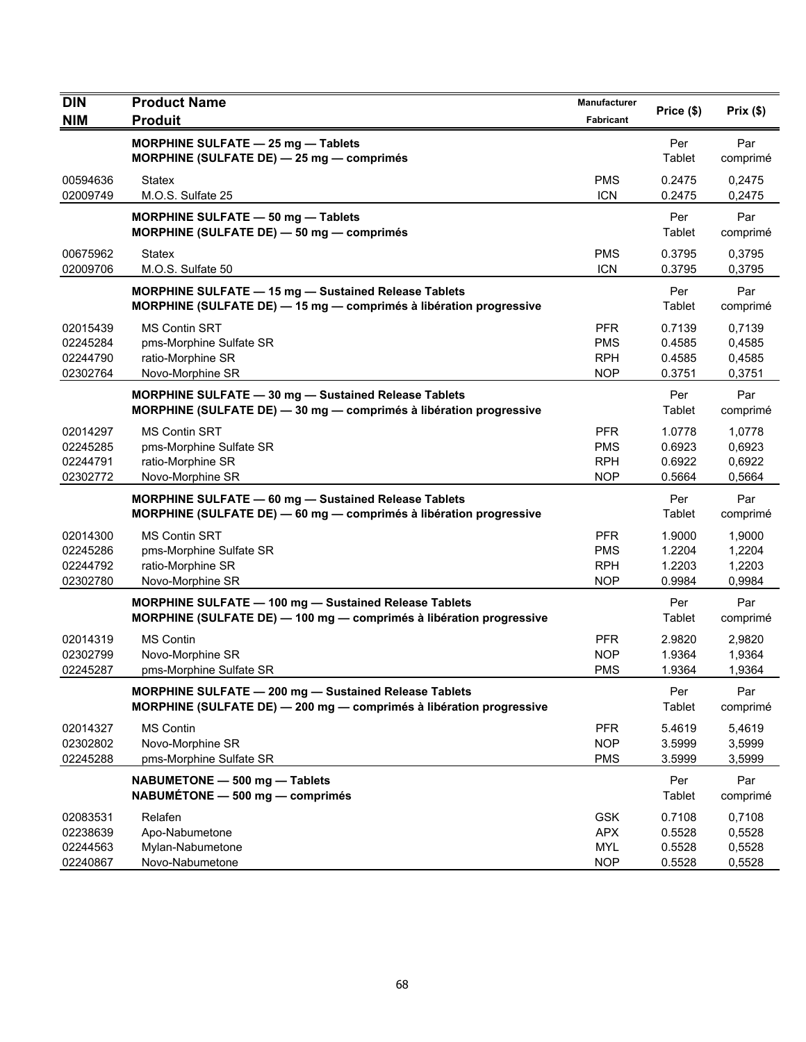| DIN<br>NIM | Product Name<br>Produit | Manufacturer<br>Fabricant | Price ($) | Prix ($) |
|---|---|---|---|---|
| | **MORPHINE SULFATE — 25 mg — Tablets**<br>**MORPHINE (SULFATE DE) — 25 mg — comprimés** | | Per Tablet | Par comprimé |
| 00594636 | Statex | PMS | 0.2475 | 0,2475 |
| 02009749 | M.O.S. Sulfate 25 | ICN | 0.2475 | 0,2475 |
| | **MORPHINE SULFATE — 50 mg — Tablets**<br>**MORPHINE (SULFATE DE) — 50 mg — comprimés** | | Per Tablet | Par comprimé |
| 00675962 | Statex | PMS | 0.3795 | 0,3795 |
| 02009706 | M.O.S. Sulfate 50 | ICN | 0.3795 | 0,3795 |
| | **MORPHINE SULFATE — 15 mg — Sustained Release Tablets**<br>**MORPHINE (SULFATE DE) — 15 mg — comprimés à libération progressive** | | Per Tablet | Par comprimé |
| 02015439 | MS Contin SRT | PFR | 0.7139 | 0,7139 |
| 02245284 | pms-Morphine Sulfate SR | PMS | 0.4585 | 0,4585 |
| 02244790 | ratio-Morphine SR | RPH | 0.4585 | 0,4585 |
| 02302764 | Novo-Morphine SR | NOP | 0.3751 | 0,3751 |
| | **MORPHINE SULFATE — 30 mg — Sustained Release Tablets**<br>**MORPHINE (SULFATE DE) — 30 mg — comprimés à libération progressive** | | Per Tablet | Par comprimé |
| 02014297 | MS Contin SRT | PFR | 1.0778 | 1,0778 |
| 02245285 | pms-Morphine Sulfate SR | PMS | 0.6923 | 0,6923 |
| 02244791 | ratio-Morphine SR | RPH | 0.6922 | 0,6922 |
| 02302772 | Novo-Morphine SR | NOP | 0.5664 | 0,5664 |
| | **MORPHINE SULFATE — 60 mg — Sustained Release Tablets**<br>**MORPHINE (SULFATE DE) — 60 mg — comprimés à libération progressive** | | Per Tablet | Par comprimé |
| 02014300 | MS Contin SRT | PFR | 1.9000 | 1,9000 |
| 02245286 | pms-Morphine Sulfate SR | PMS | 1.2204 | 1,2204 |
| 02244792 | ratio-Morphine SR | RPH | 1.2203 | 1,2203 |
| 02302780 | Novo-Morphine SR | NOP | 0.9984 | 0,9984 |
| | **MORPHINE SULFATE — 100 mg — Sustained Release Tablets**<br>**MORPHINE (SULFATE DE) — 100 mg — comprimés à libération progressive** | | Per Tablet | Par comprimé |
| 02014319 | MS Contin | PFR | 2.9820 | 2,9820 |
| 02302799 | Novo-Morphine SR | NOP | 1.9364 | 1,9364 |
| 02245287 | pms-Morphine Sulfate SR | PMS | 1.9364 | 1,9364 |
| | **MORPHINE SULFATE — 200 mg — Sustained Release Tablets**<br>**MORPHINE (SULFATE DE) — 200 mg — comprimés à libération progressive** | | Per Tablet | Par comprimé |
| 02014327 | MS Contin | PFR | 5.4619 | 5,4619 |
| 02302802 | Novo-Morphine SR | NOP | 3.5999 | 3,5999 |
| 02245288 | pms-Morphine Sulfate SR | PMS | 3.5999 | 3,5999 |
| | **NABUMETONE — 500 mg — Tablets**<br>**NABUMÉTONE — 500 mg — comprimés** | | Per Tablet | Par comprimé |
| 02083531 | Relafen | GSK | 0.7108 | 0,7108 |
| 02238639 | Apo-Nabumetone | APX | 0.5528 | 0,5528 |
| 02244563 | Mylan-Nabumetone | MYL | 0.5528 | 0,5528 |
| 02240867 | Novo-Nabumetone | NOP | 0.5528 | 0,5528 |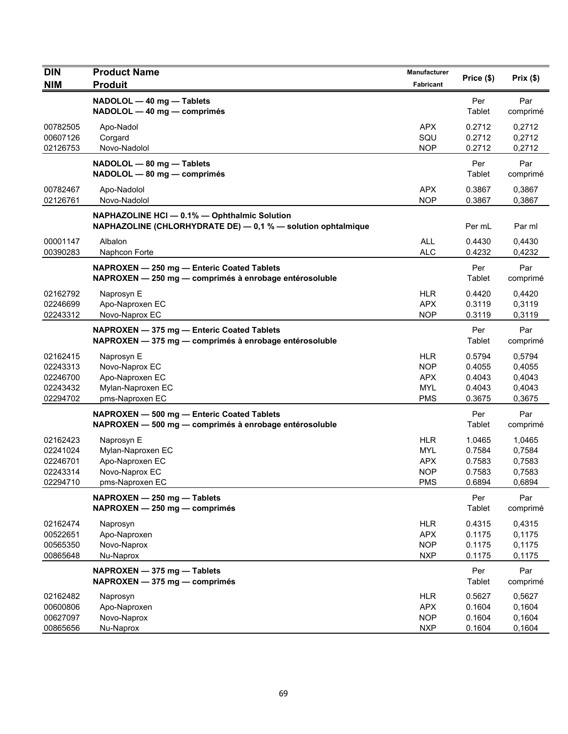| DIN<br>NIM | Product Name<br>Produit | Manufacturer<br>Fabricant | Price ($) | Prix ($) |
|---|---|---|---|---|
| | **NADOLOL — 40 mg — Tablets**<br>**NADOLOL — 40 mg — comprimés** | | Per Tablet | Par comprimé |
| 00782505 | Apo-Nadol | APX | 0.2712 | 0,2712 |
| 00607126 | Corgard | SQU | 0.2712 | 0,2712 |
| 02126753 | Novo-Nadolol | NOP | 0.2712 | 0,2712 |
| | **NADOLOL — 80 mg — Tablets**<br>**NADOLOL — 80 mg — comprimés** | | Per Tablet | Par comprimé |
| 00782467 | Apo-Nadolol | APX | 0.3867 | 0,3867 |
| 02126761 | Novo-Nadolol | NOP | 0.3867 | 0,3867 |
| | **NAPHAZOLINE HCl — 0.1% — Ophthalmic Solution**<br>**NAPHAZOLINE (CHLORHYDRATE DE) — 0,1 % — solution ophtalmique** | | Per mL | Par ml |
| 00001147 | Albalon | ALL | 0.4430 | 0,4430 |
| 00390283 | Naphcon Forte | ALC | 0.4232 | 0,4232 |
| | **NAPROXEN — 250 mg — Enteric Coated Tablets**<br>**NAPROXEN — 250 mg — comprimés à enrobage entérosoluble** | | Per Tablet | Par comprimé |
| 02162792 | Naprosyn E | HLR | 0.4420 | 0,4420 |
| 02246699 | Apo-Naproxen EC | APX | 0.3119 | 0,3119 |
| 02243312 | Novo-Naprox EC | NOP | 0.3119 | 0,3119 |
| | **NAPROXEN — 375 mg — Enteric Coated Tablets**<br>**NAPROXEN — 375 mg — comprimés à enrobage entérosoluble** | | Per Tablet | Par comprimé |
| 02162415 | Naprosyn E | HLR | 0.5794 | 0,5794 |
| 02243313 | Novo-Naprox EC | NOP | 0.4055 | 0,4055 |
| 02246700 | Apo-Naproxen EC | APX | 0.4043 | 0,4043 |
| 02243432 | Mylan-Naproxen EC | MYL | 0.4043 | 0,4043 |
| 02294702 | pms-Naproxen EC | PMS | 0.3675 | 0,3675 |
| | **NAPROXEN — 500 mg — Enteric Coated Tablets**<br>**NAPROXEN — 500 mg — comprimés à enrobage entérosoluble** | | Per Tablet | Par comprimé |
| 02162423 | Naprosyn E | HLR | 1.0465 | 1,0465 |
| 02241024 | Mylan-Naproxen EC | MYL | 0.7584 | 0,7584 |
| 02246701 | Apo-Naproxen EC | APX | 0.7583 | 0,7583 |
| 02243314 | Novo-Naprox EC | NOP | 0.7583 | 0,7583 |
| 02294710 | pms-Naproxen EC | PMS | 0.6894 | 0,6894 |
| | **NAPROXEN — 250 mg — Tablets**<br>**NAPROXEN — 250 mg — comprimés** | | Per Tablet | Par comprimé |
| 02162474 | Naprosyn | HLR | 0.4315 | 0,4315 |
| 00522651 | Apo-Naproxen | APX | 0.1175 | 0,1175 |
| 00565350 | Novo-Naprox | NOP | 0.1175 | 0,1175 |
| 00865648 | Nu-Naprox | NXP | 0.1175 | 0,1175 |
| | **NAPROXEN — 375 mg — Tablets**<br>**NAPROXEN — 375 mg — comprimés** | | Per Tablet | Par comprimé |
| 02162482 | Naprosyn | HLR | 0.5627 | 0,5627 |
| 00600806 | Apo-Naproxen | APX | 0.1604 | 0,1604 |
| 00627097 | Novo-Naprox | NOP | 0.1604 | 0,1604 |
| 00865656 | Nu-Naprox | NXP | 0.1604 | 0,1604 |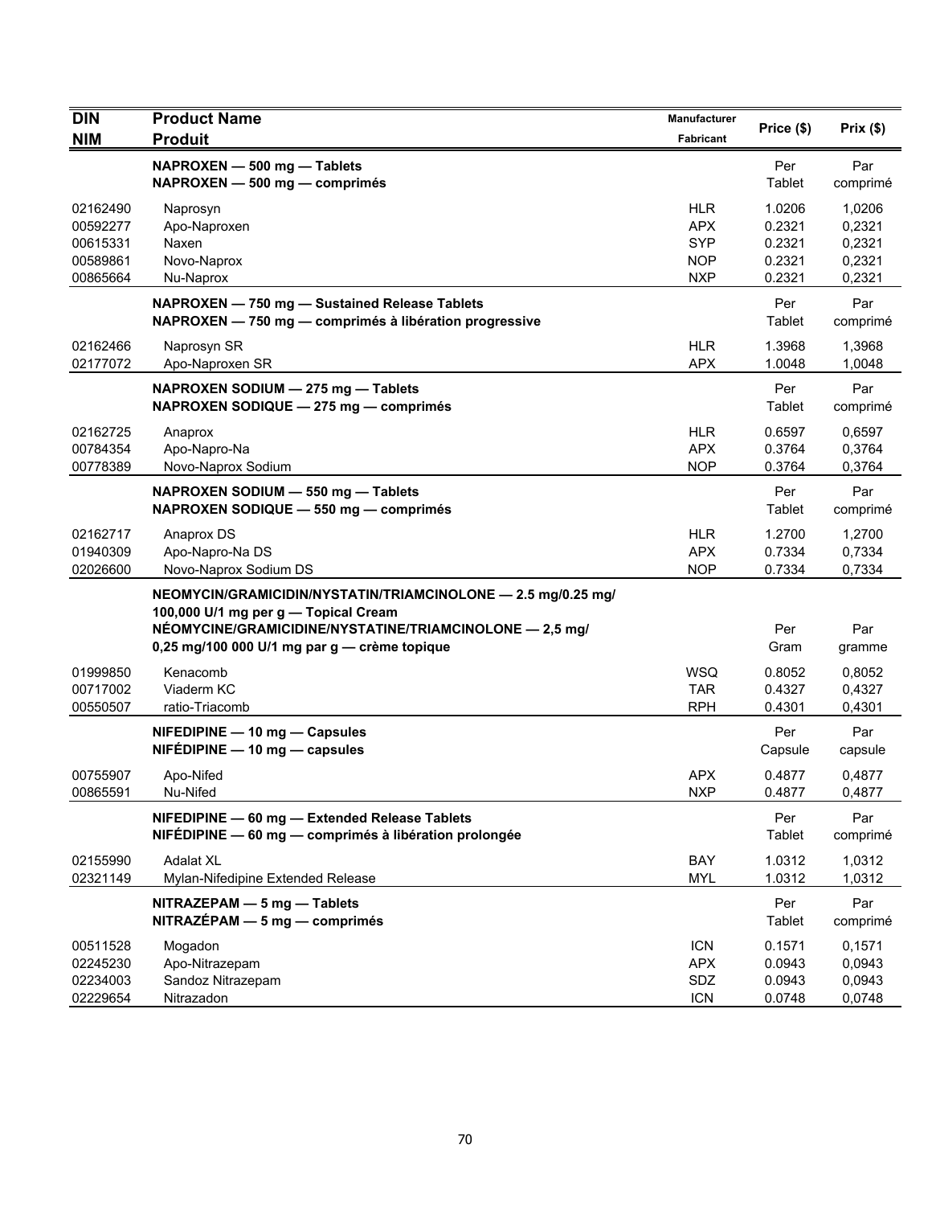| DIN<br>NIM | Product Name<br>Produit | Manufacturer<br>Fabricant | Price ($) | Prix ($) |
|---|---|---|---|---|
| | **NAPROXEN — 500 mg — Tablets**<br>**NAPROXEN — 500 mg — comprimés** | | Per Tablet | Par comprimé |
| 02162490 | Naprosyn | HLR | 1.0206 | 1,0206 |
| 00592277 | Apo-Naproxen | APX | 0.2321 | 0,2321 |
| 00615331 | Naxen | SYP | 0.2321 | 0,2321 |
| 00589861 | Novo-Naprox | NOP | 0.2321 | 0,2321 |
| 00865664 | Nu-Naprox | NXP | 0.2321 | 0,2321 |
| | **NAPROXEN — 750 mg — Sustained Release Tablets**<br>**NAPROXEN — 750 mg — comprimés à libération progressive** | | Per Tablet | Par comprimé |
| 02162466 | Naprosyn SR | HLR | 1.3968 | 1,3968 |
| 02177072 | Apo-Naproxen SR | APX | 1.0048 | 1,0048 |
| | **NAPROXEN SODIUM — 275 mg — Tablets**<br>**NAPROXEN SODIQUE — 275 mg — comprimés** | | Per Tablet | Par comprimé |
| 02162725 | Anaprox | HLR | 0.6597 | 0,6597 |
| 00784354 | Apo-Napro-Na | APX | 0.3764 | 0,3764 |
| 00778389 | Novo-Naprox Sodium | NOP | 0.3764 | 0,3764 |
| | **NAPROXEN SODIUM — 550 mg — Tablets**<br>**NAPROXEN SODIQUE — 550 mg — comprimés** | | Per Tablet | Par comprimé |
| 02162717 | Anaprox DS | HLR | 1.2700 | 1,2700 |
| 01940309 | Apo-Napro-Na DS | APX | 0.7334 | 0,7334 |
| 02026600 | Novo-Naprox Sodium DS | NOP | 0.7334 | 0,7334 |
| | **NEOMYCIN/GRAMICIDIN/NYSTATIN/TRIAMCINOLONE — 2.5 mg/0.25 mg/ 100,000 U/1 mg per g — Topical Cream**<br>**NÉOMYCINE/GRAMICIDINE/NYSTATINE/TRIAMCINOLONE — 2,5 mg/ 0,25 mg/100 000 U/1 mg par g — crème topique** | | Per Gram | Par gramme |
| 01999850 | Kenacomb | WSQ | 0.8052 | 0,8052 |
| 00717002 | Viaderm KC | TAR | 0.4327 | 0,4327 |
| 00550507 | ratio-Triacomb | RPH | 0.4301 | 0,4301 |
| | **NIFEDIPINE — 10 mg — Capsules**<br>**NIFÉDIPINE — 10 mg — capsules** | | Per Capsule | Par capsule |
| 00755907 | Apo-Nifed | APX | 0.4877 | 0,4877 |
| 00865591 | Nu-Nifed | NXP | 0.4877 | 0,4877 |
| | **NIFEDIPINE — 60 mg — Extended Release Tablets**<br>**NIFÉDIPINE — 60 mg — comprimés à libération prolongée** | | Per Tablet | Par comprimé |
| 02155990 | Adalat XL | BAY | 1.0312 | 1,0312 |
| 02321149 | Mylan-Nifedipine Extended Release | MYL | 1.0312 | 1,0312 |
| | **NITRAZEPAM — 5 mg — Tablets**<br>**NITRAZÉPAM — 5 mg — comprimés** | | Per Tablet | Par comprimé |
| 00511528 | Mogadon | ICN | 0.1571 | 0,1571 |
| 02245230 | Apo-Nitrazepam | APX | 0.0943 | 0,0943 |
| 02234003 | Sandoz Nitrazepam | SDZ | 0.0943 | 0,0943 |
| 02229654 | Nitrazadon | ICN | 0.0748 | 0,0748 |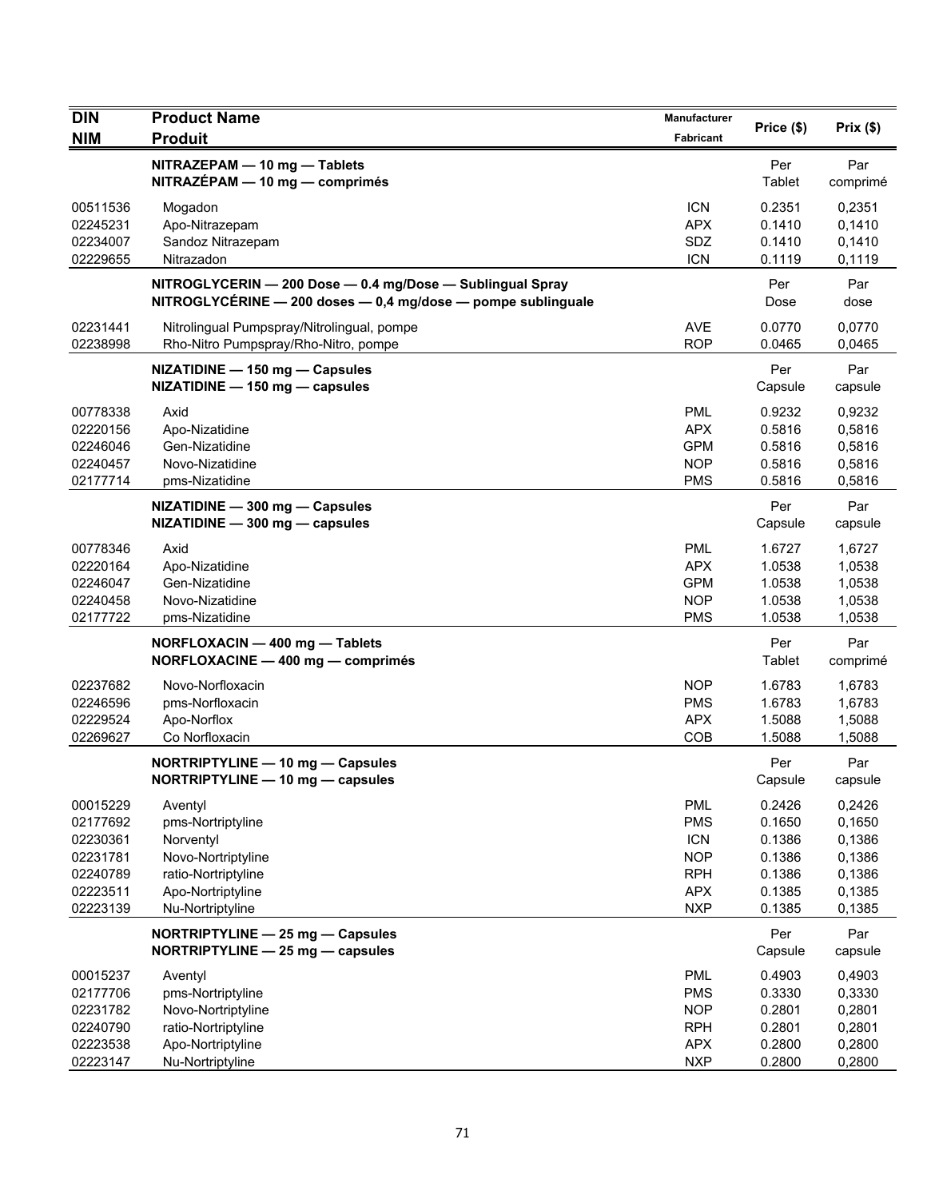| DIN<br>NIM | Product Name<br>Produit | Manufacturer<br>Fabricant | Price ($) | Prix ($) |
|---|---|---|---|---|
| | **NITRAZEPAM — 10 mg — Tablets**<br>**NITRAZÉPAM — 10 mg — comprimés** | | Per<br>Tablet | Par<br>comprimé |
| 00511536 | Mogadon | ICN | 0.2351 | 0,2351 |
| 02245231 | Apo-Nitrazepam | APX | 0.1410 | 0,1410 |
| 02234007 | Sandoz Nitrazepam | SDZ | 0.1410 | 0,1410 |
| 02229655 | Nitrazadon | ICN | 0.1119 | 0,1119 |
| | **NITROGLYCERIN — 200 Dose — 0.4 mg/Dose — Sublingual Spray**<br>**NITROGLYCÉRINE — 200 doses — 0,4 mg/dose — pompe sublinguale** | | Per<br>Dose | Par<br>dose |
| 02231441 | Nitrolingual Pumpspray/Nitrolingual, pompe | AVE | 0.0770 | 0,0770 |
| 02238998 | Rho-Nitro Pumpspray/Rho-Nitro, pompe | ROP | 0.0465 | 0,0465 |
| | **NIZATIDINE — 150 mg — Capsules**<br>**NIZATIDINE — 150 mg — capsules** | | Per<br>Capsule | Par<br>capsule |
| 00778338 | Axid | PML | 0.9232 | 0,9232 |
| 02220156 | Apo-Nizatidine | APX | 0.5816 | 0,5816 |
| 02246046 | Gen-Nizatidine | GPM | 0.5816 | 0,5816 |
| 02240457 | Novo-Nizatidine | NOP | 0.5816 | 0,5816 |
| 02177714 | pms-Nizatidine | PMS | 0.5816 | 0,5816 |
| | **NIZATIDINE — 300 mg — Capsules**<br>**NIZATIDINE — 300 mg — capsules** | | Per<br>Capsule | Par<br>capsule |
| 00778346 | Axid | PML | 1.6727 | 1,6727 |
| 02220164 | Apo-Nizatidine | APX | 1.0538 | 1,0538 |
| 02246047 | Gen-Nizatidine | GPM | 1.0538 | 1,0538 |
| 02240458 | Novo-Nizatidine | NOP | 1.0538 | 1,0538 |
| 02177722 | pms-Nizatidine | PMS | 1.0538 | 1,0538 |
| | **NORFLOXACIN — 400 mg — Tablets**<br>**NORFLOXACINE — 400 mg — comprimés** | | Per<br>Tablet | Par<br>comprimé |
| 02237682 | Novo-Norfloxacin | NOP | 1.6783 | 1,6783 |
| 02246596 | pms-Norfloxacin | PMS | 1.6783 | 1,6783 |
| 02229524 | Apo-Norflox | APX | 1.5088 | 1,5088 |
| 02269627 | Co Norfloxacin | COB | 1.5088 | 1,5088 |
| | **NORTRIPTYLINE — 10 mg — Capsules**<br>**NORTRIPTYLINE — 10 mg — capsules** | | Per<br>Capsule | Par<br>capsule |
| 00015229 | Aventyl | PML | 0.2426 | 0,2426 |
| 02177692 | pms-Nortriptyline | PMS | 0.1650 | 0,1650 |
| 02230361 | Norventyl | ICN | 0.1386 | 0,1386 |
| 02231781 | Novo-Nortriptyline | NOP | 0.1386 | 0,1386 |
| 02240789 | ratio-Nortriptyline | RPH | 0.1386 | 0,1386 |
| 02223511 | Apo-Nortriptyline | APX | 0.1385 | 0,1385 |
| 02223139 | Nu-Nortriptyline | NXP | 0.1385 | 0,1385 |
| | **NORTRIPTYLINE — 25 mg — Capsules**<br>**NORTRIPTYLINE — 25 mg — capsules** | | Per<br>Capsule | Par<br>capsule |
| 00015237 | Aventyl | PML | 0.4903 | 0,4903 |
| 02177706 | pms-Nortriptyline | PMS | 0.3330 | 0,3330 |
| 02231782 | Novo-Nortriptyline | NOP | 0.2801 | 0,2801 |
| 02240790 | ratio-Nortriptyline | RPH | 0.2801 | 0,2801 |
| 02223538 | Apo-Nortriptyline | APX | 0.2800 | 0,2800 |
| 02223147 | Nu-Nortriptyline | NXP | 0.2800 | 0,2800 |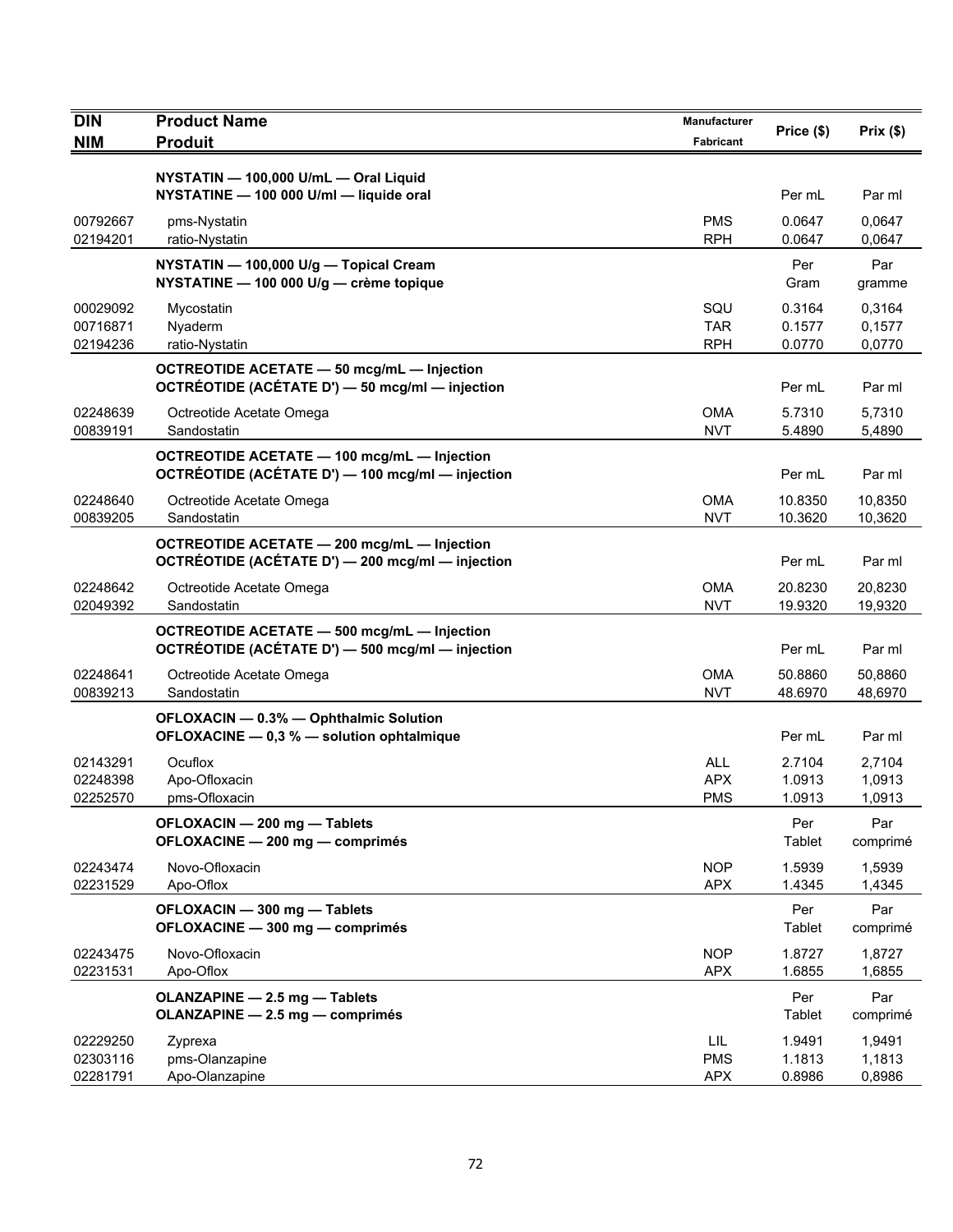| DIN<br>NIM | Product Name<br>Produit | Manufacturer<br>Fabricant | Price ($) | Prix ($) |
|---|---|---|---|---|
| | **NYSTATIN — 100,000 U/mL — Oral Liquid**<br>**NYSTATINE — 100 000 U/ml — liquide oral** | | Per mL | Par ml |
| 00792667 | pms-Nystatin | PMS | 0.0647 | 0,0647 |
| 02194201 | ratio-Nystatin | RPH | 0.0647 | 0,0647 |
| | **NYSTATIN — 100,000 U/g — Topical Cream**<br>**NYSTATINE — 100 000 U/g — crème topique** | | Per Gram | Par gramme |
| 00029092 | Mycostatin | SQU | 0.3164 | 0,3164 |
| 00716871 | Nyaderm | TAR | 0.1577 | 0,1577 |
| 02194236 | ratio-Nystatin | RPH | 0.0770 | 0,0770 |
| | **OCTREOTIDE ACETATE — 50 mcg/mL — Injection**<br>**OCTRÉOTIDE (ACÉTATE D') — 50 mcg/ml — injection** | | Per mL | Par ml |
| 02248639 | Octreotide Acetate Omega | OMA | 5.7310 | 5,7310 |
| 00839191 | Sandostatin | NVT | 5.4890 | 5,4890 |
| | **OCTREOTIDE ACETATE — 100 mcg/mL — Injection**<br>**OCTRÉOTIDE (ACÉTATE D') — 100 mcg/ml — injection** | | Per mL | Par ml |
| 02248640 | Octreotide Acetate Omega | OMA | 10.8350 | 10,8350 |
| 00839205 | Sandostatin | NVT | 10.3620 | 10,3620 |
| | **OCTREOTIDE ACETATE — 200 mcg/mL — Injection**<br>**OCTRÉOTIDE (ACÉTATE D') — 200 mcg/ml — injection** | | Per mL | Par ml |
| 02248642 | Octreotide Acetate Omega | OMA | 20.8230 | 20,8230 |
| 02049392 | Sandostatin | NVT | 19.9320 | 19,9320 |
| | **OCTREOTIDE ACETATE — 500 mcg/mL — Injection**<br>**OCTRÉOTIDE (ACÉTATE D') — 500 mcg/ml — injection** | | Per mL | Par ml |
| 02248641 | Octreotide Acetate Omega | OMA | 50.8860 | 50,8860 |
| 00839213 | Sandostatin | NVT | 48.6970 | 48,6970 |
| | **OFLOXACIN — 0.3% — Ophthalmic Solution**<br>**OFLOXACINE — 0,3 % — solution ophtalmique** | | Per mL | Par ml |
| 02143291 | Ocuflox | ALL | 2.7104 | 2,7104 |
| 02248398 | Apo-Ofloxacin | APX | 1.0913 | 1,0913 |
| 02252570 | pms-Ofloxacin | PMS | 1.0913 | 1,0913 |
| | **OFLOXACIN — 200 mg — Tablets**<br>**OFLOXACINE — 200 mg — comprimés** | | Per Tablet | Par comprimé |
| 02243474 | Novo-Ofloxacin | NOP | 1.5939 | 1,5939 |
| 02231529 | Apo-Oflox | APX | 1.4345 | 1,4345 |
| | **OFLOXACIN — 300 mg — Tablets**<br>**OFLOXACINE — 300 mg — comprimés** | | Per Tablet | Par comprimé |
| 02243475 | Novo-Ofloxacin | NOP | 1.8727 | 1,8727 |
| 02231531 | Apo-Oflox | APX | 1.6855 | 1,6855 |
| | **OLANZAPINE — 2.5 mg — Tablets**<br>**OLANZAPINE — 2.5 mg — comprimés** | | Per Tablet | Par comprimé |
| 02229250 | Zyprexa | LIL | 1.9491 | 1,9491 |
| 02303116 | pms-Olanzapine | PMS | 1.1813 | 1,1813 |
| 02281791 | Apo-Olanzapine | APX | 0.8986 | 0,8986 |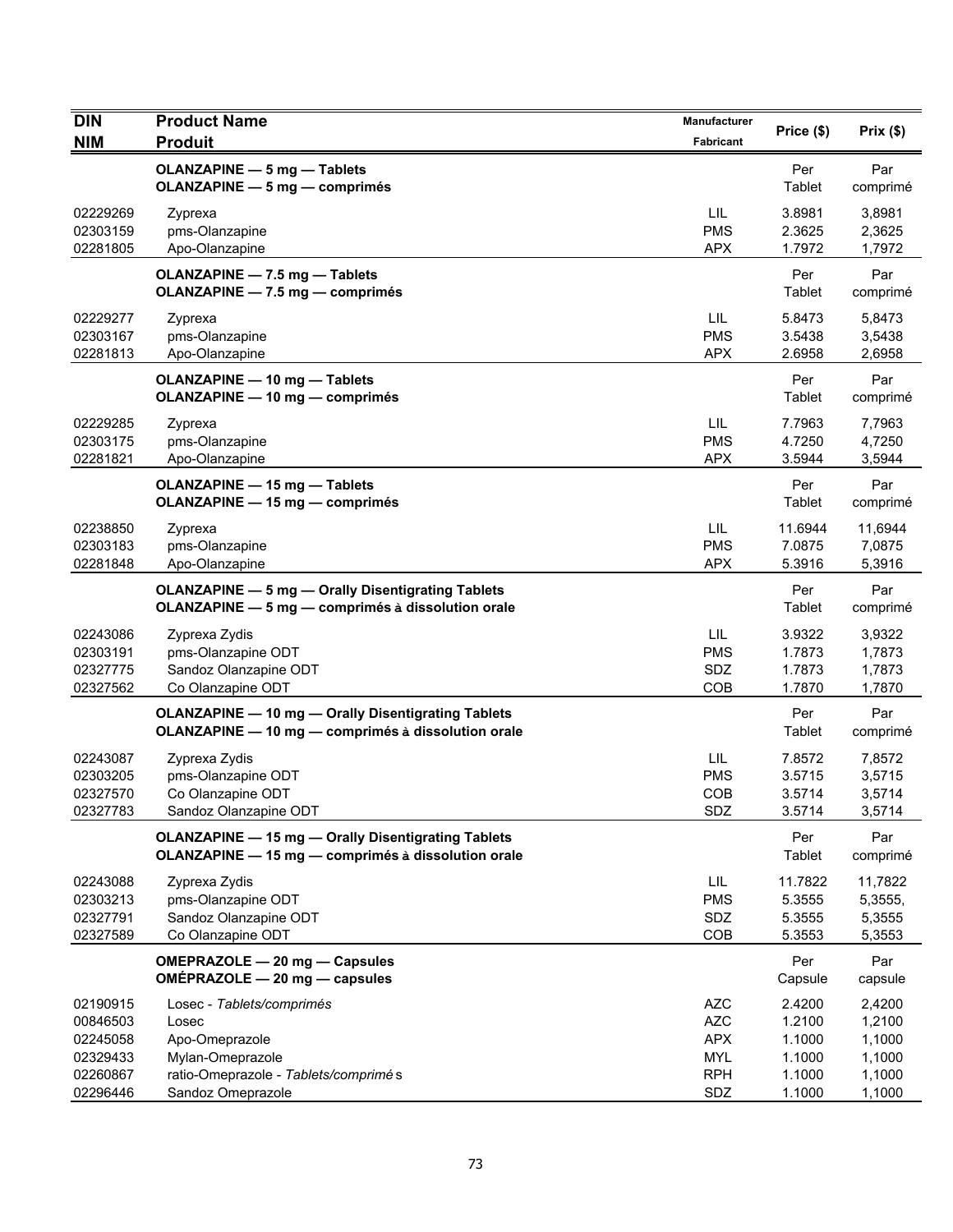| DIN<br>NIM | Product Name<br>Produit | Manufacturer<br>Fabricant | Price ($) | Prix ($) |
|---|---|---|---|---|
| | **OLANZAPINE — 5 mg — Tablets**<br>**OLANZAPINE — 5 mg — comprimés** | | Per Tablet | Par comprimé |
| 02229269 | Zyprexa | LIL | 3.8981 | 3,8981 |
| 02303159 | pms-Olanzapine | PMS | 2.3625 | 2,3625 |
| 02281805 | Apo-Olanzapine | APX | 1.7972 | 1,7972 |
| | **OLANZAPINE — 7.5 mg — Tablets**<br>**OLANZAPINE — 7.5 mg — comprimés** | | Per Tablet | Par comprimé |
| 02229277 | Zyprexa | LIL | 5.8473 | 5,8473 |
| 02303167 | pms-Olanzapine | PMS | 3.5438 | 3,5438 |
| 02281813 | Apo-Olanzapine | APX | 2.6958 | 2,6958 |
| | **OLANZAPINE — 10 mg — Tablets**<br>**OLANZAPINE — 10 mg — comprimés** | | Per Tablet | Par comprimé |
| 02229285 | Zyprexa | LIL | 7.7963 | 7,7963 |
| 02303175 | pms-Olanzapine | PMS | 4.7250 | 4,7250 |
| 02281821 | Apo-Olanzapine | APX | 3.5944 | 3,5944 |
| | **OLANZAPINE — 15 mg — Tablets**<br>**OLANZAPINE — 15 mg — comprimés** | | Per Tablet | Par comprimé |
| 02238850 | Zyprexa | LIL | 11.6944 | 11,6944 |
| 02303183 | pms-Olanzapine | PMS | 7.0875 | 7,0875 |
| 02281848 | Apo-Olanzapine | APX | 5.3916 | 5,3916 |
| | **OLANZAPINE — 5 mg — Orally Disentigrating Tablets**<br>**OLANZAPINE — 5 mg — comprimés à dissolution orale** | | Per Tablet | Par comprimé |
| 02243086 | Zyprexa Zydis | LIL | 3.9322 | 3,9322 |
| 02303191 | pms-Olanzapine ODT | PMS | 1.7873 | 1,7873 |
| 02327775 | Sandoz Olanzapine ODT | SDZ | 1.7873 | 1,7873 |
| 02327562 | Co Olanzapine ODT | COB | 1.7870 | 1,7870 |
| | **OLANZAPINE — 10 mg — Orally Disentigrating Tablets**<br>**OLANZAPINE — 10 mg — comprimés à dissolution orale** | | Per Tablet | Par comprimé |
| 02243087 | Zyprexa Zydis | LIL | 7.8572 | 7,8572 |
| 02303205 | pms-Olanzapine ODT | PMS | 3.5715 | 3,5715 |
| 02327570 | Co Olanzapine ODT | COB | 3.5714 | 3,5714 |
| 02327783 | Sandoz Olanzapine ODT | SDZ | 3.5714 | 3,5714 |
| | **OLANZAPINE — 15 mg — Orally Disentigrating Tablets**<br>**OLANZAPINE — 15 mg — comprimés à dissolution orale** | | Per Tablet | Par comprimé |
| 02243088 | Zyprexa Zydis | LIL | 11.7822 | 11,7822 |
| 02303213 | pms-Olanzapine ODT | PMS | 5.3555 | 5,3555, |
| 02327791 | Sandoz Olanzapine ODT | SDZ | 5.3555 | 5,3555 |
| 02327589 | Co Olanzapine ODT | COB | 5.3553 | 5,3553 |
| | **OMEPRAZOLE — 20 mg — Capsules**<br>**OMÉPRAZOLE — 20 mg — capsules** | | Per Capsule | Par capsule |
| 02190915 | Losec - *Tablets/comprimés* | AZC | 2.4200 | 2,4200 |
| 00846503 | Losec | AZC | 1.2100 | 1,2100 |
| 02245058 | Apo-Omeprazole | APX | 1.1000 | 1,1000 |
| 02329433 | Mylan-Omeprazole | MYL | 1.1000 | 1,1000 |
| 02260867 | ratio-Omeprazole - *Tablets/comprimés* | RPH | 1.1000 | 1,1000 |
| 02296446 | Sandoz Omeprazole | SDZ | 1.1000 | 1,1000 |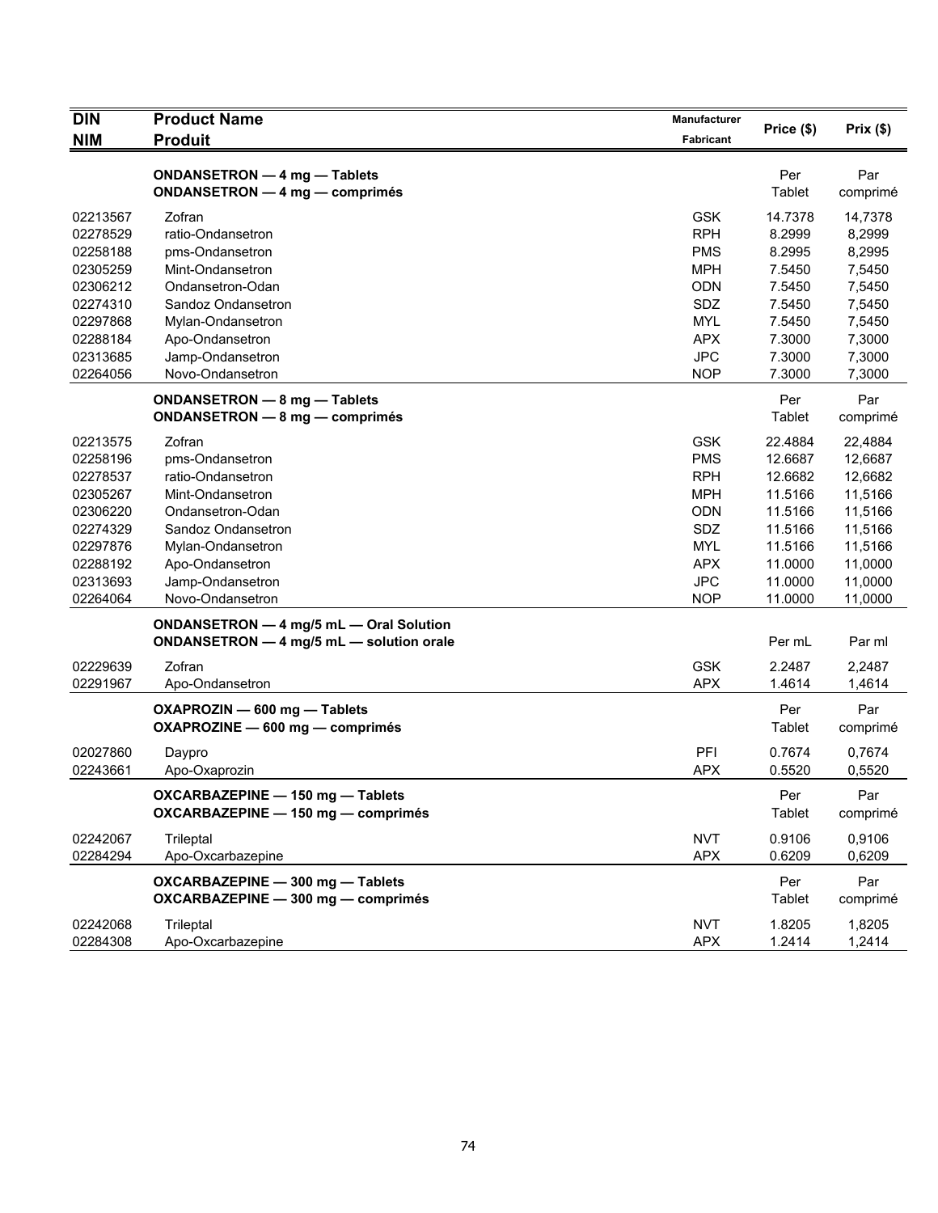| DIN<br>NIM | Product Name<br>Produit | Manufacturer<br>Fabricant | Price ($) | Prix ($) |
|---|---|---|---|---|
| | **ONDANSETRON — 4 mg — Tablets**<br>**ONDANSETRON — 4 mg — comprimés** | | Per Tablet | Par comprimé |
| 02213567 | Zofran | GSK | 14.7378 | 14,7378 |
| 02278529 | ratio-Ondansetron | RPH | 8.2999 | 8,2999 |
| 02258188 | pms-Ondansetron | PMS | 8.2995 | 8,2995 |
| 02305259 | Mint-Ondansetron | MPH | 7.5450 | 7,5450 |
| 02306212 | Ondansetron-Odan | ODN | 7.5450 | 7,5450 |
| 02274310 | Sandoz Ondansetron | SDZ | 7.5450 | 7,5450 |
| 02297868 | Mylan-Ondansetron | MYL | 7.5450 | 7,5450 |
| 02288184 | Apo-Ondansetron | APX | 7.3000 | 7,3000 |
| 02313685 | Jamp-Ondansetron | JPC | 7.3000 | 7,3000 |
| 02264056 | Novo-Ondansetron | NOP | 7.3000 | 7,3000 |
| | **ONDANSETRON — 8 mg — Tablets**<br>**ONDANSETRON — 8 mg — comprimés** | | Per Tablet | Par comprimé |
| 02213575 | Zofran | GSK | 22.4884 | 22,4884 |
| 02258196 | pms-Ondansetron | PMS | 12.6687 | 12,6687 |
| 02278537 | ratio-Ondansetron | RPH | 12.6682 | 12,6682 |
| 02305267 | Mint-Ondansetron | MPH | 11.5166 | 11,5166 |
| 02306220 | Ondansetron-Odan | ODN | 11.5166 | 11,5166 |
| 02274329 | Sandoz Ondansetron | SDZ | 11.5166 | 11,5166 |
| 02297876 | Mylan-Ondansetron | MYL | 11.5166 | 11,5166 |
| 02288192 | Apo-Ondansetron | APX | 11.0000 | 11,0000 |
| 02313693 | Jamp-Ondansetron | JPC | 11.0000 | 11,0000 |
| 02264064 | Novo-Ondansetron | NOP | 11.0000 | 11,0000 |
| | **ONDANSETRON — 4 mg/5 mL — Oral Solution**<br>**ONDANSETRON — 4 mg/5 mL — solution orale** | | Per mL | Par ml |
| 02229639 | Zofran | GSK | 2.2487 | 2,2487 |
| 02291967 | Apo-Ondansetron | APX | 1.4614 | 1,4614 |
| | **OXAPROZIN — 600 mg — Tablets**<br>**OXAPROZINE — 600 mg — comprimés** | | Per Tablet | Par comprimé |
| 02027860 | Daypro | PFI | 0.7674 | 0,7674 |
| 02243661 | Apo-Oxaprozin | APX | 0.5520 | 0,5520 |
| | **OXCARBAZEPINE — 150 mg — Tablets**<br>**OXCARBAZEPINE — 150 mg — comprimés** | | Per Tablet | Par comprimé |
| 02242067 | Trileptal | NVT | 0.9106 | 0,9106 |
| 02284294 | Apo-Oxcarbazepine | APX | 0.6209 | 0,6209 |
| | **OXCARBAZEPINE — 300 mg — Tablets**<br>**OXCARBAZEPINE — 300 mg — comprimés** | | Per Tablet | Par comprimé |
| 02242068 | Trileptal | NVT | 1.8205 | 1,8205 |
| 02284308 | Apo-Oxcarbazepine | APX | 1.2414 | 1,2414 |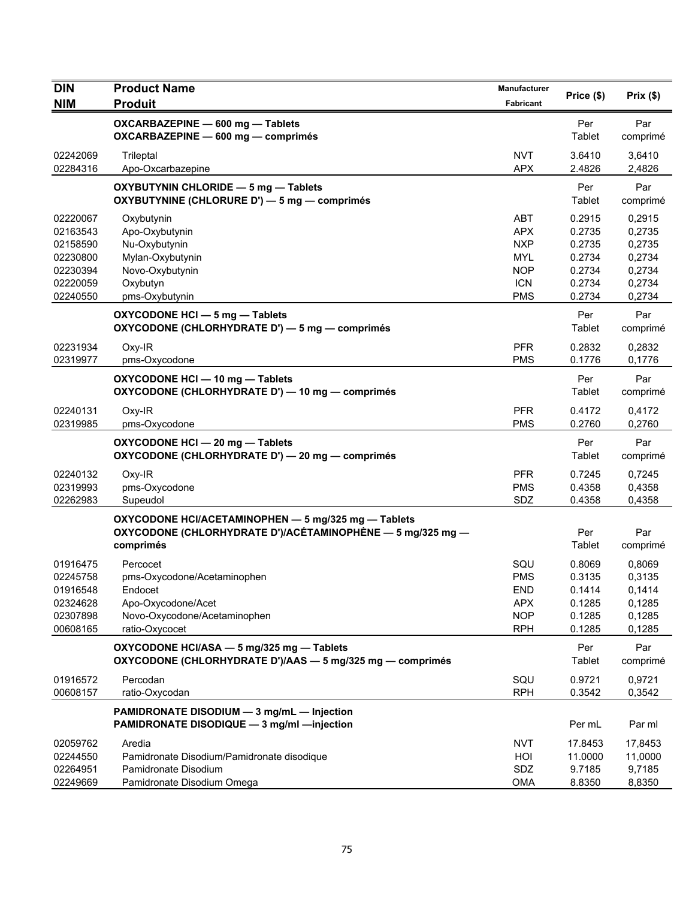| DIN<br>NIM | Product Name<br>Produit | Manufacturer<br>Fabricant | Price ($) | Prix ($) |
|---|---|---|---|---|
| | **OXCARBAZEPINE — 600 mg — Tablets**<br>**OXCARBAZEPINE — 600 mg — comprimés** | | Per Tablet | Par comprimé |
| 02242069 | Trileptal | NVT | 3.6410 | 3,6410 |
| 02284316 | Apo-Oxcarbazepine | APX | 2.4826 | 2,4826 |
| | **OXYBUTYNIN CHLORIDE — 5 mg — Tablets**<br>**OXYBUTYNINE (CHLORURE D') — 5 mg — comprimés** | | Per Tablet | Par comprimé |
| 02220067 | Oxybutynin | ABT | 0.2915 | 0,2915 |
| 02163543 | Apo-Oxybutynin | APX | 0.2735 | 0,2735 |
| 02158590 | Nu-Oxybutynin | NXP | 0.2735 | 0,2735 |
| 02230800 | Mylan-Oxybutynin | MYL | 0.2734 | 0,2734 |
| 02230394 | Novo-Oxybutynin | NOP | 0.2734 | 0,2734 |
| 02220059 | Oxybutyn | ICN | 0.2734 | 0,2734 |
| 02240550 | pms-Oxybutynin | PMS | 0.2734 | 0,2734 |
| | **OXYCODONE HCl — 5 mg — Tablets**<br>**OXYCODONE (CHLORHYDRATE D') — 5 mg — comprimés** | | Per Tablet | Par comprimé |
| 02231934 | Oxy-IR | PFR | 0.2832 | 0,2832 |
| 02319977 | pms-Oxycodone | PMS | 0.1776 | 0,1776 |
| | **OXYCODONE HCl — 10 mg — Tablets**<br>**OXYCODONE (CHLORHYDRATE D') — 10 mg — comprimés** | | Per Tablet | Par comprimé |
| 02240131 | Oxy-IR | PFR | 0.4172 | 0,4172 |
| 02319985 | pms-Oxycodone | PMS | 0.2760 | 0,2760 |
| | **OXYCODONE HCl — 20 mg — Tablets**<br>**OXYCODONE (CHLORHYDRATE D') — 20 mg — comprimés** | | Per Tablet | Par comprimé |
| 02240132 | Oxy-IR | PFR | 0.7245 | 0,7245 |
| 02319993 | pms-Oxycodone | PMS | 0.4358 | 0,4358 |
| 02262983 | Supeudol | SDZ | 0.4358 | 0,4358 |
| | **OXYCODONE HCl/ACETAMINOPHEN — 5 mg/325 mg — Tablets**<br>**OXYCODONE (CHLORHYDRATE D')/ACÉTAMINOPHÈNE — 5 mg/325 mg — comprimés** | | Per Tablet | Par comprimé |
| 01916475 | Percocet | SQU | 0.8069 | 0,8069 |
| 02245758 | pms-Oxycodone/Acetaminophen | PMS | 0.3135 | 0,3135 |
| 01916548 | Endocet | END | 0.1414 | 0,1414 |
| 02324628 | Apo-Oxycodone/Acet | APX | 0.1285 | 0,1285 |
| 02307898 | Novo-Oxycodone/Acetaminophen | NOP | 0.1285 | 0,1285 |
| 00608165 | ratio-Oxycocet | RPH | 0.1285 | 0,1285 |
| | **OXYCODONE HCl/ASA — 5 mg/325 mg — Tablets**<br>**OXYCODONE (CHLORHYDRATE D')/AAS — 5 mg/325 mg — comprimés** | | Per Tablet | Par comprimé |
| 01916572 | Percodan | SQU | 0.9721 | 0,9721 |
| 00608157 | ratio-Oxycodan | RPH | 0.3542 | 0,3542 |
| | **PAMIDRONATE DISODIUM — 3 mg/mL — Injection**<br>**PAMIDRONATE DISODIQUE — 3 mg/ml —injection** | | Per mL | Par ml |
| 02059762 | Aredia | NVT | 17.8453 | 17,8453 |
| 02244550 | Pamidronate Disodium/Pamidronate disodique | HOI | 11.0000 | 11,0000 |
| 02264951 | Pamidronate Disodium | SDZ | 9.7185 | 9,7185 |
| 02249669 | Pamidronate Disodium Omega | OMA | 8.8350 | 8,8350 |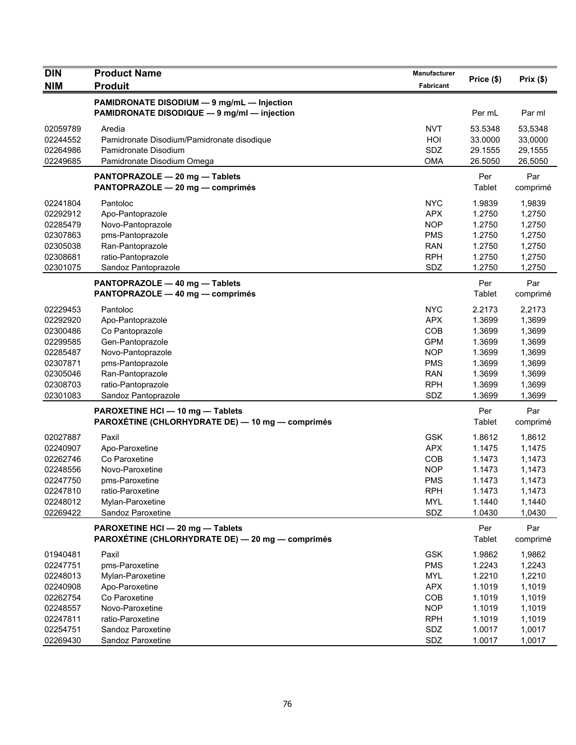| DIN<br>NIM | Product Name<br>Produit | Manufacturer<br>Fabricant | Price ($) | Prix ($) |
|---|---|---|---|---|
| | **PAMIDRONATE DISODIUM — 9 mg/mL — Injection**<br>**PAMIDRONATE DISODIQUE — 9 mg/ml — injection** | | Per mL | Par ml |
| 02059789 | Aredia | NVT | 53.5348 | 53,5348 |
| 02244552 | Pamidronate Disodium/Pamidronate disodique | HOI | 33.0000 | 33,0000 |
| 02264986 | Pamidronate Disodium | SDZ | 29.1555 | 29,1555 |
| 02249685 | Pamidronate Disodium Omega | OMA | 26.5050 | 26,5050 |
| | **PANTOPRAZOLE — 20 mg — Tablets**<br>**PANTOPRAZOLE — 20 mg — comprimés** | | Per Tablet | Par comprimé |
| 02241804 | Pantoloc | NYC | 1.9839 | 1,9839 |
| 02292912 | Apo-Pantoprazole | APX | 1.2750 | 1,2750 |
| 02285479 | Novo-Pantoprazole | NOP | 1.2750 | 1,2750 |
| 02307863 | pms-Pantoprazole | PMS | 1.2750 | 1,2750 |
| 02305038 | Ran-Pantoprazole | RAN | 1.2750 | 1,2750 |
| 02308681 | ratio-Pantoprazole | RPH | 1.2750 | 1,2750 |
| 02301075 | Sandoz Pantoprazole | SDZ | 1.2750 | 1,2750 |
| | **PANTOPRAZOLE — 40 mg — Tablets**<br>**PANTOPRAZOLE — 40 mg — comprimés** | | Per Tablet | Par comprimé |
| 02229453 | Pantoloc | NYC | 2.2173 | 2,2173 |
| 02292920 | Apo-Pantoprazole | APX | 1.3699 | 1,3699 |
| 02300486 | Co Pantoprazole | COB | 1.3699 | 1,3699 |
| 02299585 | Gen-Pantoprazole | GPM | 1.3699 | 1,3699 |
| 02285487 | Novo-Pantoprazole | NOP | 1.3699 | 1,3699 |
| 02307871 | pms-Pantoprazole | PMS | 1.3699 | 1,3699 |
| 02305046 | Ran-Pantoprazole | RAN | 1.3699 | 1,3699 |
| 02308703 | ratio-Pantoprazole | RPH | 1.3699 | 1,3699 |
| 02301083 | Sandoz Pantoprazole | SDZ | 1.3699 | 1,3699 |
| | **PAROXETINE HCl — 10 mg — Tablets**<br>**PAROXÉTINE (CHLORHYDRATE DE) — 10 mg — comprimés** | | Per Tablet | Par comprimé |
| 02027887 | Paxil | GSK | 1.8612 | 1,8612 |
| 02240907 | Apo-Paroxetine | APX | 1.1475 | 1,1475 |
| 02262746 | Co Paroxetine | COB | 1.1473 | 1,1473 |
| 02248556 | Novo-Paroxetine | NOP | 1.1473 | 1,1473 |
| 02247750 | pms-Paroxetine | PMS | 1.1473 | 1,1473 |
| 02247810 | ratio-Paroxetine | RPH | 1.1473 | 1,1473 |
| 02248012 | Mylan-Paroxetine | MYL | 1.1440 | 1,1440 |
| 02269422 | Sandoz Paroxetine | SDZ | 1.0430 | 1,0430 |
| | **PAROXETINE HCl — 20 mg — Tablets**<br>**PAROXÉTINE (CHLORHYDRATE DE) — 20 mg — comprimés** | | Per Tablet | Par comprimé |
| 01940481 | Paxil | GSK | 1.9862 | 1,9862 |
| 02247751 | pms-Paroxetine | PMS | 1.2243 | 1,2243 |
| 02248013 | Mylan-Paroxetine | MYL | 1.2210 | 1,2210 |
| 02240908 | Apo-Paroxetine | APX | 1.1019 | 1,1019 |
| 02262754 | Co Paroxetine | COB | 1.1019 | 1,1019 |
| 02248557 | Novo-Paroxetine | NOP | 1.1019 | 1,1019 |
| 02247811 | ratio-Paroxetine | RPH | 1.1019 | 1,1019 |
| 02254751 | Sandoz Paroxetine | SDZ | 1.0017 | 1,0017 |
| 02269430 | Sandoz Paroxetine | SDZ | 1.0017 | 1,0017 |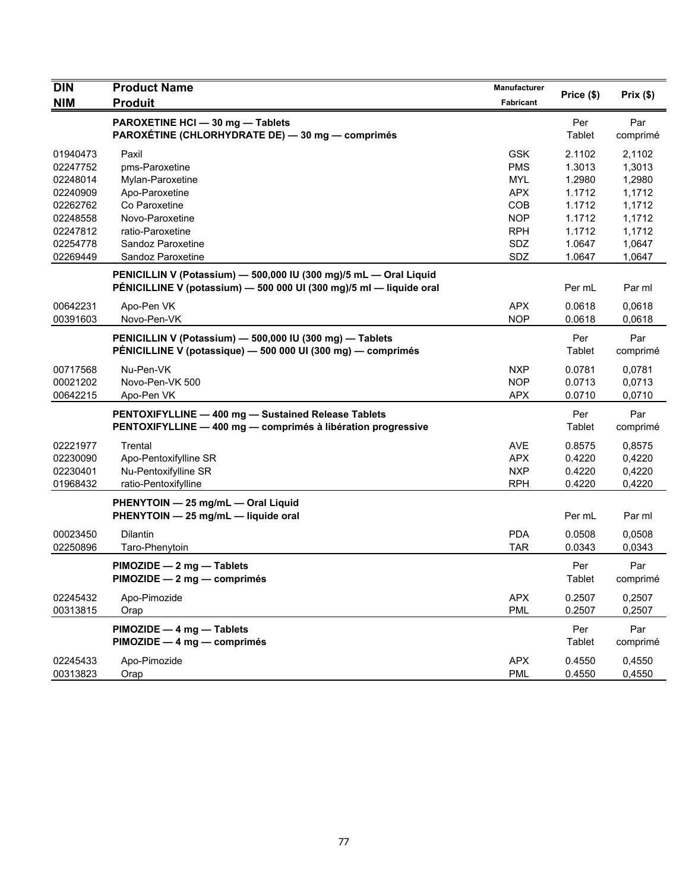| DIN<br>NIM | Product Name<br>Produit | Manufacturer<br>Fabricant | Price ($) | Prix ($) |
|---|---|---|---|---|
| | **PAROXETINE HCl — 30 mg — Tablets**<br>**PAROXÉTINE (CHLORHYDRATE DE) — 30 mg — comprimés** | | Per Tablet | Par comprimé |
| 01940473 | Paxil | GSK | 2.1102 | 2,1102 |
| 02247752 | pms-Paroxetine | PMS | 1.3013 | 1,3013 |
| 02248014 | Mylan-Paroxetine | MYL | 1.2980 | 1,2980 |
| 02240909 | Apo-Paroxetine | APX | 1.1712 | 1,1712 |
| 02262762 | Co Paroxetine | COB | 1.1712 | 1,1712 |
| 02248558 | Novo-Paroxetine | NOP | 1.1712 | 1,1712 |
| 02247812 | ratio-Paroxetine | RPH | 1.1712 | 1,1712 |
| 02254778 | Sandoz Paroxetine | SDZ | 1.0647 | 1,0647 |
| 02269449 | Sandoz Paroxetine | SDZ | 1.0647 | 1,0647 |
| | **PENICILLIN V (Potassium) — 500,000 IU (300 mg)/5 mL — Oral Liquid**<br>**PÉNICILLINE V (potassium) — 500 000 UI (300 mg)/5 ml — liquide oral** | | Per mL | Par ml |
| 00642231 | Apo-Pen VK | APX | 0.0618 | 0,0618 |
| 00391603 | Novo-Pen-VK | NOP | 0.0618 | 0,0618 |
| | **PENICILLIN V (Potassium) — 500,000 IU (300 mg) — Tablets**<br>**PÉNICILLINE V (potassique) — 500 000 UI (300 mg) — comprimés** | | Per Tablet | Par comprimé |
| 00717568 | Nu-Pen-VK | NXP | 0.0781 | 0,0781 |
| 00021202 | Novo-Pen-VK 500 | NOP | 0.0713 | 0,0713 |
| 00642215 | Apo-Pen VK | APX | 0.0710 | 0,0710 |
| | **PENTOXIFYLLINE — 400 mg — Sustained Release Tablets**<br>**PENTOXIFYLLINE — 400 mg — comprimés à libération progressive** | | Per Tablet | Par comprimé |
| 02221977 | Trental | AVE | 0.8575 | 0,8575 |
| 02230090 | Apo-Pentoxifylline SR | APX | 0.4220 | 0,4220 |
| 02230401 | Nu-Pentoxifylline SR | NXP | 0.4220 | 0,4220 |
| 01968432 | ratio-Pentoxifylline | RPH | 0.4220 | 0,4220 |
| | **PHENYTOIN — 25 mg/mL — Oral Liquid**<br>**PHENYTOIN — 25 mg/mL — liquide oral** | | Per mL | Par ml |
| 00023450 | Dilantin | PDA | 0.0508 | 0,0508 |
| 02250896 | Taro-Phenytoin | TAR | 0.0343 | 0,0343 |
| | **PIMOZIDE — 2 mg — Tablets**<br>**PIMOZIDE — 2 mg — comprimés** | | Per Tablet | Par comprimé |
| 02245432 | Apo-Pimozide | APX | 0.2507 | 0,2507 |
| 00313815 | Orap | PML | 0.2507 | 0,2507 |
| | **PIMOZIDE — 4 mg — Tablets**<br>**PIMOZIDE — 4 mg — comprimés** | | Per Tablet | Par comprimé |
| 02245433 | Apo-Pimozide | APX | 0.4550 | 0,4550 |
| 00313823 | Orap | PML | 0.4550 | 0,4550 |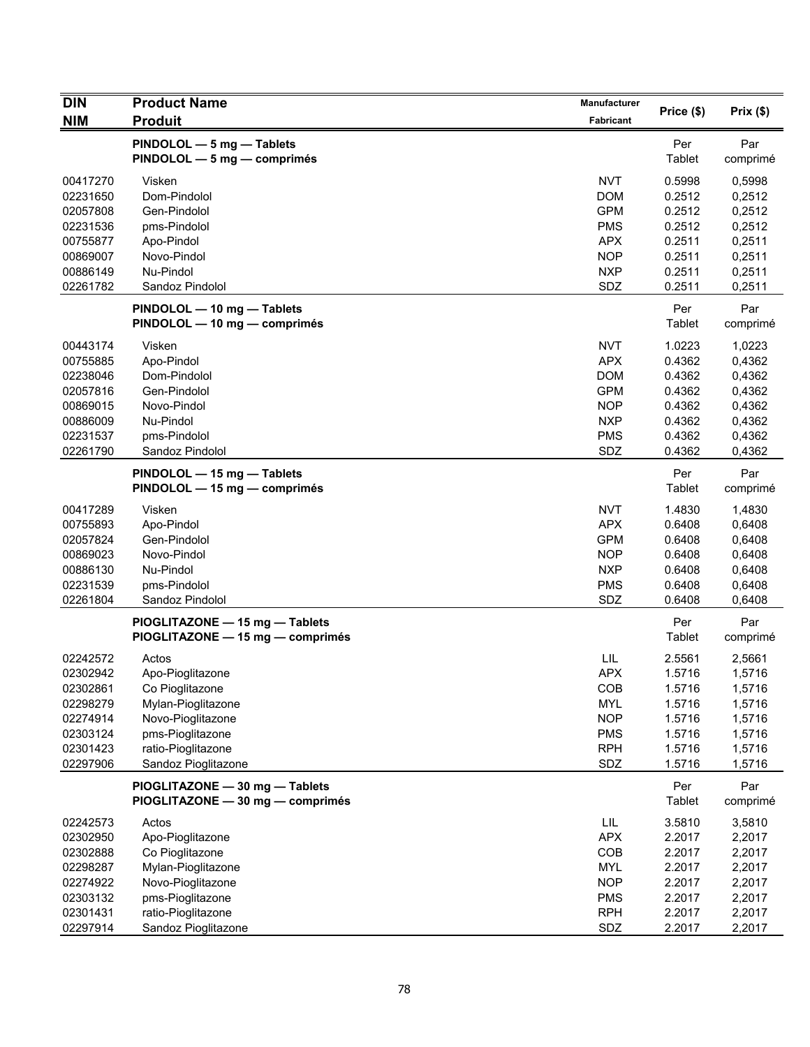| DIN<br>NIM | Product Name<br>Produit | Manufacturer<br>Fabricant | Price ($) | Prix ($) |
|---|---|---|---|---|
| | **PINDOLOL — 5 mg — Tablets**<br>**PINDOLOL — 5 mg — comprimés** | | Per Tablet | Par comprimé |
| 00417270 | Visken | NVT | 0.5998 | 0,5998 |
| 02231650 | Dom-Pindolol | DOM | 0.2512 | 0,2512 |
| 02057808 | Gen-Pindolol | GPM | 0.2512 | 0,2512 |
| 02231536 | pms-Pindolol | PMS | 0.2512 | 0,2512 |
| 00755877 | Apo-Pindol | APX | 0.2511 | 0,2511 |
| 00869007 | Novo-Pindol | NOP | 0.2511 | 0,2511 |
| 00886149 | Nu-Pindol | NXP | 0.2511 | 0,2511 |
| 02261782 | Sandoz Pindolol | SDZ | 0.2511 | 0,2511 |
| | **PINDOLOL — 10 mg — Tablets**<br>**PINDOLOL — 10 mg — comprimés** | | Per Tablet | Par comprimé |
| 00443174 | Visken | NVT | 1.0223 | 1,0223 |
| 00755885 | Apo-Pindol | APX | 0.4362 | 0,4362 |
| 02238046 | Dom-Pindolol | DOM | 0.4362 | 0,4362 |
| 02057816 | Gen-Pindolol | GPM | 0.4362 | 0,4362 |
| 00869015 | Novo-Pindol | NOP | 0.4362 | 0,4362 |
| 00886009 | Nu-Pindol | NXP | 0.4362 | 0,4362 |
| 02231537 | pms-Pindolol | PMS | 0.4362 | 0,4362 |
| 02261790 | Sandoz Pindolol | SDZ | 0.4362 | 0,4362 |
| | **PINDOLOL — 15 mg — Tablets**<br>**PINDOLOL — 15 mg — comprimés** | | Per Tablet | Par comprimé |
| 00417289 | Visken | NVT | 1.4830 | 1,4830 |
| 00755893 | Apo-Pindol | APX | 0.6408 | 0,6408 |
| 02057824 | Gen-Pindolol | GPM | 0.6408 | 0,6408 |
| 00869023 | Novo-Pindol | NOP | 0.6408 | 0,6408 |
| 00886130 | Nu-Pindol | NXP | 0.6408 | 0,6408 |
| 02231539 | pms-Pindolol | PMS | 0.6408 | 0,6408 |
| 02261804 | Sandoz Pindolol | SDZ | 0.6408 | 0,6408 |
| | **PIOGLITAZONE — 15 mg — Tablets**<br>**PIOGLITAZONE — 15 mg — comprimés** | | Per Tablet | Par comprimé |
| 02242572 | Actos | LIL | 2.5561 | 2,5661 |
| 02302942 | Apo-Pioglitazone | APX | 1.5716 | 1,5716 |
| 02302861 | Co Pioglitazone | COB | 1.5716 | 1,5716 |
| 02298279 | Mylan-Pioglitazone | MYL | 1.5716 | 1,5716 |
| 02274914 | Novo-Pioglitazone | NOP | 1.5716 | 1,5716 |
| 02303124 | pms-Pioglitazone | PMS | 1.5716 | 1,5716 |
| 02301423 | ratio-Pioglitazone | RPH | 1.5716 | 1,5716 |
| 02297906 | Sandoz Pioglitazone | SDZ | 1.5716 | 1,5716 |
| | **PIOGLITAZONE — 30 mg — Tablets**<br>**PIOGLITAZONE — 30 mg — comprimés** | | Per Tablet | Par comprimé |
| 02242573 | Actos | LIL | 3.5810 | 3,5810 |
| 02302950 | Apo-Pioglitazone | APX | 2.2017 | 2,2017 |
| 02302888 | Co Pioglitazone | COB | 2.2017 | 2,2017 |
| 02298287 | Mylan-Pioglitazone | MYL | 2.2017 | 2,2017 |
| 02274922 | Novo-Pioglitazone | NOP | 2.2017 | 2,2017 |
| 02303132 | pms-Pioglitazone | PMS | 2.2017 | 2,2017 |
| 02301431 | ratio-Pioglitazone | RPH | 2.2017 | 2,2017 |
| 02297914 | Sandoz Pioglitazone | SDZ | 2.2017 | 2,2017 |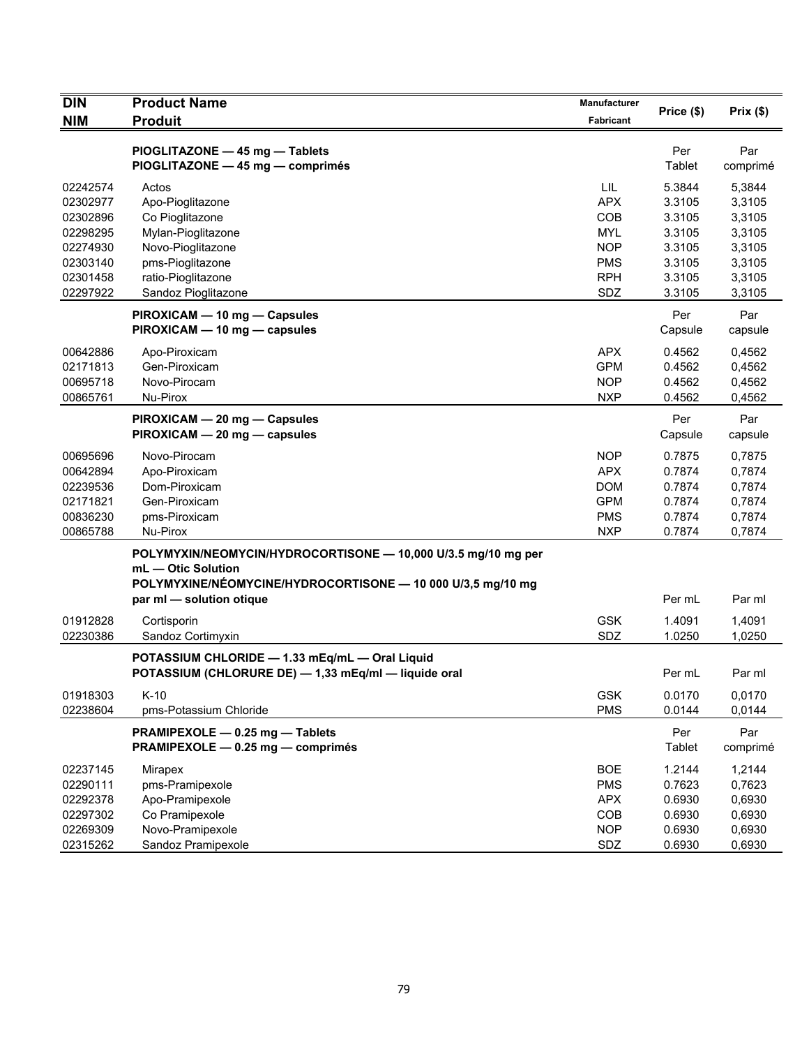| DIN<br>NIM | Product Name<br>Produit | Manufacturer<br>Fabricant | Price ($) | Prix ($) |
|---|---|---|---|---|
| | **PIOGLITAZONE — 45 mg — Tablets**<br>**PIOGLITAZONE — 45 mg — comprimés** | | Per Tablet | Par comprimé |
| 02242574 | Actos | LIL | 5.3844 | 5,3844 |
| 02302977 | Apo-Pioglitazone | APX | 3.3105 | 3,3105 |
| 02302896 | Co Pioglitazone | COB | 3.3105 | 3,3105 |
| 02298295 | Mylan-Pioglitazone | MYL | 3.3105 | 3,3105 |
| 02274930 | Novo-Pioglitazone | NOP | 3.3105 | 3,3105 |
| 02303140 | pms-Pioglitazone | PMS | 3.3105 | 3,3105 |
| 02301458 | ratio-Pioglitazone | RPH | 3.3105 | 3,3105 |
| 02297922 | Sandoz Pioglitazone | SDZ | 3.3105 | 3,3105 |
| | **PIROXICAM — 10 mg — Capsules**<br>**PIROXICAM — 10 mg — capsules** | | Per Capsule | Par capsule |
| 00642886 | Apo-Piroxicam | APX | 0.4562 | 0,4562 |
| 02171813 | Gen-Piroxicam | GPM | 0.4562 | 0,4562 |
| 00695718 | Novo-Pirocam | NOP | 0.4562 | 0,4562 |
| 00865761 | Nu-Pirox | NXP | 0.4562 | 0,4562 |
| | **PIROXICAM — 20 mg — Capsules**<br>**PIROXICAM — 20 mg — capsules** | | Per Capsule | Par capsule |
| 00695696 | Novo-Pirocam | NOP | 0.7875 | 0,7875 |
| 00642894 | Apo-Piroxicam | APX | 0.7874 | 0,7874 |
| 02239536 | Dom-Piroxicam | DOM | 0.7874 | 0,7874 |
| 02171821 | Gen-Piroxicam | GPM | 0.7874 | 0,7874 |
| 00836230 | pms-Piroxicam | PMS | 0.7874 | 0,7874 |
| 00865788 | Nu-Pirox | NXP | 0.7874 | 0,7874 |
| | **POLYMYXIN/NEOMYCIN/HYDROCORTISONE — 10,000 U/3.5 mg/10 mg per mL — Otic Solution**<br>**POLYMYXINE/NÉOMYCINE/HYDROCORTISONE — 10 000 U/3,5 mg/10 mg par ml — solution otique** | | Per mL | Par ml |
| 01912828 | Cortisporin | GSK | 1.4091 | 1,4091 |
| 02230386 | Sandoz Cortimyxin | SDZ | 1.0250 | 1,0250 |
| | **POTASSIUM CHLORIDE — 1.33 mEq/mL — Oral Liquid**<br>**POTASSIUM (CHLORURE DE) — 1,33 mEq/ml — liquide oral** | | Per mL | Par ml |
| 01918303 | K-10 | GSK | 0.0170 | 0,0170 |
| 02238604 | pms-Potassium Chloride | PMS | 0.0144 | 0,0144 |
| | **PRAMIPEXOLE — 0.25 mg — Tablets**<br>**PRAMIPEXOLE — 0.25 mg — comprimés** | | Per Tablet | Par comprimé |
| 02237145 | Mirapex | BOE | 1.2144 | 1,2144 |
| 02290111 | pms-Pramipexole | PMS | 0.7623 | 0,7623 |
| 02292378 | Apo-Pramipexole | APX | 0.6930 | 0,6930 |
| 02297302 | Co Pramipexole | COB | 0.6930 | 0,6930 |
| 02269309 | Novo-Pramipexole | NOP | 0.6930 | 0,6930 |
| 02315262 | Sandoz Pramipexole | SDZ | 0.6930 | 0,6930 |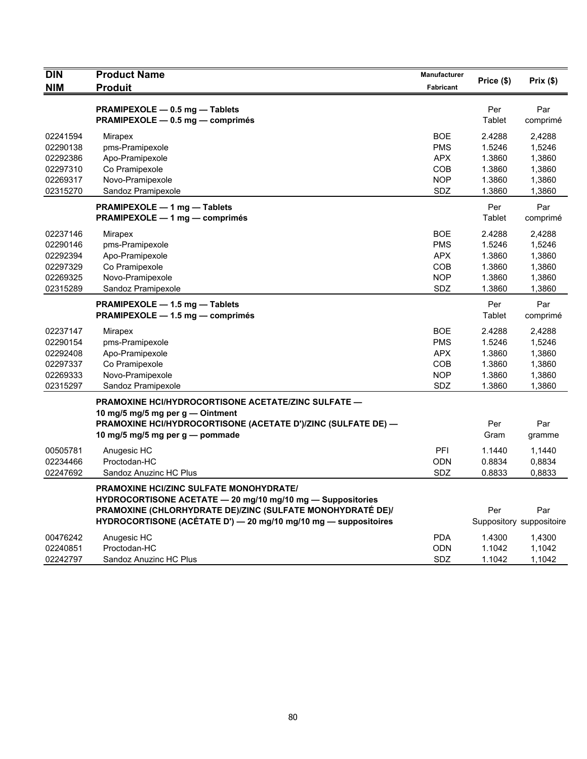| DIN<br>NIM | Product Name<br>Produit | Manufacturer<br>Fabricant | Price ($) | Prix ($) |
|---|---|---|---|---|
| | **PRAMIPEXOLE — 0.5 mg — Tablets**<br>**PRAMIPEXOLE — 0.5 mg — comprimés** | | Per Tablet | Par comprimé |
| 02241594 | Mirapex | BOE | 2.4288 | 2,4288 |
| 02290138 | pms-Pramipexole | PMS | 1.5246 | 1,5246 |
| 02292386 | Apo-Pramipexole | APX | 1.3860 | 1,3860 |
| 02297310 | Co Pramipexole | COB | 1.3860 | 1,3860 |
| 02269317 | Novo-Pramipexole | NOP | 1.3860 | 1,3860 |
| 02315270 | Sandoz Pramipexole | SDZ | 1.3860 | 1,3860 |
| | **PRAMIPEXOLE — 1 mg — Tablets**<br>**PRAMIPEXOLE — 1 mg — comprimés** | | Per Tablet | Par comprimé |
| 02237146 | Mirapex | BOE | 2.4288 | 2,4288 |
| 02290146 | pms-Pramipexole | PMS | 1.5246 | 1,5246 |
| 02292394 | Apo-Pramipexole | APX | 1.3860 | 1,3860 |
| 02297329 | Co Pramipexole | COB | 1.3860 | 1,3860 |
| 02269325 | Novo-Pramipexole | NOP | 1.3860 | 1,3860 |
| 02315289 | Sandoz Pramipexole | SDZ | 1.3860 | 1,3860 |
| | **PRAMIPEXOLE — 1.5 mg — Tablets**<br>**PRAMIPEXOLE — 1.5 mg — comprimés** | | Per Tablet | Par comprimé |
| 02237147 | Mirapex | BOE | 2.4288 | 2,4288 |
| 02290154 | pms-Pramipexole | PMS | 1.5246 | 1,5246 |
| 02292408 | Apo-Pramipexole | APX | 1.3860 | 1,3860 |
| 02297337 | Co Pramipexole | COB | 1.3860 | 1,3860 |
| 02269333 | Novo-Pramipexole | NOP | 1.3860 | 1,3860 |
| 02315297 | Sandoz Pramipexole | SDZ | 1.3860 | 1,3860 |
| | **PRAMOXINE HCl/HYDROCORTISONE ACETATE/ZINC SULFATE — 10 mg/5 mg/5 mg per g — Ointment**<br>**PRAMOXINE HCl/HYDROCORTISONE (ACETATE D')/ZINC (SULFATE DE) — 10 mg/5 mg/5 mg per g — pommade** | | Per Gram | Par gramme |
| 00505781 | Anugesic HC | PFI | 1.1440 | 1,1440 |
| 02234466 | Proctodan-HC | ODN | 0.8834 | 0,8834 |
| 02247692 | Sandoz Anuzinc HC Plus | SDZ | 0.8833 | 0,8833 |
| | **PRAMOXINE HCl/ZINC SULFATE MONOHYDRATE/ HYDROCORTISONE ACETATE — 20 mg/10 mg/10 mg — Suppositories**<br>**PRAMOXINE (CHLORHYDRATE DE)/ZINC (SULFATE MONOHYDRATÉ DE)/ HYDROCORTISONE (ACÉTATE D') — 20 mg/10 mg/10 mg — suppositoires** | | Per Suppository | Par suppositoire |
| 00476242 | Anugesic HC | PDA | 1.4300 | 1,4300 |
| 02240851 | Proctodan-HC | ODN | 1.1042 | 1,1042 |
| 02242797 | Sandoz Anuzinc HC Plus | SDZ | 1.1042 | 1,1042 |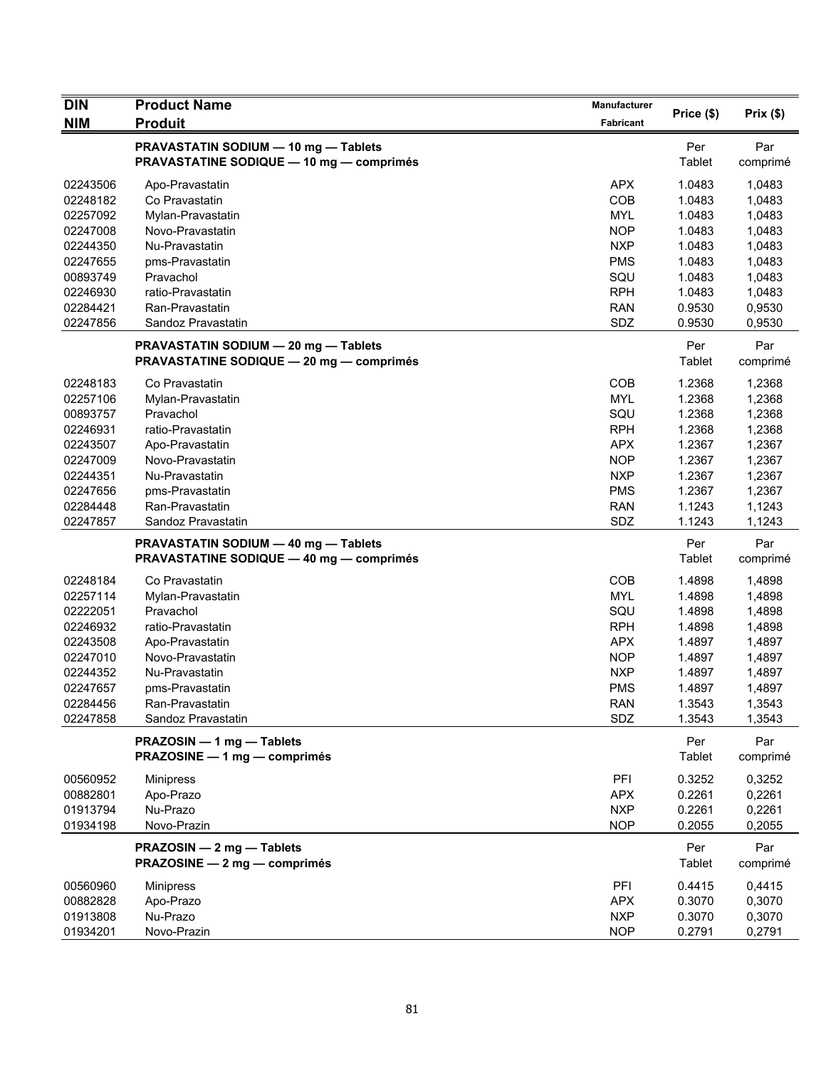| DIN<br>NIM | Product Name<br>Produit | Manufacturer<br>Fabricant | Price ($) | Prix ($) |
|---|---|---|---|---|
| | **PRAVASTATIN SODIUM — 10 mg — Tablets**<br>**PRAVASTATINE SODIQUE — 10 mg — comprimés** | | Per Tablet | Par comprimé |
| 02243506 | Apo-Pravastatin | APX | 1.0483 | 1,0483 |
| 02248182 | Co Pravastatin | COB | 1.0483 | 1,0483 |
| 02257092 | Mylan-Pravastatin | MYL | 1.0483 | 1,0483 |
| 02247008 | Novo-Pravastatin | NOP | 1.0483 | 1,0483 |
| 02244350 | Nu-Pravastatin | NXP | 1.0483 | 1,0483 |
| 02247655 | pms-Pravastatin | PMS | 1.0483 | 1,0483 |
| 00893749 | Pravachol | SQU | 1.0483 | 1,0483 |
| 02246930 | ratio-Pravastatin | RPH | 1.0483 | 1,0483 |
| 02284421 | Ran-Pravastatin | RAN | 0.9530 | 0,9530 |
| 02247856 | Sandoz Pravastatin | SDZ | 0.9530 | 0,9530 |
| | **PRAVASTATIN SODIUM — 20 mg — Tablets**<br>**PRAVASTATINE SODIQUE — 20 mg — comprimés** | | Per Tablet | Par comprimé |
| 02248183 | Co Pravastatin | COB | 1.2368 | 1,2368 |
| 02257106 | Mylan-Pravastatin | MYL | 1.2368 | 1,2368 |
| 00893757 | Pravachol | SQU | 1.2368 | 1,2368 |
| 02246931 | ratio-Pravastatin | RPH | 1.2368 | 1,2368 |
| 02243507 | Apo-Pravastatin | APX | 1.2367 | 1,2367 |
| 02247009 | Novo-Pravastatin | NOP | 1.2367 | 1,2367 |
| 02244351 | Nu-Pravastatin | NXP | 1.2367 | 1,2367 |
| 02247656 | pms-Pravastatin | PMS | 1.2367 | 1,2367 |
| 02284448 | Ran-Pravastatin | RAN | 1.1243 | 1,1243 |
| 02247857 | Sandoz Pravastatin | SDZ | 1.1243 | 1,1243 |
| | **PRAVASTATIN SODIUM — 40 mg — Tablets**<br>**PRAVASTATINE SODIQUE — 40 mg — comprimés** | | Per Tablet | Par comprimé |
| 02248184 | Co Pravastatin | COB | 1.4898 | 1,4898 |
| 02257114 | Mylan-Pravastatin | MYL | 1.4898 | 1,4898 |
| 02222051 | Pravachol | SQU | 1.4898 | 1,4898 |
| 02246932 | ratio-Pravastatin | RPH | 1.4898 | 1,4898 |
| 02243508 | Apo-Pravastatin | APX | 1.4897 | 1,4897 |
| 02247010 | Novo-Pravastatin | NOP | 1.4897 | 1,4897 |
| 02244352 | Nu-Pravastatin | NXP | 1.4897 | 1,4897 |
| 02247657 | pms-Pravastatin | PMS | 1.4897 | 1,4897 |
| 02284456 | Ran-Pravastatin | RAN | 1.3543 | 1,3543 |
| 02247858 | Sandoz Pravastatin | SDZ | 1.3543 | 1,3543 |
| | **PRAZOSIN — 1 mg — Tablets**<br>**PRAZOSINE — 1 mg — comprimés** | | Per Tablet | Par comprimé |
| 00560952 | Minipress | PFI | 0.3252 | 0,3252 |
| 00882801 | Apo-Prazo | APX | 0.2261 | 0,2261 |
| 01913794 | Nu-Prazo | NXP | 0.2261 | 0,2261 |
| 01934198 | Novo-Prazin | NOP | 0.2055 | 0,2055 |
| | **PRAZOSIN — 2 mg — Tablets**<br>**PRAZOSINE — 2 mg — comprimés** | | Per Tablet | Par comprimé |
| 00560960 | Minipress | PFI | 0.4415 | 0,4415 |
| 00882828 | Apo-Prazo | APX | 0.3070 | 0,3070 |
| 01913808 | Nu-Prazo | NXP | 0.3070 | 0,3070 |
| 01934201 | Novo-Prazin | NOP | 0.2791 | 0,2791 |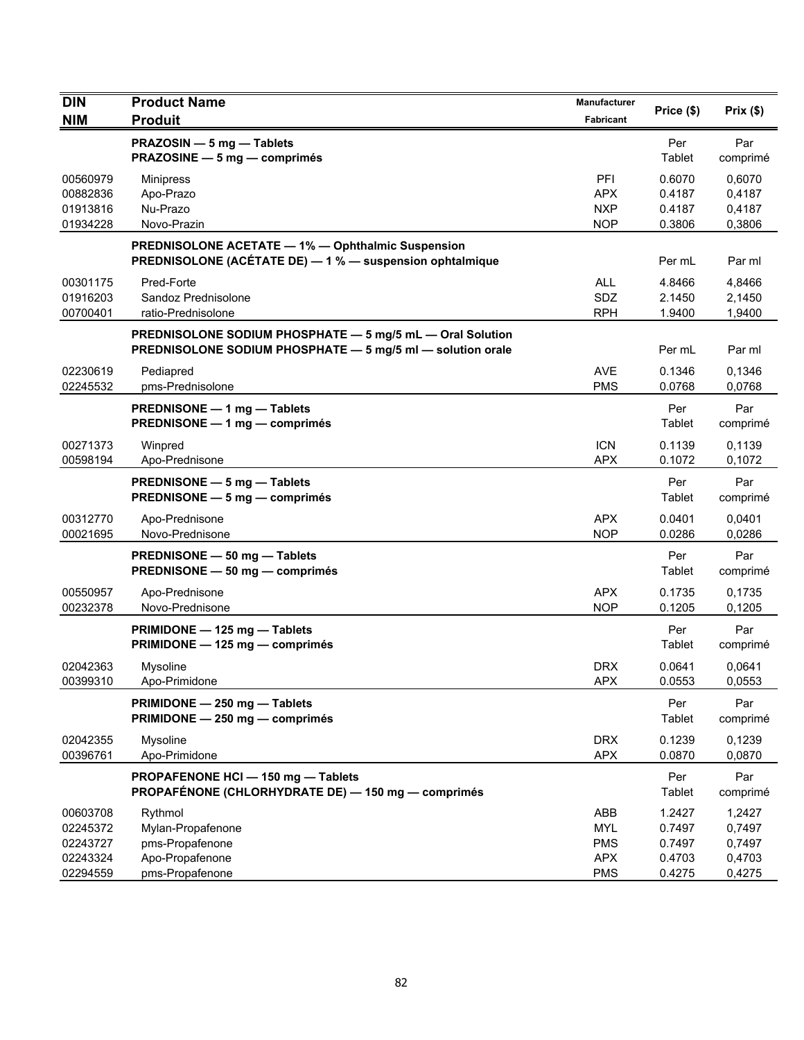| DIN<br>NIM | Product Name<br>Produit | Manufacturer<br>Fabricant | Price ($) | Prix ($) |
|---|---|---|---|---|
| | **PRAZOSIN — 5 mg — Tablets**<br>**PRAZOSINE — 5 mg — comprimés** | | Per Tablet | Par comprimé |
| 00560979 | Minipress | PFI | 0.6070 | 0,6070 |
| 00882836 | Apo-Prazo | APX | 0.4187 | 0,4187 |
| 01913816 | Nu-Prazo | NXP | 0.4187 | 0,4187 |
| 01934228 | Novo-Prazin | NOP | 0.3806 | 0,3806 |
| | **PREDNISOLONE ACETATE — 1% — Ophthalmic Suspension**<br>**PREDNISOLONE (ACÉTATE DE) — 1 % — suspension ophtalmique** | | Per mL | Par ml |
| 00301175 | Pred-Forte | ALL | 4.8466 | 4,8466 |
| 01916203 | Sandoz Prednisolone | SDZ | 2.1450 | 2,1450 |
| 00700401 | ratio-Prednisolone | RPH | 1.9400 | 1,9400 |
| | **PREDNISOLONE SODIUM PHOSPHATE — 5 mg/5 mL — Oral Solution**<br>**PREDNISOLONE SODIUM PHOSPHATE — 5 mg/5 ml — solution orale** | | Per mL | Par ml |
| 02230619 | Pediapred | AVE | 0.1346 | 0,1346 |
| 02245532 | pms-Prednisolone | PMS | 0.0768 | 0,0768 |
| | **PREDNISONE — 1 mg — Tablets**<br>**PREDNISONE — 1 mg — comprimés** | | Per Tablet | Par comprimé |
| 00271373 | Winpred | ICN | 0.1139 | 0,1139 |
| 00598194 | Apo-Prednisone | APX | 0.1072 | 0,1072 |
| | **PREDNISONE — 5 mg — Tablets**<br>**PREDNISONE — 5 mg — comprimés** | | Per Tablet | Par comprimé |
| 00312770 | Apo-Prednisone | APX | 0.0401 | 0,0401 |
| 00021695 | Novo-Prednisone | NOP | 0.0286 | 0,0286 |
| | **PREDNISONE — 50 mg — Tablets**<br>**PREDNISONE — 50 mg — comprimés** | | Per Tablet | Par comprimé |
| 00550957 | Apo-Prednisone | APX | 0.1735 | 0,1735 |
| 00232378 | Novo-Prednisone | NOP | 0.1205 | 0,1205 |
| | **PRIMIDONE — 125 mg — Tablets**<br>**PRIMIDONE — 125 mg — comprimés** | | Per Tablet | Par comprimé |
| 02042363 | Mysoline | DRX | 0.0641 | 0,0641 |
| 00399310 | Apo-Primidone | APX | 0.0553 | 0,0553 |
| | **PRIMIDONE — 250 mg — Tablets**<br>**PRIMIDONE — 250 mg — comprimés** | | Per Tablet | Par comprimé |
| 02042355 | Mysoline | DRX | 0.1239 | 0,1239 |
| 00396761 | Apo-Primidone | APX | 0.0870 | 0,0870 |
| | **PROPAFENONE HCl — 150 mg — Tablets**<br>**PROPAFÉNONE (CHLORHYDRATE DE) — 150 mg — comprimés** | | Per Tablet | Par comprimé |
| 00603708 | Rythmol | ABB | 1.2427 | 1,2427 |
| 02245372 | Mylan-Propafenone | MYL | 0.7497 | 0,7497 |
| 02243727 | pms-Propafenone | PMS | 0.7497 | 0,7497 |
| 02243324 | Apo-Propafenone | APX | 0.4703 | 0,4703 |
| 02294559 | pms-Propafenone | PMS | 0.4275 | 0,4275 |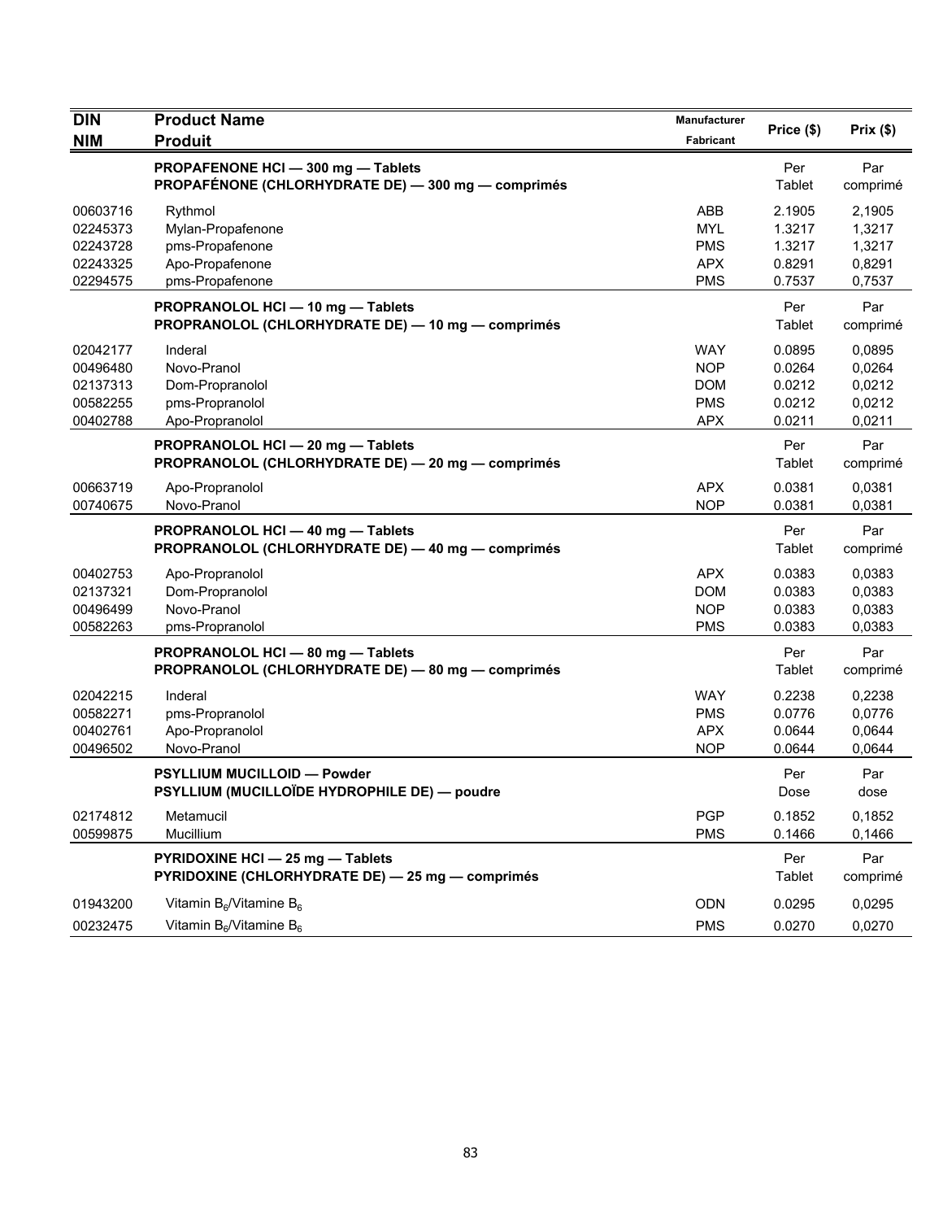| DIN<br>NIM | Product Name<br>Produit | Manufacturer<br>Fabricant | Price ($) | Prix ($) |
|---|---|---|---|---|
| | **PROPAFENONE HCl — 300 mg — Tablets**<br>**PROPAFÉNONE (CHLORHYDRATE DE) — 300 mg — comprimés** | | Per Tablet | Par comprimé |
| 00603716 | Rythmol | ABB | 2.1905 | 2,1905 |
| 02245373 | Mylan-Propafenone | MYL | 1.3217 | 1,3217 |
| 02243728 | pms-Propafenone | PMS | 1.3217 | 1,3217 |
| 02243325 | Apo-Propafenone | APX | 0.8291 | 0,8291 |
| 02294575 | pms-Propafenone | PMS | 0.7537 | 0,7537 |
| | **PROPRANOLOL HCl — 10 mg — Tablets**<br>**PROPRANOLOL (CHLORHYDRATE DE) — 10 mg — comprimés** | | Per Tablet | Par comprimé |
| 02042177 | Inderal | WAY | 0.0895 | 0,0895 |
| 00496480 | Novo-Pranol | NOP | 0.0264 | 0,0264 |
| 02137313 | Dom-Propranolol | DOM | 0.0212 | 0,0212 |
| 00582255 | pms-Propranolol | PMS | 0.0212 | 0,0212 |
| 00402788 | Apo-Propranolol | APX | 0.0211 | 0,0211 |
| | **PROPRANOLOL HCl — 20 mg — Tablets**<br>**PROPRANOLOL (CHLORHYDRATE DE) — 20 mg — comprimés** | | Per Tablet | Par comprimé |
| 00663719 | Apo-Propranolol | APX | 0.0381 | 0,0381 |
| 00740675 | Novo-Pranol | NOP | 0.0381 | 0,0381 |
| | **PROPRANOLOL HCl — 40 mg — Tablets**<br>**PROPRANOLOL (CHLORHYDRATE DE) — 40 mg — comprimés** | | Per Tablet | Par comprimé |
| 00402753 | Apo-Propranolol | APX | 0.0383 | 0,0383 |
| 02137321 | Dom-Propranolol | DOM | 0.0383 | 0,0383 |
| 00496499 | Novo-Pranol | NOP | 0.0383 | 0,0383 |
| 00582263 | pms-Propranolol | PMS | 0.0383 | 0,0383 |
| | **PROPRANOLOL HCl — 80 mg — Tablets**<br>**PROPRANOLOL (CHLORHYDRATE DE) — 80 mg — comprimés** | | Per Tablet | Par comprimé |
| 02042215 | Inderal | WAY | 0.2238 | 0,2238 |
| 00582271 | pms-Propranolol | PMS | 0.0776 | 0,0776 |
| 00402761 | Apo-Propranolol | APX | 0.0644 | 0,0644 |
| 00496502 | Novo-Pranol | NOP | 0.0644 | 0,0644 |
| | **PSYLLIUM MUCILLOID — Powder**<br>**PSYLLIUM (MUCILLOÏDE HYDROPHILE DE) — poudre** | | Per Dose | Par dose |
| 02174812 | Metamucil | PGP | 0.1852 | 0,1852 |
| 00599875 | Mucillium | PMS | 0.1466 | 0,1466 |
| | **PYRIDOXINE HCl — 25 mg — Tablets**<br>**PYRIDOXINE (CHLORHYDRATE DE) — 25 mg — comprimés** | | Per Tablet | Par comprimé |
| 01943200 | Vitamin $B_6$/Vitamine $B_6$ | ODN | 0.0295 | 0,0295 |
| 00232475 | Vitamin $B_6$/Vitamine $B_6$ | PMS | 0.0270 | 0,0270 |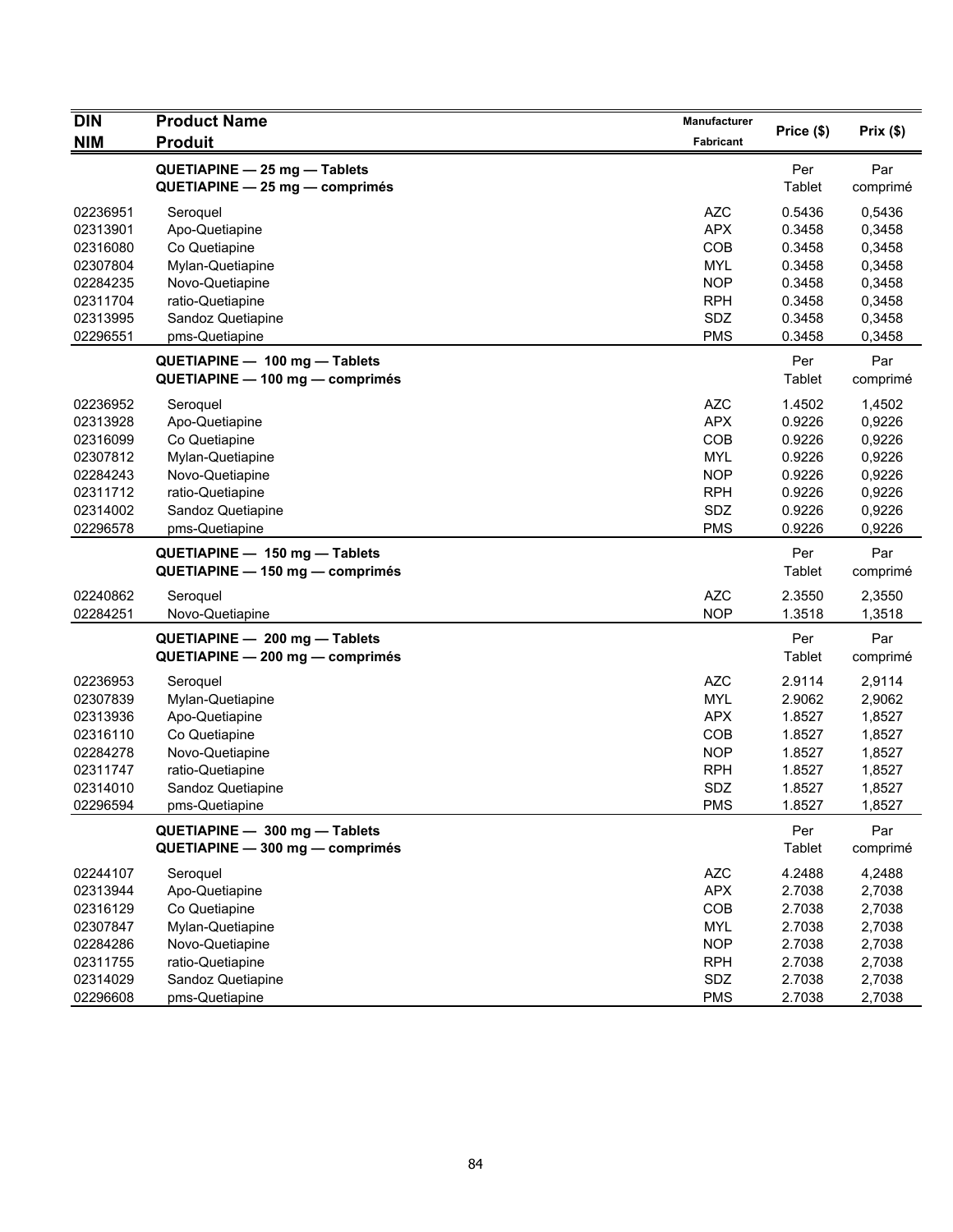| DIN<br>NIM | Product Name<br>Produit | Manufacturer<br>Fabricant | Price ($) | Prix ($) |
|---|---|---|---|---|
| | **QUETIAPINE — 25 mg — Tablets**<br>**QUETIAPINE — 25 mg — comprimés** | | Per Tablet | Par comprimé |
| 02236951 | Seroquel | AZC | 0.5436 | 0,5436 |
| 02313901 | Apo-Quetiapine | APX | 0.3458 | 0,3458 |
| 02316080 | Co Quetiapine | COB | 0.3458 | 0,3458 |
| 02307804 | Mylan-Quetiapine | MYL | 0.3458 | 0,3458 |
| 02284235 | Novo-Quetiapine | NOP | 0.3458 | 0,3458 |
| 02311704 | ratio-Quetiapine | RPH | 0.3458 | 0,3458 |
| 02313995 | Sandoz Quetiapine | SDZ | 0.3458 | 0,3458 |
| 02296551 | pms-Quetiapine | PMS | 0.3458 | 0,3458 |
| | **QUETIAPINE — 100 mg — Tablets**<br>**QUETIAPINE — 100 mg — comprimés** | | Per Tablet | Par comprimé |
| 02236952 | Seroquel | AZC | 1.4502 | 1,4502 |
| 02313928 | Apo-Quetiapine | APX | 0.9226 | 0,9226 |
| 02316099 | Co Quetiapine | COB | 0.9226 | 0,9226 |
| 02307812 | Mylan-Quetiapine | MYL | 0.9226 | 0,9226 |
| 02284243 | Novo-Quetiapine | NOP | 0.9226 | 0,9226 |
| 02311712 | ratio-Quetiapine | RPH | 0.9226 | 0,9226 |
| 02314002 | Sandoz Quetiapine | SDZ | 0.9226 | 0,9226 |
| 02296578 | pms-Quetiapine | PMS | 0.9226 | 0,9226 |
| | **QUETIAPINE — 150 mg — Tablets**<br>**QUETIAPINE — 150 mg — comprimés** | | Per Tablet | Par comprimé |
| 02240862 | Seroquel | AZC | 2.3550 | 2,3550 |
| 02284251 | Novo-Quetiapine | NOP | 1.3518 | 1,3518 |
| | **QUETIAPINE — 200 mg — Tablets**<br>**QUETIAPINE — 200 mg — comprimés** | | Per Tablet | Par comprimé |
| 02236953 | Seroquel | AZC | 2.9114 | 2,9114 |
| 02307839 | Mylan-Quetiapine | MYL | 2.9062 | 2,9062 |
| 02313936 | Apo-Quetiapine | APX | 1.8527 | 1,8527 |
| 02316110 | Co Quetiapine | COB | 1.8527 | 1,8527 |
| 02284278 | Novo-Quetiapine | NOP | 1.8527 | 1,8527 |
| 02311747 | ratio-Quetiapine | RPH | 1.8527 | 1,8527 |
| 02314010 | Sandoz Quetiapine | SDZ | 1.8527 | 1,8527 |
| 02296594 | pms-Quetiapine | PMS | 1.8527 | 1,8527 |
| | **QUETIAPINE — 300 mg — Tablets**<br>**QUETIAPINE — 300 mg — comprimés** | | Per Tablet | Par comprimé |
| 02244107 | Seroquel | AZC | 4.2488 | 4,2488 |
| 02313944 | Apo-Quetiapine | APX | 2.7038 | 2,7038 |
| 02316129 | Co Quetiapine | COB | 2.7038 | 2,7038 |
| 02307847 | Mylan-Quetiapine | MYL | 2.7038 | 2,7038 |
| 02284286 | Novo-Quetiapine | NOP | 2.7038 | 2,7038 |
| 02311755 | ratio-Quetiapine | RPH | 2.7038 | 2,7038 |
| 02314029 | Sandoz Quetiapine | SDZ | 2.7038 | 2,7038 |
| 02296608 | pms-Quetiapine | PMS | 2.7038 | 2,7038 |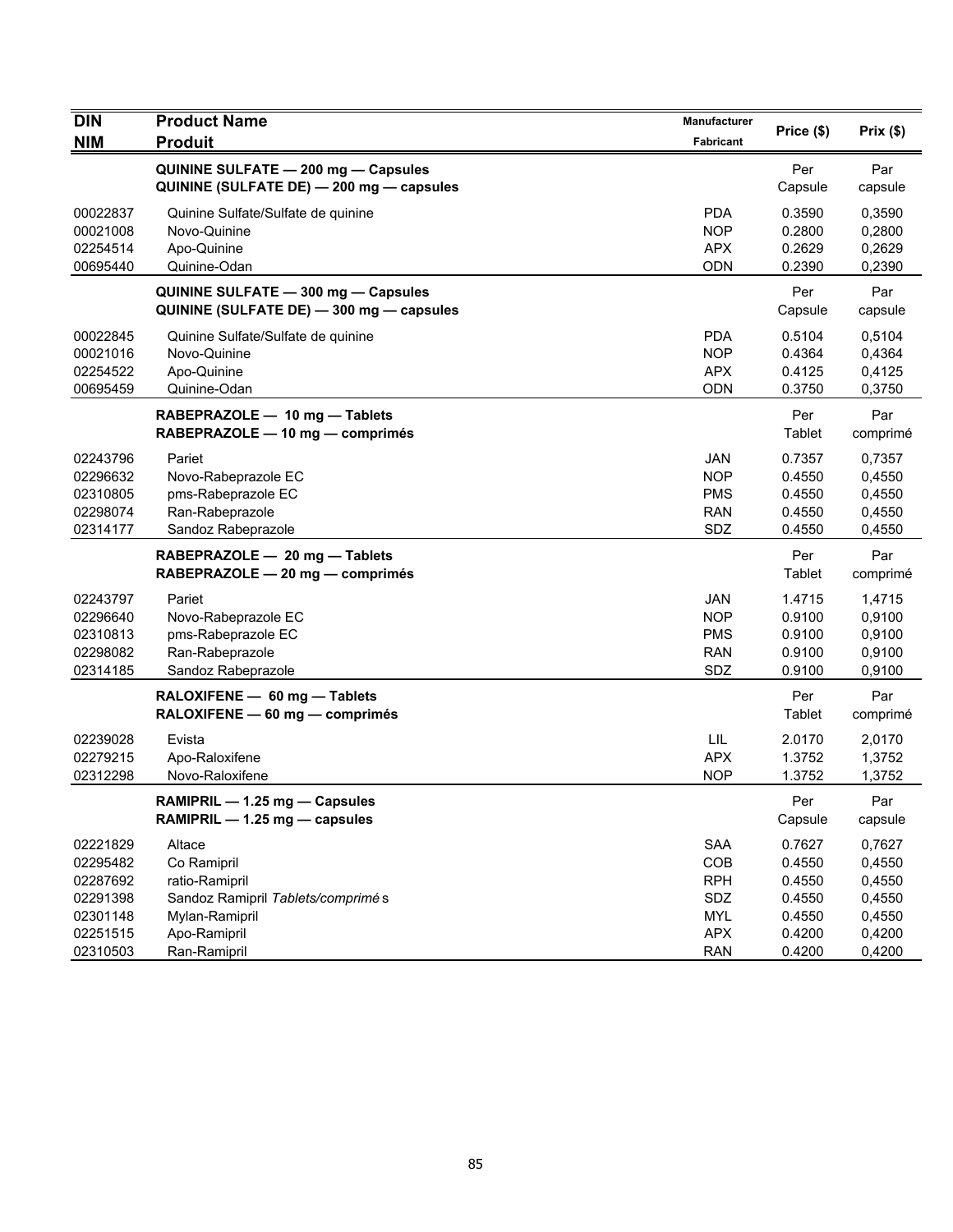| DIN<br>NIM | Product Name<br>Produit | Manufacturer<br>Fabricant | Price ($) | Prix ($) |
|---|---|---|---|---|
| | **QUININE SULFATE — 200 mg — Capsules**<br>**QUININE (SULFATE DE) — 200 mg — capsules** | | Per Capsule | Par capsule |
| 00022837 | Quinine Sulfate/Sulfate de quinine | PDA | 0.3590 | 0,3590 |
| 00021008 | Novo-Quinine | NOP | 0.2800 | 0,2800 |
| 02254514 | Apo-Quinine | APX | 0.2629 | 0,2629 |
| 00695440 | Quinine-Odan | ODN | 0.2390 | 0,2390 |
| | **QUININE SULFATE — 300 mg — Capsules**<br>**QUININE (SULFATE DE) — 300 mg — capsules** | | Per Capsule | Par capsule |
| 00022845 | Quinine Sulfate/Sulfate de quinine | PDA | 0.5104 | 0,5104 |
| 00021016 | Novo-Quinine | NOP | 0.4364 | 0,4364 |
| 02254522 | Apo-Quinine | APX | 0.4125 | 0,4125 |
| 00695459 | Quinine-Odan | ODN | 0.3750 | 0,3750 |
| | **RABEPRAZOLE — 10 mg — Tablets**<br>**RABEPRAZOLE — 10 mg — comprimés** | | Per Tablet | Par comprimé |
| 02243796 | Pariet | JAN | 0.7357 | 0,7357 |
| 02296632 | Novo-Rabeprazole EC | NOP | 0.4550 | 0,4550 |
| 02310805 | pms-Rabeprazole EC | PMS | 0.4550 | 0,4550 |
| 02298074 | Ran-Rabeprazole | RAN | 0.4550 | 0,4550 |
| 02314177 | Sandoz Rabeprazole | SDZ | 0.4550 | 0,4550 |
| | **RABEPRAZOLE — 20 mg — Tablets**<br>**RABEPRAZOLE — 20 mg — comprimés** | | Per Tablet | Par comprimé |
| 02243797 | Pariet | JAN | 1.4715 | 1,4715 |
| 02296640 | Novo-Rabeprazole EC | NOP | 0.9100 | 0,9100 |
| 02310813 | pms-Rabeprazole EC | PMS | 0.9100 | 0,9100 |
| 02298082 | Ran-Rabeprazole | RAN | 0.9100 | 0,9100 |
| 02314185 | Sandoz Rabeprazole | SDZ | 0.9100 | 0,9100 |
| | **RALOXIFENE — 60 mg — Tablets**<br>**RALOXIFENE — 60 mg — comprimés** | | Per Tablet | Par comprimé |
| 02239028 | Evista | LIL | 2.0170 | 2,0170 |
| 02279215 | Apo-Raloxifene | APX | 1.3752 | 1,3752 |
| 02312298 | Novo-Raloxifene | NOP | 1.3752 | 1,3752 |
| | **RAMIPRIL — 1.25 mg — Capsules**<br>**RAMIPRIL — 1.25 mg — capsules** | | Per Capsule | Par capsule |
| 02221829 | Altace | SAA | 0.7627 | 0,7627 |
| 02295482 | Co Ramipril | COB | 0.4550 | 0,4550 |
| 02287692 | ratio-Ramipril | RPH | 0.4550 | 0,4550 |
| 02291398 | Sandoz Ramipril *Tablets/comprimés* | SDZ | 0.4550 | 0,4550 |
| 02301148 | Mylan-Ramipril | MYL | 0.4550 | 0,4550 |
| 02251515 | Apo-Ramipril | APX | 0.4200 | 0,4200 |
| 02310503 | Ran-Ramipril | RAN | 0.4200 | 0,4200 |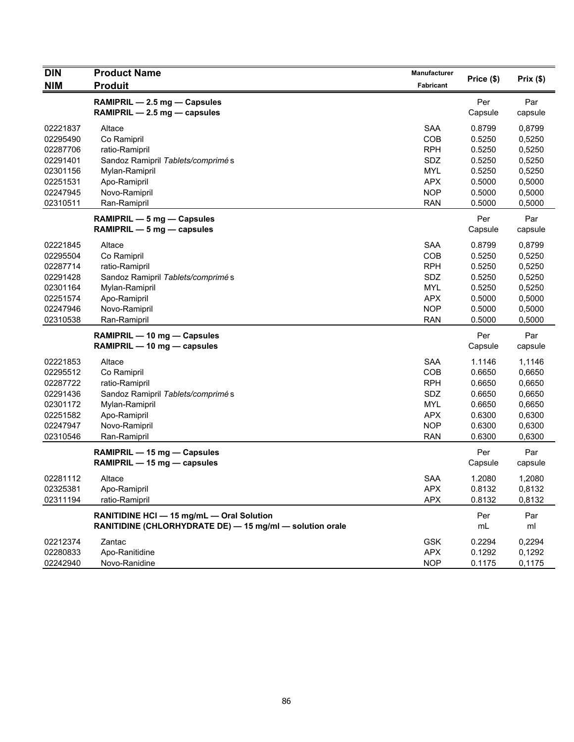| DIN<br>NIM | Product Name<br>Produit | Manufacturer<br>Fabricant | Price ($) | Prix ($) |
|---|---|---|---|---|
| | **RAMIPRIL — 2.5 mg — Capsules**<br>**RAMIPRIL — 2.5 mg — capsules** | | Per Capsule | Par capsule |
| 02221837 | Altace | SAA | 0.8799 | 0,8799 |
| 02295490 | Co Ramipril | COB | 0.5250 | 0,5250 |
| 02287706 | ratio-Ramipril | RPH | 0.5250 | 0,5250 |
| 02291401 | Sandoz Ramipril *Tablets/comprimés* | SDZ | 0.5250 | 0,5250 |
| 02301156 | Mylan-Ramipril | MYL | 0.5250 | 0,5250 |
| 02251531 | Apo-Ramipril | APX | 0.5000 | 0,5000 |
| 02247945 | Novo-Ramipril | NOP | 0.5000 | 0,5000 |
| 02310511 | Ran-Ramipril | RAN | 0.5000 | 0,5000 |
| | **RAMIPRIL — 5 mg — Capsules**<br>**RAMIPRIL — 5 mg — capsules** | | Per Capsule | Par capsule |
| 02221845 | Altace | SAA | 0.8799 | 0,8799 |
| 02295504 | Co Ramipril | COB | 0.5250 | 0,5250 |
| 02287714 | ratio-Ramipril | RPH | 0.5250 | 0,5250 |
| 02291428 | Sandoz Ramipril *Tablets/comprimés* | SDZ | 0.5250 | 0,5250 |
| 02301164 | Mylan-Ramipril | MYL | 0.5250 | 0,5250 |
| 02251574 | Apo-Ramipril | APX | 0.5000 | 0,5000 |
| 02247946 | Novo-Ramipril | NOP | 0.5000 | 0,5000 |
| 02310538 | Ran-Ramipril | RAN | 0.5000 | 0,5000 |
| | **RAMIPRIL — 10 mg — Capsules**<br>**RAMIPRIL — 10 mg — capsules** | | Per Capsule | Par capsule |
| 02221853 | Altace | SAA | 1.1146 | 1,1146 |
| 02295512 | Co Ramipril | COB | 0.6650 | 0,6650 |
| 02287722 | ratio-Ramipril | RPH | 0.6650 | 0,6650 |
| 02291436 | Sandoz Ramipril *Tablets/comprimés* | SDZ | 0.6650 | 0,6650 |
| 02301172 | Mylan-Ramipril | MYL | 0.6650 | 0,6650 |
| 02251582 | Apo-Ramipril | APX | 0.6300 | 0,6300 |
| 02247947 | Novo-Ramipril | NOP | 0.6300 | 0,6300 |
| 02310546 | Ran-Ramipril | RAN | 0.6300 | 0,6300 |
| | **RAMIPRIL — 15 mg — Capsules**<br>**RAMIPRIL — 15 mg — capsules** | | Per Capsule | Par capsule |
| 02281112 | Altace | SAA | 1.2080 | 1,2080 |
| 02325381 | Apo-Ramipril | APX | 0.8132 | 0,8132 |
| 02311194 | ratio-Ramipril | APX | 0.8132 | 0,8132 |
| | **RANITIDINE HCl — 15 mg/mL — Oral Solution**<br>**RANITIDINE (CHLORHYDRATE DE) — 15 mg/ml — solution orale** | | Per mL | Par ml |
| 02212374 | Zantac | GSK | 0.2294 | 0,2294 |
| 02280833 | Apo-Ranitidine | APX | 0.1292 | 0,1292 |
| 02242940 | Novo-Ranidine | NOP | 0.1175 | 0,1175 |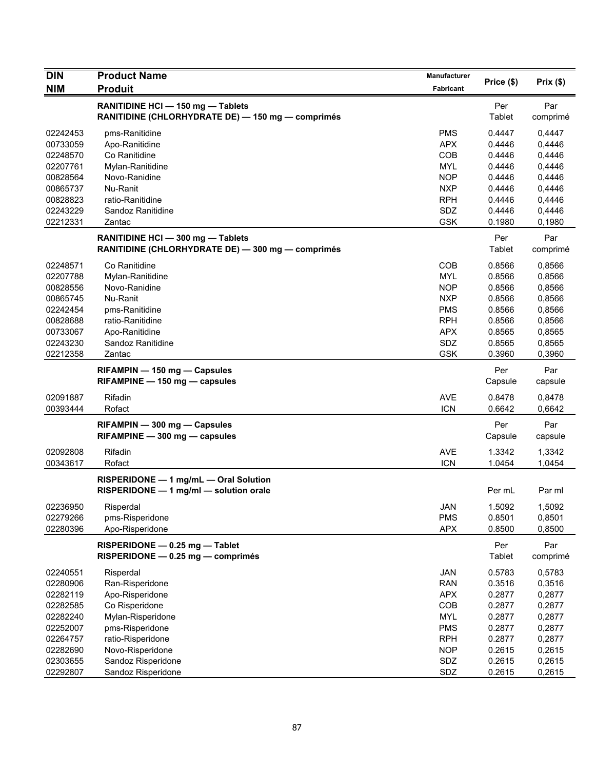| DIN<br>NIM | Product Name<br>Produit | Manufacturer<br>Fabricant | Price ($) | Prix ($) |
|---|---|---|---|---|
| | **RANITIDINE HCl — 150 mg — Tablets**<br>**RANITIDINE (CHLORHYDRATE DE) — 150 mg — comprimés** | | Per Tablet | Par comprimé |
| 02242453 | pms-Ranitidine | PMS | 0.4447 | 0,4447 |
| 00733059 | Apo-Ranitidine | APX | 0.4446 | 0,4446 |
| 02248570 | Co Ranitidine | COB | 0.4446 | 0,4446 |
| 02207761 | Mylan-Ranitidine | MYL | 0.4446 | 0,4446 |
| 00828564 | Novo-Ranidine | NOP | 0.4446 | 0,4446 |
| 00865737 | Nu-Ranit | NXP | 0.4446 | 0,4446 |
| 00828823 | ratio-Ranitidine | RPH | 0.4446 | 0,4446 |
| 02243229 | Sandoz Ranitidine | SDZ | 0.4446 | 0,4446 |
| 02212331 | Zantac | GSK | 0.1980 | 0,1980 |
| | **RANITIDINE HCl — 300 mg — Tablets**<br>**RANITIDINE (CHLORHYDRATE DE) — 300 mg — comprimés** | | Per Tablet | Par comprimé |
| 02248571 | Co Ranitidine | COB | 0.8566 | 0,8566 |
| 02207788 | Mylan-Ranitidine | MYL | 0.8566 | 0,8566 |
| 00828556 | Novo-Ranidine | NOP | 0.8566 | 0,8566 |
| 00865745 | Nu-Ranit | NXP | 0.8566 | 0,8566 |
| 02242454 | pms-Ranitidine | PMS | 0.8566 | 0,8566 |
| 00828688 | ratio-Ranitidine | RPH | 0.8566 | 0,8566 |
| 00733067 | Apo-Ranitidine | APX | 0.8565 | 0,8565 |
| 02243230 | Sandoz Ranitidine | SDZ | 0.8565 | 0,8565 |
| 02212358 | Zantac | GSK | 0.3960 | 0,3960 |
| | **RIFAMPIN — 150 mg — Capsules**<br>**RIFAMPINE — 150 mg — capsules** | | Per Capsule | Par capsule |
| 02091887 | Rifadin | AVE | 0.8478 | 0,8478 |
| 00393444 | Rofact | ICN | 0.6642 | 0,6642 |
| | **RIFAMPIN — 300 mg — Capsules**<br>**RIFAMPINE — 300 mg — capsules** | | Per Capsule | Par capsule |
| 02092808 | Rifadin | AVE | 1.3342 | 1,3342 |
| 00343617 | Rofact | ICN | 1.0454 | 1,0454 |
| | **RISPERIDONE — 1 mg/mL — Oral Solution**<br>**RISPERIDONE — 1 mg/ml — solution orale** | | Per mL | Par ml |
| 02236950 | Risperdal | JAN | 1.5092 | 1,5092 |
| 02279266 | pms-Risperidone | PMS | 0.8501 | 0,8501 |
| 02280396 | Apo-Risperidone | APX | 0.8500 | 0,8500 |
| | **RISPERIDONE — 0.25 mg — Tablet**<br>**RISPERIDONE — 0.25 mg — comprimés** | | Per Tablet | Par comprimé |
| 02240551 | Risperdal | JAN | 0.5783 | 0,5783 |
| 02280906 | Ran-Risperidone | RAN | 0.3516 | 0,3516 |
| 02282119 | Apo-Risperidone | APX | 0.2877 | 0,2877 |
| 02282585 | Co Risperidone | COB | 0.2877 | 0,2877 |
| 02282240 | Mylan-Risperidone | MYL | 0.2877 | 0,2877 |
| 02252007 | pms-Risperidone | PMS | 0.2877 | 0,2877 |
| 02264757 | ratio-Risperidone | RPH | 0.2877 | 0,2877 |
| 02282690 | Novo-Risperidone | NOP | 0.2615 | 0,2615 |
| 02303655 | Sandoz Risperidone | SDZ | 0.2615 | 0,2615 |
| 02292807 | Sandoz Risperidone | SDZ | 0.2615 | 0,2615 |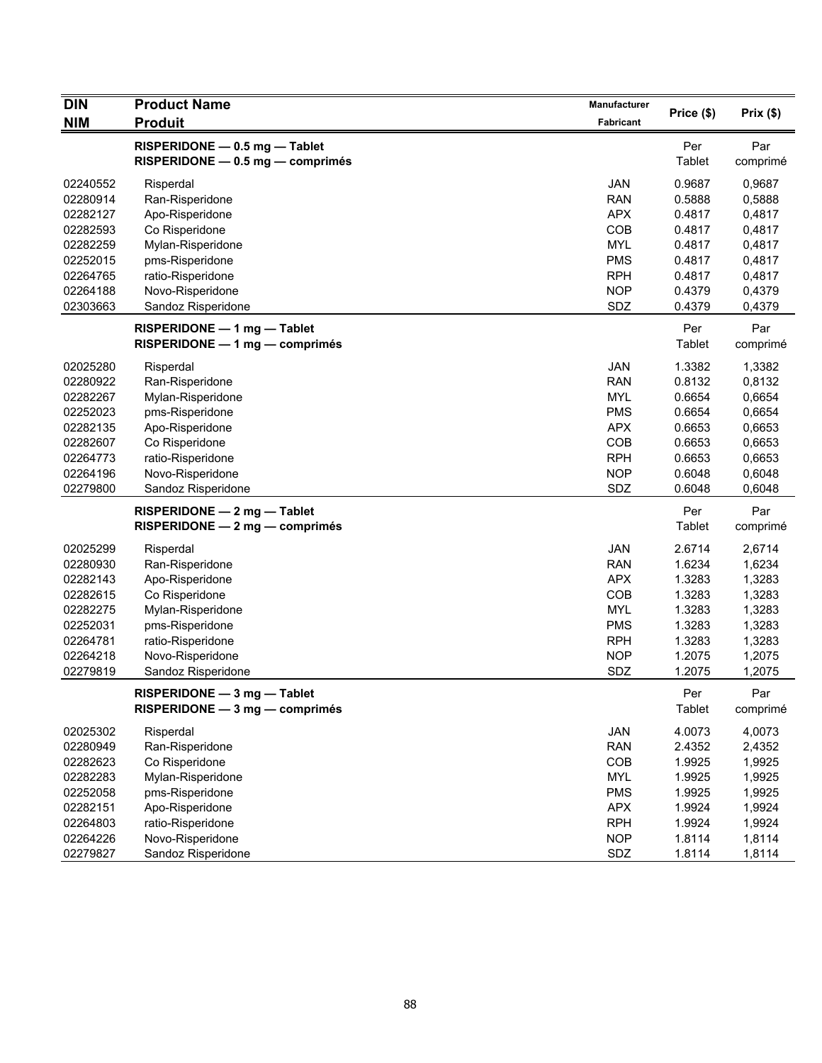| DIN<br>NIM | Product Name<br>Produit | Manufacturer<br>Fabricant | Price ($) | Prix ($) |
|---|---|---|---|---|
| | **RISPERIDONE — 0.5 mg — Tablet**<br>**RISPERIDONE — 0.5 mg — comprimés** | | Per Tablet | Par comprimé |
| 02240552 | Risperdal | JAN | 0.9687 | 0,9687 |
| 02280914 | Ran-Risperidone | RAN | 0.5888 | 0,5888 |
| 02282127 | Apo-Risperidone | APX | 0.4817 | 0,4817 |
| 02282593 | Co Risperidone | COB | 0.4817 | 0,4817 |
| 02282259 | Mylan-Risperidone | MYL | 0.4817 | 0,4817 |
| 02252015 | pms-Risperidone | PMS | 0.4817 | 0,4817 |
| 02264765 | ratio-Risperidone | RPH | 0.4817 | 0,4817 |
| 02264188 | Novo-Risperidone | NOP | 0.4379 | 0,4379 |
| 02303663 | Sandoz Risperidone | SDZ | 0.4379 | 0,4379 |
| | **RISPERIDONE — 1 mg — Tablet**<br>**RISPERIDONE — 1 mg — comprimés** | | Per Tablet | Par comprimé |
| 02025280 | Risperdal | JAN | 1.3382 | 1,3382 |
| 02280922 | Ran-Risperidone | RAN | 0.8132 | 0,8132 |
| 02282267 | Mylan-Risperidone | MYL | 0.6654 | 0,6654 |
| 02252023 | pms-Risperidone | PMS | 0.6654 | 0,6654 |
| 02282135 | Apo-Risperidone | APX | 0.6653 | 0,6653 |
| 02282607 | Co Risperidone | COB | 0.6653 | 0,6653 |
| 02264773 | ratio-Risperidone | RPH | 0.6653 | 0,6653 |
| 02264196 | Novo-Risperidone | NOP | 0.6048 | 0,6048 |
| 02279800 | Sandoz Risperidone | SDZ | 0.6048 | 0,6048 |
| | **RISPERIDONE — 2 mg — Tablet**<br>**RISPERIDONE — 2 mg — comprimés** | | Per Tablet | Par comprimé |
| 02025299 | Risperdal | JAN | 2.6714 | 2,6714 |
| 02280930 | Ran-Risperidone | RAN | 1.6234 | 1,6234 |
| 02282143 | Apo-Risperidone | APX | 1.3283 | 1,3283 |
| 02282615 | Co Risperidone | COB | 1.3283 | 1,3283 |
| 02282275 | Mylan-Risperidone | MYL | 1.3283 | 1,3283 |
| 02252031 | pms-Risperidone | PMS | 1.3283 | 1,3283 |
| 02264781 | ratio-Risperidone | RPH | 1.3283 | 1,3283 |
| 02264218 | Novo-Risperidone | NOP | 1.2075 | 1,2075 |
| 02279819 | Sandoz Risperidone | SDZ | 1.2075 | 1,2075 |
| | **RISPERIDONE — 3 mg — Tablet**<br>**RISPERIDONE — 3 mg — comprimés** | | Per Tablet | Par comprimé |
| 02025302 | Risperdal | JAN | 4.0073 | 4,0073 |
| 02280949 | Ran-Risperidone | RAN | 2.4352 | 2,4352 |
| 02282623 | Co Risperidone | COB | 1.9925 | 1,9925 |
| 02282283 | Mylan-Risperidone | MYL | 1.9925 | 1,9925 |
| 02252058 | pms-Risperidone | PMS | 1.9925 | 1,9925 |
| 02282151 | Apo-Risperidone | APX | 1.9924 | 1,9924 |
| 02264803 | ratio-Risperidone | RPH | 1.9924 | 1,9924 |
| 02264226 | Novo-Risperidone | NOP | 1.8114 | 1,8114 |
| 02279827 | Sandoz Risperidone | SDZ | 1.8114 | 1,8114 |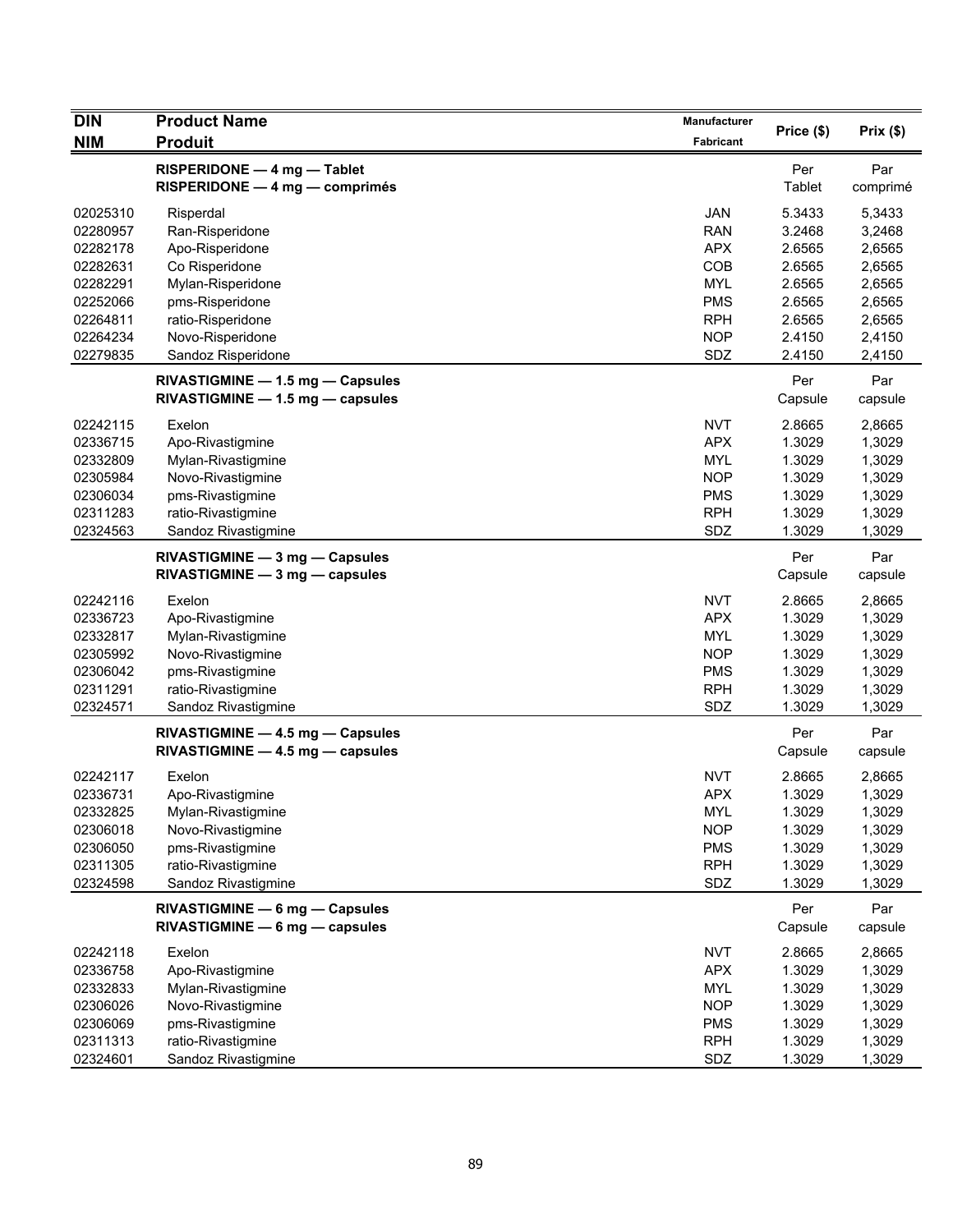| DIN<br>NIM | Product Name<br>Produit | Manufacturer<br>Fabricant | Price ($) | Prix ($) |
|---|---|---|---|---|
| | **RISPERIDONE — 4 mg — Tablet**<br>**RISPERIDONE — 4 mg — comprimés** | | Per Tablet | Par comprimé |
| 02025310 | Risperdal | JAN | 5.3433 | 5,3433 |
| 02280957 | Ran-Risperidone | RAN | 3.2468 | 3,2468 |
| 02282178 | Apo-Risperidone | APX | 2.6565 | 2,6565 |
| 02282631 | Co Risperidone | COB | 2.6565 | 2,6565 |
| 02282291 | Mylan-Risperidone | MYL | 2.6565 | 2,6565 |
| 02252066 | pms-Risperidone | PMS | 2.6565 | 2,6565 |
| 02264811 | ratio-Risperidone | RPH | 2.6565 | 2,6565 |
| 02264234 | Novo-Risperidone | NOP | 2.4150 | 2,4150 |
| 02279835 | Sandoz Risperidone | SDZ | 2.4150 | 2,4150 |
| | **RIVASTIGMINE — 1.5 mg — Capsules**<br>**RIVASTIGMINE — 1.5 mg — capsules** | | Per Capsule | Par capsule |
| 02242115 | Exelon | NVT | 2.8665 | 2,8665 |
| 02336715 | Apo-Rivastigmine | APX | 1.3029 | 1,3029 |
| 02332809 | Mylan-Rivastigmine | MYL | 1.3029 | 1,3029 |
| 02305984 | Novo-Rivastigmine | NOP | 1.3029 | 1,3029 |
| 02306034 | pms-Rivastigmine | PMS | 1.3029 | 1,3029 |
| 02311283 | ratio-Rivastigmine | RPH | 1.3029 | 1,3029 |
| 02324563 | Sandoz Rivastigmine | SDZ | 1.3029 | 1,3029 |
| | **RIVASTIGMINE — 3 mg — Capsules**<br>**RIVASTIGMINE — 3 mg — capsules** | | Per Capsule | Par capsule |
| 02242116 | Exelon | NVT | 2.8665 | 2,8665 |
| 02336723 | Apo-Rivastigmine | APX | 1.3029 | 1,3029 |
| 02332817 | Mylan-Rivastigmine | MYL | 1.3029 | 1,3029 |
| 02305992 | Novo-Rivastigmine | NOP | 1.3029 | 1,3029 |
| 02306042 | pms-Rivastigmine | PMS | 1.3029 | 1,3029 |
| 02311291 | ratio-Rivastigmine | RPH | 1.3029 | 1,3029 |
| 02324571 | Sandoz Rivastigmine | SDZ | 1.3029 | 1,3029 |
| | **RIVASTIGMINE — 4.5 mg — Capsules**<br>**RIVASTIGMINE — 4.5 mg — capsules** | | Per Capsule | Par capsule |
| 02242117 | Exelon | NVT | 2.8665 | 2,8665 |
| 02336731 | Apo-Rivastigmine | APX | 1.3029 | 1,3029 |
| 02332825 | Mylan-Rivastigmine | MYL | 1.3029 | 1,3029 |
| 02306018 | Novo-Rivastigmine | NOP | 1.3029 | 1,3029 |
| 02306050 | pms-Rivastigmine | PMS | 1.3029 | 1,3029 |
| 02311305 | ratio-Rivastigmine | RPH | 1.3029 | 1,3029 |
| 02324598 | Sandoz Rivastigmine | SDZ | 1.3029 | 1,3029 |
| | **RIVASTIGMINE — 6 mg — Capsules**<br>**RIVASTIGMINE — 6 mg — capsules** | | Per Capsule | Par capsule |
| 02242118 | Exelon | NVT | 2.8665 | 2,8665 |
| 02336758 | Apo-Rivastigmine | APX | 1.3029 | 1,3029 |
| 02332833 | Mylan-Rivastigmine | MYL | 1.3029 | 1,3029 |
| 02306026 | Novo-Rivastigmine | NOP | 1.3029 | 1,3029 |
| 02306069 | pms-Rivastigmine | PMS | 1.3029 | 1,3029 |
| 02311313 | ratio-Rivastigmine | RPH | 1.3029 | 1,3029 |
| 02324601 | Sandoz Rivastigmine | SDZ | 1.3029 | 1,3029 |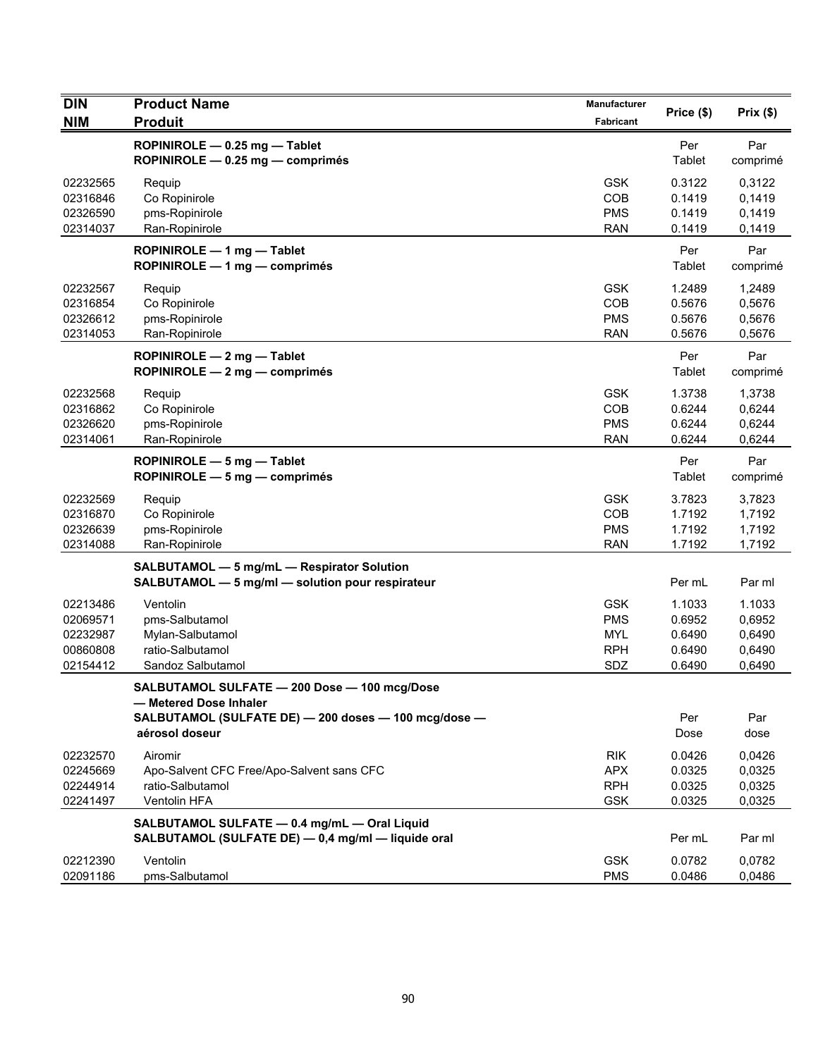| DIN<br>NIM | Product Name<br>Produit | Manufacturer<br>Fabricant | Price ($) | Prix ($) |
|---|---|---|---|---|
| | **ROPINIROLE — 0.25 mg — Tablet**<br>**ROPINIROLE — 0.25 mg — comprimés** | | Per Tablet | Par comprimé |
| 02232565 | Requip | GSK | 0.3122 | 0,3122 |
| 02316846 | Co Ropinirole | COB | 0.1419 | 0,1419 |
| 02326590 | pms-Ropinirole | PMS | 0.1419 | 0,1419 |
| 02314037 | Ran-Ropinirole | RAN | 0.1419 | 0,1419 |
| | **ROPINIROLE — 1 mg — Tablet**<br>**ROPINIROLE — 1 mg — comprimés** | | Per Tablet | Par comprimé |
| 02232567 | Requip | GSK | 1.2489 | 1,2489 |
| 02316854 | Co Ropinirole | COB | 0.5676 | 0,5676 |
| 02326612 | pms-Ropinirole | PMS | 0.5676 | 0,5676 |
| 02314053 | Ran-Ropinirole | RAN | 0.5676 | 0,5676 |
| | **ROPINIROLE — 2 mg — Tablet**<br>**ROPINIROLE — 2 mg — comprimés** | | Per Tablet | Par comprimé |
| 02232568 | Requip | GSK | 1.3738 | 1,3738 |
| 02316862 | Co Ropinirole | COB | 0.6244 | 0,6244 |
| 02326620 | pms-Ropinirole | PMS | 0.6244 | 0,6244 |
| 02314061 | Ran-Ropinirole | RAN | 0.6244 | 0,6244 |
| | **ROPINIROLE — 5 mg — Tablet**<br>**ROPINIROLE — 5 mg — comprimés** | | Per Tablet | Par comprimé |
| 02232569 | Requip | GSK | 3.7823 | 3,7823 |
| 02316870 | Co Ropinirole | COB | 1.7192 | 1,7192 |
| 02326639 | pms-Ropinirole | PMS | 1.7192 | 1,7192 |
| 02314088 | Ran-Ropinirole | RAN | 1.7192 | 1,7192 |
| | **SALBUTAMOL — 5 mg/mL — Respirator Solution**<br>**SALBUTAMOL — 5 mg/ml — solution pour respirateur** | | Per mL | Par ml |
| 02213486 | Ventolin | GSK | 1.1033 | 1.1033 |
| 02069571 | pms-Salbutamol | PMS | 0.6952 | 0,6952 |
| 02232987 | Mylan-Salbutamol | MYL | 0.6490 | 0,6490 |
| 00860808 | ratio-Salbutamol | RPH | 0.6490 | 0,6490 |
| 02154412 | Sandoz Salbutamol | SDZ | 0.6490 | 0,6490 |
| | **SALBUTAMOL SULFATE — 200 Dose — 100 mcg/Dose — Metered Dose Inhaler**<br>**SALBUTAMOL (SULFATE DE) — 200 doses — 100 mcg/dose — aérosol doseur** | | Per Dose | Par dose |
| 02232570 | Airomir | RIK | 0.0426 | 0,0426 |
| 02245669 | Apo-Salvent CFC Free/Apo-Salvent sans CFC | APX | 0.0325 | 0,0325 |
| 02244914 | ratio-Salbutamol | RPH | 0.0325 | 0,0325 |
| 02241497 | Ventolin HFA | GSK | 0.0325 | 0,0325 |
| | **SALBUTAMOL SULFATE — 0.4 mg/mL — Oral Liquid**<br>**SALBUTAMOL (SULFATE DE) — 0,4 mg/ml — liquide oral** | | Per mL | Par ml |
| 02212390 | Ventolin | GSK | 0.0782 | 0,0782 |
| 02091186 | pms-Salbutamol | PMS | 0.0486 | 0,0486 |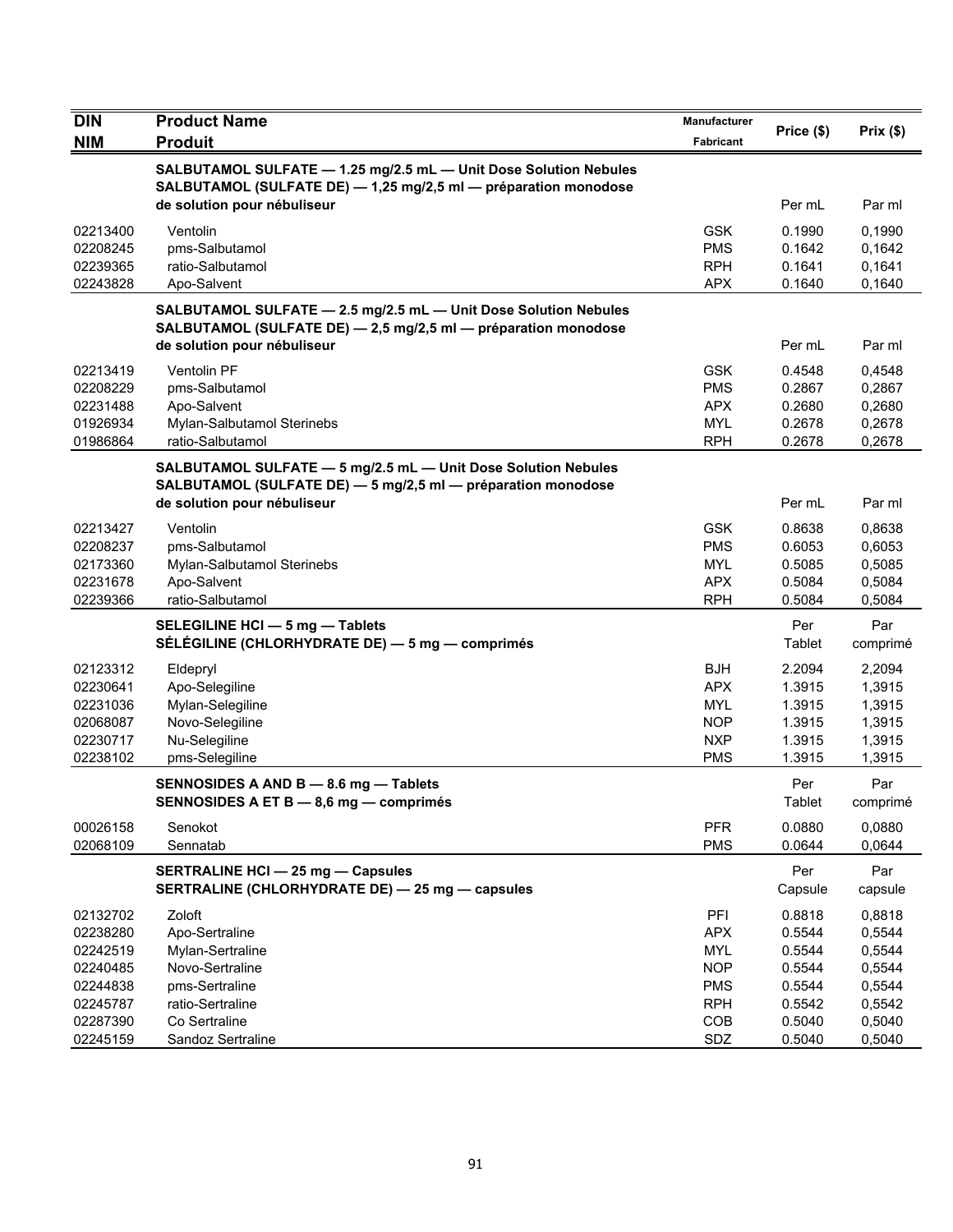| DIN<br>NIM | Product Name<br>Produit | Manufacturer<br>Fabricant | Price ($) | Prix ($) |
|---|---|---|---|---|
| | **SALBUTAMOL SULFATE — 1.25 mg/2.5 mL — Unit Dose Solution Nebules**<br>**SALBUTAMOL (SULFATE DE) — 1,25 mg/2,5 ml — préparation monodose de solution pour nébuliseur** | | Per mL | Par ml |
| 02213400 | Ventolin | GSK | 0.1990 | 0,1990 |
| 02208245 | pms-Salbutamol | PMS | 0.1642 | 0,1642 |
| 02239365 | ratio-Salbutamol | RPH | 0.1641 | 0,1641 |
| 02243828 | Apo-Salvent | APX | 0.1640 | 0,1640 |
| | **SALBUTAMOL SULFATE — 2.5 mg/2.5 mL — Unit Dose Solution Nebules**<br>**SALBUTAMOL (SULFATE DE) — 2,5 mg/2,5 ml — préparation monodose de solution pour nébuliseur** | | Per mL | Par ml |
| 02213419 | Ventolin PF | GSK | 0.4548 | 0,4548 |
| 02208229 | pms-Salbutamol | PMS | 0.2867 | 0,2867 |
| 02231488 | Apo-Salvent | APX | 0.2680 | 0,2680 |
| 01926934 | Mylan-Salbutamol Sterinebs | MYL | 0.2678 | 0,2678 |
| 01986864 | ratio-Salbutamol | RPH | 0.2678 | 0,2678 |
| | **SALBUTAMOL SULFATE — 5 mg/2.5 mL — Unit Dose Solution Nebules**<br>**SALBUTAMOL (SULFATE DE) — 5 mg/2,5 ml — préparation monodose de solution pour nébuliseur** | | Per mL | Par ml |
| 02213427 | Ventolin | GSK | 0.8638 | 0,8638 |
| 02208237 | pms-Salbutamol | PMS | 0.6053 | 0,6053 |
| 02173360 | Mylan-Salbutamol Sterinebs | MYL | 0.5085 | 0,5085 |
| 02231678 | Apo-Salvent | APX | 0.5084 | 0,5084 |
| 02239366 | ratio-Salbutamol | RPH | 0.5084 | 0,5084 |
| | **SELEGILINE HCl — 5 mg — Tablets**<br>**SÉLÉGILINE (CHLORHYDRATE DE) — 5 mg — comprimés** | | Per Tablet | Par comprimé |
| 02123312 | Eldepryl | BJH | 2.2094 | 2,2094 |
| 02230641 | Apo-Selegiline | APX | 1.3915 | 1,3915 |
| 02231036 | Mylan-Selegiline | MYL | 1.3915 | 1,3915 |
| 02068087 | Novo-Selegiline | NOP | 1.3915 | 1,3915 |
| 02230717 | Nu-Selegiline | NXP | 1.3915 | 1,3915 |
| 02238102 | pms-Selegiline | PMS | 1.3915 | 1,3915 |
| | **SENNOSIDES A AND B — 8.6 mg — Tablets**<br>**SENNOSIDES A ET B — 8,6 mg — comprimés** | | Per Tablet | Par comprimé |
| 00026158 | Senokot | PFR | 0.0880 | 0,0880 |
| 02068109 | Sennatab | PMS | 0.0644 | 0,0644 |
| | **SERTRALINE HCl — 25 mg — Capsules**<br>**SERTRALINE (CHLORHYDRATE DE) — 25 mg — capsules** | | Per Capsule | Par capsule |
| 02132702 | Zoloft | PFI | 0.8818 | 0,8818 |
| 02238280 | Apo-Sertraline | APX | 0.5544 | 0,5544 |
| 02242519 | Mylan-Sertraline | MYL | 0.5544 | 0,5544 |
| 02240485 | Novo-Sertraline | NOP | 0.5544 | 0,5544 |
| 02244838 | pms-Sertraline | PMS | 0.5544 | 0,5544 |
| 02245787 | ratio-Sertraline | RPH | 0.5542 | 0,5542 |
| 02287390 | Co Sertraline | COB | 0.5040 | 0,5040 |
| 02245159 | Sandoz Sertraline | SDZ | 0.5040 | 0,5040 |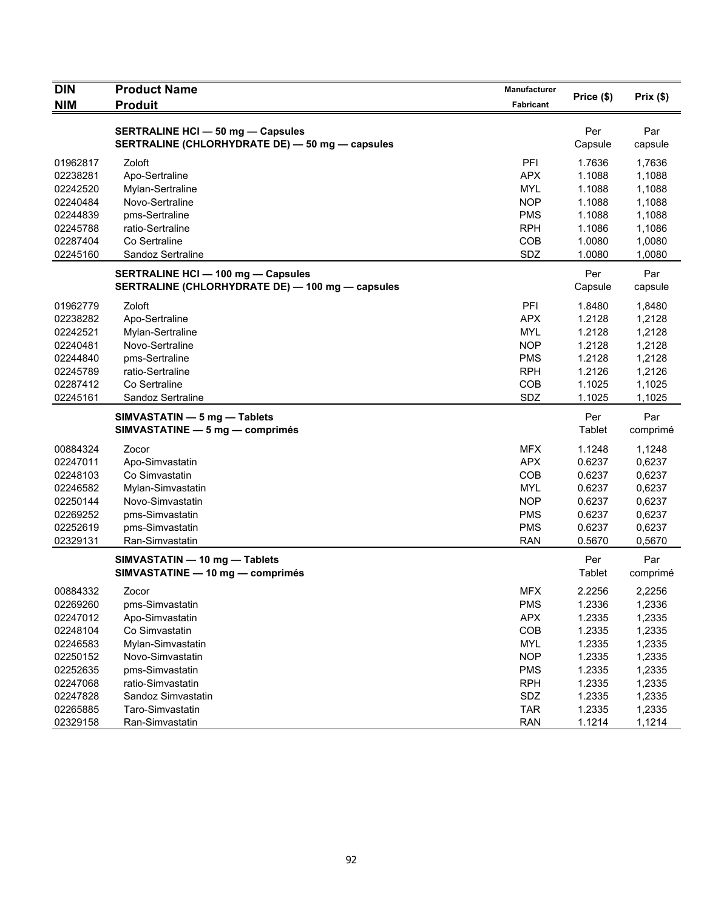| DIN<br>NIM | Product Name<br>Produit | Manufacturer<br>Fabricant | Price ($) | Prix ($) |
|---|---|---|---|---|
| | **SERTRALINE HCl — 50 mg — Capsules**<br>**SERTRALINE (CHLORHYDRATE DE) — 50 mg — capsules** | | Per Capsule | Par capsule |
| 01962817 | Zoloft | PFI | 1.7636 | 1,7636 |
| 02238281 | Apo-Sertraline | APX | 1.1088 | 1,1088 |
| 02242520 | Mylan-Sertraline | MYL | 1.1088 | 1,1088 |
| 02240484 | Novo-Sertraline | NOP | 1.1088 | 1,1088 |
| 02244839 | pms-Sertraline | PMS | 1.1088 | 1,1088 |
| 02245788 | ratio-Sertraline | RPH | 1.1086 | 1,1086 |
| 02287404 | Co Sertraline | COB | 1.0080 | 1,0080 |
| 02245160 | Sandoz Sertraline | SDZ | 1.0080 | 1,0080 |
| | **SERTRALINE HCl — 100 mg — Capsules**<br>**SERTRALINE (CHLORHYDRATE DE) — 100 mg — capsules** | | Per Capsule | Par capsule |
| 01962779 | Zoloft | PFI | 1.8480 | 1,8480 |
| 02238282 | Apo-Sertraline | APX | 1.2128 | 1,2128 |
| 02242521 | Mylan-Sertraline | MYL | 1.2128 | 1,2128 |
| 02240481 | Novo-Sertraline | NOP | 1.2128 | 1,2128 |
| 02244840 | pms-Sertraline | PMS | 1.2128 | 1,2128 |
| 02245789 | ratio-Sertraline | RPH | 1.2126 | 1,2126 |
| 02287412 | Co Sertraline | COB | 1.1025 | 1,1025 |
| 02245161 | Sandoz Sertraline | SDZ | 1.1025 | 1,1025 |
| | **SIMVASTATIN — 5 mg — Tablets**<br>**SIMVASTATINE — 5 mg — comprimés** | | Per Tablet | Par comprimé |
| 00884324 | Zocor | MFX | 1.1248 | 1,1248 |
| 02247011 | Apo-Simvastatin | APX | 0.6237 | 0,6237 |
| 02248103 | Co Simvastatin | COB | 0.6237 | 0,6237 |
| 02246582 | Mylan-Simvastatin | MYL | 0.6237 | 0,6237 |
| 02250144 | Novo-Simvastatin | NOP | 0.6237 | 0,6237 |
| 02269252 | pms-Simvastatin | PMS | 0.6237 | 0,6237 |
| 02252619 | pms-Simvastatin | PMS | 0.6237 | 0,6237 |
| 02329131 | Ran-Simvastatin | RAN | 0.5670 | 0,5670 |
| | **SIMVASTATIN — 10 mg — Tablets**<br>**SIMVASTATINE — 10 mg — comprimés** | | Per Tablet | Par comprimé |
| 00884332 | Zocor | MFX | 2.2256 | 2,2256 |
| 02269260 | pms-Simvastatin | PMS | 1.2336 | 1,2336 |
| 02247012 | Apo-Simvastatin | APX | 1.2335 | 1,2335 |
| 02248104 | Co Simvastatin | COB | 1.2335 | 1,2335 |
| 02246583 | Mylan-Simvastatin | MYL | 1.2335 | 1,2335 |
| 02250152 | Novo-Simvastatin | NOP | 1.2335 | 1,2335 |
| 02252635 | pms-Simvastatin | PMS | 1.2335 | 1,2335 |
| 02247068 | ratio-Simvastatin | RPH | 1.2335 | 1,2335 |
| 02247828 | Sandoz Simvastatin | SDZ | 1.2335 | 1,2335 |
| 02265885 | Taro-Simvastatin | TAR | 1.2335 | 1,2335 |
| 02329158 | Ran-Simvastatin | RAN | 1.1214 | 1,1214 |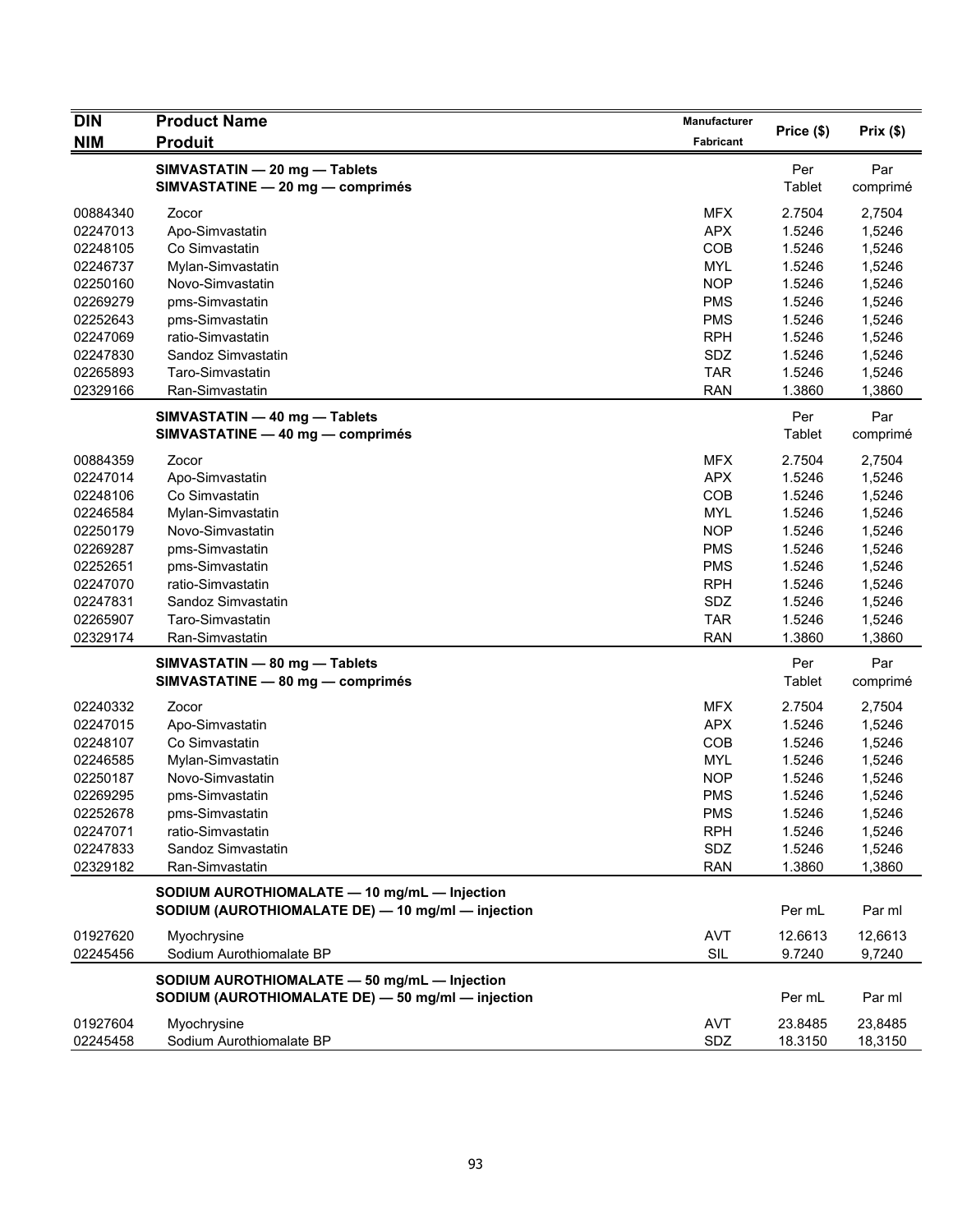| DIN<br>NIM | Product Name<br>Produit | Manufacturer<br>Fabricant | Price ($) | Prix ($) |
|---|---|---|---|---|
| | **SIMVASTATIN — 20 mg — Tablets**<br>**SIMVASTATINE — 20 mg — comprimés** | | Per Tablet | Par comprimé |
| 00884340 | Zocor | MFX | 2.7504 | 2,7504 |
| 02247013 | Apo-Simvastatin | APX | 1.5246 | 1,5246 |
| 02248105 | Co Simvastatin | COB | 1.5246 | 1,5246 |
| 02246737 | Mylan-Simvastatin | MYL | 1.5246 | 1,5246 |
| 02250160 | Novo-Simvastatin | NOP | 1.5246 | 1,5246 |
| 02269279 | pms-Simvastatin | PMS | 1.5246 | 1,5246 |
| 02252643 | pms-Simvastatin | PMS | 1.5246 | 1,5246 |
| 02247069 | ratio-Simvastatin | RPH | 1.5246 | 1,5246 |
| 02247830 | Sandoz Simvastatin | SDZ | 1.5246 | 1,5246 |
| 02265893 | Taro-Simvastatin | TAR | 1.5246 | 1,5246 |
| 02329166 | Ran-Simvastatin | RAN | 1.3860 | 1,3860 |
| | **SIMVASTATIN — 40 mg — Tablets**<br>**SIMVASTATINE — 40 mg — comprimés** | | Per Tablet | Par comprimé |
| 00884359 | Zocor | MFX | 2.7504 | 2,7504 |
| 02247014 | Apo-Simvastatin | APX | 1.5246 | 1,5246 |
| 02248106 | Co Simvastatin | COB | 1.5246 | 1,5246 |
| 02246584 | Mylan-Simvastatin | MYL | 1.5246 | 1,5246 |
| 02250179 | Novo-Simvastatin | NOP | 1.5246 | 1,5246 |
| 02269287 | pms-Simvastatin | PMS | 1.5246 | 1,5246 |
| 02252651 | pms-Simvastatin | PMS | 1.5246 | 1,5246 |
| 02247070 | ratio-Simvastatin | RPH | 1.5246 | 1,5246 |
| 02247831 | Sandoz Simvastatin | SDZ | 1.5246 | 1,5246 |
| 02265907 | Taro-Simvastatin | TAR | 1.5246 | 1,5246 |
| 02329174 | Ran-Simvastatin | RAN | 1.3860 | 1,3860 |
| | **SIMVASTATIN — 80 mg — Tablets**<br>**SIMVASTATINE — 80 mg — comprimés** | | Per Tablet | Par comprimé |
| 02240332 | Zocor | MFX | 2.7504 | 2,7504 |
| 02247015 | Apo-Simvastatin | APX | 1.5246 | 1,5246 |
| 02248107 | Co Simvastatin | COB | 1.5246 | 1,5246 |
| 02246585 | Mylan-Simvastatin | MYL | 1.5246 | 1,5246 |
| 02250187 | Novo-Simvastatin | NOP | 1.5246 | 1,5246 |
| 02269295 | pms-Simvastatin | PMS | 1.5246 | 1,5246 |
| 02252678 | pms-Simvastatin | PMS | 1.5246 | 1,5246 |
| 02247071 | ratio-Simvastatin | RPH | 1.5246 | 1,5246 |
| 02247833 | Sandoz Simvastatin | SDZ | 1.5246 | 1,5246 |
| 02329182 | Ran-Simvastatin | RAN | 1.3860 | 1,3860 |
| | **SODIUM AUROTHIOMALATE — 10 mg/mL — Injection**<br>**SODIUM (AUROTHIOMALATE DE) — 10 mg/ml — injection** | | Per mL | Par ml |
| 01927620 | Myochrysine | AVT | 12.6613 | 12,6613 |
| 02245456 | Sodium Aurothiomalate BP | SIL | 9.7240 | 9,7240 |
| | **SODIUM AUROTHIOMALATE — 50 mg/mL — Injection**<br>**SODIUM (AUROTHIOMALATE DE) — 50 mg/ml — injection** | | Per mL | Par ml |
| 01927604 | Myochrysine | AVT | 23.8485 | 23,8485 |
| 02245458 | Sodium Aurothiomalate BP | SDZ | 18.3150 | 18,3150 |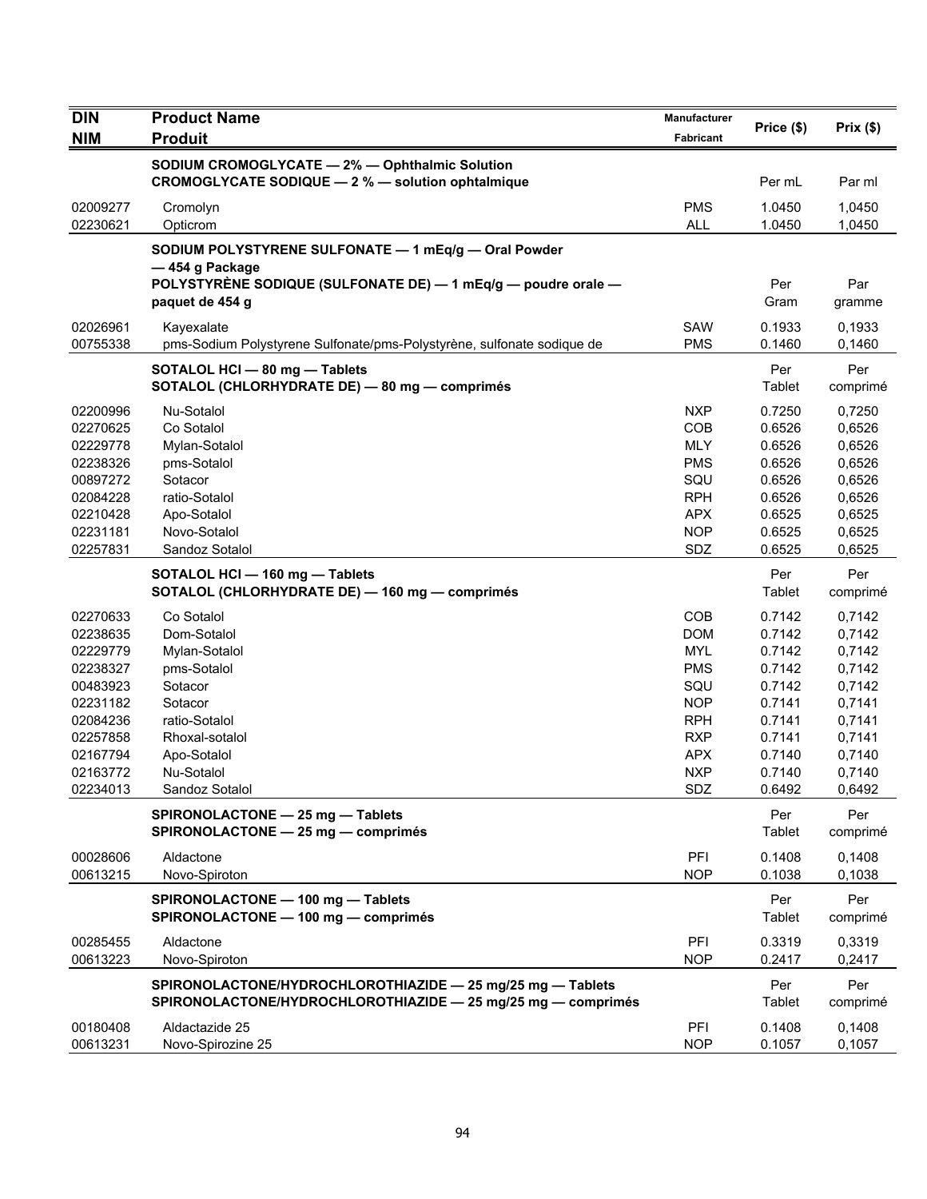| DIN<br>NIM | Product Name<br>Produit | Manufacturer<br>Fabricant | Price ($) | Prix ($) |
|---|---|---|---|---|
| | **SODIUM CROMOGLYCATE — 2% — Ophthalmic Solution**<br>**CROMOGLYCATE SODIQUE — 2 % — solution ophtalmique** | | Per mL | Par ml |
| 02009277 | Cromolyn | PMS | 1.0450 | 1,0450 |
| 02230621 | Opticrom | ALL | 1.0450 | 1,0450 |
| | **SODIUM POLYSTYRENE SULFONATE — 1 mEq/g — Oral Powder — 454 g Package**<br>**POLYSTYRÈNE SODIQUE (SULFONATE DE) — 1 mEq/g — poudre orale — paquet de 454 g** | | Per Gram | Par gramme |
| 02026961 | Kayexalate | SAW | 0.1933 | 0,1933 |
| 00755338 | pms-Sodium Polystyrene Sulfonate/pms-Polystyrène, sulfonate sodique de | PMS | 0.1460 | 0,1460 |
| | **SOTALOL HCl — 80 mg — Tablets**<br>**SOTALOL (CHLORHYDRATE DE) — 80 mg — comprimés** | | Per Tablet | Per comprimé |
| 02200996 | Nu-Sotalol | NXP | 0.7250 | 0,7250 |
| 02270625 | Co Sotalol | COB | 0.6526 | 0,6526 |
| 02229778 | Mylan-Sotalol | MLY | 0.6526 | 0,6526 |
| 02238326 | pms-Sotalol | PMS | 0.6526 | 0,6526 |
| 00897272 | Sotacor | SQU | 0.6526 | 0,6526 |
| 02084228 | ratio-Sotalol | RPH | 0.6526 | 0,6526 |
| 02210428 | Apo-Sotalol | APX | 0.6525 | 0,6525 |
| 02231181 | Novo-Sotalol | NOP | 0.6525 | 0,6525 |
| 02257831 | Sandoz Sotalol | SDZ | 0.6525 | 0,6525 |
| | **SOTALOL HCl — 160 mg — Tablets**<br>**SOTALOL (CHLORHYDRATE DE) — 160 mg — comprimés** | | Per Tablet | Per comprimé |
| 02270633 | Co Sotalol | COB | 0.7142 | 0,7142 |
| 02238635 | Dom-Sotalol | DOM | 0.7142 | 0,7142 |
| 02229779 | Mylan-Sotalol | MYL | 0.7142 | 0,7142 |
| 02238327 | pms-Sotalol | PMS | 0.7142 | 0,7142 |
| 00483923 | Sotacor | SQU | 0.7142 | 0,7142 |
| 02231182 | Sotacor | NOP | 0.7141 | 0,7141 |
| 02084236 | ratio-Sotalol | RPH | 0.7141 | 0,7141 |
| 02257858 | Rhoxal-sotalol | RXP | 0.7141 | 0,7141 |
| 02167794 | Apo-Sotalol | APX | 0.7140 | 0,7140 |
| 02163772 | Nu-Sotalol | NXP | 0.7140 | 0,7140 |
| 02234013 | Sandoz Sotalol | SDZ | 0.6492 | 0,6492 |
| | **SPIRONOLACTONE — 25 mg — Tablets**<br>**SPIRONOLACTONE — 25 mg — comprimés** | | Per Tablet | Per comprimé |
| 00028606 | Aldactone | PFI | 0.1408 | 0,1408 |
| 00613215 | Novo-Spiroton | NOP | 0.1038 | 0,1038 |
| | **SPIRONOLACTONE — 100 mg — Tablets**<br>**SPIRONOLACTONE — 100 mg — comprimés** | | Per Tablet | Per comprimé |
| 00285455 | Aldactone | PFI | 0.3319 | 0,3319 |
| 00613223 | Novo-Spiroton | NOP | 0.2417 | 0,2417 |
| | **SPIRONOLACTONE/HYDROCHLOROTHIAZIDE — 25 mg/25 mg — Tablets**<br>**SPIRONOLACTONE/HYDROCHLOROTHIAZIDE — 25 mg/25 mg — comprimés** | | Per Tablet | Per comprimé |
| 00180408 | Aldactazide 25 | PFI | 0.1408 | 0,1408 |
| 00613231 | Novo-Spirozine 25 | NOP | 0.1057 | 0,1057 |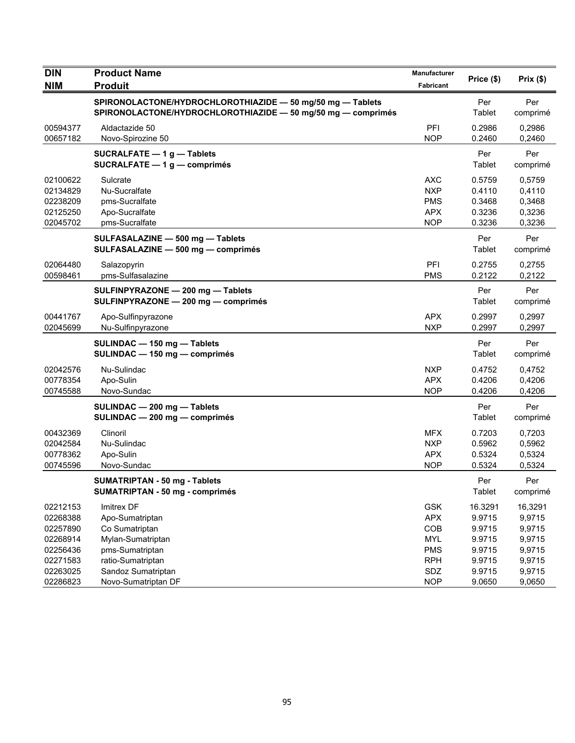| DIN<br>NIM | Product Name<br>Produit | Manufacturer<br>Fabricant | Price ($) | Prix ($) |
|---|---|---|---|---|
| | **SPIRONOLACTONE/HYDROCHLOROTHIAZIDE — 50 mg/50 mg — Tablets**<br>**SPIRONOLACTONE/HYDROCHLOROTHIAZIDE — 50 mg/50 mg — comprimés** | | Per Tablet | Per comprimé |
| 00594377 | Aldactazide 50 | PFI | 0.2986 | 0,2986 |
| 00657182 | Novo-Spirozine 50 | NOP | 0.2460 | 0,2460 |
| | **SUCRALFATE — 1 g — Tablets**<br>**SUCRALFATE — 1 g — comprimés** | | Per Tablet | Per comprimé |
| 02100622 | Sulcrate | AXC | 0.5759 | 0,5759 |
| 02134829 | Nu-Sucralfate | NXP | 0.4110 | 0,4110 |
| 02238209 | pms-Sucralfate | PMS | 0.3468 | 0,3468 |
| 02125250 | Apo-Sucralfate | APX | 0.3236 | 0,3236 |
| 02045702 | pms-Sucralfate | NOP | 0.3236 | 0,3236 |
| | **SULFASALAZINE — 500 mg — Tablets**<br>**SULFASALAZINE — 500 mg — comprimés** | | Per Tablet | Per comprimé |
| 02064480 | Salazopyrin | PFI | 0.2755 | 0,2755 |
| 00598461 | pms-Sulfasalazine | PMS | 0.2122 | 0,2122 |
| | **SULFINPYRAZONE — 200 mg — Tablets**<br>**SULFINPYRAZONE — 200 mg — comprimés** | | Per Tablet | Per comprimé |
| 00441767 | Apo-Sulfinpyrazone | APX | 0.2997 | 0,2997 |
| 02045699 | Nu-Sulfinpyrazone | NXP | 0.2997 | 0,2997 |
| | **SULINDAC — 150 mg — Tablets**<br>**SULINDAC — 150 mg — comprimés** | | Per Tablet | Per comprimé |
| 02042576 | Nu-Sulindac | NXP | 0.4752 | 0,4752 |
| 00778354 | Apo-Sulin | APX | 0.4206 | 0,4206 |
| 00745588 | Novo-Sundac | NOP | 0.4206 | 0,4206 |
| | **SULINDAC — 200 mg — Tablets**<br>**SULINDAC — 200 mg — comprimés** | | Per Tablet | Per comprimé |
| 00432369 | Clinoril | MFX | 0.7203 | 0,7203 |
| 02042584 | Nu-Sulindac | NXP | 0.5962 | 0,5962 |
| 00778362 | Apo-Sulin | APX | 0.5324 | 0,5324 |
| 00745596 | Novo-Sundac | NOP | 0.5324 | 0,5324 |
| | **SUMATRIPTAN - 50 mg - Tablets**<br>**SUMATRIPTAN - 50 mg - comprimés** | | Per Tablet | Per comprimé |
| 02212153 | Imitrex DF | GSK | 16.3291 | 16,3291 |
| 02268388 | Apo-Sumatriptan | APX | 9.9715 | 9,9715 |
| 02257890 | Co Sumatriptan | COB | 9.9715 | 9,9715 |
| 02268914 | Mylan-Sumatriptan | MYL | 9.9715 | 9,9715 |
| 02256436 | pms-Sumatriptan | PMS | 9.9715 | 9,9715 |
| 02271583 | ratio-Sumatriptan | RPH | 9.9715 | 9,9715 |
| 02263025 | Sandoz Sumatriptan | SDZ | 9.9715 | 9,9715 |
| 02286823 | Novo-Sumatriptan DF | NOP | 9.0650 | 9,0650 |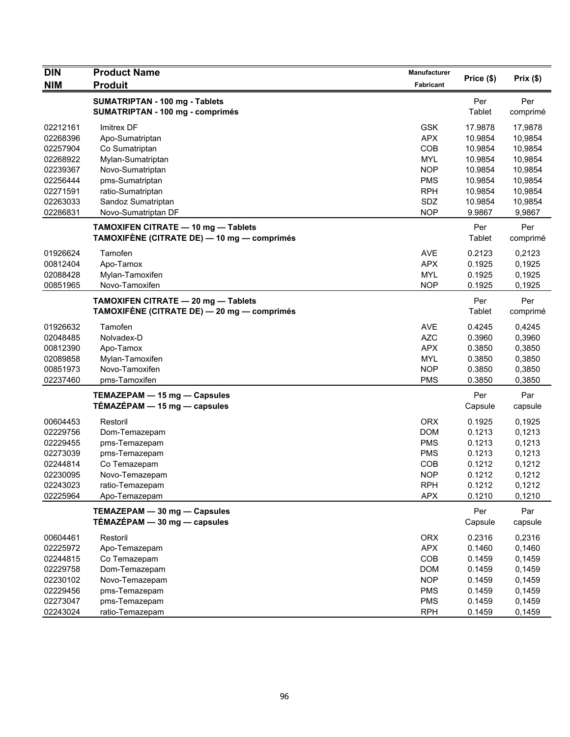| DIN<br>NIM | Product Name<br>Produit | Manufacturer<br>Fabricant | Price ($) | Prix ($) |
|---|---|---|---|---|
| | **SUMATRIPTAN - 100 mg - Tablets**<br>**SUMATRIPTAN - 100 mg - comprimés** | | Per<br>Tablet | Per<br>comprimé |
| 02212161 | Imitrex DF | GSK | 17.9878 | 17,9878 |
| 02268396 | Apo-Sumatriptan | APX | 10.9854 | 10,9854 |
| 02257904 | Co Sumatriptan | COB | 10.9854 | 10,9854 |
| 02268922 | Mylan-Sumatriptan | MYL | 10.9854 | 10,9854 |
| 02239367 | Novo-Sumatriptan | NOP | 10.9854 | 10,9854 |
| 02256444 | pms-Sumatriptan | PMS | 10.9854 | 10,9854 |
| 02271591 | ratio-Sumatriptan | RPH | 10.9854 | 10,9854 |
| 02263033 | Sandoz Sumatriptan | SDZ | 10.9854 | 10,9854 |
| 02286831 | Novo-Sumatriptan DF | NOP | 9.9867 | 9,9867 |
| | **TAMOXIFEN CITRATE — 10 mg — Tablets**<br>**TAMOXIFÈNE (CITRATE DE) — 10 mg — comprimés** | | Per<br>Tablet | Per<br>comprimé |
| 01926624 | Tamofen | AVE | 0.2123 | 0,2123 |
| 00812404 | Apo-Tamox | APX | 0.1925 | 0,1925 |
| 02088428 | Mylan-Tamoxifen | MYL | 0.1925 | 0,1925 |
| 00851965 | Novo-Tamoxifen | NOP | 0.1925 | 0,1925 |
| | **TAMOXIFEN CITRATE — 20 mg — Tablets**<br>**TAMOXIFÈNE (CITRATE DE) — 20 mg — comprimés** | | Per<br>Tablet | Per<br>comprimé |
| 01926632 | Tamofen | AVE | 0.4245 | 0,4245 |
| 02048485 | Nolvadex-D | AZC | 0.3960 | 0,3960 |
| 00812390 | Apo-Tamox | APX | 0.3850 | 0,3850 |
| 02089858 | Mylan-Tamoxifen | MYL | 0.3850 | 0,3850 |
| 00851973 | Novo-Tamoxifen | NOP | 0.3850 | 0,3850 |
| 02237460 | pms-Tamoxifen | PMS | 0.3850 | 0,3850 |
| | **TEMAZEPAM — 15 mg — Capsules**<br>**TÉMAZÉPAM — 15 mg — capsules** | | Per<br>Capsule | Par<br>capsule |
| 00604453 | Restoril | ORX | 0.1925 | 0,1925 |
| 02229756 | Dom-Temazepam | DOM | 0.1213 | 0,1213 |
| 02229455 | pms-Temazepam | PMS | 0.1213 | 0,1213 |
| 02273039 | pms-Temazepam | PMS | 0.1213 | 0,1213 |
| 02244814 | Co Temazepam | COB | 0.1212 | 0,1212 |
| 02230095 | Novo-Temazepam | NOP | 0.1212 | 0,1212 |
| 02243023 | ratio-Temazepam | RPH | 0.1212 | 0,1212 |
| 02225964 | Apo-Temazepam | APX | 0.1210 | 0,1210 |
| | **TEMAZEPAM — 30 mg — Capsules**<br>**TÉMAZÉPAM — 30 mg — capsules** | | Per<br>Capsule | Par<br>capsule |
| 00604461 | Restoril | ORX | 0.2316 | 0,2316 |
| 02225972 | Apo-Temazepam | APX | 0.1460 | 0,1460 |
| 02244815 | Co Temazepam | COB | 0.1459 | 0,1459 |
| 02229758 | Dom-Temazepam | DOM | 0.1459 | 0,1459 |
| 02230102 | Novo-Temazepam | NOP | 0.1459 | 0,1459 |
| 02229456 | pms-Temazepam | PMS | 0.1459 | 0,1459 |
| 02273047 | pms-Temazepam | PMS | 0.1459 | 0,1459 |
| 02243024 | ratio-Temazepam | RPH | 0.1459 | 0,1459 |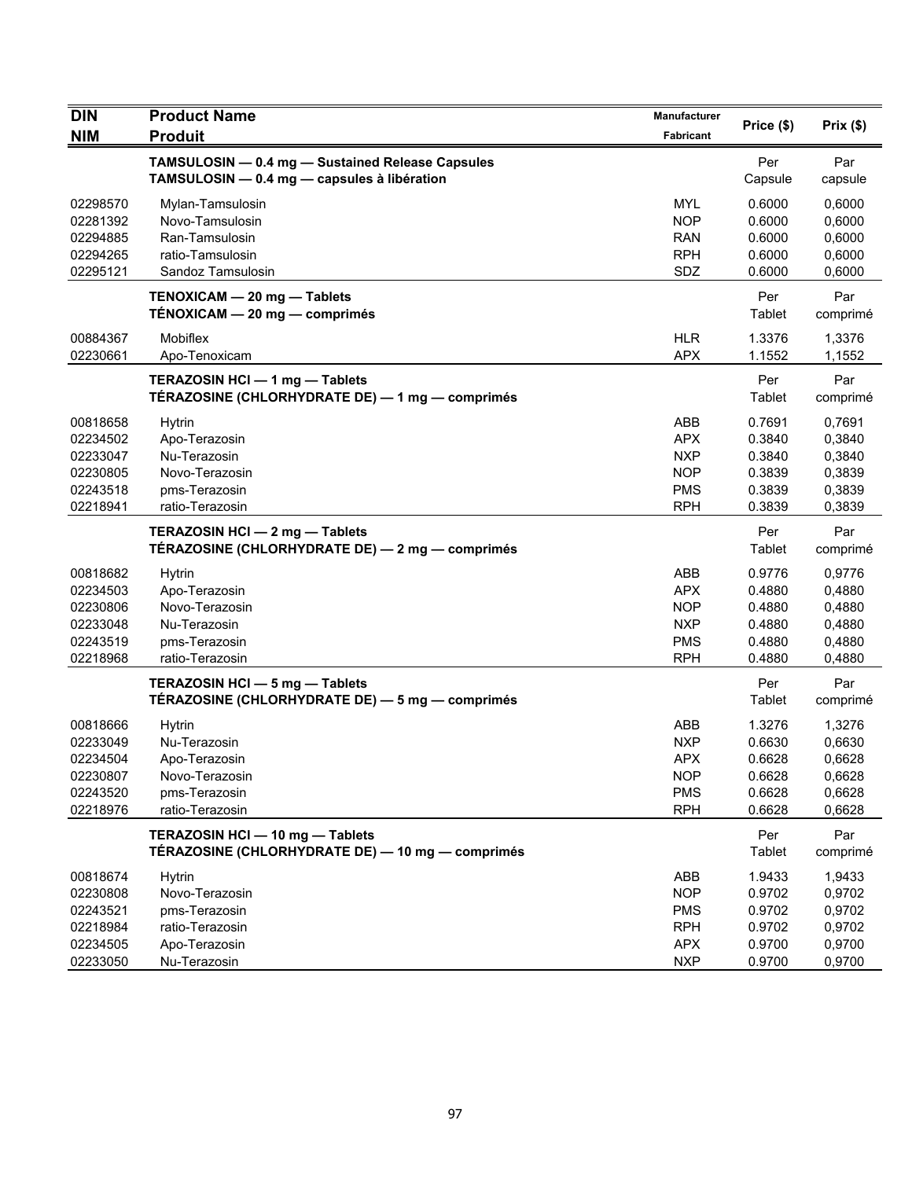| DIN<br>NIM | Product Name<br>Produit | Manufacturer<br>Fabricant | Price ($) | Prix ($) |
|---|---|---|---|---|
| | **TAMSULOSIN — 0.4 mg — Sustained Release Capsules**<br>**TAMSULOSIN — 0.4 mg — capsules à libération** | | Per Capsule | Par capsule |
| 02298570 | Mylan-Tamsulosin | MYL | 0.6000 | 0,6000 |
| 02281392 | Novo-Tamsulosin | NOP | 0.6000 | 0,6000 |
| 02294885 | Ran-Tamsulosin | RAN | 0.6000 | 0,6000 |
| 02294265 | ratio-Tamsulosin | RPH | 0.6000 | 0,6000 |
| 02295121 | Sandoz Tamsulosin | SDZ | 0.6000 | 0,6000 |
| | **TENOXICAM — 20 mg — Tablets**<br>**TÉNOXICAM — 20 mg — comprimés** | | Per Tablet | Par comprimé |
| 00884367 | Mobiflex | HLR | 1.3376 | 1,3376 |
| 02230661 | Apo-Tenoxicam | APX | 1.1552 | 1,1552 |
| | **TERAZOSIN HCl — 1 mg — Tablets**<br>**TÉRAZOSINE (CHLORHYDRATE DE) — 1 mg — comprimés** | | Per Tablet | Par comprimé |
| 00818658 | Hytrin | ABB | 0.7691 | 0,7691 |
| 02234502 | Apo-Terazosin | APX | 0.3840 | 0,3840 |
| 02233047 | Nu-Terazosin | NXP | 0.3840 | 0,3840 |
| 02230805 | Novo-Terazosin | NOP | 0.3839 | 0,3839 |
| 02243518 | pms-Terazosin | PMS | 0.3839 | 0,3839 |
| 02218941 | ratio-Terazosin | RPH | 0.3839 | 0,3839 |
| | **TERAZOSIN HCl — 2 mg — Tablets**<br>**TÉRAZOSINE (CHLORHYDRATE DE) — 2 mg — comprimés** | | Per Tablet | Par comprimé |
| 00818682 | Hytrin | ABB | 0.9776 | 0,9776 |
| 02234503 | Apo-Terazosin | APX | 0.4880 | 0,4880 |
| 02230806 | Novo-Terazosin | NOP | 0.4880 | 0,4880 |
| 02233048 | Nu-Terazosin | NXP | 0.4880 | 0,4880 |
| 02243519 | pms-Terazosin | PMS | 0.4880 | 0,4880 |
| 02218968 | ratio-Terazosin | RPH | 0.4880 | 0,4880 |
| | **TERAZOSIN HCl — 5 mg — Tablets**<br>**TÉRAZOSINE (CHLORHYDRATE DE) — 5 mg — comprimés** | | Per Tablet | Par comprimé |
| 00818666 | Hytrin | ABB | 1.3276 | 1,3276 |
| 02233049 | Nu-Terazosin | NXP | 0.6630 | 0,6630 |
| 02234504 | Apo-Terazosin | APX | 0.6628 | 0,6628 |
| 02230807 | Novo-Terazosin | NOP | 0.6628 | 0,6628 |
| 02243520 | pms-Terazosin | PMS | 0.6628 | 0,6628 |
| 02218976 | ratio-Terazosin | RPH | 0.6628 | 0,6628 |
| | **TERAZOSIN HCl — 10 mg — Tablets**<br>**TÉRAZOSINE (CHLORHYDRATE DE) — 10 mg — comprimés** | | Per Tablet | Par comprimé |
| 00818674 | Hytrin | ABB | 1.9433 | 1,9433 |
| 02230808 | Novo-Terazosin | NOP | 0.9702 | 0,9702 |
| 02243521 | pms-Terazosin | PMS | 0.9702 | 0,9702 |
| 02218984 | ratio-Terazosin | RPH | 0.9702 | 0,9702 |
| 02234505 | Apo-Terazosin | APX | 0.9700 | 0,9700 |
| 02233050 | Nu-Terazosin | NXP | 0.9700 | 0,9700 |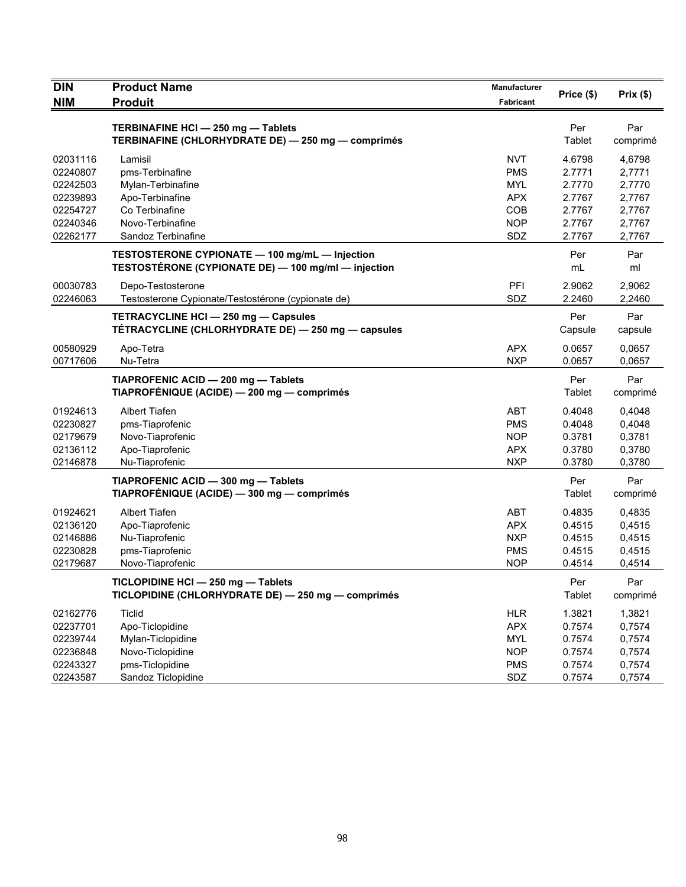| DIN<br>NIM | Product Name<br>Produit | Manufacturer<br>Fabricant | Price ($) | Prix ($) |
|---|---|---|---|---|
| | **TERBINAFINE HCl — 250 mg — Tablets**<br>**TERBINAFINE (CHLORHYDRATE DE) — 250 mg — comprimés** | | Per Tablet | Par comprimé |
| 02031116 | Lamisil | NVT | 4.6798 | 4,6798 |
| 02240807 | pms-Terbinafine | PMS | 2.7771 | 2,7771 |
| 02242503 | Mylan-Terbinafine | MYL | 2.7770 | 2,7770 |
| 02239893 | Apo-Terbinafine | APX | 2.7767 | 2,7767 |
| 02254727 | Co Terbinafine | COB | 2.7767 | 2,7767 |
| 02240346 | Novo-Terbinafine | NOP | 2.7767 | 2,7767 |
| 02262177 | Sandoz Terbinafine | SDZ | 2.7767 | 2,7767 |
| | **TESTOSTERONE CYPIONATE — 100 mg/mL — Injection**<br>**TESTOSTÉRONE (CYPIONATE DE) — 100 mg/ml — injection** | | Per mL | Par ml |
| 00030783 | Depo-Testosterone | PFI | 2.9062 | 2,9062 |
| 02246063 | Testosterone Cypionate/Testostérone (cypionate de) | SDZ | 2.2460 | 2,2460 |
| | **TETRACYCLINE HCl — 250 mg — Capsules**<br>**TÉTRACYCLINE (CHLORHYDRATE DE) — 250 mg — capsules** | | Per Capsule | Par capsule |
| 00580929 | Apo-Tetra | APX | 0.0657 | 0,0657 |
| 00717606 | Nu-Tetra | NXP | 0.0657 | 0,0657 |
| | **TIAPROFENIC ACID — 200 mg — Tablets**<br>**TIAPROFÉNIQUE (ACIDE) — 200 mg — comprimés** | | Per Tablet | Par comprimé |
| 01924613 | Albert Tiafen | ABT | 0.4048 | 0,4048 |
| 02230827 | pms-Tiaprofenic | PMS | 0.4048 | 0,4048 |
| 02179679 | Novo-Tiaprofenic | NOP | 0.3781 | 0,3781 |
| 02136112 | Apo-Tiaprofenic | APX | 0.3780 | 0,3780 |
| 02146878 | Nu-Tiaprofenic | NXP | 0.3780 | 0,3780 |
| | **TIAPROFENIC ACID — 300 mg — Tablets**<br>**TIAPROFÉNIQUE (ACIDE) — 300 mg — comprimés** | | Per Tablet | Par comprimé |
| 01924621 | Albert Tiafen | ABT | 0.4835 | 0,4835 |
| 02136120 | Apo-Tiaprofenic | APX | 0.4515 | 0,4515 |
| 02146886 | Nu-Tiaprofenic | NXP | 0.4515 | 0,4515 |
| 02230828 | pms-Tiaprofenic | PMS | 0.4515 | 0,4515 |
| 02179687 | Novo-Tiaprofenic | NOP | 0.4514 | 0,4514 |
| | **TICLOPIDINE HCl — 250 mg — Tablets**<br>**TICLOPIDINE (CHLORHYDRATE DE) — 250 mg — comprimés** | | Per Tablet | Par comprimé |
| 02162776 | Ticlid | HLR | 1.3821 | 1,3821 |
| 02237701 | Apo-Ticlopidine | APX | 0.7574 | 0,7574 |
| 02239744 | Mylan-Ticlopidine | MYL | 0.7574 | 0,7574 |
| 02236848 | Novo-Ticlopidine | NOP | 0.7574 | 0,7574 |
| 02243327 | pms-Ticlopidine | PMS | 0.7574 | 0,7574 |
| 02243587 | Sandoz Ticlopidine | SDZ | 0.7574 | 0,7574 |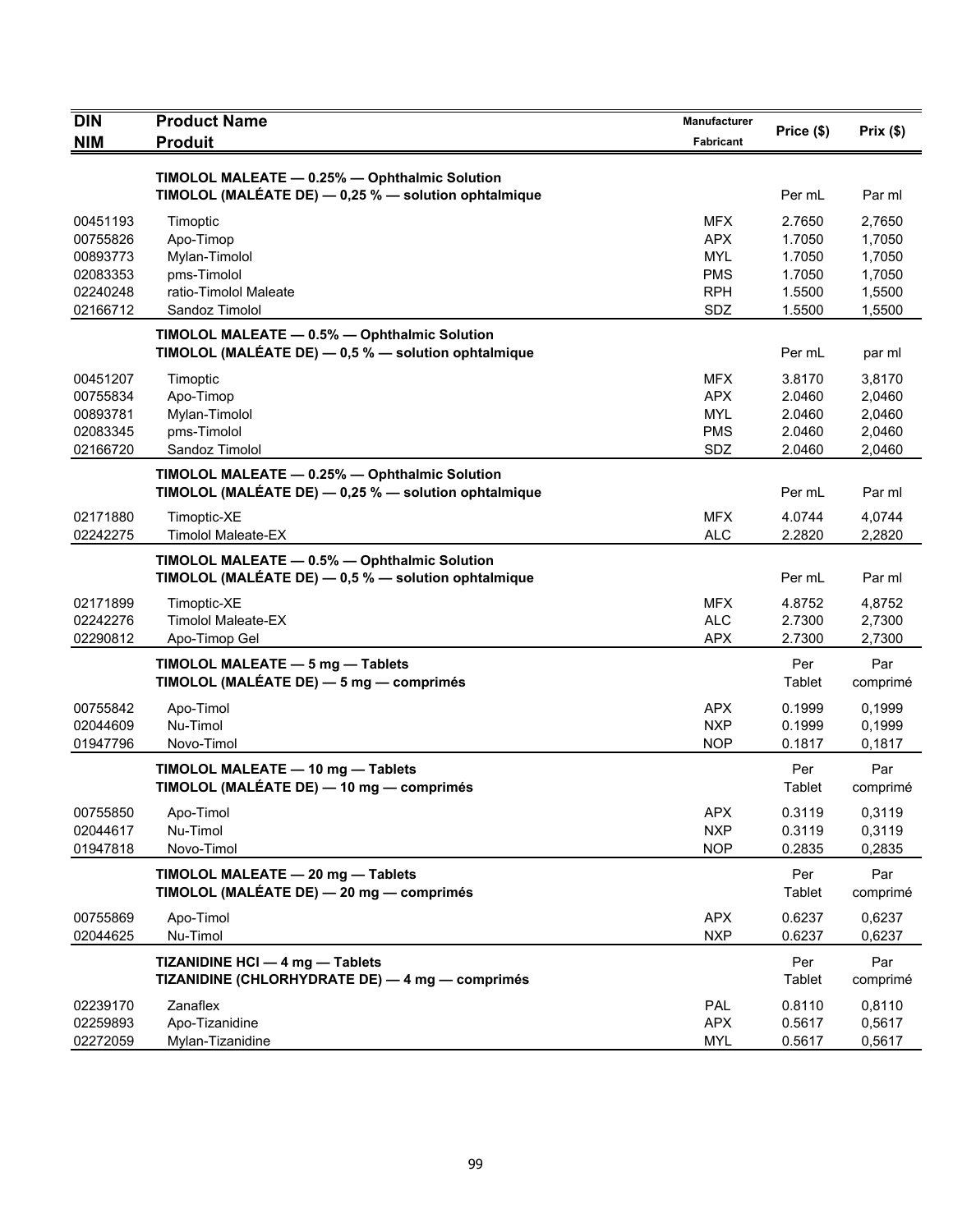| DIN<br>NIM | Product Name<br>Produit | Manufacturer<br>Fabricant | Price ($) | Prix ($) |
|---|---|---|---|---|
| | **TIMOLOL MALEATE — 0.25% — Ophthalmic Solution**<br>**TIMOLOL (MALÉATE DE) — 0,25 % — solution ophtalmique** | | Per mL | Par ml |
| 00451193 | Timoptic | MFX | 2.7650 | 2,7650 |
| 00755826 | Apo-Timop | APX | 1.7050 | 1,7050 |
| 00893773 | Mylan-Timolol | MYL | 1.7050 | 1,7050 |
| 02083353 | pms-Timolol | PMS | 1.7050 | 1,7050 |
| 02240248 | ratio-Timolol Maleate | RPH | 1.5500 | 1,5500 |
| 02166712 | Sandoz Timolol | SDZ | 1.5500 | 1,5500 |
| | **TIMOLOL MALEATE — 0.5% — Ophthalmic Solution**<br>**TIMOLOL (MALÉATE DE) — 0,5 % — solution ophtalmique** | | Per mL | par ml |
| 00451207 | Timoptic | MFX | 3.8170 | 3,8170 |
| 00755834 | Apo-Timop | APX | 2.0460 | 2,0460 |
| 00893781 | Mylan-Timolol | MYL | 2.0460 | 2,0460 |
| 02083345 | pms-Timolol | PMS | 2.0460 | 2,0460 |
| 02166720 | Sandoz Timolol | SDZ | 2.0460 | 2,0460 |
| | **TIMOLOL MALEATE — 0.25% — Ophthalmic Solution**<br>**TIMOLOL (MALÉATE DE) — 0,25 % — solution ophtalmique** | | Per mL | Par ml |
| 02171880 | Timoptic-XE | MFX | 4.0744 | 4,0744 |
| 02242275 | Timolol Maleate-EX | ALC | 2.2820 | 2,2820 |
| | **TIMOLOL MALEATE — 0.5% — Ophthalmic Solution**<br>**TIMOLOL (MALÉATE DE) — 0,5 % — solution ophtalmique** | | Per mL | Par ml |
| 02171899 | Timoptic-XE | MFX | 4.8752 | 4,8752 |
| 02242276 | Timolol Maleate-EX | ALC | 2.7300 | 2,7300 |
| 02290812 | Apo-Timop Gel | APX | 2.7300 | 2,7300 |
| | **TIMOLOL MALEATE — 5 mg — Tablets**<br>**TIMOLOL (MALÉATE DE) — 5 mg — comprimés** | | Per Tablet | Par comprimé |
| 00755842 | Apo-Timol | APX | 0.1999 | 0,1999 |
| 02044609 | Nu-Timol | NXP | 0.1999 | 0,1999 |
| 01947796 | Novo-Timol | NOP | 0.1817 | 0,1817 |
| | **TIMOLOL MALEATE — 10 mg — Tablets**<br>**TIMOLOL (MALÉATE DE) — 10 mg — comprimés** | | Per Tablet | Par comprimé |
| 00755850 | Apo-Timol | APX | 0.3119 | 0,3119 |
| 02044617 | Nu-Timol | NXP | 0.3119 | 0,3119 |
| 01947818 | Novo-Timol | NOP | 0.2835 | 0,2835 |
| | **TIMOLOL MALEATE — 20 mg — Tablets**<br>**TIMOLOL (MALÉATE DE) — 20 mg — comprimés** | | Per Tablet | Par comprimé |
| 00755869 | Apo-Timol | APX | 0.6237 | 0,6237 |
| 02044625 | Nu-Timol | NXP | 0.6237 | 0,6237 |
| | **TIZANIDINE HCl — 4 mg — Tablets**<br>**TIZANIDINE (CHLORHYDRATE DE) — 4 mg — comprimés** | | Per Tablet | Par comprimé |
| 02239170 | Zanaflex | PAL | 0.8110 | 0,8110 |
| 02259893 | Apo-Tizanidine | APX | 0.5617 | 0,5617 |
| 02272059 | Mylan-Tizanidine | MYL | 0.5617 | 0,5617 |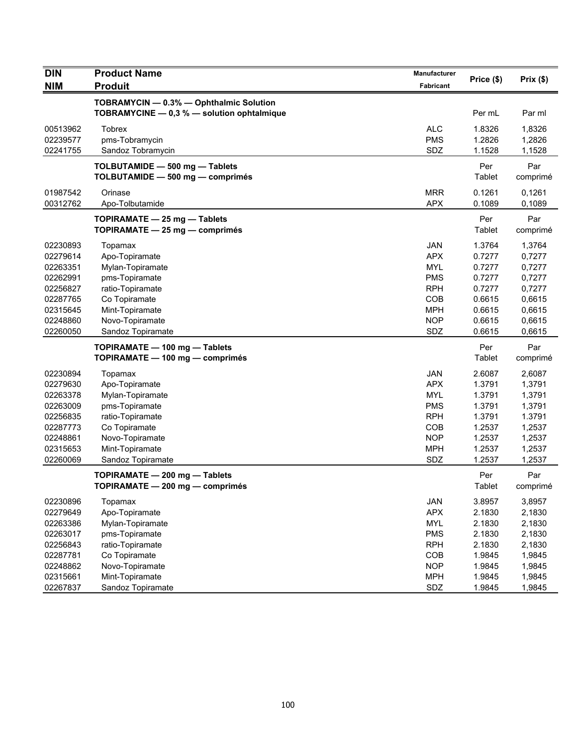| DIN<br>NIM | Product Name<br>Produit | Manufacturer<br>Fabricant | Price ($) | Prix ($) |
|---|---|---|---|---|
| | **TOBRAMYCIN — 0.3% — Ophthalmic Solution**<br>**TOBRAMYCINE — 0,3 % — solution ophtalmique** | | Per mL | Par ml |
| 00513962 | Tobrex | ALC | 1.8326 | 1,8326 |
| 02239577 | pms-Tobramycin | PMS | 1.2826 | 1,2826 |
| 02241755 | Sandoz Tobramycin | SDZ | 1.1528 | 1,1528 |
| | **TOLBUTAMIDE — 500 mg — Tablets**<br>**TOLBUTAMIDE — 500 mg — comprimés** | | Per Tablet | Par comprimé |
| 01987542 | Orinase | MRR | 0.1261 | 0,1261 |
| 00312762 | Apo-Tolbutamide | APX | 0.1089 | 0,1089 |
| | **TOPIRAMATE — 25 mg — Tablets**<br>**TOPIRAMATE — 25 mg — comprimés** | | Per Tablet | Par comprimé |
| 02230893 | Topamax | JAN | 1.3764 | 1,3764 |
| 02279614 | Apo-Topiramate | APX | 0.7277 | 0,7277 |
| 02263351 | Mylan-Topiramate | MYL | 0.7277 | 0,7277 |
| 02262991 | pms-Topiramate | PMS | 0.7277 | 0,7277 |
| 02256827 | ratio-Topiramate | RPH | 0.7277 | 0,7277 |
| 02287765 | Co Topiramate | COB | 0.6615 | 0,6615 |
| 02315645 | Mint-Topiramate | MPH | 0.6615 | 0,6615 |
| 02248860 | Novo-Topiramate | NOP | 0.6615 | 0,6615 |
| 02260050 | Sandoz Topiramate | SDZ | 0.6615 | 0,6615 |
| | **TOPIRAMATE — 100 mg — Tablets**<br>**TOPIRAMATE — 100 mg — comprimés** | | Per Tablet | Par comprimé |
| 02230894 | Topamax | JAN | 2.6087 | 2,6087 |
| 02279630 | Apo-Topiramate | APX | 1.3791 | 1,3791 |
| 02263378 | Mylan-Topiramate | MYL | 1.3791 | 1,3791 |
| 02263009 | pms-Topiramate | PMS | 1.3791 | 1,3791 |
| 02256835 | ratio-Topiramate | RPH | 1.3791 | 1.3791 |
| 02287773 | Co Topiramate | COB | 1.2537 | 1,2537 |
| 02248861 | Novo-Topiramate | NOP | 1.2537 | 1,2537 |
| 02315653 | Mint-Topiramate | MPH | 1.2537 | 1,2537 |
| 02260069 | Sandoz Topiramate | SDZ | 1.2537 | 1,2537 |
| | **TOPIRAMATE — 200 mg — Tablets**<br>**TOPIRAMATE — 200 mg — comprimés** | | Per Tablet | Par comprimé |
| 02230896 | Topamax | JAN | 3.8957 | 3,8957 |
| 02279649 | Apo-Topiramate | APX | 2.1830 | 2,1830 |
| 02263386 | Mylan-Topiramate | MYL | 2.1830 | 2,1830 |
| 02263017 | pms-Topiramate | PMS | 2.1830 | 2,1830 |
| 02256843 | ratio-Topiramate | RPH | 2.1830 | 2,1830 |
| 02287781 | Co Topiramate | COB | 1.9845 | 1,9845 |
| 02248862 | Novo-Topiramate | NOP | 1.9845 | 1,9845 |
| 02315661 | Mint-Topiramate | MPH | 1.9845 | 1,9845 |
| 02267837 | Sandoz Topiramate | SDZ | 1.9845 | 1,9845 |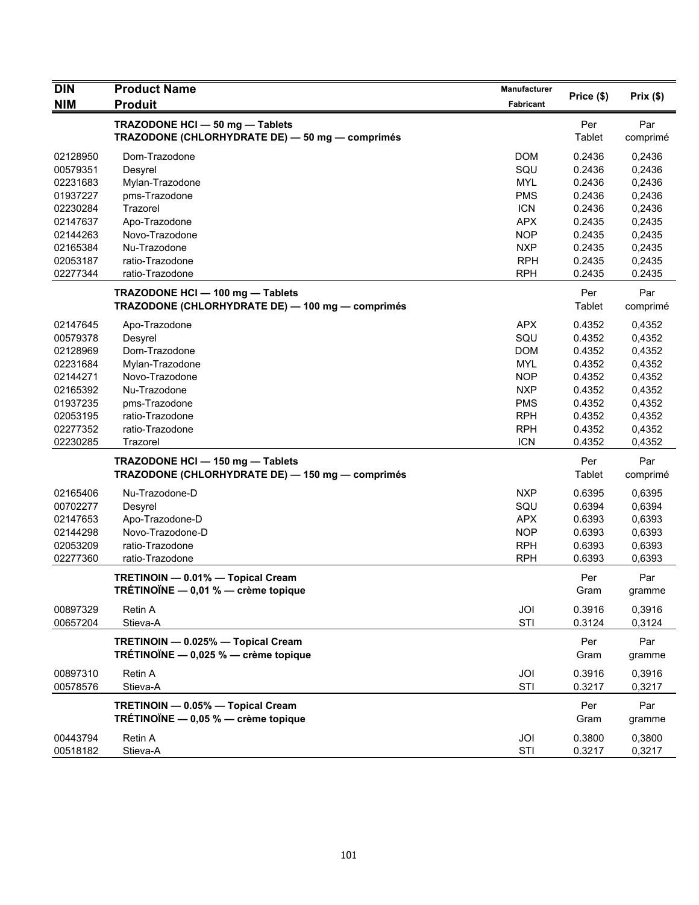| DIN<br>NIM | Product Name<br>Produit | Manufacturer<br>Fabricant | Price ($) | Prix ($) |
|---|---|---|---|---|
| | **TRAZODONE HCl — 50 mg — Tablets**<br>**TRAZODONE (CHLORHYDRATE DE) — 50 mg — comprimés** | | Per Tablet | Par comprimé |
| 02128950 | Dom-Trazodone | DOM | 0.2436 | 0,2436 |
| 00579351 | Desyrel | SQU | 0.2436 | 0,2436 |
| 02231683 | Mylan-Trazodone | MYL | 0.2436 | 0,2436 |
| 01937227 | pms-Trazodone | PMS | 0.2436 | 0,2436 |
| 02230284 | Trazorel | ICN | 0.2436 | 0,2436 |
| 02147637 | Apo-Trazodone | APX | 0.2435 | 0,2435 |
| 02144263 | Novo-Trazodone | NOP | 0.2435 | 0,2435 |
| 02165384 | Nu-Trazodone | NXP | 0.2435 | 0,2435 |
| 02053187 | ratio-Trazodone | RPH | 0.2435 | 0,2435 |
| 02277344 | ratio-Trazodone | RPH | 0.2435 | 0.2435 |
| | **TRAZODONE HCl — 100 mg — Tablets**<br>**TRAZODONE (CHLORHYDRATE DE) — 100 mg — comprimés** | | Per Tablet | Par comprimé |
| 02147645 | Apo-Trazodone | APX | 0.4352 | 0,4352 |
| 00579378 | Desyrel | SQU | 0.4352 | 0,4352 |
| 02128969 | Dom-Trazodone | DOM | 0.4352 | 0,4352 |
| 02231684 | Mylan-Trazodone | MYL | 0.4352 | 0,4352 |
| 02144271 | Novo-Trazodone | NOP | 0.4352 | 0,4352 |
| 02165392 | Nu-Trazodone | NXP | 0.4352 | 0,4352 |
| 01937235 | pms-Trazodone | PMS | 0.4352 | 0,4352 |
| 02053195 | ratio-Trazodone | RPH | 0.4352 | 0,4352 |
| 02277352 | ratio-Trazodone | RPH | 0.4352 | 0,4352 |
| 02230285 | Trazorel | ICN | 0.4352 | 0,4352 |
| | **TRAZODONE HCl — 150 mg — Tablets**<br>**TRAZODONE (CHLORHYDRATE DE) — 150 mg — comprimés** | | Per Tablet | Par comprimé |
| 02165406 | Nu-Trazodone-D | NXP | 0.6395 | 0,6395 |
| 00702277 | Desyrel | SQU | 0.6394 | 0,6394 |
| 02147653 | Apo-Trazodone-D | APX | 0.6393 | 0,6393 |
| 02144298 | Novo-Trazodone-D | NOP | 0.6393 | 0,6393 |
| 02053209 | ratio-Trazodone | RPH | 0.6393 | 0,6393 |
| 02277360 | ratio-Trazodone | RPH | 0.6393 | 0,6393 |
| | **TRETINOIN — 0.01% — Topical Cream**<br>**TRÉTINOÏNE — 0,01 % — crème topique** | | Per Gram | Par gramme |
| 00897329 | Retin A | JOI | 0.3916 | 0,3916 |
| 00657204 | Stieva-A | STI | 0.3124 | 0,3124 |
| | **TRETINOIN — 0.025% — Topical Cream**<br>**TRÉTINOÏNE — 0,025 % — crème topique** | | Per Gram | Par gramme |
| 00897310 | Retin A | JOI | 0.3916 | 0,3916 |
| 00578576 | Stieva-A | STI | 0.3217 | 0,3217 |
| | **TRETINOIN — 0.05% — Topical Cream**<br>**TRÉTINOÏNE — 0,05 % — crème topique** | | Per Gram | Par gramme |
| 00443794 | Retin A | JOI | 0.3800 | 0,3800 |
| 00518182 | Stieva-A | STI | 0.3217 | 0,3217 |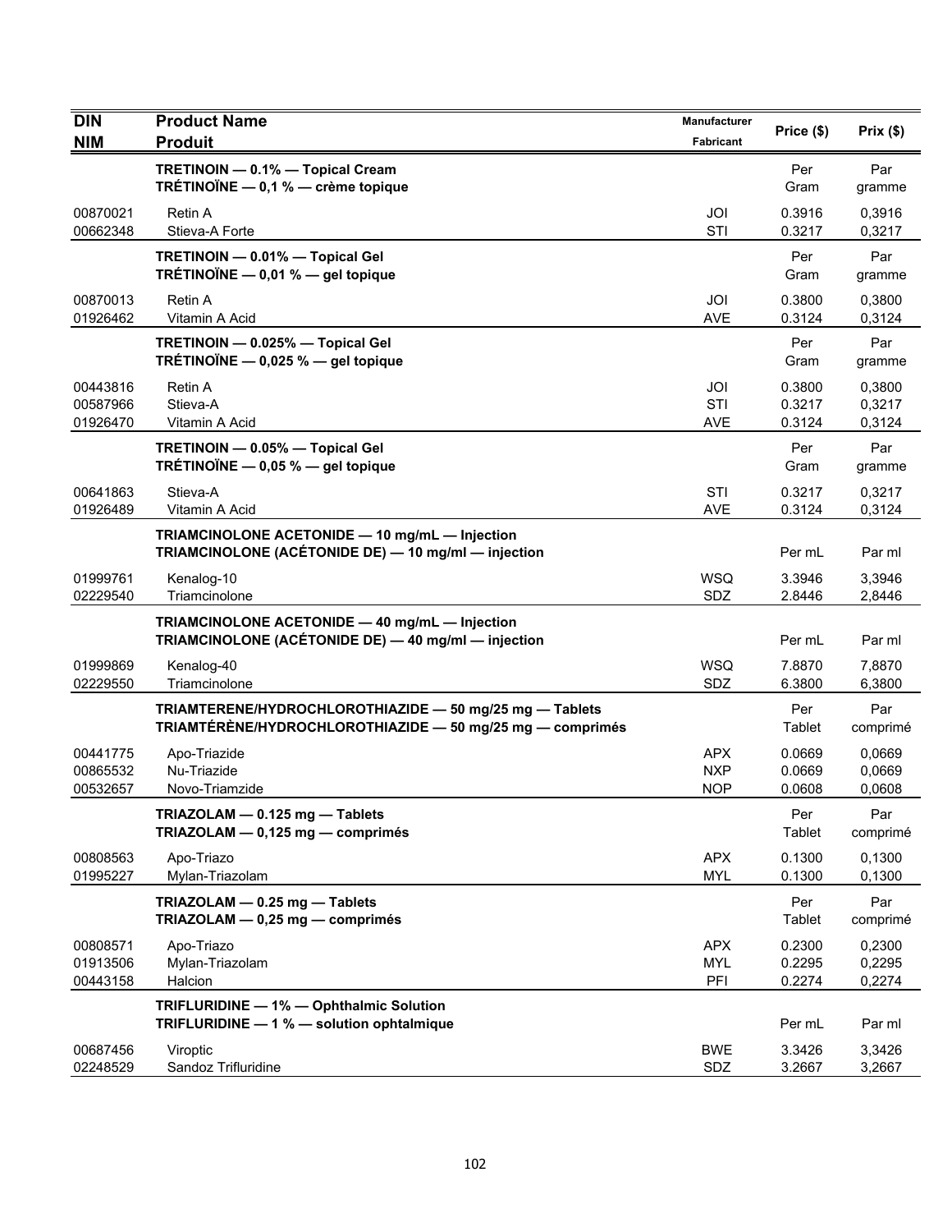| DIN<br>NIM | Product Name<br>Produit | Manufacturer<br>Fabricant | Price ($) | Prix ($) |
|---|---|---|---|---|
| | **TRETINOIN — 0.1% — Topical Cream**<br>**TRÉTINOÏNE — 0,1 % — crème topique** | | Per Gram | Par gramme |
| 00870021 | Retin A | JOI | 0.3916 | 0,3916 |
| 00662348 | Stieva-A Forte | STI | 0.3217 | 0,3217 |
| | **TRETINOIN — 0.01% — Topical Gel**<br>**TRÉTINOÏNE — 0,01 % — gel topique** | | Per Gram | Par gramme |
| 00870013 | Retin A | JOI | 0.3800 | 0,3800 |
| 01926462 | Vitamin A Acid | AVE | 0.3124 | 0,3124 |
| | **TRETINOIN — 0.025% — Topical Gel**<br>**TRÉTINOÏNE — 0,025 % — gel topique** | | Per Gram | Par gramme |
| 00443816 | Retin A | JOI | 0.3800 | 0,3800 |
| 00587966 | Stieva-A | STI | 0.3217 | 0,3217 |
| 01926470 | Vitamin A Acid | AVE | 0.3124 | 0,3124 |
| | **TRETINOIN — 0.05% — Topical Gel**<br>**TRÉTINOÏNE — 0,05 % — gel topique** | | Per Gram | Par gramme |
| 00641863 | Stieva-A | STI | 0.3217 | 0,3217 |
| 01926489 | Vitamin A Acid | AVE | 0.3124 | 0,3124 |
| | **TRIAMCINOLONE ACETONIDE — 10 mg/mL — Injection**<br>**TRIAMCINOLONE (ACÉTONIDE DE) — 10 mg/ml — injection** | | Per mL | Par ml |
| 01999761 | Kenalog-10 | WSQ | 3.3946 | 3,3946 |
| 02229540 | Triamcinolone | SDZ | 2.8446 | 2,8446 |
| | **TRIAMCINOLONE ACETONIDE — 40 mg/mL — Injection**<br>**TRIAMCINOLONE (ACÉTONIDE DE) — 40 mg/ml — injection** | | Per mL | Par ml |
| 01999869 | Kenalog-40 | WSQ | 7.8870 | 7,8870 |
| 02229550 | Triamcinolone | SDZ | 6.3800 | 6,3800 |
| | **TRIAMTERENE/HYDROCHLOROTHIAZIDE — 50 mg/25 mg — Tablets**<br>**TRIAMTÉRÈNE/HYDROCHLOROTHIAZIDE — 50 mg/25 mg — comprimés** | | Per Tablet | Par comprimé |
| 00441775 | Apo-Triazide | APX | 0.0669 | 0,0669 |
| 00865532 | Nu-Triazide | NXP | 0.0669 | 0,0669 |
| 00532657 | Novo-Triamzide | NOP | 0.0608 | 0,0608 |
| | **TRIAZOLAM — 0.125 mg — Tablets**<br>**TRIAZOLAM — 0,125 mg — comprimés** | | Per Tablet | Par comprimé |
| 00808563 | Apo-Triazo | APX | 0.1300 | 0,1300 |
| 01995227 | Mylan-Triazolam | MYL | 0.1300 | 0,1300 |
| | **TRIAZOLAM — 0.25 mg — Tablets**<br>**TRIAZOLAM — 0,25 mg — comprimés** | | Per Tablet | Par comprimé |
| 00808571 | Apo-Triazo | APX | 0.2300 | 0,2300 |
| 01913506 | Mylan-Triazolam | MYL | 0.2295 | 0,2295 |
| 00443158 | Halcion | PFI | 0.2274 | 0,2274 |
| | **TRIFLURIDINE — 1% — Ophthalmic Solution**<br>**TRIFLURIDINE — 1 % — solution ophtalmique** | | Per mL | Par ml |
| 00687456 | Viroptic | BWE | 3.3426 | 3,3426 |
| 02248529 | Sandoz Trifluridine | SDZ | 3.2667 | 3,2667 |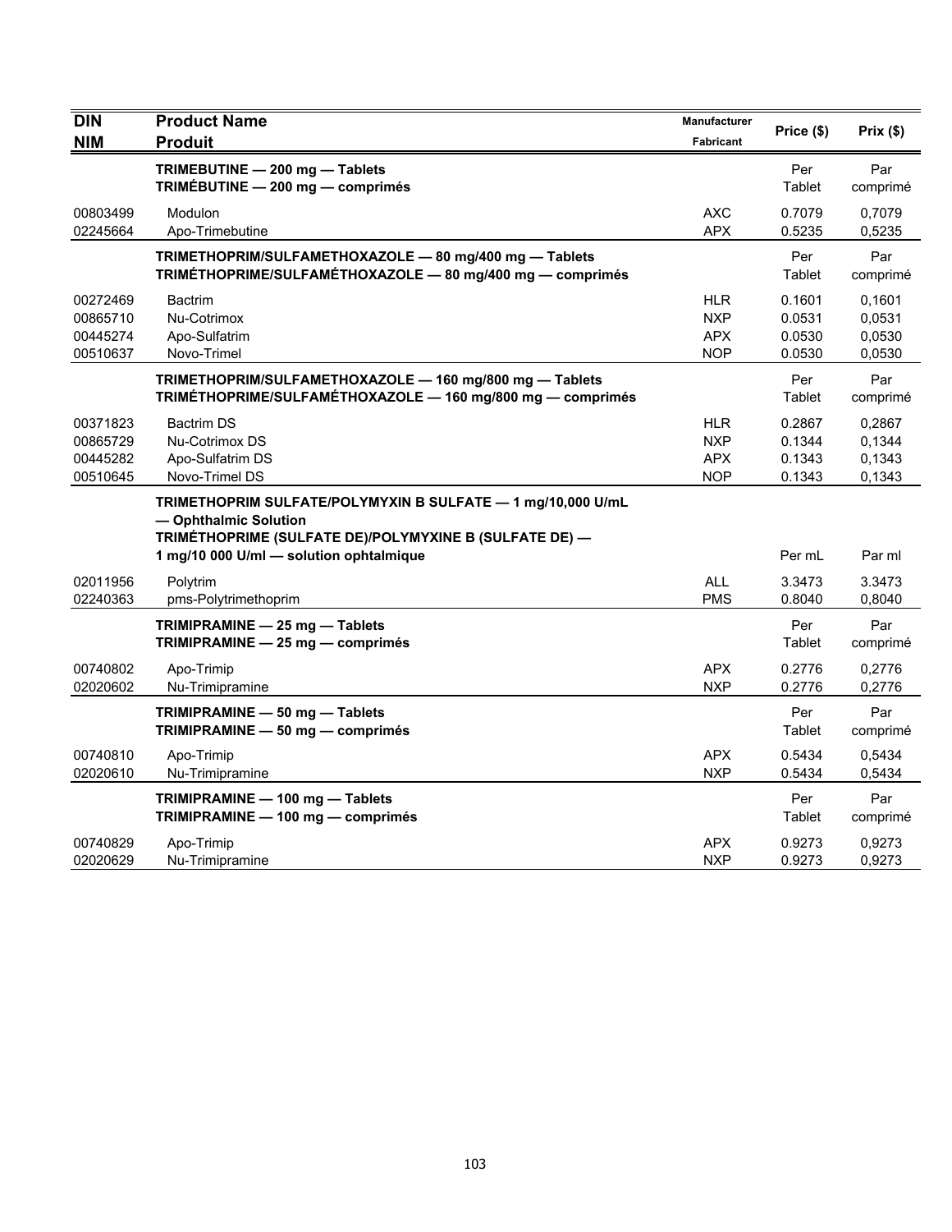| DIN<br>NIM | Product Name<br>Produit | Manufacturer<br>Fabricant | Price ($) | Prix ($) |
|---|---|---|---|---|
| | **TRIMEBUTINE — 200 mg — Tablets**<br>**TRIMÉBUTINE — 200 mg — comprimés** | | Per Tablet | Par comprimé |
| 00803499 | Modulon | AXC | 0.7079 | 0,7079 |
| 02245664 | Apo-Trimebutine | APX | 0.5235 | 0,5235 |
| | **TRIMETHOPRIM/SULFAMETHOXAZOLE — 80 mg/400 mg — Tablets**<br>**TRIMÉTHOPRIME/SULFAMÉTHOXAZOLE — 80 mg/400 mg — comprimés** | | Per Tablet | Par comprimé |
| 00272469 | Bactrim | HLR | 0.1601 | 0,1601 |
| 00865710 | Nu-Cotrimox | NXP | 0.0531 | 0,0531 |
| 00445274 | Apo-Sulfatrim | APX | 0.0530 | 0,0530 |
| 00510637 | Novo-Trimel | NOP | 0.0530 | 0,0530 |
| | **TRIMETHOPRIM/SULFAMETHOXAZOLE — 160 mg/800 mg — Tablets**<br>**TRIMÉTHOPRIME/SULFAMÉTHOXAZOLE — 160 mg/800 mg — comprimés** | | Per Tablet | Par comprimé |
| 00371823 | Bactrim DS | HLR | 0.2867 | 0,2867 |
| 00865729 | Nu-Cotrimox DS | NXP | 0.1344 | 0,1344 |
| 00445282 | Apo-Sulfatrim DS | APX | 0.1343 | 0,1343 |
| 00510645 | Novo-Trimel DS | NOP | 0.1343 | 0,1343 |
| | **TRIMETHOPRIM SULFATE/POLYMYXIN B SULFATE — 1 mg/10,000 U/mL — Ophthalmic Solution**<br>**TRIMÉTHOPRIME (SULFATE DE)/POLYMYXINE B (SULFATE DE) — 1 mg/10 000 U/ml — solution ophtalmique** | | Per mL | Par ml |
| 02011956 | Polytrim | ALL | 3.3473 | 3.3473 |
| 02240363 | pms-Polytrimethoprim | PMS | 0.8040 | 0,8040 |
| | **TRIMIPRAMINE — 25 mg — Tablets**<br>**TRIMIPRAMINE — 25 mg — comprimés** | | Per Tablet | Par comprimé |
| 00740802 | Apo-Trimip | APX | 0.2776 | 0,2776 |
| 02020602 | Nu-Trimipramine | NXP | 0.2776 | 0,2776 |
| | **TRIMIPRAMINE — 50 mg — Tablets**<br>**TRIMIPRAMINE — 50 mg — comprimés** | | Per Tablet | Par comprimé |
| 00740810 | Apo-Trimip | APX | 0.5434 | 0,5434 |
| 02020610 | Nu-Trimipramine | NXP | 0.5434 | 0,5434 |
| | **TRIMIPRAMINE — 100 mg — Tablets**<br>**TRIMIPRAMINE — 100 mg — comprimés** | | Per Tablet | Par comprimé |
| 00740829 | Apo-Trimip | APX | 0.9273 | 0,9273 |
| 02020629 | Nu-Trimipramine | NXP | 0.9273 | 0,9273 |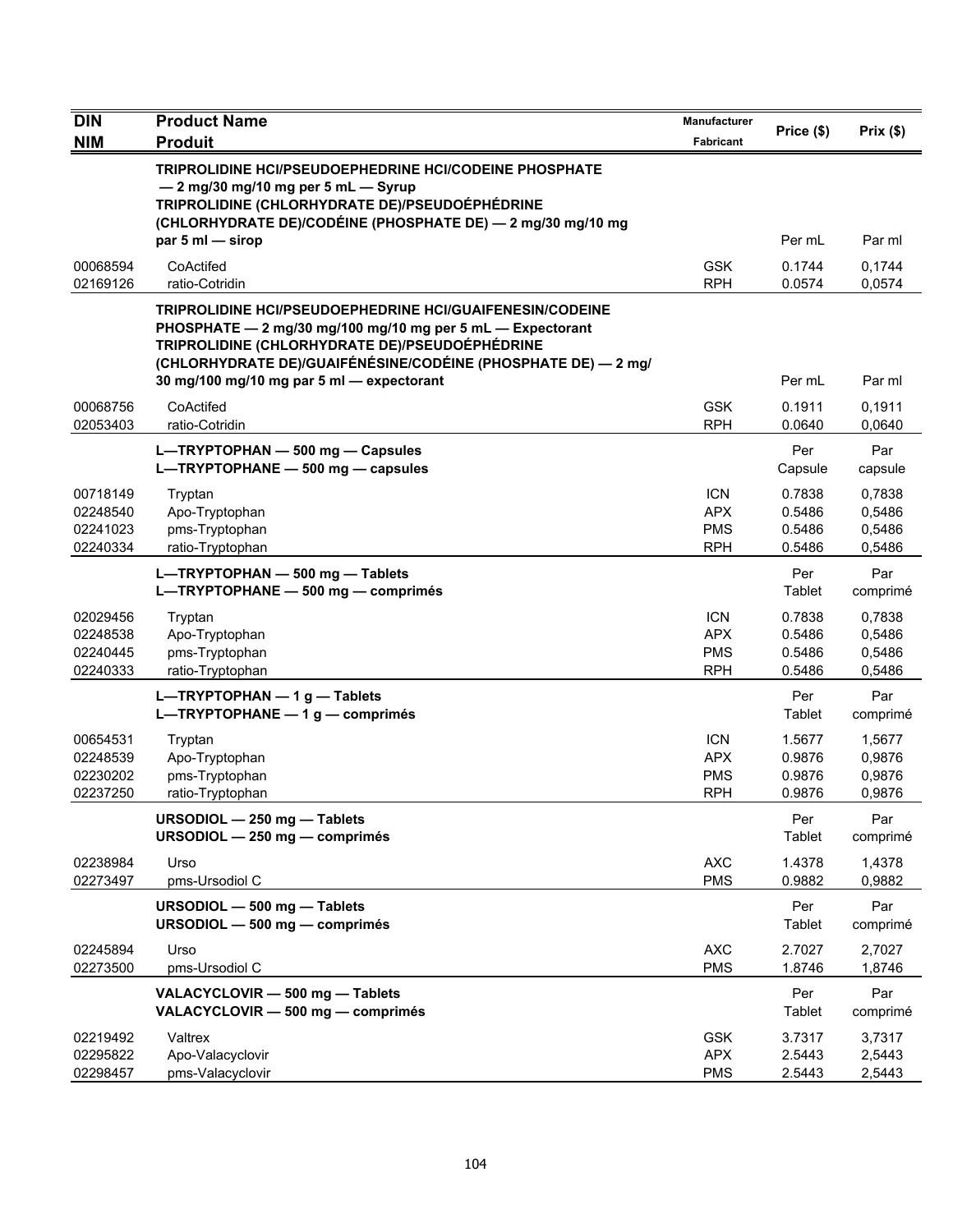| DIN<br>NIM | Product Name<br>Produit | Manufacturer<br>Fabricant | Price ($) | Prix ($) |
|---|---|---|---|---|
| | **TRIPROLIDINE HCl/PSEUDOEPHEDRINE HCl/CODEINE PHOSPHATE — 2 mg/30 mg/10 mg per 5 mL — Syrup**<br>**TRIPROLIDINE (CHLORHYDRATE DE)/PSEUDOÉPHÉDRINE (CHLORHYDRATE DE)/CODÉINE (PHOSPHATE DE) — 2 mg/30 mg/10 mg par 5 ml — sirop** | | Per mL | Par ml |
| 00068594 | CoActifed | GSK | 0.1744 | 0,1744 |
| 02169126 | ratio-Cotridin | RPH | 0.0574 | 0,0574 |
| | **TRIPROLIDINE HCl/PSEUDOEPHEDRINE HCl/GUAIFENESIN/CODEINE PHOSPHATE — 2 mg/30 mg/100 mg/10 mg per 5 mL — Expectorant**<br>**TRIPROLIDINE (CHLORHYDRATE DE)/PSEUDOÉPHÉDRINE (CHLORHYDRATE DE)/GUAIFÉNÉSINE/CODÉINE (PHOSPHATE DE) — 2 mg/ 30 mg/100 mg/10 mg par 5 ml — expectorant** | | Per mL | Par ml |
| 00068756 | CoActifed | GSK | 0.1911 | 0,1911 |
| 02053403 | ratio-Cotridin | RPH | 0.0640 | 0,0640 |
| | **L—TRYPTOPHAN — 500 mg — Capsules**<br>**L—TRYPTOPHANE — 500 mg — capsules** | | Per Capsule | Par capsule |
| 00718149 | Tryptan | ICN | 0.7838 | 0,7838 |
| 02248540 | Apo-Tryptophan | APX | 0.5486 | 0,5486 |
| 02241023 | pms-Tryptophan | PMS | 0.5486 | 0,5486 |
| 02240334 | ratio-Tryptophan | RPH | 0.5486 | 0,5486 |
| | **L—TRYPTOPHAN — 500 mg — Tablets**<br>**L—TRYPTOPHANE — 500 mg — comprimés** | | Per Tablet | Par comprimé |
| 02029456 | Tryptan | ICN | 0.7838 | 0,7838 |
| 02248538 | Apo-Tryptophan | APX | 0.5486 | 0,5486 |
| 02240445 | pms-Tryptophan | PMS | 0.5486 | 0,5486 |
| 02240333 | ratio-Tryptophan | RPH | 0.5486 | 0,5486 |
| | **L—TRYPTOPHAN — 1 g — Tablets**<br>**L—TRYPTOPHANE — 1 g — comprimés** | | Per Tablet | Par comprimé |
| 00654531 | Tryptan | ICN | 1.5677 | 1,5677 |
| 02248539 | Apo-Tryptophan | APX | 0.9876 | 0,9876 |
| 02230202 | pms-Tryptophan | PMS | 0.9876 | 0,9876 |
| 02237250 | ratio-Tryptophan | RPH | 0.9876 | 0,9876 |
| | **URSODIOL — 250 mg — Tablets**<br>**URSODIOL — 250 mg — comprimés** | | Per Tablet | Par comprimé |
| 02238984 | Urso | AXC | 1.4378 | 1,4378 |
| 02273497 | pms-Ursodiol C | PMS | 0.9882 | 0,9882 |
| | **URSODIOL — 500 mg — Tablets**<br>**URSODIOL — 500 mg — comprimés** | | Per Tablet | Par comprimé |
| 02245894 | Urso | AXC | 2.7027 | 2,7027 |
| 02273500 | pms-Ursodiol C | PMS | 1.8746 | 1,8746 |
| | **VALACYCLOVIR — 500 mg — Tablets**<br>**VALACYCLOVIR — 500 mg — comprimés** | | Per Tablet | Par comprimé |
| 02219492 | Valtrex | GSK | 3.7317 | 3,7317 |
| 02295822 | Apo-Valacyclovir | APX | 2.5443 | 2,5443 |
| 02298457 | pms-Valacyclovir | PMS | 2.5443 | 2,5443 |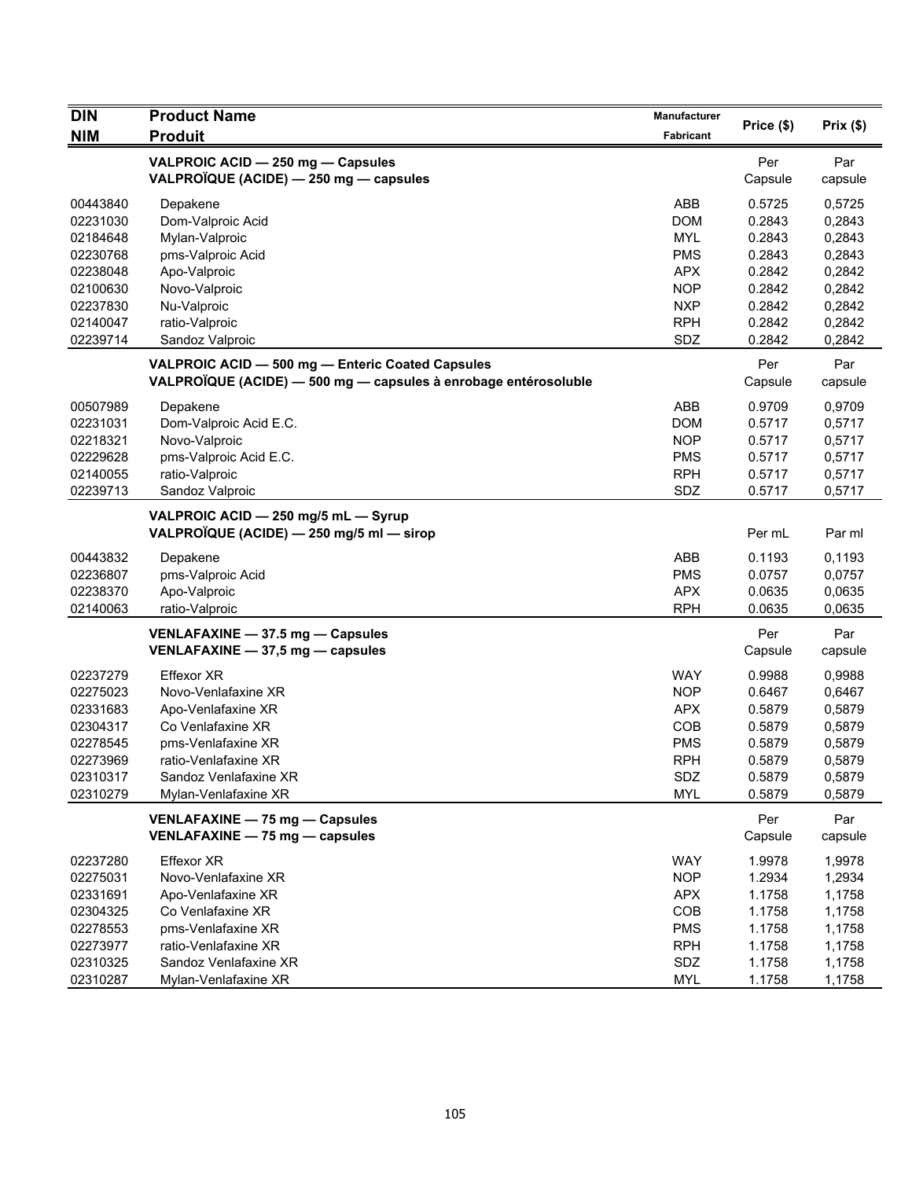| DIN<br>NIM | Product Name<br>Produit | Manufacturer<br>Fabricant | Price ($) | Prix ($) |
|---|---|---|---|---|
| | **VALPROIC ACID — 250 mg — Capsules**<br>**VALPROÏQUE (ACIDE) — 250 mg — capsules** | | Per Capsule | Par capsule |
| 00443840 | Depakene | ABB | 0.5725 | 0,5725 |
| 02231030 | Dom-Valproic Acid | DOM | 0.2843 | 0,2843 |
| 02184648 | Mylan-Valproic | MYL | 0.2843 | 0,2843 |
| 02230768 | pms-Valproic Acid | PMS | 0.2843 | 0,2843 |
| 02238048 | Apo-Valproic | APX | 0.2842 | 0,2842 |
| 02100630 | Novo-Valproic | NOP | 0.2842 | 0,2842 |
| 02237830 | Nu-Valproic | NXP | 0.2842 | 0,2842 |
| 02140047 | ratio-Valproic | RPH | 0.2842 | 0,2842 |
| 02239714 | Sandoz Valproic | SDZ | 0.2842 | 0,2842 |
| | **VALPROIC ACID — 500 mg — Enteric Coated Capsules**<br>**VALPROÏQUE (ACIDE) — 500 mg — capsules à enrobage entérosoluble** | | Per Capsule | Par capsule |
| 00507989 | Depakene | ABB | 0.9709 | 0,9709 |
| 02231031 | Dom-Valproic Acid E.C. | DOM | 0.5717 | 0,5717 |
| 02218321 | Novo-Valproic | NOP | 0.5717 | 0,5717 |
| 02229628 | pms-Valproic Acid E.C. | PMS | 0.5717 | 0,5717 |
| 02140055 | ratio-Valproic | RPH | 0.5717 | 0,5717 |
| 02239713 | Sandoz Valproic | SDZ | 0.5717 | 0,5717 |
| | **VALPROIC ACID — 250 mg/5 mL — Syrup**<br>**VALPROÏQUE (ACIDE) — 250 mg/5 ml — sirop** | | Per mL | Par ml |
| 00443832 | Depakene | ABB | 0.1193 | 0,1193 |
| 02236807 | pms-Valproic Acid | PMS | 0.0757 | 0,0757 |
| 02238370 | Apo-Valproic | APX | 0.0635 | 0,0635 |
| 02140063 | ratio-Valproic | RPH | 0.0635 | 0,0635 |
| | **VENLAFAXINE — 37.5 mg — Capsules**<br>**VENLAFAXINE — 37,5 mg — capsules** | | Per Capsule | Par capsule |
| 02237279 | Effexor XR | WAY | 0.9988 | 0,9988 |
| 02275023 | Novo-Venlafaxine XR | NOP | 0.6467 | 0,6467 |
| 02331683 | Apo-Venlafaxine XR | APX | 0.5879 | 0,5879 |
| 02304317 | Co Venlafaxine XR | COB | 0.5879 | 0,5879 |
| 02278545 | pms-Venlafaxine XR | PMS | 0.5879 | 0,5879 |
| 02273969 | ratio-Venlafaxine XR | RPH | 0.5879 | 0,5879 |
| 02310317 | Sandoz Venlafaxine XR | SDZ | 0.5879 | 0,5879 |
| 02310279 | Mylan-Venlafaxine XR | MYL | 0.5879 | 0,5879 |
| | **VENLAFAXINE — 75 mg — Capsules**<br>**VENLAFAXINE — 75 mg — capsules** | | Per Capsule | Par capsule |
| 02237280 | Effexor XR | WAY | 1.9978 | 1,9978 |
| 02275031 | Novo-Venlafaxine XR | NOP | 1.2934 | 1,2934 |
| 02331691 | Apo-Venlafaxine XR | APX | 1.1758 | 1,1758 |
| 02304325 | Co Venlafaxine XR | COB | 1.1758 | 1,1758 |
| 02278553 | pms-Venlafaxine XR | PMS | 1.1758 | 1,1758 |
| 02273977 | ratio-Venlafaxine XR | RPH | 1.1758 | 1,1758 |
| 02310325 | Sandoz Venlafaxine XR | SDZ | 1.1758 | 1,1758 |
| 02310287 | Mylan-Venlafaxine XR | MYL | 1.1758 | 1,1758 |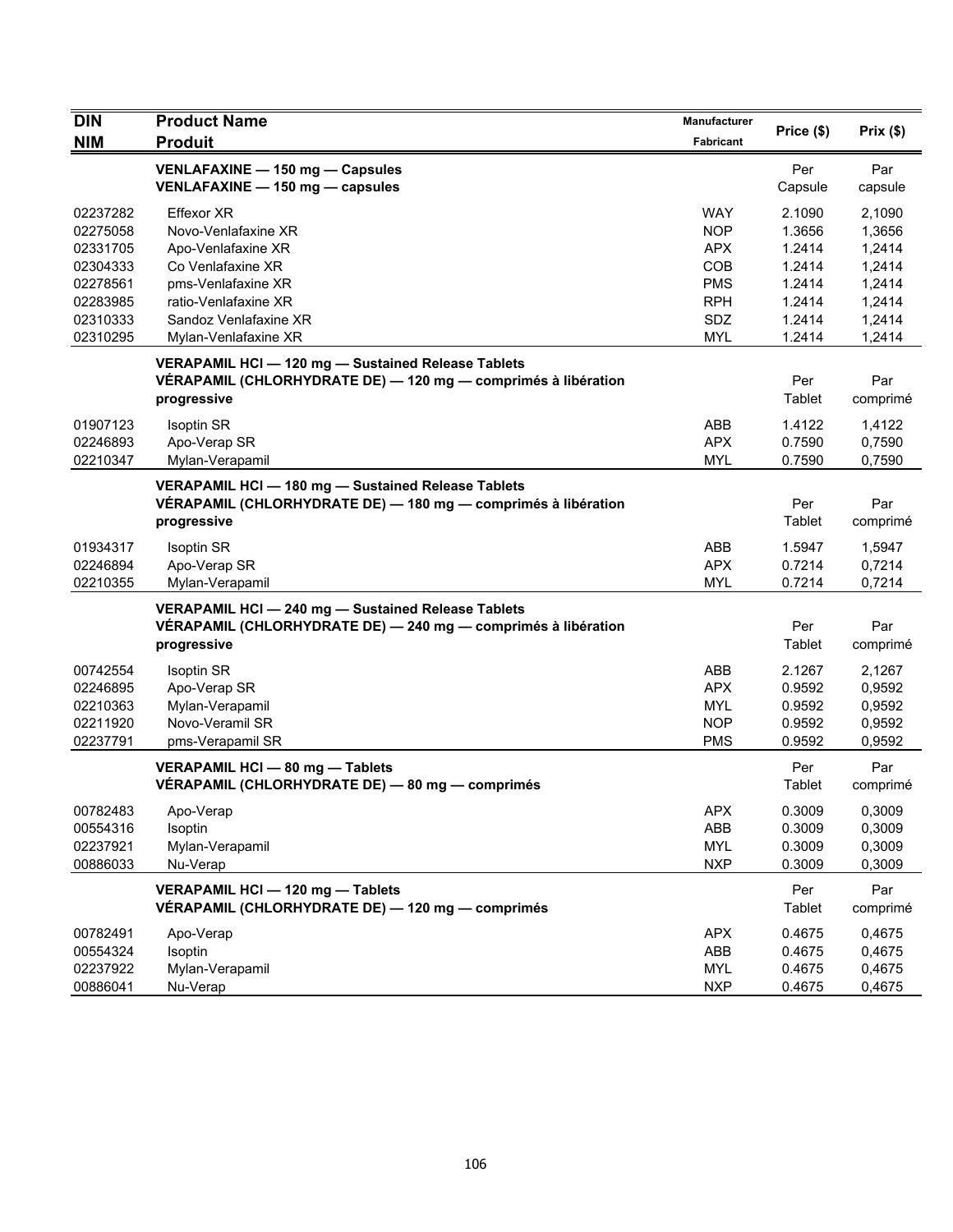| DIN<br>NIM | Product Name<br>Produit | Manufacturer<br>Fabricant | Price ($) | Prix ($) |
|---|---|---|---|---|
| | **VENLAFAXINE — 150 mg — Capsules**<br>**VENLAFAXINE — 150 mg — capsules** | | Per Capsule | Par capsule |
| 02237282 | Effexor XR | WAY | 2.1090 | 2,1090 |
| 02275058 | Novo-Venlafaxine XR | NOP | 1.3656 | 1,3656 |
| 02331705 | Apo-Venlafaxine XR | APX | 1.2414 | 1,2414 |
| 02304333 | Co Venlafaxine XR | COB | 1.2414 | 1,2414 |
| 02278561 | pms-Venlafaxine XR | PMS | 1.2414 | 1,2414 |
| 02283985 | ratio-Venlafaxine XR | RPH | 1.2414 | 1,2414 |
| 02310333 | Sandoz Venlafaxine XR | SDZ | 1.2414 | 1,2414 |
| 02310295 | Mylan-Venlafaxine XR | MYL | 1.2414 | 1,2414 |
| | **VERAPAMIL HCl — 120 mg — Sustained Release Tablets**<br>**VÉRAPAMIL (CHLORHYDRATE DE) — 120 mg — comprimés à libération progressive** | | Per Tablet | Par comprimé |
| 01907123 | Isoptin SR | ABB | 1.4122 | 1,4122 |
| 02246893 | Apo-Verap SR | APX | 0.7590 | 0,7590 |
| 02210347 | Mylan-Verapamil | MYL | 0.7590 | 0,7590 |
| | **VERAPAMIL HCl — 180 mg — Sustained Release Tablets**<br>**VÉRAPAMIL (CHLORHYDRATE DE) — 180 mg — comprimés à libération progressive** | | Per Tablet | Par comprimé |
| 01934317 | Isoptin SR | ABB | 1.5947 | 1,5947 |
| 02246894 | Apo-Verap SR | APX | 0.7214 | 0,7214 |
| 02210355 | Mylan-Verapamil | MYL | 0.7214 | 0,7214 |
| | **VERAPAMIL HCl — 240 mg — Sustained Release Tablets**<br>**VÉRAPAMIL (CHLORHYDRATE DE) — 240 mg — comprimés à libération progressive** | | Per Tablet | Par comprimé |
| 00742554 | Isoptin SR | ABB | 2.1267 | 2,1267 |
| 02246895 | Apo-Verap SR | APX | 0.9592 | 0,9592 |
| 02210363 | Mylan-Verapamil | MYL | 0.9592 | 0,9592 |
| 02211920 | Novo-Veramil SR | NOP | 0.9592 | 0,9592 |
| 02237791 | pms-Verapamil SR | PMS | 0.9592 | 0,9592 |
| | **VERAPAMIL HCl — 80 mg — Tablets**<br>**VÉRAPAMIL (CHLORHYDRATE DE) — 80 mg — comprimés** | | Per Tablet | Par comprimé |
| 00782483 | Apo-Verap | APX | 0.3009 | 0,3009 |
| 00554316 | Isoptin | ABB | 0.3009 | 0,3009 |
| 02237921 | Mylan-Verapamil | MYL | 0.3009 | 0,3009 |
| 00886033 | Nu-Verap | NXP | 0.3009 | 0,3009 |
| | **VERAPAMIL HCl — 120 mg — Tablets**<br>**VÉRAPAMIL (CHLORHYDRATE DE) — 120 mg — comprimés** | | Per Tablet | Par comprimé |
| 00782491 | Apo-Verap | APX | 0.4675 | 0,4675 |
| 00554324 | Isoptin | ABB | 0.4675 | 0,4675 |
| 02237922 | Mylan-Verapamil | MYL | 0.4675 | 0,4675 |
| 00886041 | Nu-Verap | NXP | 0.4675 | 0,4675 |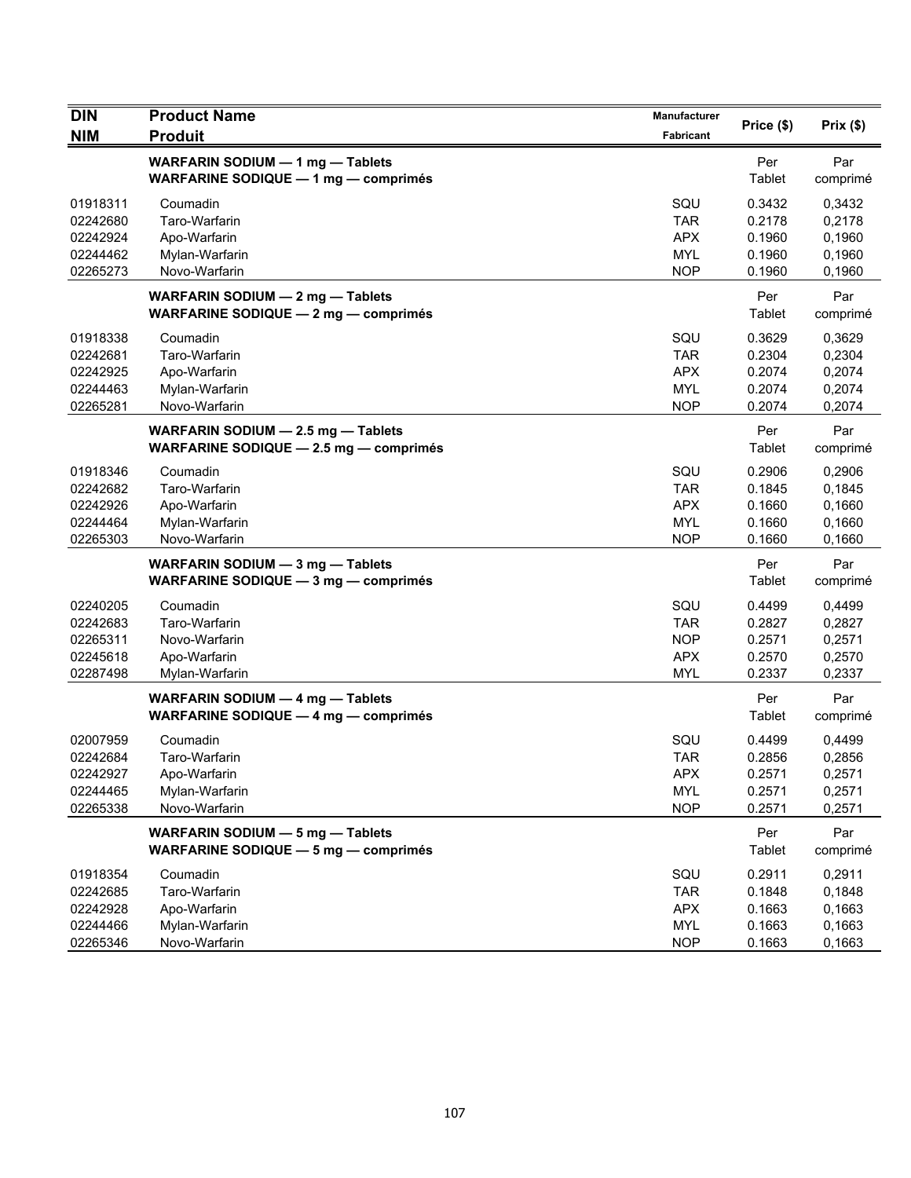| DIN<br>NIM | Product Name<br>Produit | Manufacturer<br>Fabricant | Price ($) | Prix ($) |
|---|---|---|---|---|
| | **WARFARIN SODIUM — 1 mg — Tablets**<br>**WARFARINE SODIQUE — 1 mg — comprimés** | | Per Tablet | Par comprimé |
| 01918311 | Coumadin | SQU | 0.3432 | 0,3432 |
| 02242680 | Taro-Warfarin | TAR | 0.2178 | 0,2178 |
| 02242924 | Apo-Warfarin | APX | 0.1960 | 0,1960 |
| 02244462 | Mylan-Warfarin | MYL | 0.1960 | 0,1960 |
| 02265273 | Novo-Warfarin | NOP | 0.1960 | 0,1960 |
| | **WARFARIN SODIUM — 2 mg — Tablets**<br>**WARFARINE SODIQUE — 2 mg — comprimés** | | Per Tablet | Par comprimé |
| 01918338 | Coumadin | SQU | 0.3629 | 0,3629 |
| 02242681 | Taro-Warfarin | TAR | 0.2304 | 0,2304 |
| 02242925 | Apo-Warfarin | APX | 0.2074 | 0,2074 |
| 02244463 | Mylan-Warfarin | MYL | 0.2074 | 0,2074 |
| 02265281 | Novo-Warfarin | NOP | 0.2074 | 0,2074 |
| | **WARFARIN SODIUM — 2.5 mg — Tablets**<br>**WARFARINE SODIQUE — 2.5 mg — comprimés** | | Per Tablet | Par comprimé |
| 01918346 | Coumadin | SQU | 0.2906 | 0,2906 |
| 02242682 | Taro-Warfarin | TAR | 0.1845 | 0,1845 |
| 02242926 | Apo-Warfarin | APX | 0.1660 | 0,1660 |
| 02244464 | Mylan-Warfarin | MYL | 0.1660 | 0,1660 |
| 02265303 | Novo-Warfarin | NOP | 0.1660 | 0,1660 |
| | **WARFARIN SODIUM — 3 mg — Tablets**<br>**WARFARINE SODIQUE — 3 mg — comprimés** | | Per Tablet | Par comprimé |
| 02240205 | Coumadin | SQU | 0.4499 | 0,4499 |
| 02242683 | Taro-Warfarin | TAR | 0.2827 | 0,2827 |
| 02265311 | Novo-Warfarin | NOP | 0.2571 | 0,2571 |
| 02245618 | Apo-Warfarin | APX | 0.2570 | 0,2570 |
| 02287498 | Mylan-Warfarin | MYL | 0.2337 | 0,2337 |
| | **WARFARIN SODIUM — 4 mg — Tablets**<br>**WARFARINE SODIQUE — 4 mg — comprimés** | | Per Tablet | Par comprimé |
| 02007959 | Coumadin | SQU | 0.4499 | 0,4499 |
| 02242684 | Taro-Warfarin | TAR | 0.2856 | 0,2856 |
| 02242927 | Apo-Warfarin | APX | 0.2571 | 0,2571 |
| 02244465 | Mylan-Warfarin | MYL | 0.2571 | 0,2571 |
| 02265338 | Novo-Warfarin | NOP | 0.2571 | 0,2571 |
| | **WARFARIN SODIUM — 5 mg — Tablets**<br>**WARFARINE SODIQUE — 5 mg — comprimés** | | Per Tablet | Par comprimé |
| 01918354 | Coumadin | SQU | 0.2911 | 0,2911 |
| 02242685 | Taro-Warfarin | TAR | 0.1848 | 0,1848 |
| 02242928 | Apo-Warfarin | APX | 0.1663 | 0,1663 |
| 02244466 | Mylan-Warfarin | MYL | 0.1663 | 0,1663 |
| 02265346 | Novo-Warfarin | NOP | 0.1663 | 0,1663 |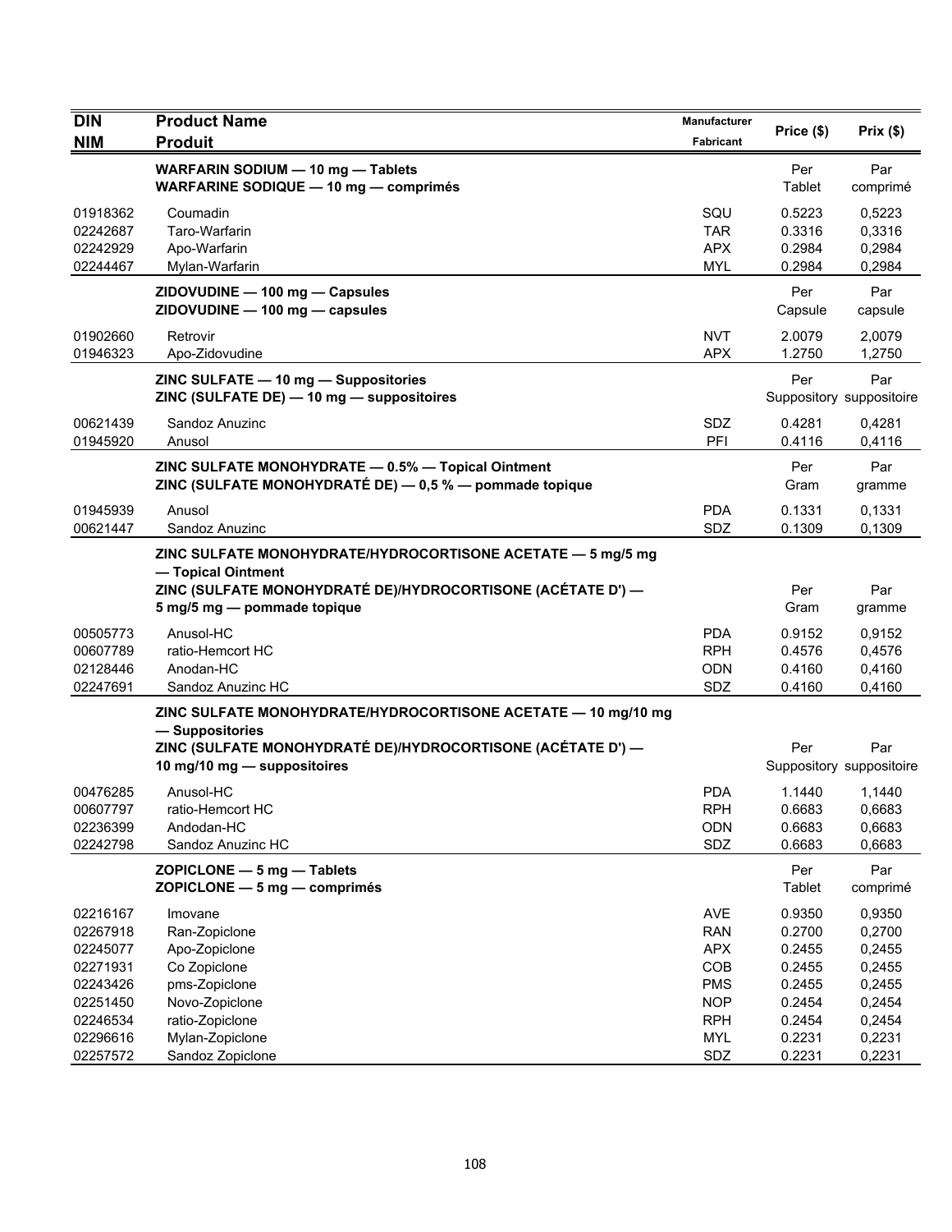| DIN<br>NIM | Product Name<br>Produit | Manufacturer<br>Fabricant | Price ($) | Prix ($) |
|---|---|---|---|---|
| | **WARFARIN SODIUM — 10 mg — Tablets**<br>**WARFARINE SODIQUE — 10 mg — comprimés** | | Per Tablet | Par comprimé |
| 01918362 | Coumadin | SQU | 0.5223 | 0,5223 |
| 02242687 | Taro-Warfarin | TAR | 0.3316 | 0,3316 |
| 02242929 | Apo-Warfarin | APX | 0.2984 | 0,2984 |
| 02244467 | Mylan-Warfarin | MYL | 0.2984 | 0,2984 |
| | **ZIDOVUDINE — 100 mg — Capsules**<br>**ZIDOVUDINE — 100 mg — capsules** | | Per Capsule | Par capsule |
| 01902660 | Retrovir | NVT | 2.0079 | 2,0079 |
| 01946323 | Apo-Zidovudine | APX | 1.2750 | 1,2750 |
| | **ZINC SULFATE — 10 mg — Suppositories**<br>**ZINC (SULFATE DE) — 10 mg — suppositoires** | | Per Suppository | Par suppositoire |
| 00621439 | Sandoz Anuzinc | SDZ | 0.4281 | 0,4281 |
| 01945920 | Anusol | PFI | 0.4116 | 0,4116 |
| | **ZINC SULFATE MONOHYDRATE — 0.5% — Topical Ointment**<br>**ZINC (SULFATE MONOHYDRATÉ DE) — 0,5 % — pommade topique** | | Per Gram | Par gramme |
| 01945939 | Anusol | PDA | 0.1331 | 0,1331 |
| 00621447 | Sandoz Anuzinc | SDZ | 0.1309 | 0,1309 |
| | **ZINC SULFATE MONOHYDRATE/HYDROCORTISONE ACETATE — 5 mg/5 mg — Topical Ointment**<br>**ZINC (SULFATE MONOHYDRATÉ DE)/HYDROCORTISONE (ACÉTATE D') — 5 mg/5 mg — pommade topique** | | Per Gram | Par gramme |
| 00505773 | Anusol-HC | PDA | 0.9152 | 0,9152 |
| 00607789 | ratio-Hemcort HC | RPH | 0.4576 | 0,4576 |
| 02128446 | Anodan-HC | ODN | 0.4160 | 0,4160 |
| 02247691 | Sandoz Anuzinc HC | SDZ | 0.4160 | 0,4160 |
| | **ZINC SULFATE MONOHYDRATE/HYDROCORTISONE ACETATE — 10 mg/10 mg — Suppositories**<br>**ZINC (SULFATE MONOHYDRATÉ DE)/HYDROCORTISONE (ACÉTATE D') — 10 mg/10 mg — suppositoires** | | Per Suppository | Par suppositoire |
| 00476285 | Anusol-HC | PDA | 1.1440 | 1,1440 |
| 00607797 | ratio-Hemcort HC | RPH | 0.6683 | 0,6683 |
| 02236399 | Andodan-HC | ODN | 0.6683 | 0,6683 |
| 02242798 | Sandoz Anuzinc HC | SDZ | 0.6683 | 0,6683 |
| | **ZOPICLONE — 5 mg — Tablets**<br>**ZOPICLONE — 5 mg — comprimés** | | Per Tablet | Par comprimé |
| 02216167 | Imovane | AVE | 0.9350 | 0,9350 |
| 02267918 | Ran-Zopiclone | RAN | 0.2700 | 0,2700 |
| 02245077 | Apo-Zopiclone | APX | 0.2455 | 0,2455 |
| 02271931 | Co Zopiclone | COB | 0.2455 | 0,2455 |
| 02243426 | pms-Zopiclone | PMS | 0.2455 | 0,2455 |
| 02251450 | Novo-Zopiclone | NOP | 0.2454 | 0,2454 |
| 02246534 | ratio-Zopiclone | RPH | 0.2454 | 0,2454 |
| 02296616 | Mylan-Zopiclone | MYL | 0.2231 | 0,2231 |
| 02257572 | Sandoz Zopiclone | SDZ | 0.2231 | 0,2231 |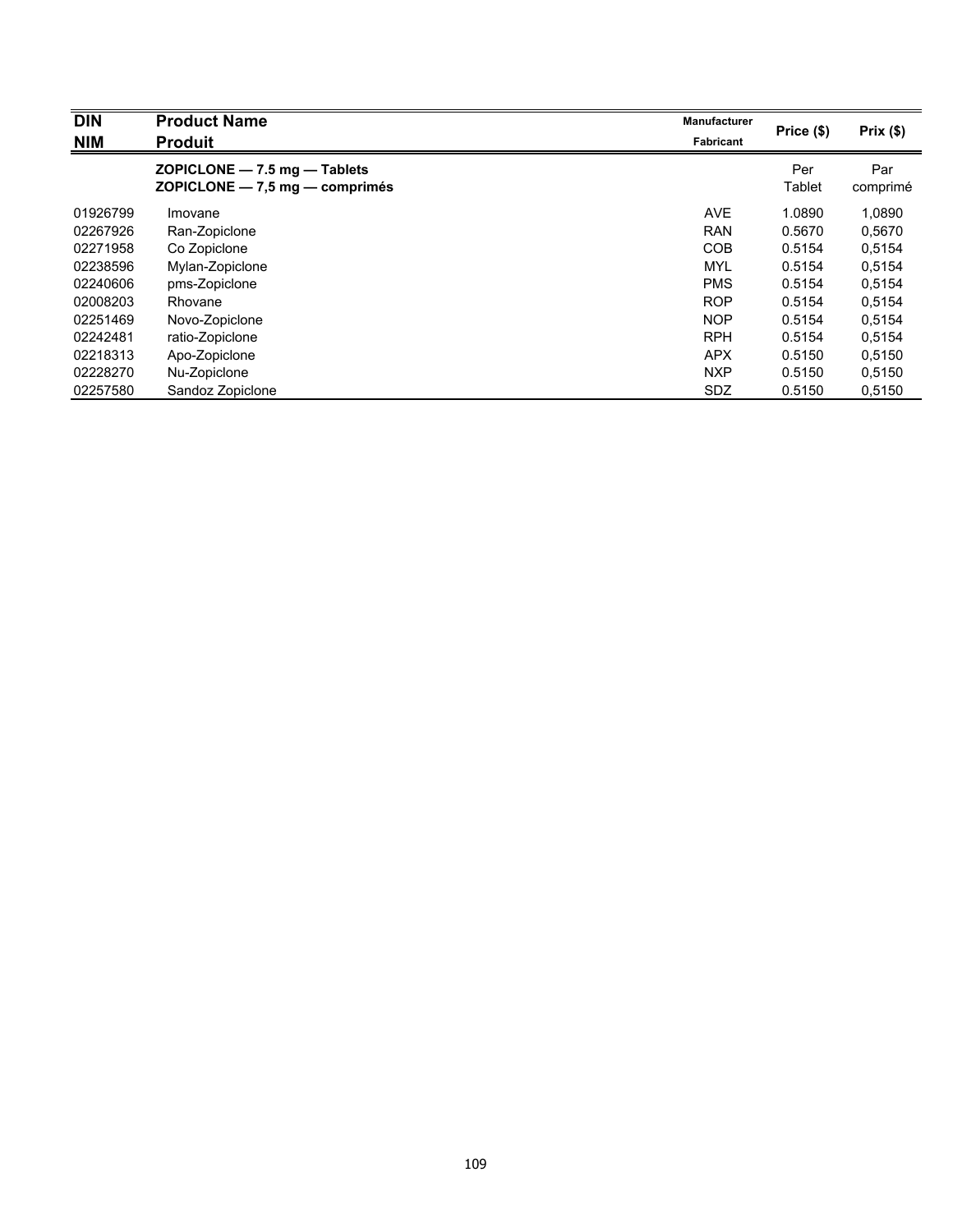| DIN<br>NIM | Product Name<br>Produit | Manufacturer<br>Fabricant | Price ($) | Prix ($) |
|---|---|---|---|---|
| | **ZOPICLONE — 7.5 mg — Tablets**<br>**ZOPICLONE — 7,5 mg — comprimés** | | Per Tablet | Par comprimé |
| 01926799 | Imovane | AVE | 1.0890 | 1,0890 |
| 02267926 | Ran-Zopiclone | RAN | 0.5670 | 0,5670 |
| 02271958 | Co Zopiclone | COB | 0.5154 | 0,5154 |
| 02238596 | Mylan-Zopiclone | MYL | 0.5154 | 0,5154 |
| 02240606 | pms-Zopiclone | PMS | 0.5154 | 0,5154 |
| 02008203 | Rhovane | ROP | 0.5154 | 0,5154 |
| 02251469 | Novo-Zopiclone | NOP | 0.5154 | 0,5154 |
| 02242481 | ratio-Zopiclone | RPH | 0.5154 | 0,5154 |
| 02218313 | Apo-Zopiclone | APX | 0.5150 | 0,5150 |
| 02228270 | Nu-Zopiclone | NXP | 0.5150 | 0,5150 |
| 02257580 | Sandoz Zopiclone | SDZ | 0.5150 | 0,5150 |